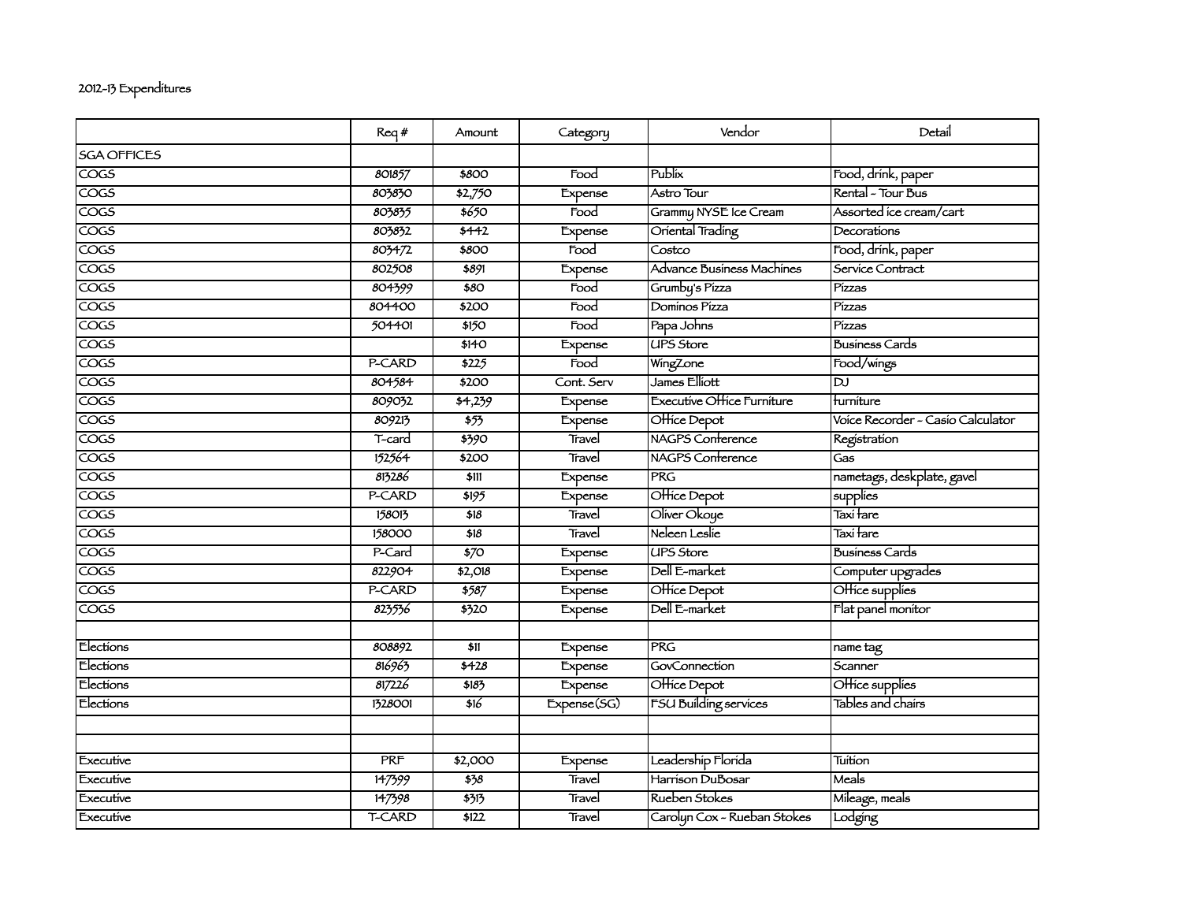2012-13 Expenditures

| | Req # | Amount | Category | Vendor | Detail |
|---|---|---|---|---|---|
| SGA OFFICES | | | | | |
| COGS | 801857 | $800 | Food | Publix | Food, drink, paper |
| COGS | 803830 | $2,750 | Expense | Astro Tour | Rental - Tour Bus |
| COGS | 803835 | $650 | Food | Grammy NYSE Ice Cream | Assorted ice cream/cart |
| COGS | 803832 | $442 | Expense | Oriental Trading | Decorations |
| COGS | 803472 | $800 | Food | Costco | Food, drink, paper |
| COGS | 802508 | $891 | Expense | Advance Business Machines | Service Contract |
| COGS | 804399 | $80 | Food | Grumby's Pizza | Pizzas |
| COGS | 804400 | $200 | Food | Dominos Pizza | Pizzas |
| COGS | 504401 | $150 | Food | Papa Johns | Pizzas |
| COGS | | $140 | Expense | UPS Store | Business Cards |
| COGS | P-CARD | $225 | Food | WingZone | Food/wings |
| COGS | 804584 | $200 | Cont. Serv | James Elliott | DJ |
| COGS | 809032 | $4,239 | Expense | Executive Office Furniture | furniture |
| COGS | 809213 | $53 | Expense | Office Depot | Voice Recorder - Casio Calculator |
| COGS | T-card | $390 | Travel | NAGPS Conference | Registration |
| COGS | 152564 | $200 | Travel | NAGPS Conference | Gas |
| COGS | 813286 | $111 | Expense | PRG | nametags, deskplate, gavel |
| COGS | P-CARD | $195 | Expense | Office Depot | supplies |
| COGS | 158013 | $18 | Travel | Oliver Okoye | Taxi fare |
| COGS | 158000 | $18 | Travel | Neleen Leslie | Taxi fare |
| COGS | P-Card | $70 | Expense | UPS Store | Business Cards |
| COGS | 822904 | $2,018 | Expense | Dell E-market | Computer upgrades |
| COGS | P-CARD | $587 | Expense | Office Depot | Office supplies |
| COGS | 823536 | $320 | Expense | Dell E-market | Flat panel monitor |
| | | | | | |
| Elections | 808892 | $11 | Expense | PRG | name tag |
| Elections | 816963 | $428 | Expense | GovConnection | Scanner |
| Elections | 817226 | $183 | Expense | Office Depot | Office supplies |
| Elections | 1328001 | $16 | Expense(SG) | FSU Building services | Tables and chairs |
| | | | | | |
| | | | | | |
| Executive | PRF | $2,000 | Expense | Leadership Florida | Tuition |
| Executive | 147399 | $38 | Travel | Harrison DuBosar | Meals |
| Executive | 147398 | $313 | Travel | Rueben Stokes | Mileage, meals |
| Executive | T-CARD | $122 | Travel | Carolyn Cox - Rueban Stokes | Lodging |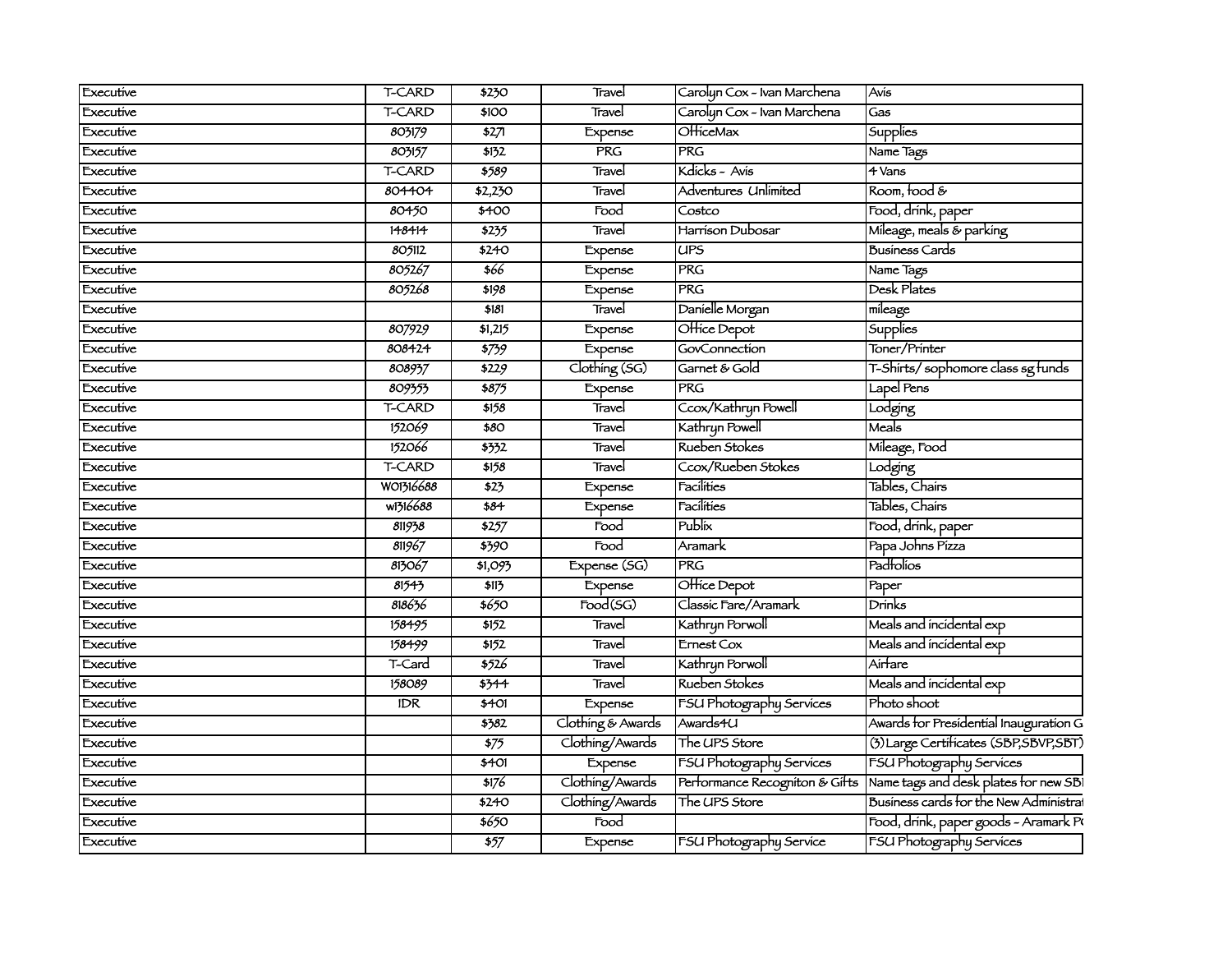| | | | | | |
|---|---|---|---|---|---|
| Executive | T-CARD | $230 | Travel | Carolyn Cox - Ivan Marchena | Avis |
| Executive | T-CARD | $100 | Travel | Carolyn Cox - Ivan Marchena | Gas |
| Executive | 803179 | $271 | Expense | OfficeMax | Supplies |
| Executive | 803157 | $132 | PRG | PRG | Name Tags |
| Executive | T-CARD | $589 | Travel | Kdicks - Avis | 4 Vans |
| Executive | 804404 | $2,230 | Travel | Adventures Unlimited | Room, food & |
| Executive | 80450 | $400 | Food | Costco | Food, drink, paper |
| Executive | 148414 | $235 | Travel | Harrison Dubosar | Mileage, meals & parking |
| Executive | 805112 | $240 | Expense | UPS | Business Cards |
| Executive | 805267 | $66 | Expense | PRG | Name Tags |
| Executive | 805268 | $198 | Expense | PRG | Desk Plates |
| Executive | | $181 | Travel | Danielle Morgan | mileage |
| Executive | 807929 | $1,215 | Expense | Office Depot | Supplies |
| Executive | 808424 | $739 | Expense | GovConnection | Toner/Printer |
| Executive | 808937 | $229 | Clothing (SG) | Garnet & Gold | T-Shirts/ sophomore class sg funds |
| Executive | 809353 | $875 | Expense | PRG | Lapel Pens |
| Executive | T-CARD | $158 | Travel | Ccox/Kathryn Powell | Lodging |
| Executive | 152069 | $80 | Travel | Kathryn Powell | Meals |
| Executive | 152066 | $332 | Travel | Rueben Stokes | Mileage, Food |
| Executive | T-CARD | $158 | Travel | Ccox/Rueben Stokes | Lodging |
| Executive | W01316688 | $23 | Expense | Facilities | Tables, Chairs |
| Executive | w1316688 | $84 | Expense | Facilities | Tables, Chairs |
| Executive | 811938 | $257 | Food | Publix | Food, drink, paper |
| Executive | 811967 | $390 | Food | Aramark | Papa Johns Pizza |
| Executive | 813067 | $1,093 | Expense (SG) | PRG | Padfolios |
| Executive | 81543 | $113 | Expense | Office Depot | Paper |
| Executive | 818636 | $650 | Food(SG) | Classic Fare/Aramark | Drinks |
| Executive | 158495 | $152 | Travel | Kathryn Porwoll | Meals and incidental exp |
| Executive | 158499 | $152 | Travel | Ernest Cox | Meals and incidental exp |
| Executive | T-Card | $526 | Travel | Kathryn Porwoll | Airfare |
| Executive | 158089 | $344 | Travel | Rueben Stokes | Meals and incidental exp |
| Executive | IDR | $401 | Expense | FSU Photography Services | Photo shoot |
| Executive | | $382 | Clothing & Awards | Awards4U | Awards for Presidential Inauguration G |
| Executive | | $75 | Clothing/Awards | The UPS Store | (3) Large Certificates (SBP,SBVP,SBT) |
| Executive | | $401 | Expense | FSU Photography Services | FSU Photography Services |
| Executive | | $176 | Clothing/Awards | Performance Recogniton & Gifts | Name tags and desk plates for new SB |
| Executive | | $240 | Clothing/Awards | The UPS Store | Business cards for the New Administra |
| Executive | | $650 | Food | | Food, drink, paper goods - Aramark P |
| Executive | | $57 | Expense | FSU Photography Service | FSU Photography Services |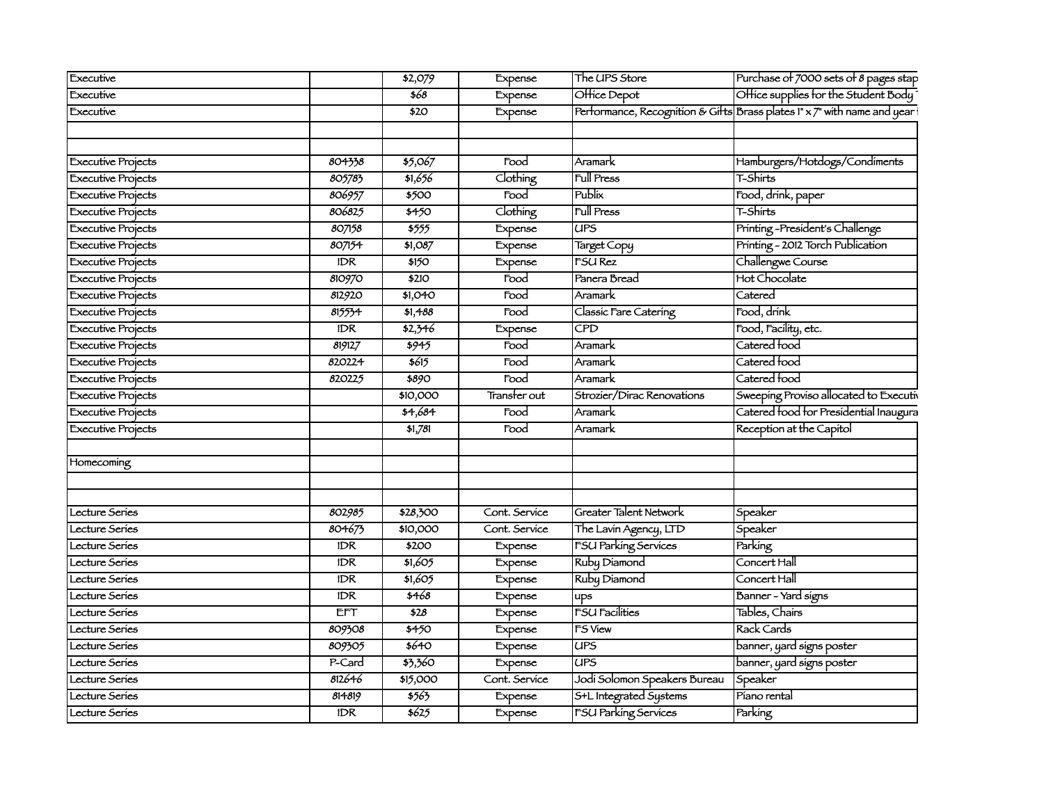| | | | | | |
|---|---|---|---|---|---|
| Executive | | $2,079 | Expense | The UPS Store | Purchase of 7000 sets of 8 pages stap |
| Executive | | $68 | Expense | Office Depot | Office supplies for the Student Body |
| Executive | | $20 | Expense | Performance, Recognition & Gifts | Brass plates 1" x 7" with name and year |
| | | | | | |
| | | | | | |
| Executive Projects | 804338 | $5,067 | Food | Aramark | Hamburgers/Hotdogs/Condiments |
| Executive Projects | 805783 | $1,656 | Clothing | Full Press | T-Shirts |
| Executive Projects | 806957 | $500 | Food | Publix | Food, drink, paper |
| Executive Projects | 806825 | $450 | Clothing | Full Press | T-Shirts |
| Executive Projects | 807158 | $555 | Expense | UPS | Printing -President's Challenge |
| Executive Projects | 807154 | $1,087 | Expense | Target Copy | Printing - 2012 Torch Publication |
| Executive Projects | IDR | $150 | Expense | FSU Rez | Challengwe Course |
| Executive Projects | 810970 | $210 | Food | Panera Bread | Hot Chocolate |
| Executive Projects | 812920 | $1,040 | Food | Aramark | Catered |
| Executive Projects | 815534 | $1,488 | Food | Classic Fare Catering | Food, drink |
| Executive Projects | IDR | $2,346 | Expense | CPD | Food, Facility, etc. |
| Executive Projects | 819127 | $945 | Food | Aramark | Catered food |
| Executive Projects | 820224 | $615 | Food | Aramark | Catered food |
| Executive Projects | 820225 | $890 | Food | Aramark | Catered food |
| Executive Projects | | $10,000 | Transfer out | Strozier/Dirac Renovations | Sweeping Proviso allocated to Executiv |
| Executive Projects | | $4,684 | Food | Aramark | Catered food for Presidential Inaugura |
| Executive Projects | | $1,781 | Food | Aramark | Reception at the Capitol |
| | | | | | |
| Homecoming | | | | | |
| | | | | | |
| | | | | | |
| Lecture Series | 802985 | $28,300 | Cont. Service | Greater Talent Network | Speaker |
| Lecture Series | 804673 | $10,000 | Cont. Service | The Lavin Agency, LTD | Speaker |
| Lecture Series | IDR | $200 | Expense | FSU Parking Services | Parking |
| Lecture Series | IDR | $1,605 | Expense | Ruby Diamond | Concert Hall |
| Lecture Series | IDR | $1,605 | Expense | Ruby Diamond | Concert Hall |
| Lecture Series | IDR | $468 | Expense | ups | Banner - Yard signs |
| Lecture Series | EFT | $28 | Expense | FSU Facilities | Tables, Chairs |
| Lecture Series | 809308 | $450 | Expense | FS View | Rack Cards |
| Lecture Series | 809305 | $640 | Expense | UPS | banner, yard signs poster |
| Lecture Series | P-Card | $3,360 | Expense | UPS | banner, yard signs poster |
| Lecture Series | 812646 | $15,000 | Cont. Service | Jodi Solomon Speakers Bureau | Speaker |
| Lecture Series | 814819 | $563 | Expense | S+L Integrated Systems | Piano rental |
| Lecture Series | IDR | $625 | Expense | FSU Parking Services | Parking |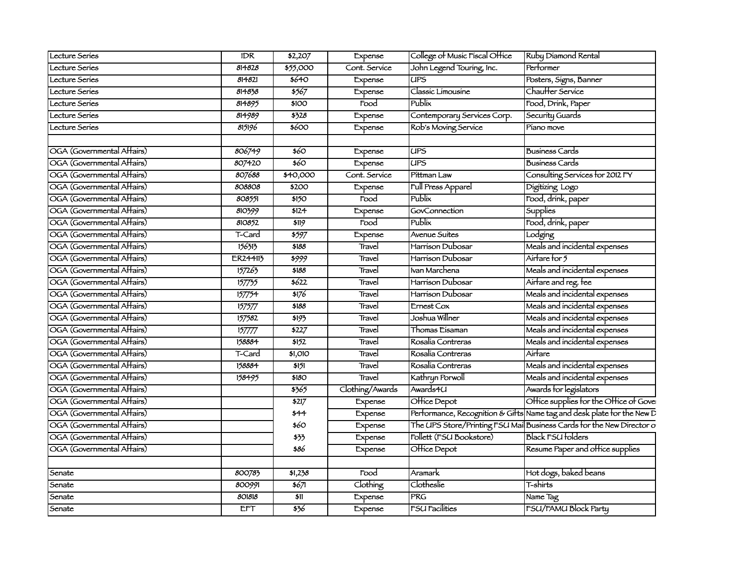| | | | | | |
|---|---|---|---|---|---|
| Lecture Series | IDR | $2,207 | Expense | College of Music Fiscal Office | Ruby Diamond Rental |
| Lecture Series | 814828 | $55,000 | Cont. Service | John Legend Touring, Inc. | Performer |
| Lecture Series | 814821 | $640 | Expense | UPS | Posters, Signs, Banner |
| Lecture Series | 814838 | $567 | Expense | Classic Limousine | Chauffer Service |
| Lecture Series | 814895 | $100 | Food | Publix | Food, Drink, Paper |
| Lecture Series | 814989 | $328 | Expense | Contemporary Services Corp. | Security Guards |
| Lecture Series | 815196 | $600 | Expense | Rob's Moving Service | Piano move |
| | | | | | |
| OGA (Governmental Affairs) | 806749 | $60 | Expense | UPS | Business Cards |
| OGA (Governmental Affairs) | 807420 | $60 | Expense | UPS | Business Cards |
| OGA (Governmental Affairs) | 807688 | $40,000 | Cont. Service | Pittman Law | Consulting Services for 2012 FY |
| OGA (Governmental Affairs) | 808808 | $200 | Expense | Full Press Apparel | Digitizing Logo |
| OGA (Governmental Affairs) | 808551 | $150 | Food | Publix | Food, drink, paper |
| OGA (Governmental Affairs) | 810399 | $124 | Expense | GovConnection | Supplies |
| OGA (Governmental Affairs) | 810852 | $119 | Food | Publix | Food, drink, paper |
| OGA (Governmental Affairs) | T-Card | $597 | Expense | Avenue Suites | Lodging |
| OGA (Governmental Affairs) | 156313 | $188 | Travel | Harrison Dubosar | Meals and incidental expenses |
| OGA (Governmental Affairs) | ER244113 | $999 | Travel | Harrison Dubosar | Airfare for 5 |
| OGA (Governmental Affairs) | 157263 | $188 | Travel | Ivan Marchena | Meals and incidental expenses |
| OGA (Governmental Affairs) | 157735 | $622 | Travel | Harrison Dubosar | Airfare and reg. fee |
| OGA (Governmental Affairs) | 157754 | $176 | Travel | Harrison Dubosar | Meals and incidental expenses |
| OGA (Governmental Affairs) | 157577 | $188 | Travel | Ernest Cox | Meals and incidental expenses |
| OGA (Governmental Affairs) | 157582 | $193 | Travel | Joshua Willner | Meals and incidental expenses |
| OGA (Governmental Affairs) | 157777 | $227 | Travel | Thomas Eisaman | Meals and incidental expenses |
| OGA (Governmental Affairs) | 158884 | $152 | Travel | Rosalia Contreras | Meals and incidental expenses |
| OGA (Governmental Affairs) | T-Card | $1,010 | Travel | Rosalia Contreras | Airfare |
| OGA (Governmental Affairs) | 158884 | $151 | Travel | Rosalia Contreras | Meals and incidental expenses |
| OGA (Governmental Affairs) | 158495 | $180 | Travel | Kathryn Porwoll | Meals and incidental expenses |
| OGA (Governmental Affairs) | | $365 | Clothing/Awards | Awards4U | Awards for legislators |
| OGA (Governmental Affairs) | | $217 | Expense | Office Depot | Office supplies for the Office of Gover |
| OGA (Governmental Affairs) | | $44 | Expense | Performance, Recognition & Gifts | Name tag and desk plate for the New D |
| OGA (Governmental Affairs) | | $60 | Expense | The UPS Store/Printing FSU Mai | Business Cards for the New Director o |
| OGA (Governmental Affairs) | | $33 | Expense | Follett (FSU Bookstore) | Black FSU folders |
| OGA (Governmental Affairs) | | $86 | Expense | Office Depot | Resume Paper and office supplies |
| | | | | | |
| Senate | 800783 | $1,238 | Food | Aramark | Hot dogs, baked beans |
| Senate | 800991 | $671 | Clothing | Clotheslie | T-shirts |
| Senate | 801818 | $11 | Expense | PRG | Name Tag |
| Senate | EFT | $36 | Expense | FSU Facilities | FSU/FAMU Block Party |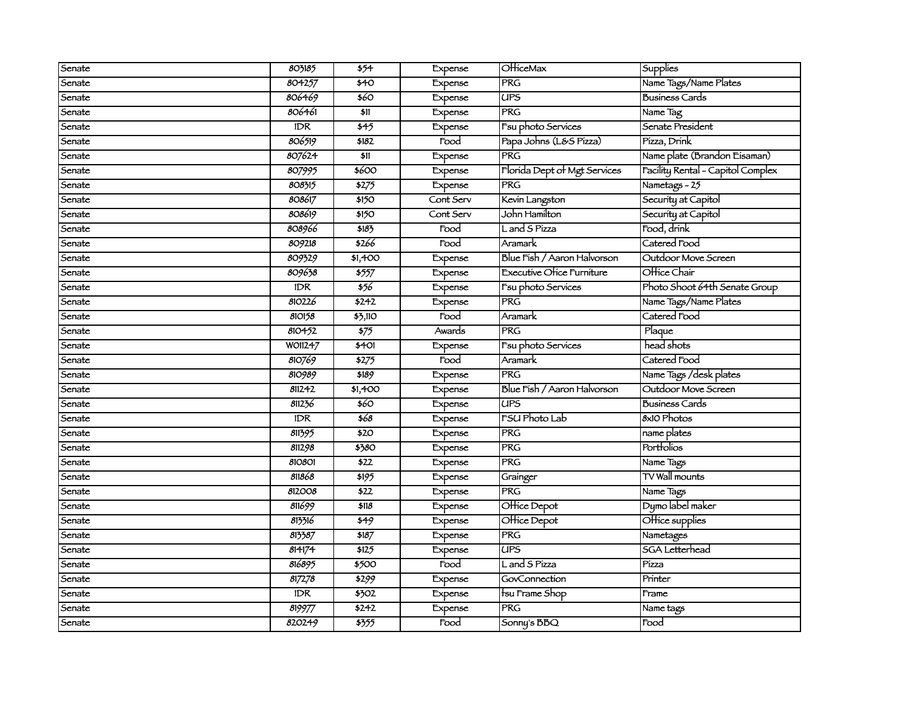| Senate | 803185 | $54 | Expense | OfficeMax | Supplies |
|---|---|---|---|---|---|
| Senate | 804257 | $40 | Expense | PRG | Name Tags/Name Plates |
| Senate | 806469 | $60 | Expense | UPS | Business Cards |
| Senate | 806461 | $11 | Expense | PRG | Name Tag |
| Senate | IDR | $45 | Expense | Fsu photo Services | Senate President |
| Senate | 806519 | $182 | Food | Papa Johns (L&S Pizza) | Pizza, Drink |
| Senate | 807624 | $11 | Expense | PRG | Name plate (Brandon Eisaman) |
| Senate | 807995 | $600 | Expense | Florida Dept of Mgt Services | Facility Rental - Capitol Complex |
| Senate | 808315 | $275 | Expense | PRG | Nametags - 25 |
| Senate | 808617 | $150 | Cont Serv | Kevin Langston | Security at Capitol |
| Senate | 808619 | $150 | Cont Serv | John Hamilton | Security at Capitol |
| Senate | 808966 | $183 | Food | L and S Pizza | Food, drink |
| Senate | 809218 | $266 | Food | Aramark | Catered Food |
| Senate | 809329 | $1,400 | Expense | Blue Fish / Aaron Halvorson | Outdoor Move Screen |
| Senate | 809638 | $557 | Expense | Executive Ofice Furniture | Office Chair |
| Senate | IDR | $56 | Expense | Fsu photo Services | Photo Shoot 64th Senate Group |
| Senate | 810226 | $242 | Expense | PRG | Name Tags/Name Plates |
| Senate | 810158 | $3,110 | Food | Aramark | Catered Food |
| Senate | 810452 | $75 | Awards | PRG | Plaque |
| Senate | W011247 | $401 | Expense | Fsu photo Services | head shots |
| Senate | 810769 | $275 | Food | Aramark | Catered Food |
| Senate | 810989 | $189 | Expense | PRG | Name Tags /desk plates |
| Senate | 811242 | $1,400 | Expense | Blue Fish / Aaron Halvorson | Outdoor Move Screen |
| Senate | 811236 | $60 | Expense | UPS | Business Cards |
| Senate | IDR | $68 | Expense | FSU Photo Lab | 8x10 Photos |
| Senate | 811395 | $20 | Expense | PRG | name plates |
| Senate | 811298 | $380 | Expense | PRG | Portfolios |
| Senate | 810801 | $22 | Expense | PRG | Name Tags |
| Senate | 811868 | $195 | Expense | Grainger | TV Wall mounts |
| Senate | 812008 | $22 | Expense | PRG | Name Tags |
| Senate | 811699 | $118 | Expense | Office Depot | Dymo label maker |
| Senate | 813316 | $49 | Expense | Office Depot | Office supplies |
| Senate | 813387 | $187 | Expense | PRG | Nametages |
| Senate | 814174 | $125 | Expense | UPS | SGA Letterhead |
| Senate | 816895 | $500 | Food | L and S Pizza | Pizza |
| Senate | 817278 | $299 | Expense | GovConnection | Printer |
| Senate | IDR | $302 | Expense | fsu Frame Shop | Frame |
| Senate | 819977 | $242 | Expense | PRG | Name tags |
| Senate | 820249 | $355 | Food | Sonny's BBQ | Food |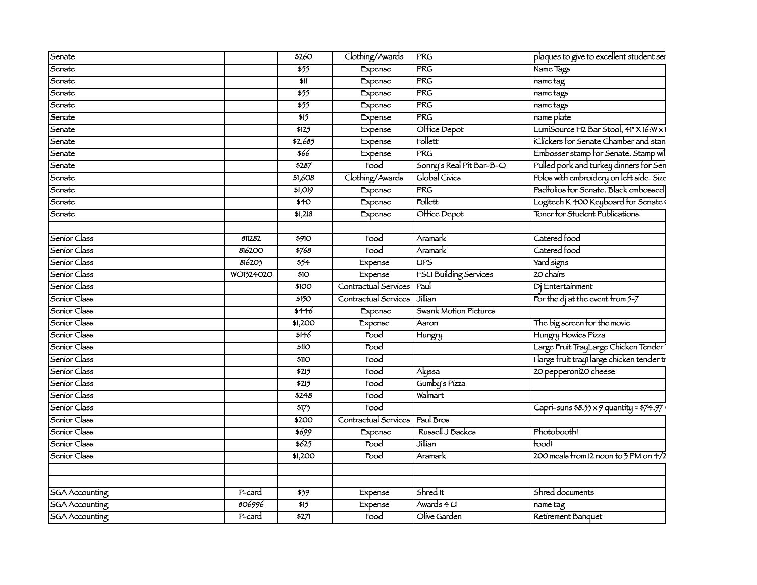| | | | | | |
|---|---|---|---|---|---|
| Senate | | $260 | Clothing/Awards | PRG | plaques to give to excellent student ser |
| Senate | | $55 | Expense | PRG | Name Tags |
| Senate | | $11 | Expense | PRG | name tag |
| Senate | | $55 | Expense | PRG | name tags |
| Senate | | $55 | Expense | PRG | name tags |
| Senate | | $15 | Expense | PRG | name plate |
| Senate | | $125 | Expense | Office Depot | LumiSource H2 Bar Stool, 41" X 16:W x 1 |
| Senate | | $2,685 | Expense | Follett | iClickers for Senate Chamber and stan |
| Senate | | $66 | Expense | PRG | Embosser stamp for Senate. Stamp wil |
| Senate | | $287 | Food | Sonny's Real Pit Bar-B-Q | Pulled pork and turkey dinners for Sen |
| Senate | | $1,608 | Clothing/Awards | Global Civics | Polos with embroidery on left side. Size |
| Senate | | $1,019 | Expense | PRG | Padfolios for Senate. Black embossed |
| Senate | | $40 | Expense | Follett | Logitech K 400 Keyboard for Senate C |
| Senate | | $1,218 | Expense | Office Depot | Toner for Student Publications. |
| | | | | | |
| Senior Class | 811282 | $910 | Food | Aramark | Catered food |
| Senior Class | 816200 | $768 | Food | Aramark | Catered food |
| Senior Class | 816203 | $54 | Expense | UPS | Yard signs |
| Senior Class | WO1324020 | $10 | Expense | FSU Building Services | 20 chairs |
| Senior Class | | $100 | Contractual Services | Paul | Dj Entertainment |
| Senior Class | | $150 | Contractual Services | Jillian | For the dj at the event from 5-7 |
| Senior Class | | $446 | Expense | Swank Motion Pictures | |
| Senior Class | | $1,200 | Expense | Aaron | The big screen for the movie |
| Senior Class | | $146 | Food | Hungry | Hungry Howies Pizza |
| Senior Class | | $110 | Food | | Large Fruit TrayLarge Chicken Tender |
| Senior Class | | $110 | Food | | 1 large fruit tray1 large chicken tender tr |
| Senior Class | | $215 | Food | Alyssa | 20 pepperoni20 cheese |
| Senior Class | | $215 | Food | Gumby's Pizza | |
| Senior Class | | $248 | Food | Walmart | |
| Senior Class | | $173 | Food | | Capri-suns $8.33 x 9 quantity = $74.97 |
| Senior Class | | $200 | Contractual Services | Paul Bros | |
| Senior Class | | $699 | Expense | Russell J Backes | Photobooth! |
| Senior Class | | $625 | Food | Jillian | food! |
| Senior Class | | $1,200 | Food | Aramark | 200 meals from 12 noon to 3 PM on 4/2 |
| | | | | | |
| | | | | | |
| SGA Accounting | P-card | $39 | Expense | Shred It | Shred documents |
| SGA Accounting | 806996 | $15 | Expense | Awards 4 U | name tag |
| SGA Accounting | P-card | $271 | Food | Olive Garden | Retirement Banquet |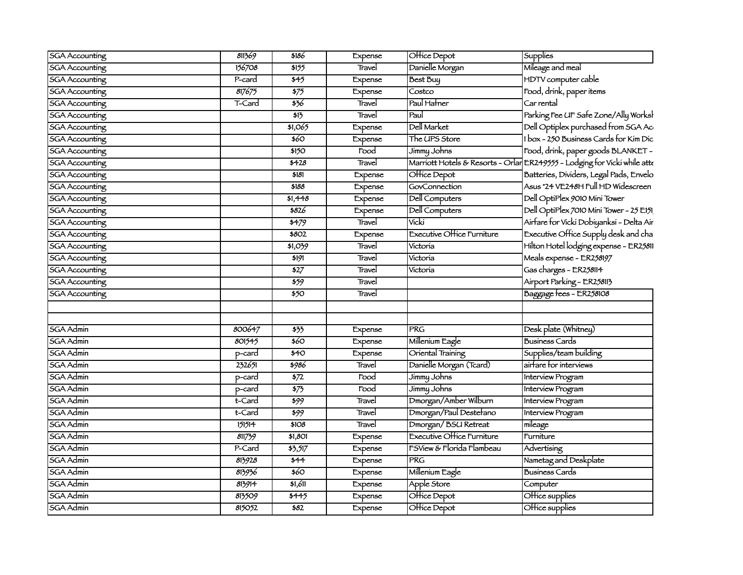| | | | | | |
|---|---|---|---|---|---|
| SGA Accounting | 811369 | $186 | Expense | Office Depot | Supplies |
| SGA Accounting | 156708 | $155 | Travel | Danielle Morgan | Mileage and meal |
| SGA Accounting | P-card | $45 | Expense | Best Buy | HDTV computer cable |
| SGA Accounting | 817675 | $75 | Expense | Costco | Food, drink, paper items |
| SGA Accounting | T-Card | $36 | Travel | Paul Hafner | Car rental |
| SGA Accounting | | $13 | Travel | Paul | Parking Fee UF Safe Zone/Ally Worksh |
| SGA Accounting | | $1,065 | Expense | Dell Market | Dell Optiplex purchased from SGA Ac |
| SGA Accounting | | $60 | Expense | The UPS Store | 1 box - 250 Business Cards for Kim Dic |
| SGA Accounting | | $150 | Food | Jimmy Johns | Food, drink, paper goods BLANKET - |
| SGA Accounting | | $428 | Travel | Marriott Hotels & Resorts - Orlan | ER249555 - Lodging for Vicki while atte |
| SGA Accounting | | $181 | Expense | Office Depot | Batteries, Dividers, Legal Pads, Envelo |
| SGA Accounting | | $188 | Expense | GovConnection | Asus "24 VE248H Full HD Widescreen |
| SGA Accounting | | $1,448 | Expense | Dell Computers | Dell OptiPlex 9010 Mini Tower |
| SGA Accounting | | $826 | Expense | Dell Computers | Dell OptiPlex 7010 Mini Tower - 25 E151 |
| SGA Accounting | | $479 | Travel | Vicki | Airfare for Vicki Dobiyanksi - Delta Air |
| SGA Accounting | | $802 | Expense | Executive Office Furniture | Executive Office Supply desk and cha |
| SGA Accounting | | $1,039 | Travel | Victoria | Hilton Hotel lodging expense - ER2581 |
| SGA Accounting | | $191 | Travel | Victoria | Meals expense - ER258197 |
| SGA Accounting | | $27 | Travel | Victoria | Gas charges - ER258114 |
| SGA Accounting | | $59 | Travel | | Airport Parking - ER258113 |
| SGA Accounting | | $50 | Travel | | Baggage fees - ER258108 |
| | | | | | |
| | | | | | |
| SGA Admin | 800647 | $33 | Expense | PRG | Desk plate (Whitney) |
| SGA Admin | 801545 | $60 | Expense | Millenium Eagle | Business Cards |
| SGA Admin | p-card | $40 | Expense | Oriental Training | Supplies/team building |
| SGA Admin | 232651 | $986 | Travel | Danielle Morgan (Tcard) | airfare for interviews |
| SGA Admin | p-card | $72 | Food | Jimmy Johns | Interview Program |
| SGA Admin | p-card | $73 | Food | Jimmy Johns | Interview Program |
| SGA Admin | t-Card | $99 | Travel | Dmorgan/Amber Wilburn | Interview Program |
| SGA Admin | t-Card | $99 | Travel | Dmorgan/Paul Destefano | Interview Program |
| SGA Admin | 151514 | $108 | Travel | Dmorgan/ BSU Retreat | mileage |
| SGA Admin | 811739 | $1,801 | Expense | Executive Office Furniture | Furniture |
| SGA Admin | P-Card | $3,517 | Expense | FSView & Florida Flambeau | Advertising |
| SGA Admin | 813928 | $44 | Expense | PRG | Nametag and Deskplate |
| SGA Admin | 813936 | $60 | Expense | Millenium Eagle | Business Cards |
| SGA Admin | 813914 | $1,611 | Expense | Apple Store | Computer |
| SGA Admin | 813509 | $445 | Expense | Office Depot | Office supplies |
| SGA Admin | 815052 | $82 | Expense | Office Depot | Office supplies |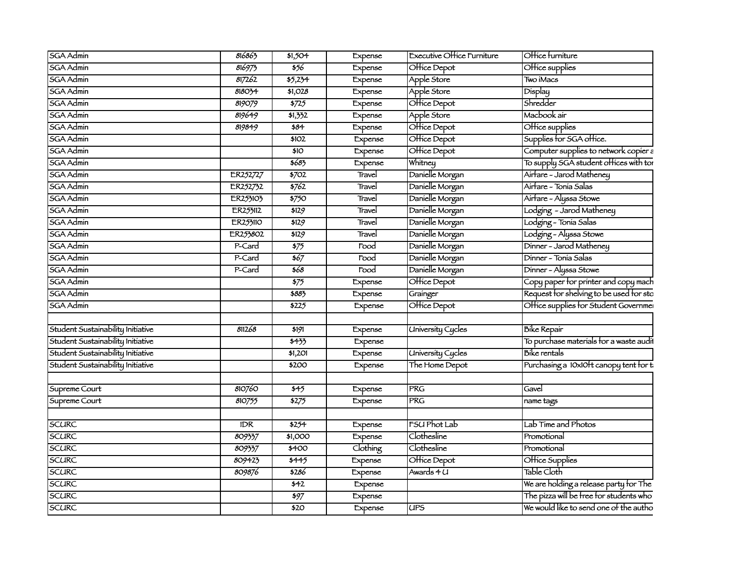| SGA Admin | 816863 | $1,504 | Expense | Executive Office Furniture | Office furniture |
|---|---|---|---|---|---|
| SGA Admin | 816973 | $56 | Expense | Office Depot | Office supplies |
| SGA Admin | 817262 | $5,234 | Expense | Apple Store | Two iMacs |
| SGA Admin | 818034 | $1,028 | Expense | Apple Store | Display |
| SGA Admin | 819079 | $725 | Expense | Office Depot | Shredder |
| SGA Admin | 819649 | $1,332 | Expense | Apple Store | Macbook air |
| SGA Admin | 819849 | $84 | Expense | Office Depot | Office supplies |
| SGA Admin | | $102 | Expense | Office Depot | Supplies for SGA office. |
| SGA Admin | | $10 | Expense | Office Depot | Computer supplies to network copier a |
| SGA Admin | | $683 | Expense | Whitney | To supply SGA student offices with tor |
| SGA Admin | ER252727 | $702 | Travel | Danielle Morgan | Airfare - Jarod Matheney |
| SGA Admin | ER252732 | $762 | Travel | Danielle Morgan | Airfare - Tonia Salas |
| SGA Admin | ER253103 | $750 | Travel | Danielle Morgan | Airfare - Alyssa Stowe |
| SGA Admin | ER253112 | $129 | Travel | Danielle Morgan | Lodging - Jarod Matheney |
| SGA Admin | ER253110 | $129 | Travel | Danielle Morgan | Lodging - Tonia Salas |
| SGA Admin | ER253802 | $129 | Travel | Danielle Morgan | Lodging - Alyssa Stowe |
| SGA Admin | P-Card | $75 | Food | Danielle Morgan | Dinner - Jarod Matheney |
| SGA Admin | P-Card | $67 | Food | Danielle Morgan | Dinner - Tonia Salas |
| SGA Admin | P-Card | $68 | Food | Danielle Morgan | Dinner - Alyssa Stowe |
| SGA Admin | | $75 | Expense | Office Depot | Copy paper for printer and copy mach |
| SGA Admin | | $883 | Expense | Grainger | Request for shelving to be used for sto |
| SGA Admin | | $225 | Expense | Office Depot | Office supplies for Student Governmen |
| | | | | | |
| Student Sustainability Initiative | 811268 | $191 | Expense | University Cycles | Bike Repair |
| Student Sustainability Initiative | | $433 | Expense | | To purchase materials for a waste audit |
| Student Sustainability Initiative | | $1,201 | Expense | University Cycles | Bike rentals |
| Student Sustainability Initiative | | $200 | Expense | The Home Depot | Purchasing a 10x10ft canopy tent for t |
| | | | | | |
| Supreme Court | 810760 | $45 | Expense | PRG | Gavel |
| Supreme Court | 810755 | $275 | Expense | PRG | name tags |
| | | | | | |
| SCURC | IDR | $254 | Expense | FSU Phot Lab | Lab Time and Photos |
| SCURC | 809337 | $1,000 | Expense | Clothesline | Promotional |
| SCURC | 809337 | $400 | Clothing | Clothesline | Promotional |
| SCURC | 809423 | $445 | Expense | Office Depot | Office Supplies |
| SCURC | 809876 | $286 | Expense | Awards 4 U | Table Cloth |
| SCURC | | $42 | Expense | | We are holding a release party for The |
| SCURC | | $97 | Expense | | The pizza will be free for students who |
| SCURC | | $20 | Expense | UPS | We would like to send one of the autho |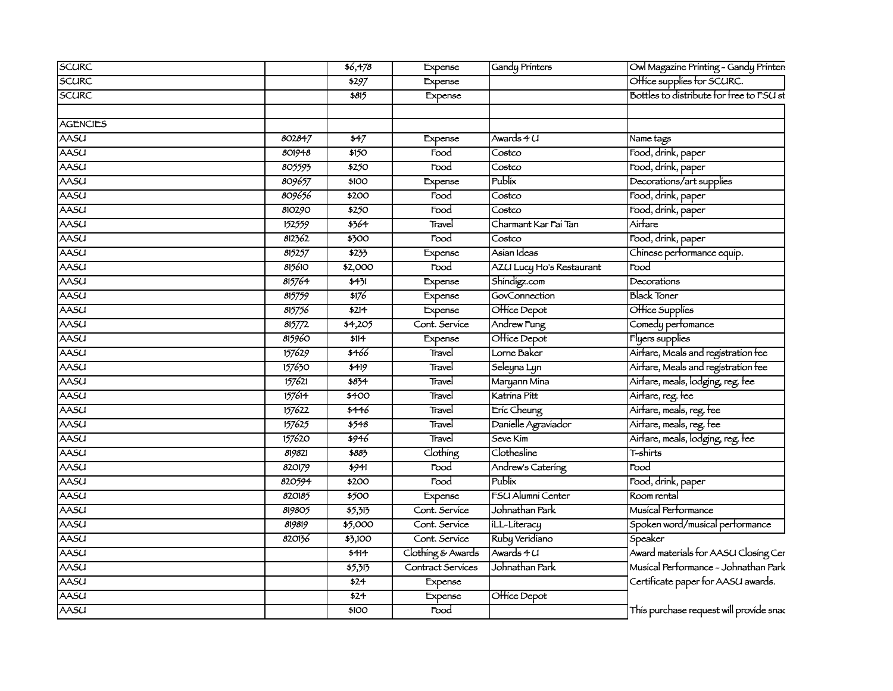| | | | | | |
|---|---|---|---|---|---|
| SCURC | | $6,478 | Expense | Gandy Printers | Owl Magazine Printing - Gandy Printers |
| SCURC | | $297 | Expense | | Office supplies for SCURC. |
| SCURC | | $815 | Expense | | Bottles to distribute for free to FSU st |
| | | | | | |
| AGENCIES | | | | | |
| AASU | 802847 | $47 | Expense | Awards 4 U | Name tags |
| AASU | 801948 | $150 | Food | Costco | Food, drink, paper |
| AASU | 805593 | $250 | Food | Costco | Food, drink, paper |
| AASU | 809657 | $100 | Expense | Publix | Decorations/art supplies |
| AASU | 809656 | $200 | Food | Costco | Food, drink, paper |
| AASU | 810290 | $250 | Food | Costco | Food, drink, paper |
| AASU | 152559 | $364 | Travel | Charmant Kar Fai Tan | Airfare |
| AASU | 812362 | $300 | Food | Costco | Food, drink, paper |
| AASU | 815257 | $233 | Expense | Asian Ideas | Chinese performance equip. |
| AASU | 815610 | $2,000 | Food | AZU Lucy Ho's Restaurant | Food |
| AASU | 815764 | $431 | Expense | Shindigz.com | Decorations |
| AASU | 815759 | $176 | Expense | GovConnection | Black Toner |
| AASU | 815756 | $214 | Expense | Office Depot | Office Supplies |
| AASU | 815772 | $4,205 | Cont. Service | Andrew Fung | Comedy perfomance |
| AASU | 815960 | $114 | Expense | Office Depot | Flyers supplies |
| AASU | 157629 | $466 | Travel | Lorne Baker | Airfare, Meals and registration fee |
| AASU | 157630 | $419 | Travel | Seleyna Lyn | Airfare, Meals and registration fee |
| AASU | 157621 | $834 | Travel | Maryann Mina | Airfare, meals, lodging, reg. fee |
| AASU | 157614 | $400 | Travel | Katrina Pitt | Airfare, reg. fee |
| AASU | 157622 | $446 | Travel | Eric Cheung | Airfare, meals, reg. fee |
| AASU | 157625 | $548 | Travel | Danielle Agraviador | Airfare, meals, reg. fee |
| AASU | 157620 | $946 | Travel | Seve Kim | Airfare, meals, lodging, reg. fee |
| AASU | 819821 | $883 | Clothing | Clothesline | T-shirts |
| AASU | 820179 | $941 | Food | Andrew's Catering | Food |
| AASU | 820594 | $200 | Food | Publix | Food, drink, paper |
| AASU | 820185 | $500 | Expense | FSU Alumni Center | Room rental |
| AASU | 819805 | $5,313 | Cont. Service | Johnathan Park | Musical Performance |
| AASU | 819819 | $5,000 | Cont. Service | iLL-Literacy | Spoken word/musical performance |
| AASU | 820136 | $3,100 | Cont. Service | Ruby Veridiano | Speaker |
| AASU | | $414 | Clothing & Awards | Awards 4 U | Award materials for AASU Closing Cer |
| AASU | | $5,313 | Contract Services | Johnathan Park | Musical Performance - Johnathan Park |
| AASU | | $24 | Expense | | Certificate paper for AASU awards. |
| AASU | | $24 | Expense | Office Depot | |
| AASU | | $100 | Food | | This purchase request will provide snac |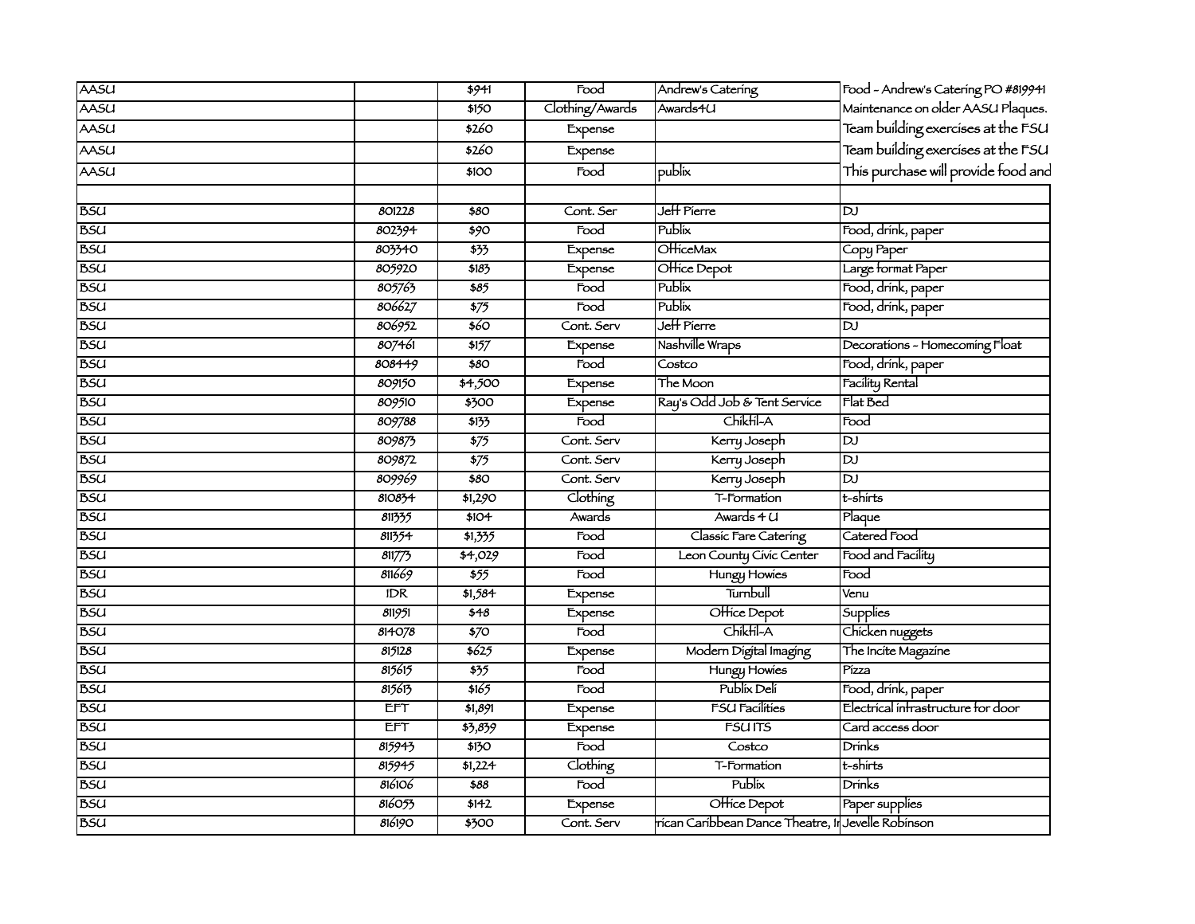| | | | | | |
|---|---|---|---|---|---|
| AASU | | $941 | Food | Andrew's Catering | Food - Andrew's Catering PO #819941 |
| AASU | | $150 | Clothing/Awards | Awards4U | Maintenance on older AASU Plaques. |
| AASU | | $260 | Expense | | Team building exercises at the FSU |
| AASU | | $260 | Expense | | Team building exercises at the FSU |
| AASU | | $100 | Food | publix | This purchase will provide food and |
| | | | | | |
| BSU | 801228 | $80 | Cont. Ser | Jeff Pierre | DJ |
| BSU | 802394 | $90 | Food | Publix | Food, drink, paper |
| BSU | 803340 | $33 | Expense | OfficeMax | Copy Paper |
| BSU | 805920 | $183 | Expense | Office Depot | Large format Paper |
| BSU | 805763 | $85 | Food | Publix | Food, drink, paper |
| BSU | 806627 | $75 | Food | Publix | Food, drink, paper |
| BSU | 806952 | $60 | Cont. Serv | Jeff Pierre | DJ |
| BSU | 807461 | $157 | Expense | Nashville Wraps | Decorations - Homecoming Float |
| BSU | 808449 | $80 | Food | Costco | Food, drink, paper |
| BSU | 809150 | $4,500 | Expense | The Moon | Facility Rental |
| BSU | 809510 | $300 | Expense | Ray's Odd Job & Tent Service | Flat Bed |
| BSU | 809788 | $133 | Food | Chikfil-A | Food |
| BSU | 809873 | $75 | Cont. Serv | Kerry Joseph | DJ |
| BSU | 809872 | $75 | Cont. Serv | Kerry Joseph | DJ |
| BSU | 809969 | $80 | Cont. Serv | Kerry Joseph | DJ |
| BSU | 810834 | $1,290 | Clothing | T-Formation | t-shirts |
| BSU | 811335 | $104 | Awards | Awards 4 U | Plaque |
| BSU | 811354 | $1,335 | Food | Classic Fare Catering | Catered Food |
| BSU | 811773 | $4,029 | Food | Leon County Civic Center | Food and Facility |
| BSU | 811669 | $55 | Food | Hungy Howies | Food |
| BSU | IDR | $1,584 | Expense | Turnbull | Venu |
| BSU | 811951 | $48 | Expense | Office Depot | Supplies |
| BSU | 814078 | $70 | Food | Chikfil-A | Chicken nuggets |
| BSU | 815128 | $625 | Expense | Modern Digital Imaging | The Incite Magazine |
| BSU | 815615 | $35 | Food | Hungy Howies | Pizza |
| BSU | 815613 | $165 | Food | Publix Deli | Food, drink, paper |
| BSU | EFT | $1,891 | Expense | FSU Facilities | Electrical infrastructure for door |
| BSU | EFT | $3,839 | Expense | FSU ITS | Card access door |
| BSU | 815943 | $130 | Food | Costco | Drinks |
| BSU | 815945 | $1,224 | Clothing | T-Formation | t-shirts |
| BSU | 816106 | $88 | Food | Publix | Drinks |
| BSU | 816053 | $142 | Expense | Office Depot | Paper supplies |
| BSU | 816190 | $300 | Cont. Serv | rican Caribbean Dance Theatre, In | Jevelle Robinson |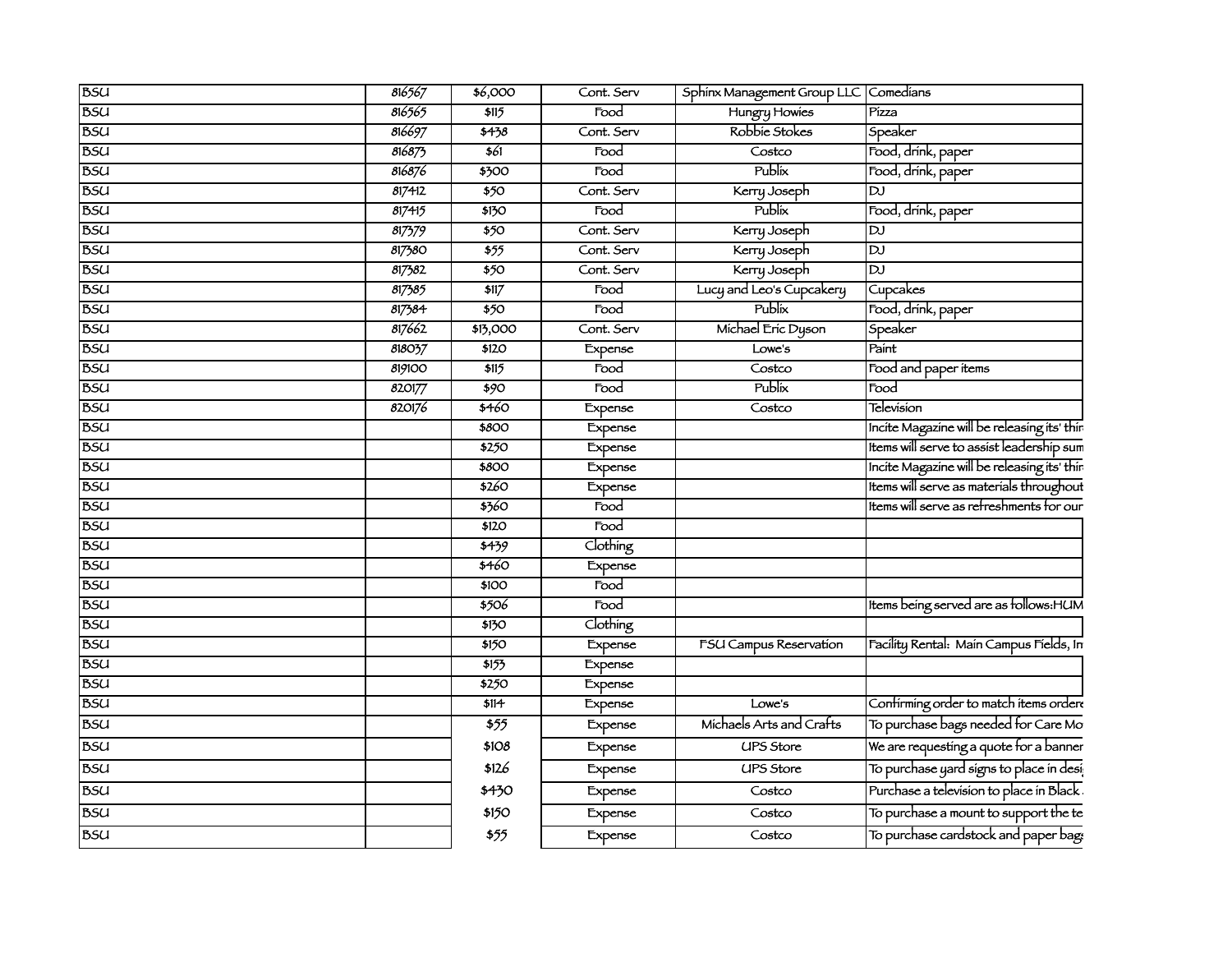|  |  |  |  |  |  |
|---|---|---|---|---|---|
| BSU | 816567 | $6,000 | Cont. Serv | Sphinx Management Group LLC | Comedians |
| BSU | 816565 | $115 | Food | Hungry Howies | Pizza |
| BSU | 816697 | $438 | Cont. Serv | Robbie Stokes | Speaker |
| BSU | 816873 | $61 | Food | Costco | Food, drink, paper |
| BSU | 816876 | $300 | Food | Publix | Food, drink, paper |
| BSU | 817412 | $50 | Cont. Serv | Kerry Joseph | DJ |
| BSU | 817415 | $130 | Food | Publix | Food, drink, paper |
| BSU | 817379 | $50 | Cont. Serv | Kerry Joseph | DJ |
| BSU | 817380 | $55 | Cont. Serv | Kerry Joseph | DJ |
| BSU | 817382 | $50 | Cont. Serv | Kerry Joseph | DJ |
| BSU | 817385 | $117 | Food | Lucy and Leo's Cupcakery | Cupcakes |
| BSU | 817384 | $50 | Food | Publix | Food, drink, paper |
| BSU | 817662 | $13,000 | Cont. Serv | Michael Eric Dyson | Speaker |
| BSU | 818037 | $120 | Expense | Lowe's | Paint |
| BSU | 819100 | $115 | Food | Costco | Food and paper items |
| BSU | 820177 | $90 | Food | Publix | Food |
| BSU | 820176 | $460 | Expense | Costco | Television |
| BSU |  | $800 | Expense |  | Incite Magazine will be releasing its' thir |
| BSU |  | $250 | Expense |  | Items will serve to assist leadership sum |
| BSU |  | $800 | Expense |  | Incite Magazine will be releasing its' thir |
| BSU |  | $260 | Expense |  | Items will serve as materials throughout |
| BSU |  | $360 | Food |  | Items will serve as refreshments for our |
| BSU |  | $120 | Food |  |  |
| BSU |  | $439 | Clothing |  |  |
| BSU |  | $460 | Expense |  |  |
| BSU |  | $100 | Food |  |  |
| BSU |  | $506 | Food |  | Items being served are as follows:HUM |
| BSU |  | $130 | Clothing |  |  |
| BSU |  | $150 | Expense | FSU Campus Reservation | Facility Rental: Main Campus Fields, In |
| BSU |  | $153 | Expense |  |  |
| BSU |  | $250 | Expense |  |  |
| BSU |  | $114 | Expense | Lowe's | Confirming order to match items ordere |
| BSU |  | $55 | Expense | Michaels Arts and Crafts | To purchase bags needed for Care Mo |
| BSU |  | $108 | Expense | UPS Store | We are requesting a quote for a banner |
| BSU |  | $126 | Expense | UPS Store | To purchase yard signs to place in desi |
| BSU |  | $430 | Expense | Costco | Purchase a television to place in Black |
| BSU |  | $150 | Expense | Costco | To purchase a mount to support the te |
| BSU |  | $55 | Expense | Costco | To purchase cardstock and paper bags |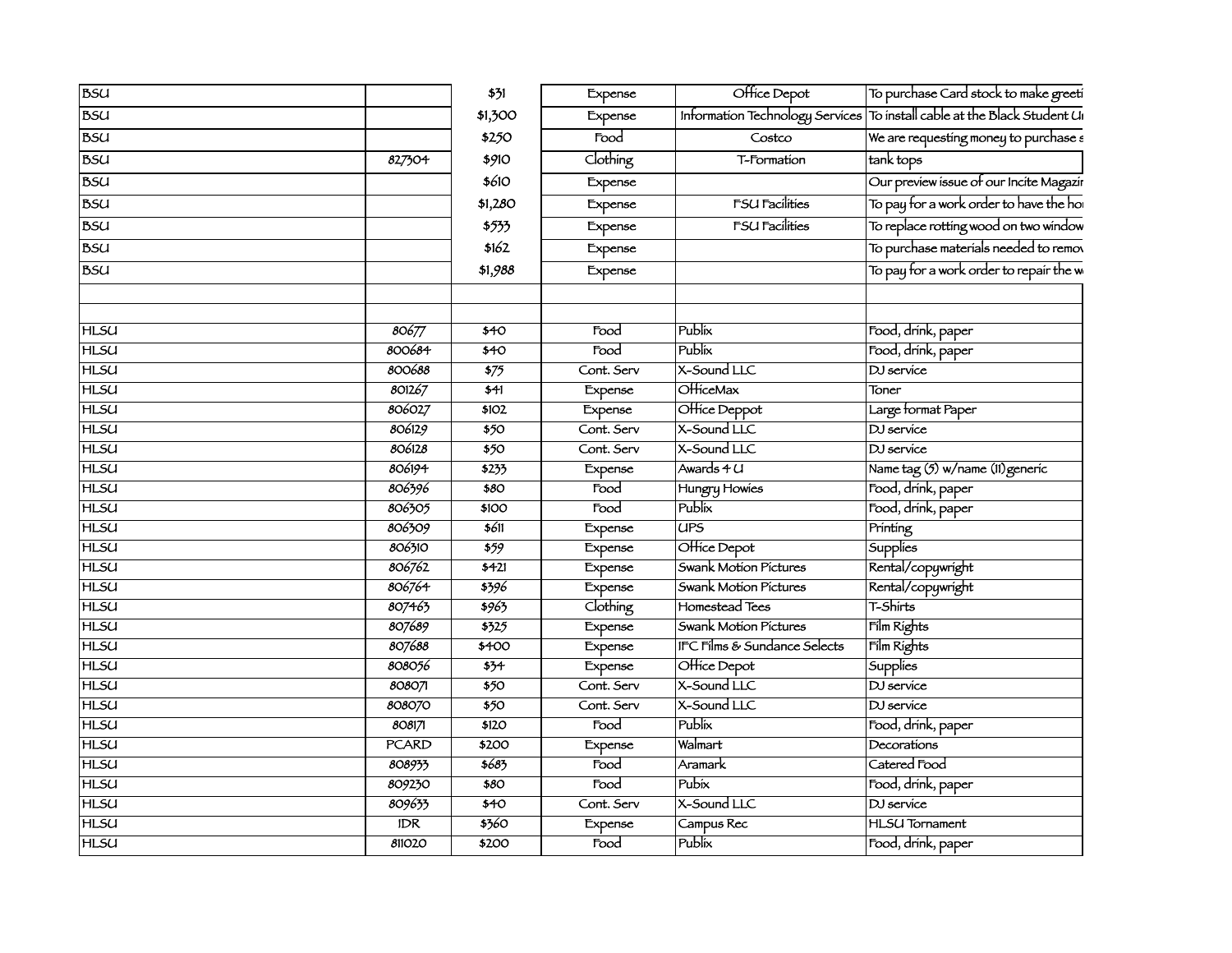| | | | | | |
|---|---|---|---|---|---|
| BSU | | $31 | Expense | Office Depot | To purchase Card stock to make greeti |
| BSU | | $1,300 | Expense | Information Technology Services | To install cable at the Black Student U |
| BSU | | $250 | Food | Costco | We are requesting money to purchase s |
| BSU | 827304 | $910 | Clothing | T-Formation | tank tops |
| BSU | | $610 | Expense | | Our preview issue of our Incite Magazi |
| BSU | | $1,280 | Expense | FSU Facilities | To pay for a work order to have the ho |
| BSU | | $533 | Expense | FSU Facilities | To replace rotting wood on two window |
| BSU | | $162 | Expense | | To purchase materials needed to remov |
| BSU | | $1,988 | Expense | | To pay for a work order to repair the w |
| | | | | | |
| | | | | | |
| HLSU | 80677 | $40 | Food | Publix | Food, drink, paper |
| HLSU | 800684 | $40 | Food | Publix | Food, drink, paper |
| HLSU | 800688 | $75 | Cont. Serv | X-Sound LLC | DJ service |
| HLSU | 801267 | $41 | Expense | OfficeMax | Toner |
| HLSU | 806027 | $102 | Expense | Office Deppot | Large format Paper |
| HLSU | 806129 | $50 | Cont. Serv | X-Sound LLC | DJ service |
| HLSU | 806128 | $50 | Cont. Serv | X-Sound LLC | DJ service |
| HLSU | 806194 | $233 | Expense | Awards 4 U | Name tag (5) w/name (11)generic |
| HLSU | 806396 | $80 | Food | Hungry Howies | Food, drink, paper |
| HLSU | 806305 | $100 | Food | Publix | Food, drink, paper |
| HLSU | 806309 | $611 | Expense | UPS | Printing |
| HLSU | 806310 | $59 | Expense | Office Depot | Supplies |
| HLSU | 806762 | $421 | Expense | Swank Motion Pictures | Rental/copywright |
| HLSU | 806764 | $396 | Expense | Swank Motion Pictures | Rental/copywright |
| HLSU | 807463 | $963 | Clothing | Homestead Tees | T-Shirts |
| HLSU | 807689 | $325 | Expense | Swank Motion Pictures | Film Rights |
| HLSU | 807688 | $400 | Expense | IFC Films & Sundance Selects | Film Rights |
| HLSU | 808056 | $34 | Expense | Office Depot | Supplies |
| HLSU | 808071 | $50 | Cont. Serv | X-Sound LLC | DJ service |
| HLSU | 808070 | $50 | Cont. Serv | X-Sound LLC | DJ service |
| HLSU | 808171 | $120 | Food | Publix | Food, drink, paper |
| HLSU | PCARD | $200 | Expense | Walmart | Decorations |
| HLSU | 808933 | $683 | Food | Aramark | Catered Food |
| HLSU | 809230 | $80 | Food | Pubix | Food, drink, paper |
| HLSU | 809633 | $40 | Cont. Serv | X-Sound LLC | DJ service |
| HLSU | IDR | $360 | Expense | Campus Rec | HLSU Tornament |
| HLSU | 811020 | $200 | Food | Publix | Food, drink, paper |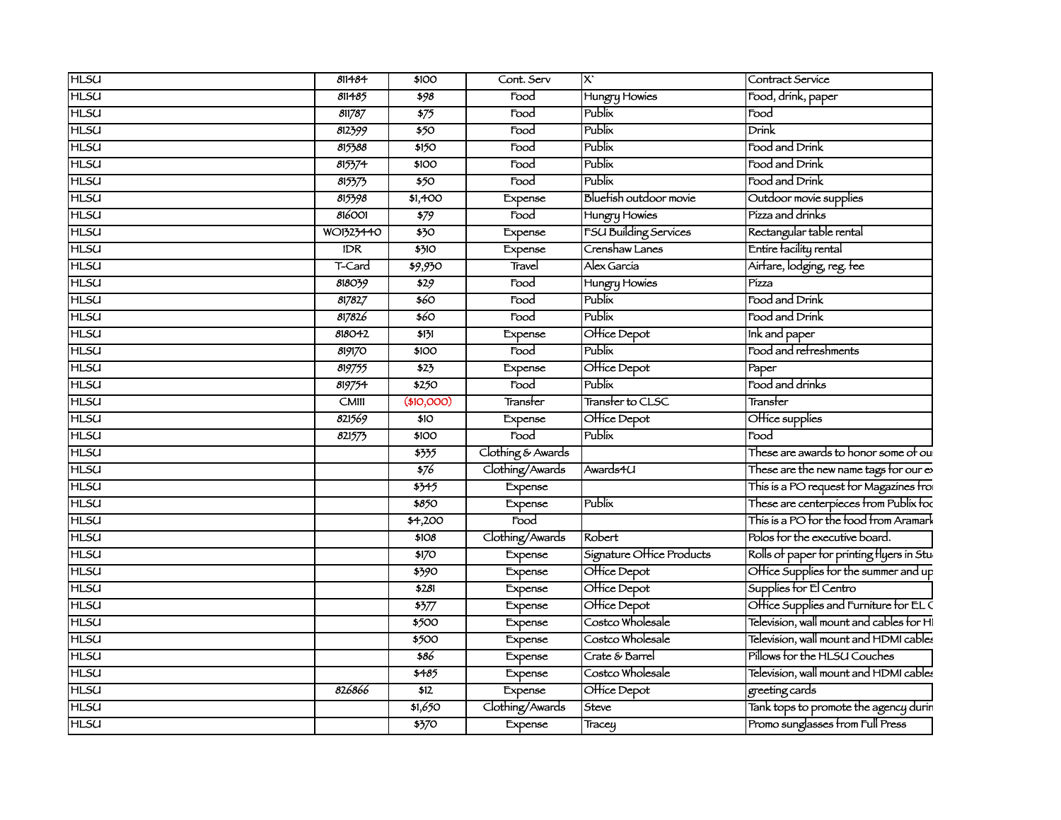| | | | | | |
|---|---|---|---|---|---|
| HLSU | 811484 | $100 | Cont. Serv | X` | Contract Service |
| HLSU | 811485 | $98 | Food | Hungry Howies | Food, drink, paper |
| HLSU | 811787 | $75 | Food | Publix | Food |
| HLSU | 812399 | $50 | Food | Publix | Drink |
| HLSU | 815388 | $150 | Food | Publix | Food and Drink |
| HLSU | 815374 | $100 | Food | Publix | Food and Drink |
| HLSU | 815373 | $50 | Food | Publix | Food and Drink |
| HLSU | 815398 | $1,400 | Expense | Bluefish outdoor movie | Outdoor movie supplies |
| HLSU | 816001 | $79 | Food | Hungry Howies | Pizza and drinks |
| HLSU | WO1323440 | $30 | Expense | FSU Building Services | Rectangular table rental |
| HLSU | IDR | $310 | Expense | Crenshaw Lanes | Entire facility rental |
| HLSU | T-Card | $9,930 | Travel | Alex Garcia | Airfare, lodging, reg. fee |
| HLSU | 818039 | $29 | Food | Hungry Howies | Pizza |
| HLSU | 817827 | $60 | Food | Publix | Food and Drink |
| HLSU | 817826 | $60 | Food | Publix | Food and Drink |
| HLSU | 818042 | $131 | Expense | Office Depot | Ink and paper |
| HLSU | 819170 | $100 | Food | Publix | Food and refreshments |
| HLSU | 819755 | $23 | Expense | Office Depot | Paper |
| HLSU | 819754 | $250 | Food | Publix | Food and drinks |
| HLSU | CM111 | ($10,000) | Transfer | Transfer to CLSC | Transfer |
| HLSU | 821569 | $10 | Expense | Office Depot | Office supplies |
| HLSU | 821573 | $100 | Food | Publix | Food |
| HLSU | | $335 | Clothing & Awards | | These are awards to honor some of ou |
| HLSU | | $76 | Clothing/Awards | Awards4U | These are the new name tags for our ex |
| HLSU | | $345 | Expense | | This is a PO request for Magazines fro |
| HLSU | | $850 | Expense | Publix | These are centerpieces from Publix foo |
| HLSU | | $4,200 | Food | | This is a PO for the food from Aramark |
| HLSU | | $108 | Clothing/Awards | Robert | Polos for the executive board. |
| HLSU | | $170 | Expense | Signature Office Products | Rolls of paper for printing flyers in Stu |
| HLSU | | $390 | Expense | Office Depot | Office Supplies for the summer and up |
| HLSU | | $281 | Expense | Office Depot | Supplies for El Centro |
| HLSU | | $377 | Expense | Office Depot | Office Supplies and Furniture for EL C |
| HLSU | | $500 | Expense | Costco Wholesale | Television, wall mount and cables for HI |
| HLSU | | $500 | Expense | Costco Wholesale | Television, wall mount and HDMI cables |
| HLSU | | $86 | Expense | Crate & Barrel | Pillows for the HLSU Couches |
| HLSU | | $485 | Expense | Costco Wholesale | Television, wall mount and HDMI cables |
| HLSU | 826866 | $12 | Expense | Office Depot | greeting cards |
| HLSU | | $1,650 | Clothing/Awards | Steve | Tank tops to promote the agency durin |
| HLSU | | $370 | Expense | Tracey | Promo sunglasses from Full Press |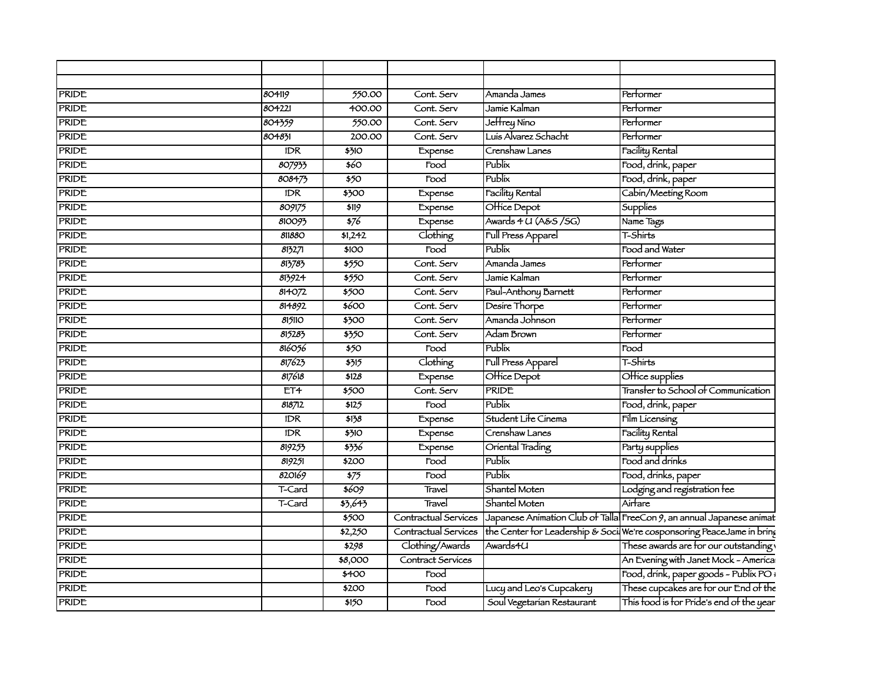| | | | | | |
|---|---|---|---|---|---|
| | | | | | |
| PRIDE | 804119 | 550.00 | Cont. Serv | Amanda James | Performer |
| PRIDE | 804221 | 400.00 | Cont. Serv | Jamie Kalman | Performer |
| PRIDE | 804359 | 550.00 | Cont. Serv | Jeffrey Nino | Performer |
| PRIDE | 804831 | 200.00 | Cont. Serv | Luis Alvarez Schacht | Performer |
| PRIDE | IDR | $310 | Expense | Crenshaw Lanes | Facility Rental |
| PRIDE | 807933 | $60 | Food | Publix | Food, drink, paper |
| PRIDE | 808473 | $50 | Food | Publix | Food, drink, paper |
| PRIDE | IDR | $300 | Expense | Facility Rental | Cabin/Meeting Room |
| PRIDE | 809175 | $119 | Expense | Office Depot | Supplies |
| PRIDE | 810093 | $76 | Expense | Awards 4 U (A&S /SG) | Name Tags |
| PRIDE | 811880 | $1,242 | Clothing | Full Press Apparel | T-Shirts |
| PRIDE | 813271 | $100 | Food | Publix | Food and Water |
| PRIDE | 813783 | $550 | Cont. Serv | Amanda James | Performer |
| PRIDE | 813924 | $550 | Cont. Serv | Jamie Kalman | Performer |
| PRIDE | 814072 | $500 | Cont. Serv | Paul-Anthony Barnett | Performer |
| PRIDE | 814892 | $600 | Cont. Serv | Desire Thorpe | Performer |
| PRIDE | 815110 | $300 | Cont. Serv | Amanda Johnson | Performer |
| PRIDE | 815283 | $350 | Cont. Serv | Adam Brown | Performer |
| PRIDE | 816056 | $50 | Food | Publix | Food |
| PRIDE | 817623 | $315 | Clothing | Full Press Apparel | T-Shirts |
| PRIDE | 817618 | $128 | Expense | Office Depot | Office supplies |
| PRIDE | ET4 | $500 | Cont. Serv | PRIDE | Transfer to School of Communication |
| PRIDE | 818712 | $125 | Food | Publix | Food, drink, paper |
| PRIDE | IDR | $138 | Expense | Student Life Cinema | Film Licensing |
| PRIDE | IDR | $310 | Expense | Crenshaw Lanes | Facility Rental |
| PRIDE | 819253 | $336 | Expense | Oriental Trading | Party supplies |
| PRIDE | 819251 | $200 | Food | Publix | Food and drinks |
| PRIDE | 820169 | $75 | Food | Publix | Food, drinks, paper |
| PRIDE | T-Card | $609 | Travel | Shantel Moten | Lodging and registration fee |
| PRIDE | T-Card | $3,643 | Travel | Shantel Moten | Airfare |
| PRIDE | | $500 | Contractual Services | Japanese Animation Club of Talla | FreeCon 9, an annual Japanese animat |
| PRIDE | | $2,250 | Contractual Services | the Center for Leadership & Soci | We're cosponsoring PeaceJame in bring |
| PRIDE | | $298 | Clothing/Awards | Awards4U | These awards are for our outstanding |
| PRIDE | | $8,000 | Contract Services | | An Evening with Janet Mock - America |
| PRIDE | | $400 | Food | | Food, drink, paper goods - Publix PO |
| PRIDE | | $200 | Food | Lucy and Leo's Cupcakery | These cupcakes are for our End of the |
| PRIDE | | $150 | Food | Soul Vegetarian Restaurant | This food is for Pride's end of the year |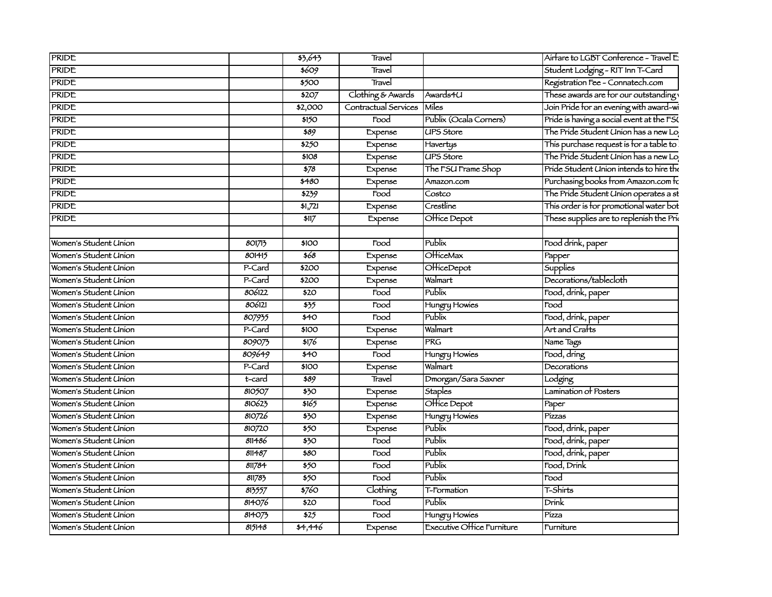| | | | | | |
|---|---|---|---|---|---|
| PRIDE | | $3,643 | Travel | | Airfare to LGBT Conference - Travel E |
| PRIDE | | $609 | Travel | | Student Lodging - RIT Inn T-Card |
| PRIDE | | $500 | Travel | | Registration Fee - Connatech.com |
| PRIDE | | $207 | Clothing & Awards | Awards4U | These awards are for our outstanding |
| PRIDE | | $2,000 | Contractual Services | Miles | Join Pride for an evening with award-wi |
| PRIDE | | $150 | Food | Publix (Ocala Corners) | Pride is having a social event at the FS |
| PRIDE | | $89 | Expense | UPS Store | The Pride Student Union has a new Lo |
| PRIDE | | $250 | Expense | Havertys | This purchase request is for a table to |
| PRIDE | | $108 | Expense | UPS Store | The Pride Student Union has a new Lo |
| PRIDE | | $78 | Expense | The FSU Frame Shop | Pride Student Union intends to hire the |
| PRIDE | | $480 | Expense | Amazon.com | Purchasing books from Amazon.com fo |
| PRIDE | | $239 | Food | Costco | The Pride Student Union operates a st |
| PRIDE | | $1,721 | Expense | Crestline | This order is for promotional water bot |
| PRIDE | | $117 | Expense | Office Depot | These supplies are to replenish the Pri |
| | | | | | |
| Women's Student Union | 801713 | $100 | Food | Publix | Food drink, paper |
| Women's Student Union | 801415 | $68 | Expense | OfficeMax | Papper |
| Women's Student Union | P-Card | $200 | Expense | OfficeDepot | Supplies |
| Women's Student Union | P-Card | $200 | Expense | Walmart | Decorations/tablecloth |
| Women's Student Union | 806122 | $20 | Food | Publix | Food, drink, paper |
| Women's Student Union | 806121 | $35 | Food | Hungry Howies | Food |
| Women's Student Union | 807935 | $40 | Food | Publix | Food, drink, paper |
| Women's Student Union | P-Card | $100 | Expense | Walmart | Art and Crafts |
| Women's Student Union | 809073 | $176 | Expense | PRG | Name Tags |
| Women's Student Union | 809649 | $40 | Food | Hungry Howies | Food, dring |
| Women's Student Union | P-Card | $100 | Expense | Walmart | Decorations |
| Women's Student Union | t-card | $89 | Travel | Dmorgan/Sara Saxner | Lodging |
| Women's Student Union | 810507 | $30 | Expense | Staples | Lamination of Posters |
| Women's Student Union | 810623 | $165 | Expense | Office Depot | Paper |
| Women's Student Union | 810726 | $30 | Expense | Hungry Howies | Pizzas |
| Women's Student Union | 810720 | $50 | Expense | Publix | Food, drink, paper |
| Women's Student Union | 811486 | $30 | Food | Publix | Food, drink, paper |
| Women's Student Union | 811487 | $80 | Food | Publix | Food, drink, paper |
| Women's Student Union | 811784 | $50 | Food | Publix | Food, Drink |
| Women's Student Union | 811783 | $50 | Food | Publix | Food |
| Women's Student Union | 813557 | $760 | Clothing | T-Formation | T-Shirts |
| Women's Student Union | 814076 | $20 | Food | Publix | Drink |
| Women's Student Union | 814073 | $25 | Food | Hungry Howies | Pizza |
| Women's Student Union | 815148 | $4,446 | Expense | Executive Office Furniture | Furniture |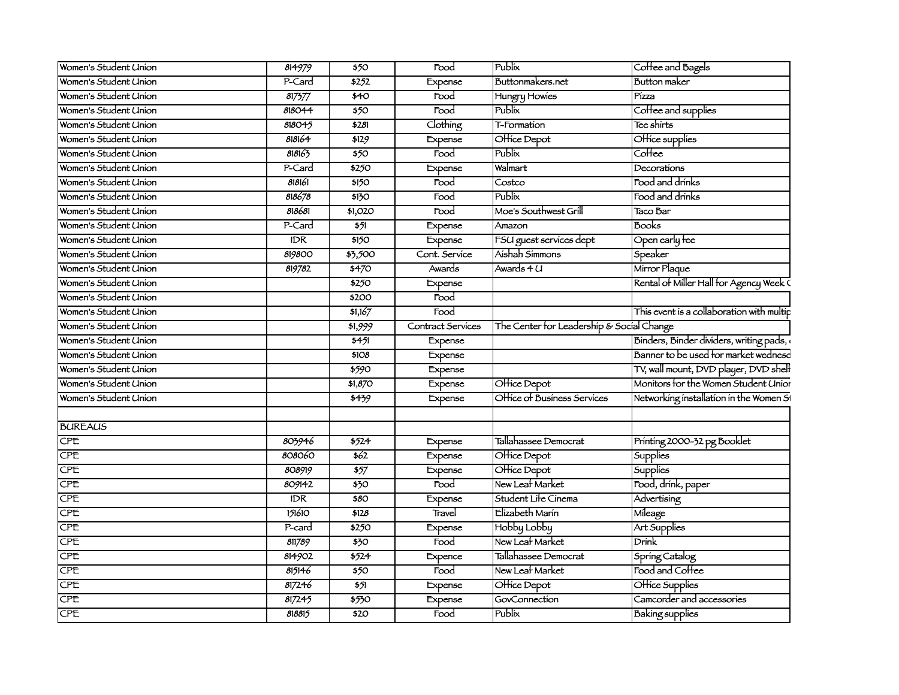| | | | | | |
|---|---|---|---|---|---|
| Women's Student Union | 814979 | $50 | Food | Publix | Coffee and Bagels |
| Women's Student Union | P-Card | $252 | Expense | Buttonmakers.net | Button maker |
| Women's Student Union | 817377 | $40 | Food | Hungry Howies | Pizza |
| Women's Student Union | 818044 | $50 | Food | Publix | Coffee and supplies |
| Women's Student Union | 818045 | $281 | Clothing | T-Formation | Tee shirts |
| Women's Student Union | 818164 | $129 | Expense | Office Depot | Office supplies |
| Women's Student Union | 818163 | $50 | Food | Publix | Coffee |
| Women's Student Union | P-Card | $250 | Expense | Walmart | Decorations |
| Women's Student Union | 818161 | $150 | Food | Costco | Food and drinks |
| Women's Student Union | 818678 | $130 | Food | Publix | Food and drinks |
| Women's Student Union | 818681 | $1,020 | Food | Moe's Southwest Grill | Taco Bar |
| Women's Student Union | P-Card | $51 | Expense | Amazon | Books |
| Women's Student Union | IDR | $150 | Expense | FSU guest services dept | Open early fee |
| Women's Student Union | 819800 | $3,500 | Cont. Service | Aishah Simmons | Speaker |
| Women's Student Union | 819782 | $470 | Awards | Awards 4 U | Mirror Plaque |
| Women's Student Union | | $250 | Expense | | Rental of Miller Hall for Agency Week C |
| Women's Student Union | | $200 | Food | | |
| Women's Student Union | | $1,167 | Food | | This event is a collaboration with multip |
| Women's Student Union | | $1,999 | Contract Services | The Center for Leadership & Social Change | |
| Women's Student Union | | $451 | Expense | | Binders, Binder dividers, writing pads, a |
| Women's Student Union | | $108 | Expense | | Banner to be used for market wednesd |
| Women's Student Union | | $590 | Expense | | TV, wall mount, DVD player, DVD shelf |
| Women's Student Union | | $1,870 | Expense | Office Depot | Monitors for the Women Student Union |
| Women's Student Union | | $439 | Expense | Office of Business Services | Networking installation in the Women St |
| | | | | | |
| BUREAUS | | | | | |
| CPE | 803946 | $524 | Expense | Tallahassee Democrat | Printing 2000-32 pg Booklet |
| CPE | 808060 | $62 | Expense | Office Depot | Supplies |
| CPE | 808919 | $57 | Expense | Office Depot | Supplies |
| CPE | 809142 | $30 | Food | New Leaf Market | Food, drink, paper |
| CPE | IDR | $80 | Expense | Student Life Cinema | Advertising |
| CPE | 151610 | $128 | Travel | Elizabeth Marin | Mileage |
| CPE | P-card | $250 | Expense | Hobby Lobby | Art Supplies |
| CPE | 811789 | $30 | Food | New Leaf Market | Drink |
| CPE | 814902 | $524 | Expence | Tallahassee Democrat | Spring Catalog |
| CPE | 815146 | $50 | Food | New Leaf Market | Food and Coffee |
| CPE | 817246 | $51 | Expense | Office Depot | Office Supplies |
| CPE | 817245 | $530 | Expense | GovConnection | Camcorder and accessories |
| CPE | 818815 | $20 | Food | Publix | Baking supplies |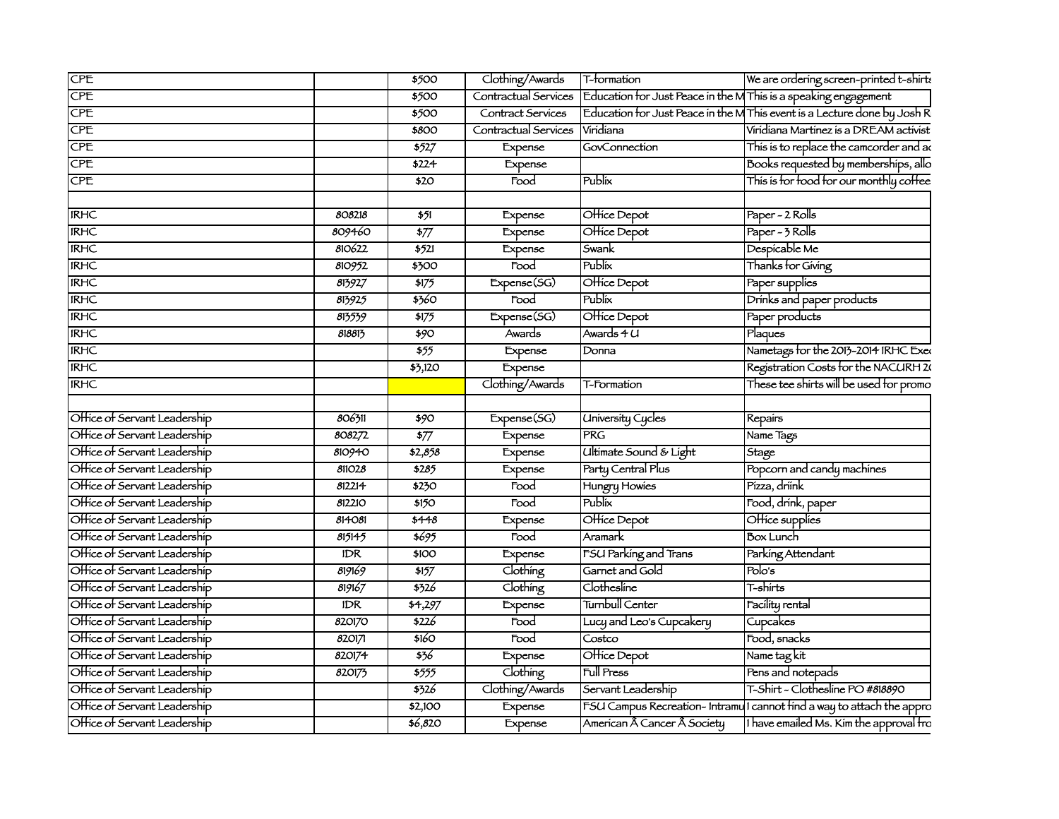| | | | | | |
|---|---|---|---|---|---|
| CPE | | $500 | Clothing/Awards | T-formation | We are ordering screen-printed t-shirts |
| CPE | | $500 | Contractual Services | Education for Just Peace in the M | This is a speaking engagement |
| CPE | | $500 | Contract Services | Education for Just Peace in the M | This event is a Lecture done by Josh R |
| CPE | | $800 | Contractual Services | Viridiana | Viridiana Martinez is a DREAM activist |
| CPE | | $527 | Expense | GovConnection | This is to replace the camcorder and ac |
| CPE | | $224 | Expense | | Books requested by memberships, allo |
| CPE | | $20 | Food | Publix | This is for food for our monthly coffee |
| | | | | | |
| IRHC | 808218 | $51 | Expense | Office Depot | Paper - 2 Rolls |
| IRHC | 809460 | $77 | Expense | Office Depot | Paper - 3 Rolls |
| IRHC | 810622 | $521 | Expense | Swank | Despicable Me |
| IRHC | 810952 | $300 | Food | Publix | Thanks for Giving |
| IRHC | 813927 | $175 | Expense(SG) | Office Depot | Paper supplies |
| IRHC | 813925 | $360 | Food | Publix | Drinks and paper products |
| IRHC | 813539 | $175 | Expense(SG) | Office Depot | Paper products |
| IRHC | 818813 | $90 | Awards | Awards 4 U | Plaques |
| IRHC | | $55 | Expense | Donna | Nametags for the 2013-2014 IRHC Exec |
| IRHC | | $3,120 | Expense | | Registration Costs for the NACURH 20 |
| IRHC | | | Clothing/Awards | T-Formation | These tee shirts will be used for promo |
| | | | | | |
| Office of Servant Leadership | 806311 | $90 | Expense(SG) | University Cycles | Repairs |
| Office of Servant Leadership | 808272 | $77 | Expense | PRG | Name Tags |
| Office of Servant Leadership | 810940 | $2,858 | Expense | Ultimate Sound & Light | Stage |
| Office of Servant Leadership | 811028 | $285 | Expense | Party Central Plus | Popcorn and candy machines |
| Office of Servant Leadership | 812214 | $230 | Food | Hungry Howies | Pizza, drink |
| Office of Servant Leadership | 812210 | $150 | Food | Publix | Food, drink, paper |
| Office of Servant Leadership | 814081 | $448 | Expense | Office Depot | Office supplies |
| Office of Servant Leadership | 815145 | $695 | Food | Aramark | Box Lunch |
| Office of Servant Leadership | IDR | $100 | Expense | FSU Parking and Trans | Parking Attendant |
| Office of Servant Leadership | 819169 | $157 | Clothing | Garnet and Gold | Polo's |
| Office of Servant Leadership | 819167 | $326 | Clothing | Clothesline | T-shirts |
| Office of Servant Leadership | IDR | $4,297 | Expense | Turnbull Center | Facility rental |
| Office of Servant Leadership | 820170 | $226 | Food | Lucy and Leo's Cupcakery | Cupcakes |
| Office of Servant Leadership | 820171 | $160 | Food | Costco | Food, snacks |
| Office of Servant Leadership | 820174 | $36 | Expense | Office Depot | Name tag kit |
| Office of Servant Leadership | 820173 | $555 | Clothing | Full Press | Pens and notepads |
| Office of Servant Leadership | | $326 | Clothing/Awards | Servant Leadership | T-Shirt - Clothesline PO #818890 |
| Office of Servant Leadership | | $2,100 | Expense | FSU Campus Recreation- Intramu | I cannot find a way to attach the appro |
| Office of Servant Leadership | | $6,820 | Expense | American Â Cancer Â Society | I have emailed Ms. Kim the approval fro |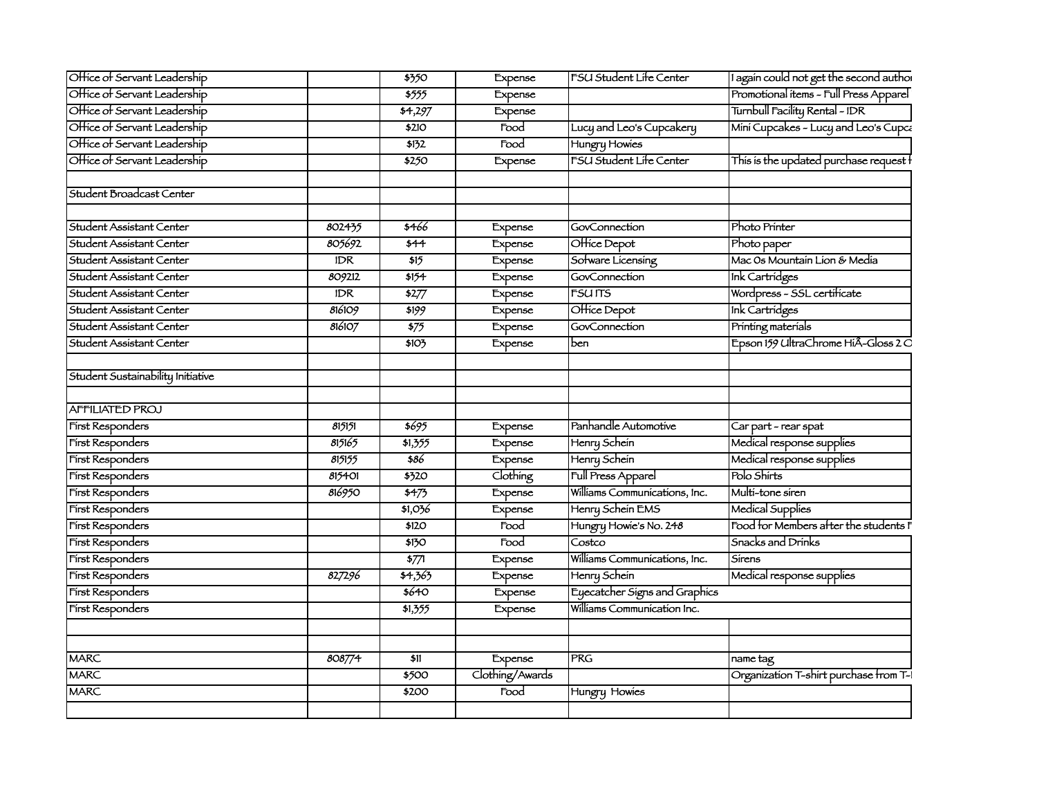| | | | | | |
|---|---|---|---|---|---|
| Office of Servant Leadership | | $350 | Expense | FSU Student Life Center | I again could not get the second author |
| Office of Servant Leadership | | $555 | Expense | | Promotional items - Full Press Apparel |
| Office of Servant Leadership | | $4,297 | Expense | | Turnbull Facility Rental - IDR |
| Office of Servant Leadership | | $210 | Food | Lucy and Leo's Cupcakery | Mini Cupcakes - Lucy and Leo's Cupca |
| Office of Servant Leadership | | $132 | Food | Hungry Howies | |
| Office of Servant Leadership | | $250 | Expense | FSU Student Life Center | This is the updated purchase request f |
| | | | | | |
| Student Broadcast Center | | | | | |
| | | | | | |
| Student Assistant Center | 802435 | $466 | Expense | GovConnection | Photo Printer |
| Student Assistant Center | 805692 | $44 | Expense | Office Depot | Photo paper |
| Student Assistant Center | IDR | $15 | Expense | Sofware Licensing | Mac 0s Mountain Lion & Media |
| Student Assistant Center | 809212 | $154 | Expense | GovConnection | Ink Cartridges |
| Student Assistant Center | IDR | $277 | Expense | FSU ITS | Wordpress - SSL certificate |
| Student Assistant Center | 816109 | $199 | Expense | Office Depot | Ink Cartridges |
| Student Assistant Center | 816107 | $75 | Expense | GovConnection | Printing materials |
| Student Assistant Center | | $103 | Expense | ben | Epson 159 UltraChrome HiÂ-Gloss 2 C |
| | | | | | |
| Student Sustainability Initiative | | | | | |
| | | | | | |
| AFFILIATED PROJ | | | | | |
| First Responders | 815151 | $695 | Expense | Panhandle Automotive | Car part - rear spat |
| First Responders | 815165 | $1,355 | Expense | Henry Schein | Medical response supplies |
| First Responders | 815155 | $86 | Expense | Henry Schein | Medical response supplies |
| First Responders | 815401 | $320 | Clothing | Full Press Apparel | Polo Shirts |
| First Responders | 816950 | $473 | Expense | Williams Communications, Inc. | Multi-tone siren |
| First Responders | | $1,036 | Expense | Henry Schein EMS | Medical Supplies |
| First Responders | | $120 | Food | Hungry Howie's No. 248 | Food for Members after the students F |
| First Responders | | $130 | Food | Costco | Snacks and Drinks |
| First Responders | | $771 | Expense | Williams Communications, Inc. | Sirens |
| First Responders | 827296 | $4,363 | Expense | Henry Schein | Medical response supplies |
| First Responders | | $640 | Expense | Eyecatcher Signs and Graphics | |
| First Responders | | $1,355 | Expense | Williams Communication Inc. | |
| | | | | | |
| | | | | | |
| MARC | 808774 | $11 | Expense | PRG | name tag |
| MARC | | $500 | Clothing/Awards | | Organization T-shirt purchase from T-I |
| MARC | | $200 | Food | Hungry Howies | |
| | | | | | |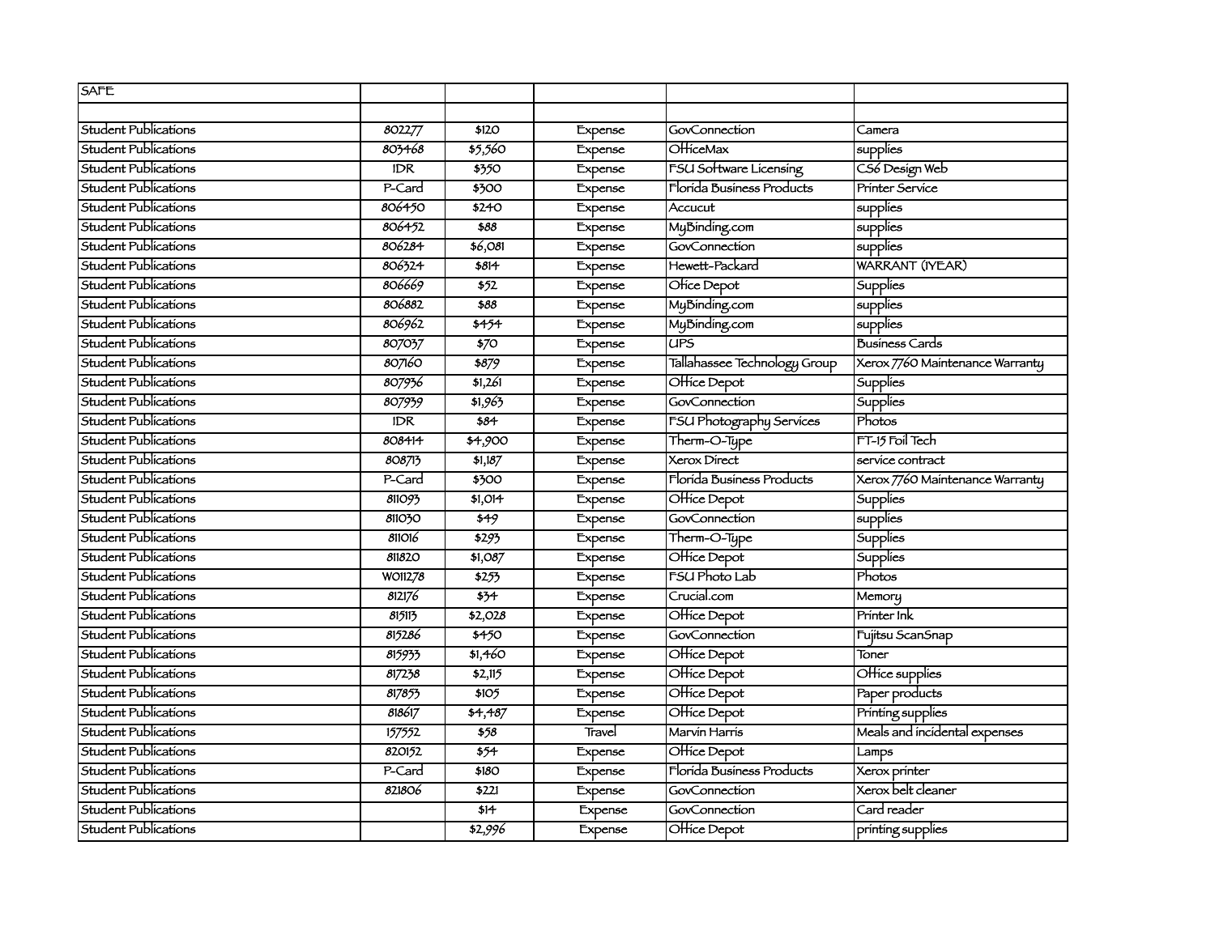| SAFE | | | | | |
|---|---|---|---|---|---|
| | | | | | |
| Student Publications | 802277 | $120 | Expense | GovConnection | Camera |
| Student Publications | 803468 | $5,560 | Expense | OfficeMax | supplies |
| Student Publications | IDR | $350 | Expense | FSU Software Licensing | CS6 Design Web |
| Student Publications | P-Card | $300 | Expense | Florida Business Products | Printer Service |
| Student Publications | 806450 | $240 | Expense | Accucut | supplies |
| Student Publications | 806452 | $88 | Expense | MyBinding.com | supplies |
| Student Publications | 806284 | $6,081 | Expense | GovConnection | supplies |
| Student Publications | 806324 | $814 | Expense | Hewett-Packard | WARRANT (1YEAR) |
| Student Publications | 806669 | $52 | Expense | Ofice Depot | Supplies |
| Student Publications | 806882 | $88 | Expense | MyBinding.com | supplies |
| Student Publications | 806962 | $454 | Expense | MyBinding.com | supplies |
| Student Publications | 807037 | $70 | Expense | UPS | Business Cards |
| Student Publications | 807160 | $879 | Expense | Tallahassee Technology Group | Xerox 7760 Maintenance Warranty |
| Student Publications | 807936 | $1,261 | Expense | Office Depot | Supplies |
| Student Publications | 807939 | $1,963 | Expense | GovConnection | Supplies |
| Student Publications | IDR | $84 | Expense | FSU Photography Services | Photos |
| Student Publications | 808414 | $4,900 | Expense | Therm-O-Type | FT-15 Foil Tech |
| Student Publications | 808713 | $1,187 | Expense | Xerox Direct | service contract |
| Student Publications | P-Card | $300 | Expense | Florida Business Products | Xerox 7760 Maintenance Warranty |
| Student Publications | 811093 | $1,014 | Expense | Office Depot | Supplies |
| Student Publications | 811030 | $49 | Expense | GovConnection | supplies |
| Student Publications | 811016 | $293 | Expense | Therm-O-Type | Supplies |
| Student Publications | 811820 | $1,087 | Expense | Office Depot | Supplies |
| Student Publications | W011278 | $253 | Expense | FSU Photo Lab | Photos |
| Student Publications | 812176 | $34 | Expense | Crucial.com | Memory |
| Student Publications | 815113 | $2,028 | Expense | Office Depot | Printer Ink |
| Student Publications | 815286 | $450 | Expense | GovConnection | Fujitsu ScanSnap |
| Student Publications | 815933 | $1,460 | Expense | Office Depot | Toner |
| Student Publications | 817238 | $2,115 | Expense | Office Depot | Office supplies |
| Student Publications | 817853 | $105 | Expense | Office Depot | Paper products |
| Student Publications | 818617 | $4,487 | Expense | Office Depot | Printing supplies |
| Student Publications | 157552 | $58 | Travel | Marvin Harris | Meals and incidental expenses |
| Student Publications | 820152 | $54 | Expense | Office Depot | Lamps |
| Student Publications | P-Card | $180 | Expense | Florida Business Products | Xerox printer |
| Student Publications | 821806 | $221 | Expense | GovConnection | Xerox belt cleaner |
| Student Publications | | $14 | Expense | GovConnection | Card reader |
| Student Publications | | $2,996 | Expense | Office Depot | printing supplies |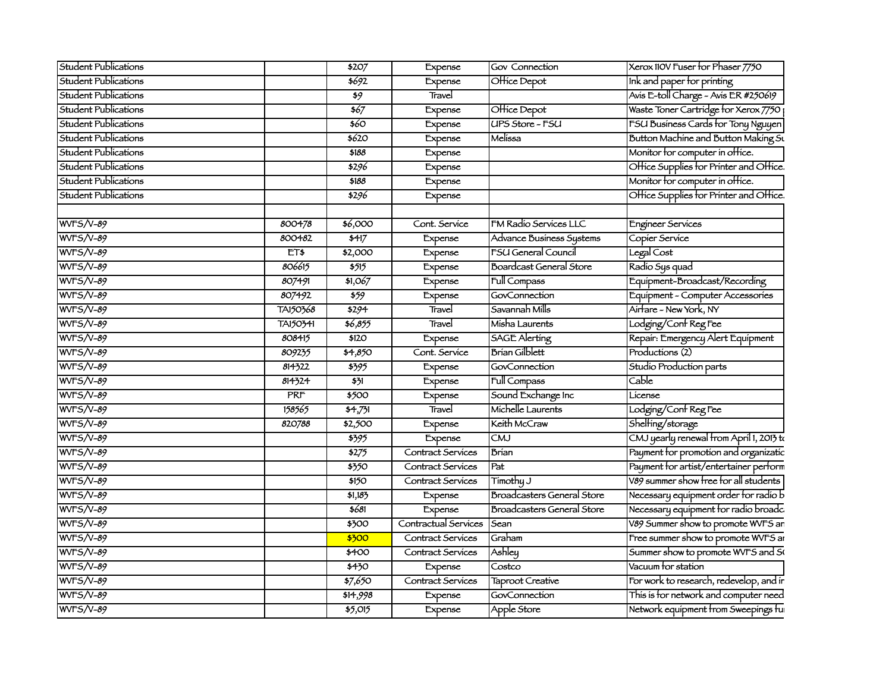| | | | | | |
|---|---|---|---|---|---|
| Student Publications | | $207 | Expense | Gov Connection | Xerox 110V Fuser for Phaser 7750 |
| Student Publications | | $692 | Expense | Office Depot | Ink and paper for printing |
| Student Publications | | $9 | Travel | | Avis E-toll Charge - Avis ER #250619 |
| Student Publications | | $67 | Expense | Office Depot | Waste Toner Cartridge for Xerox 7750 p |
| Student Publications | | $60 | Expense | UPS Store - FSU | FSU Business Cards for Tony Nguyen |
| Student Publications | | $620 | Expense | Melissa | Button Machine and Button Making Su |
| Student Publications | | $188 | Expense | | Monitor for computer in office. |
| Student Publications | | $296 | Expense | | Office Supplies for Printer and Office. |
| Student Publications | | $188 | Expense | | Monitor for computer in office. |
| Student Publications | | $296 | Expense | | Office Supplies for Printer and Office. |
| | | | | | |
| WVFS/V-89 | 800478 | $6,000 | Cont. Service | FM Radio Services LLC | Engineer Services |
| WVFS/V-89 | 800482 | $417 | Expense | Advance Business Systems | Copier Service |
| WVFS/V-89 | ET$ | $2,000 | Expense | FSU General Council | Legal Cost |
| WVFS/V-89 | 806615 | $515 | Expense | Boardcast General Store | Radio Sys quad |
| WVFS/V-89 | 807491 | $1,067 | Expense | Full Compass | Equipment-Broadcast/Recording |
| WVFS/V-89 | 807492 | $59 | Expense | GovConnection | Equipment - Computer Accessories |
| WVFS/V-89 | TA150368 | $294 | Travel | Savannah Mills | Airfare - New York, NY |
| WVFS/V-89 | TA150341 | $6,855 | Travel | Misha Laurents | Lodging/Conf Reg Fee |
| WVFS/V-89 | 808415 | $120 | Expense | SAGE Alerting | Repair: Emergency Alert Equipment |
| WVFS/V-89 | 809235 | $4,850 | Cont. Service | Brian Gilblett | Productions (2) |
| WVFS/V-89 | 814322 | $395 | Expense | GovConnection | Studio Production parts |
| WVFS/V-89 | 814324 | $31 | Expense | Full Compass | Cable |
| WVFS/V-89 | PRF | $500 | Expense | Sound Exchange Inc | License |
| WVFS/V-89 | 158565 | $4,731 | Travel | Michelle Laurents | Lodging/Conf Reg Fee |
| WVFS/V-89 | 820788 | $2,500 | Expense | Keith McCraw | Shelfing/storage |
| WVFS/V-89 | | $395 | Expense | CMJ | CMJ yearly renewal from April 1, 2013 to |
| WVFS/V-89 | | $275 | Contract Services | Brian | Payment for promotion and organizatio |
| WVFS/V-89 | | $350 | Contract Services | Pat | Payment for artist/entertainer perform |
| WVFS/V-89 | | $150 | Contract Services | Timothy J | V89 summer show free for all students |
| WVFS/V-89 | | $1,183 | Expense | Broadcasters General Store | Necessary equipment order for radio b |
| WVFS/V-89 | | $681 | Expense | Broadcasters General Store | Necessary equipment for radio broadca |
| WVFS/V-89 | | $300 | Contractual Services | Sean | V89 Summer show to promote WVFS ar |
| WVFS/V-89 | | $300 | Contract Services | Graham | Free summer show to promote WVFS ar |
| WVFS/V-89 | | $400 | Contract Services | Ashley | Summer show to promote WVFS and SG |
| WVFS/V-89 | | $430 | Expense | Costco | Vacuum for station |
| WVFS/V-89 | | $7,650 | Contract Services | Taproot Creative | For work to research, redevelop, and ir |
| WVFS/V-89 | | $14,998 | Expense | GovConnection | This is for network and computer need |
| WVFS/V-89 | | $5,015 | Expense | Apple Store | Network equipment from Sweepings fu |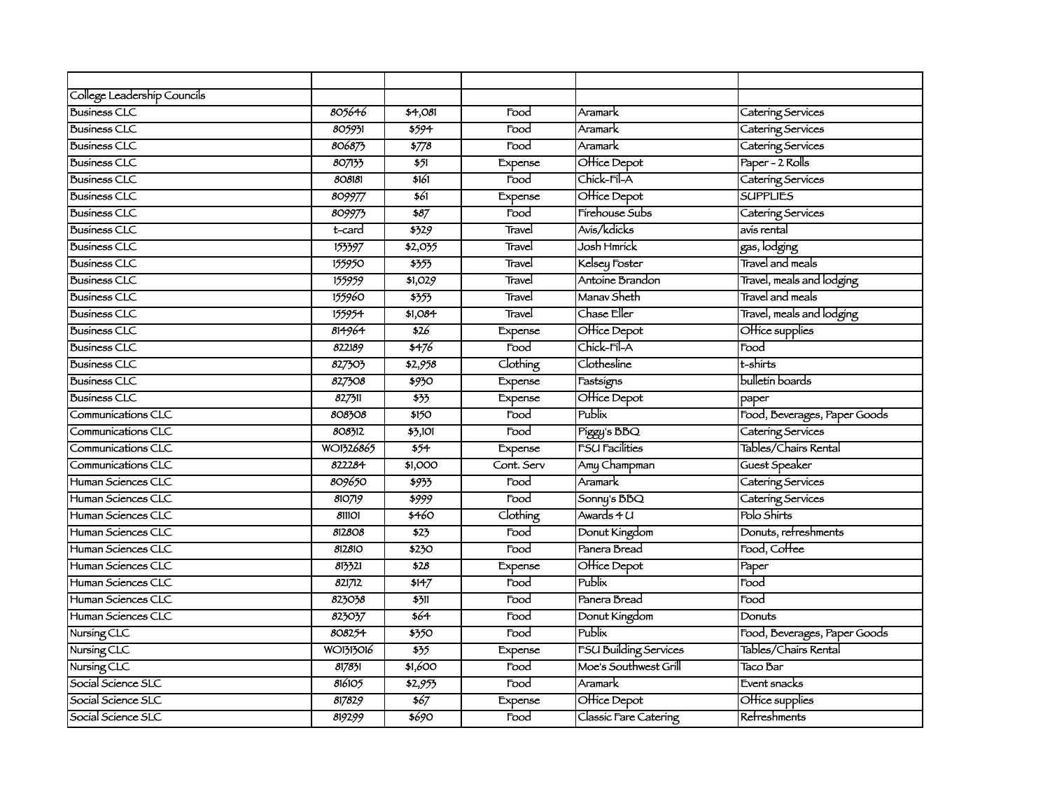| | | | | | |
|---|---|---|---|---|---|
| College Leadership Councils | | | | | |
| Business CLC | 805646 | $4,081 | Food | Aramark | Catering Services |
| Business CLC | 805931 | $594 | Food | Aramark | Catering Services |
| Business CLC | 806873 | $778 | Food | Aramark | Catering Services |
| Business CLC | 807133 | $51 | Expense | Office Depot | Paper - 2 Rolls |
| Business CLC | 808181 | $161 | Food | Chick-Fil-A | Catering Services |
| Business CLC | 809977 | $61 | Expense | Office Depot | SUPPLIES |
| Business CLC | 809973 | $87 | Food | Firehouse Subs | Catering Services |
| Business CLC | t-card | $329 | Travel | Avis/kdicks | avis rental |
| Business CLC | 153397 | $2,035 | Travel | Josh Hmrick | gas, lodging |
| Business CLC | 155950 | $353 | Travel | Kelsey Foster | Travel and meals |
| Business CLC | 155959 | $1,029 | Travel | Antoine Brandon | Travel, meals and lodging |
| Business CLC | 155960 | $353 | Travel | Manav Sheth | Travel and meals |
| Business CLC | 155954 | $1,084 | Travel | Chase Eller | Travel, meals and lodging |
| Business CLC | 814964 | $26 | Expense | Office Depot | Office supplies |
| Business CLC | 822189 | $476 | Food | Chick-Fil-A | Food |
| Business CLC | 827303 | $2,958 | Clothing | Clothesline | t-shirts |
| Business CLC | 827308 | $930 | Expense | Fastsigns | bulletin boards |
| Business CLC | 827311 | $33 | Expense | Office Depot | paper |
| Communications CLC | 808308 | $150 | Food | Publix | Food, Beverages, Paper Goods |
| Communications CLC | 808312 | $3,101 | Food | Piggy's BBQ | Catering Services |
| Communications CLC | WO1326865 | $54 | Expense | FSU Facilities | Tables/Chairs Rental |
| Communications CLC | 822284 | $1,000 | Cont. Serv | Amy Champman | Guest Speaker |
| Human Sciences CLC | 809650 | $933 | Food | Aramark | Catering Services |
| Human Sciences CLC | 810719 | $999 | Food | Sonny's BBQ | Catering Services |
| Human Sciences CLC | 811101 | $460 | Clothing | Awards 4 U | Polo Shirts |
| Human Sciences CLC | 812808 | $23 | Food | Donut Kingdom | Donuts, refreshments |
| Human Sciences CLC | 812810 | $230 | Food | Panera Bread | Food, Coffee |
| Human Sciences CLC | 813321 | $28 | Expense | Office Depot | Paper |
| Human Sciences CLC | 821712 | $147 | Food | Publix | Food |
| Human Sciences CLC | 823038 | $311 | Food | Panera Bread | Food |
| Human Sciences CLC | 823037 | $64 | Food | Donut Kingdom | Donuts |
| Nursing CLC | 808254 | $350 | Food | Publix | Food, Beverages, Paper Goods |
| Nursing CLC | WO1313016 | $35 | Expense | FSU Building Services | Tables/Chairs Rental |
| Nursing CLC | 817831 | $1,600 | Food | Moe's Southwest Grill | Taco Bar |
| Social Science SLC | 816105 | $2,953 | Food | Aramark | Event snacks |
| Social Science SLC | 817829 | $67 | Expense | Office Depot | Office supplies |
| Social Science SLC | 819299 | $690 | Food | Classic Fare Catering | Refreshments |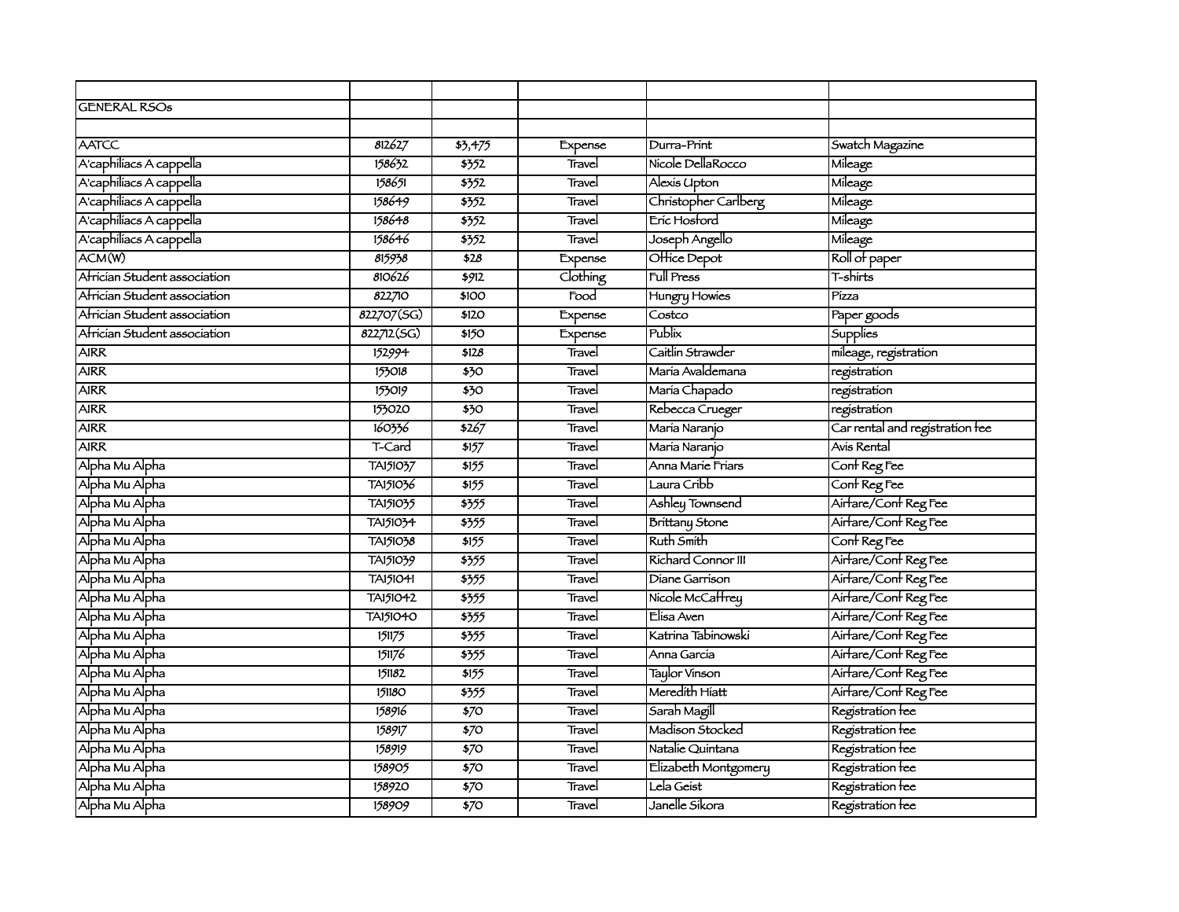| | | | | | |
|---|---|---|---|---|---|
| GENERAL RSOs | | | | | |
| | | | | | |
| AATCC | 812627 | $3,475 | Expense | Durra-Print | Swatch Magazine |
| A'caphiliacs A cappella | 158632 | $352 | Travel | Nicole DellaRocco | Mileage |
| A'caphiliacs A cappella | 158651 | $352 | Travel | Alexis Upton | Mileage |
| A'caphiliacs A cappella | 158649 | $352 | Travel | Christopher Carlberg | Mileage |
| A'caphiliacs A cappella | 158648 | $352 | Travel | Eric Hosford | Mileage |
| A'caphiliacs A cappella | 158646 | $352 | Travel | Joseph Angello | Mileage |
| ACM(W) | 815938 | $28 | Expense | Office Depot | Roll of paper |
| African Student association | 810626 | $912 | Clothing | Full Press | T-shirts |
| African Student association | 822710 | $100 | Food | Hungry Howies | Pizza |
| African Student association | 822707(SG) | $120 | Expense | Costco | Paper goods |
| African Student association | 822712(SG) | $150 | Expense | Publix | Supplies |
| AIRR | 152994 | $128 | Travel | Caitlin Strawder | mileage, registration |
| AIRR | 153018 | $30 | Travel | Maria Avaldemana | registration |
| AIRR | 153019 | $30 | Travel | Maria Chapado | registration |
| AIRR | 153020 | $30 | Travel | Rebecca Crueger | registration |
| AIRR | 160336 | $267 | Travel | Maria Naranjo | Car rental and registration fee |
| AIRR | T-Card | $157 | Travel | Maria Naranjo | Avis Rental |
| Alpha Mu Alpha | TA151037 | $155 | Travel | Anna Marie Friars | Conf Reg Fee |
| Alpha Mu Alpha | TA151036 | $155 | Travel | Laura Cribb | Conf Reg Fee |
| Alpha Mu Alpha | TA151035 | $355 | Travel | Ashley Townsend | Airfare/Conf Reg Fee |
| Alpha Mu Alpha | TA151034 | $355 | Travel | Brittany Stone | Airfare/Conf Reg Fee |
| Alpha Mu Alpha | TA151038 | $155 | Travel | Ruth Smith | Conf Reg Fee |
| Alpha Mu Alpha | TA151039 | $355 | Travel | Richard Connor III | Airfare/Conf Reg Fee |
| Alpha Mu Alpha | TA151041 | $355 | Travel | Diane Garrison | Airfare/Conf Reg Fee |
| Alpha Mu Alpha | TA151042 | $355 | Travel | Nicole McCaffrey | Airfare/Conf Reg Fee |
| Alpha Mu Alpha | TA151040 | $355 | Travel | Elisa Aven | Airfare/Conf Reg Fee |
| Alpha Mu Alpha | 151175 | $355 | Travel | Katrina Tabinowski | Airfare/Conf Reg Fee |
| Alpha Mu Alpha | 151176 | $355 | Travel | Anna Garcia | Airfare/Conf Reg Fee |
| Alpha Mu Alpha | 151182 | $155 | Travel | Taylor Vinson | Airfare/Conf Reg Fee |
| Alpha Mu Alpha | 151180 | $355 | Travel | Meredith Hiatt | Airfare/Conf Reg Fee |
| Alpha Mu Alpha | 158916 | $70 | Travel | Sarah Magill | Registration fee |
| Alpha Mu Alpha | 158917 | $70 | Travel | Madison Stocked | Registration fee |
| Alpha Mu Alpha | 158919 | $70 | Travel | Natalie Quintana | Registration fee |
| Alpha Mu Alpha | 158905 | $70 | Travel | Elizabeth Montgomery | Registration fee |
| Alpha Mu Alpha | 158920 | $70 | Travel | Lela Geist | Registration fee |
| Alpha Mu Alpha | 158909 | $70 | Travel | Janelle Sikora | Registration fee |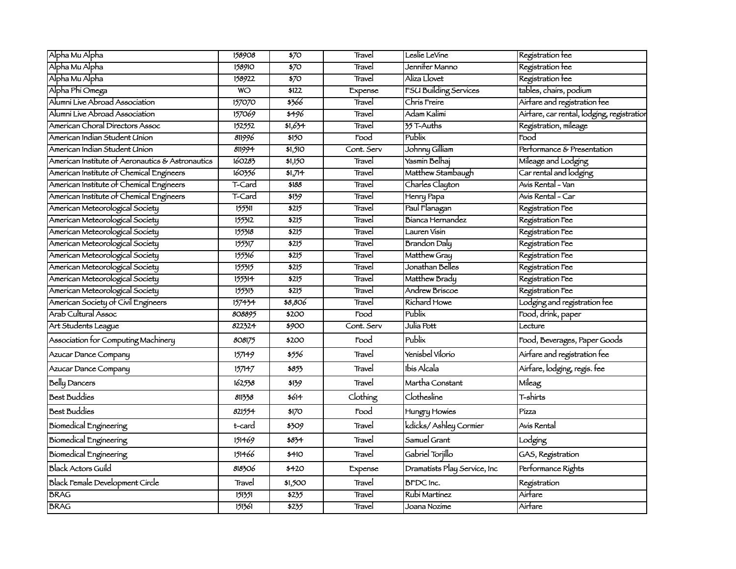| | | | | | |
|---|---|---|---|---|---|
| Alpha Mu Alpha | 158908 | $70 | Travel | Leslie LeVine | Registration fee |
| Alpha Mu Alpha | 158910 | $70 | Travel | Jennifer Manno | Registration fee |
| Alpha Mu Alpha | 158922 | $70 | Travel | Aliza Llovet | Registration fee |
| Alpha Phi Omega | WO | $122 | Expense | FSU Building Services | tables, chairs, podium |
| Alumni Live Abroad Association | 157070 | $366 | Travel | Chris Freire | Airfare and registration fee |
| Alumni Live Abroad Association | 157069 | $496 | Travel | Adam Kalimi | Airfare, car rental, lodging, registration |
| American Choral Directors Assoc | 152552 | $1,634 | Travel | 35 T-Auths | Registration, mileage |
| American Indian Student Union | 811996 | $150 | Food | Publix | Food |
| American Indian Student Union | 811994 | $1,510 | Cont. Serv | Johnny Gilliam | Performance & Presentation |
| American Institute of Aeronautics & Astronautics | 160283 | $1,150 | Travel | Yasmin Belhaj | Mileage and Lodging |
| American Institute of Chemical Engineers | 160356 | $1,714 | Travel | Matthew Stambaugh | Car rental and lodging |
| American Institute of Chemical Engineers | T-Card | $188 | Travel | Charles Clayton | Avis Rental - Van |
| American Institute of Chemical Engineers | T-Card | $139 | Travel | Henry Papa | Avis Rental - Car |
| American Meteorological Society | 155311 | $215 | Travel | Paul Flanagan | Registration Fee |
| American Meteorological Society | 155312 | $215 | Travel | Bianca Hernandez | Registration Fee |
| American Meteorological Society | 155318 | $215 | Travel | Lauren Visin | Registration Fee |
| American Meteorological Society | 155317 | $215 | Travel | Brandon Daly | Registration Fee |
| American Meteorological Society | 155316 | $215 | Travel | Matthew Gray | Registration Fee |
| American Meteorological Society | 155315 | $215 | Travel | Jonathan Belles | Registration Fee |
| American Meteorological Society | 155314 | $215 | Travel | Matthew Brady | Registration Fee |
| American Meteorological Society | 155313 | $215 | Travel | Andrew Briscoe | Registration Fee |
| American Society of Civil Engineers | 157434 | $8,806 | Travel | Richard Howe | Lodging and registration fee |
| Arab Cultural Assoc | 808895 | $200 | Food | Publix | Food, drink, paper |
| Art Students League | 822324 | $900 | Cont. Serv | Julia Pott | Lecture |
| Association for Computing Machinery | 808175 | $200 | Food | Publix | Food, Beverages, Paper Goods |
| Azucar Dance Company | 157149 | $556 | Travel | Yenisbel Vilorio | Airfare and registration fee |
| Azucar Dance Company | 157147 | $853 | Travel | Ibis Alcala | Airfare, lodging, regis. fee |
| Belly Dancers | 162538 | $139 | Travel | Martha Constant | Mileag |
| Best Buddies | 811338 | $614 | Clothing | Clothesline | T-shirts |
| Best Buddies | 821554 | $170 | Food | Hungry Howies | Pizza |
| Biomedical Engineering | t-card | $309 | Travel | kdicks/ Ashley Cormier | Avis Rental |
| Biomedical Engineering | 151469 | $834 | Travel | Samuel Grant | Lodging |
| Biomedical Engineering | 151466 | $410 | Travel | Gabriel Torjillo | GAS, Registration |
| Black Actors Guild | 818306 | $420 | Expense | Dramatists Play Service, Inc | Performance Rights |
| Black Female Development Circle | Travel | $1,500 | Travel | BFDC Inc. | Registration |
| BRAG | 151351 | $235 | Travel | Rubi Martinez | Airfare |
| BRAG | 151361 | $235 | Travel | Joana Nozime | Airfare |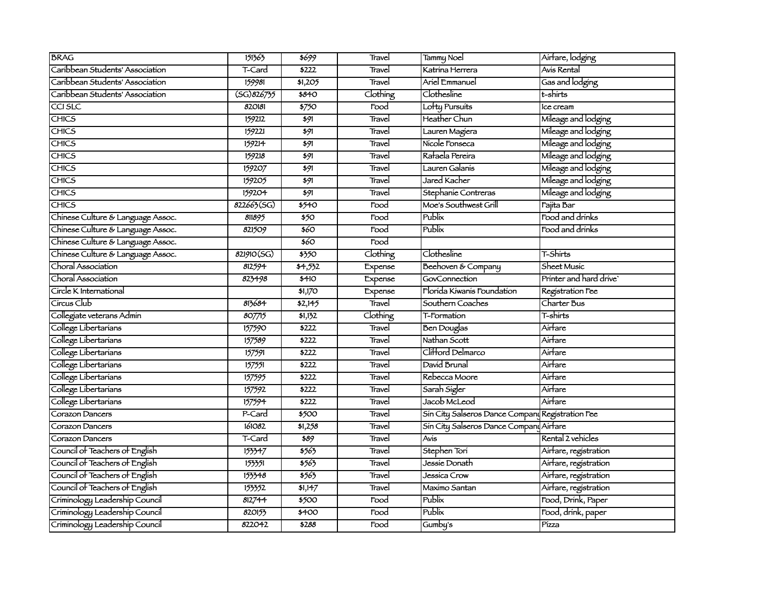| BRAG | 151363 | $699 | Travel | Tammy Noel | Airfare, lodging |
|---|---|---|---|---|---|
| Caribbean Students' Association | T-Card | $222 | Travel | Katrina Herrera | Avis Rental |
| Caribbean Students' Association | 159981 | $1,205 | Travel | Ariel Emmanuel | Gas and lodging |
| Caribbean Students' Association | (SG)826735 | $840 | Clothing | Clothesline | t-shirts |
| CCI SLC | 820181 | $750 | Food | Lofty Pursuits | Ice cream |
| CHICS | 159212 | $91 | Travel | Heather Chun | Mileage and lodging |
| CHICS | 159221 | $91 | Travel | Lauren Magiera | Mileage and lodging |
| CHICS | 159214 | $91 | Travel | Nicole Fonseca | Mileage and lodging |
| CHICS | 159218 | $91 | Travel | Rafaela Pereira | Mileage and lodging |
| CHICS | 159207 | $91 | Travel | Lauren Galanis | Mileage and lodging |
| CHICS | 159205 | $91 | Travel | Jared Kacher | Mileage and lodging |
| CHICS | 159204 | $91 | Travel | Stephanie Contreras | Mileage and lodging |
| CHICS | 822663(SG) | $540 | Food | Moe's Southwest Grill | Fajita Bar |
| Chinese Culture & Language Assoc. | 811895 | $50 | Food | Publix | Food and drinks |
| Chinese Culture & Language Assoc. | 821509 | $60 | Food | Publix | Food and drinks |
| Chinese Culture & Language Assoc. | | $60 | Food | | |
| Chinese Culture & Language Assoc. | 821910(SG) | $350 | Clothing | Clothesline | T-Shirts |
| Choral Association | 812594 | $4,532 | Expense | Beehoven & Company | Sheet Music |
| Choral Association | 823498 | $410 | Expense | GovConnection | Printer and hard drive` |
| Circle K International | | $1,170 | Expense | Florida Kiwanis Foundation | Registration Fee |
| Circus Club | 813684 | $2,145 | Travel | Southern Coaches | Charter Bus |
| Collegiate veterans Admin | 807715 | $1,132 | Clothing | T-Formation | T-shirts |
| College Libertarians | 157590 | $222 | Travel | Ben Douglas | Airfare |
| College Libertarians | 157589 | $222 | Travel | Nathan Scott | Airfare |
| College Libertarians | 157591 | $222 | Travel | Clifford Delmarco | Airfare |
| College Libertarians | 157551 | $222 | Travel | David Brunal | Airfare |
| College Libertarians | 157595 | $222 | Travel | Rebecca Moore | Airfare |
| College Libertarians | 157592 | $222 | Travel | Sarah Sigler | Airfare |
| College Libertarians | 157594 | $222 | Travel | Jacob McLeod | Airfare |
| Corazon Dancers | P-Card | $500 | Travel | Sin City Salseros Dance Company | Registration Fee |
| Corazon Dancers | 161082 | $1,258 | Travel | Sin City Salseros Dance Company | Airfare |
| Corazon Dancers | T-Card | $89 | Travel | Avis | Rental 2 vehicles |
| Council of Teachers of English | 153347 | $563 | Travel | Stephen Tori | Airfare, registration |
| Council of Teachers of English | 153351 | $563 | Travel | Jessie Donath | Airfare, registration |
| Council of Teachers of English | 153348 | $563 | Travel | Jessica Crow | Airfare, registration |
| Council of Teachers of English | 153352 | $1,147 | Travel | Maximo Santan | Airfare, registration |
| Criminology Leadership Council | 812744 | $500 | Food | Publix | Food, Drink, Paper |
| Criminology Leadership Council | 820153 | $400 | Food | Publix | Food, drink, paper |
| Criminology Leadership Council | 822042 | $288 | Food | Gumby's | Pizza |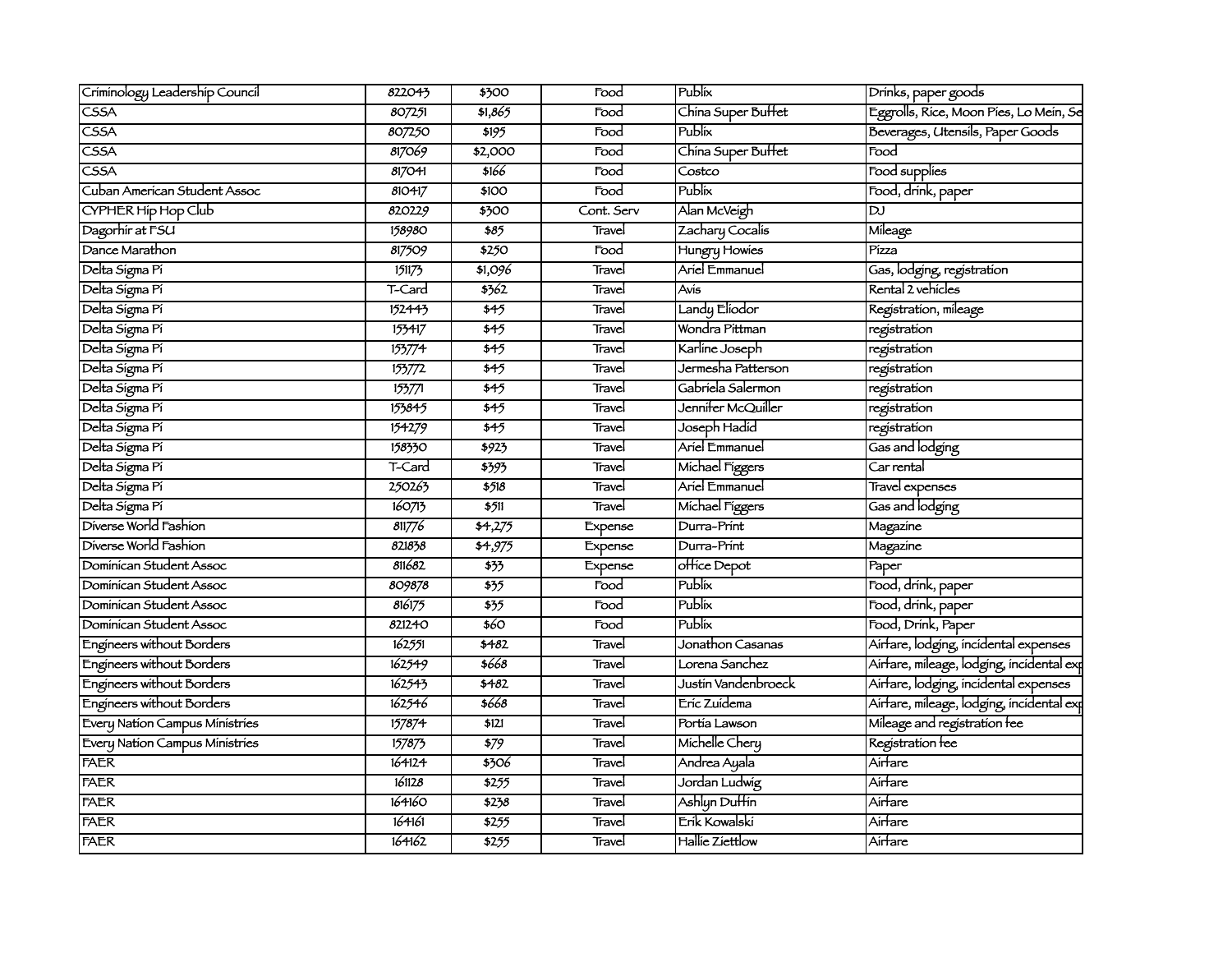| | | | | | |
|---|---|---|---|---|---|
| Criminology Leadership Council | 822043 | $300 | Food | Publix | Drinks, paper goods |
| CSSA | 807251 | $1,865 | Food | China Super Buffet | Eggrolls, Rice, Moon Pies, Lo Mein, Se |
| CSSA | 807250 | $195 | Food | Publix | Beverages, Utensils, Paper Goods |
| CSSA | 817069 | $2,000 | Food | China Super Buffet | Food |
| CSSA | 817041 | $166 | Food | Costco | Food supplies |
| Cuban American Student Assoc | 810417 | $100 | Food | Publix | Food, drink, paper |
| CYPHER Hip Hop Club | 820229 | $300 | Cont. Serv | Alan McVeigh | DJ |
| Dagorhir at FSU | 158980 | $85 | Travel | Zachary Cocalis | Mileage |
| Dance Marathon | 817509 | $250 | Food | Hungry Howies | Pizza |
| Delta Sigma Pi | 151173 | $1,096 | Travel | Ariel Emmanuel | Gas, lodging, registration |
| Delta Sigma Pi | T-Card | $362 | Travel | Avis | Rental 2 vehicles |
| Delta Sigma Pi | 152443 | $45 | Travel | Landy Eliodor | Registration, mileage |
| Delta Sigma Pi | 153417 | $45 | Travel | Wondra Pittman | registration |
| Delta Sigma Pi | 153774 | $45 | Travel | Karline Joseph | registration |
| Delta Sigma Pi | 153772 | $45 | Travel | Jermesha Patterson | registration |
| Delta Sigma Pi | 153771 | $45 | Travel | Gabriela Salermon | registration |
| Delta Sigma Pi | 153845 | $45 | Travel | Jennifer McQuiller | registration |
| Delta Sigma Pi | 154279 | $45 | Travel | Joseph Hadid | registration |
| Delta Sigma Pi | 158330 | $923 | Travel | Ariel Emmanuel | Gas and lodging |
| Delta Sigma Pi | T-Card | $393 | Travel | Michael Figgers | Car rental |
| Delta Sigma Pi | 250263 | $518 | Travel | Ariel Emmanuel | Travel expenses |
| Delta Sigma Pi | 160713 | $511 | Travel | Michael Figgers | Gas and lodging |
| Diverse World Fashion | 811776 | $4,275 | Expense | Durra-Print | Magazine |
| Diverse World Fashion | 821838 | $4,975 | Expense | Durra-Print | Magazine |
| Dominican Student Assoc | 811682 | $33 | Expense | office Depot | Paper |
| Dominican Student Assoc | 809878 | $35 | Food | Publix | Food, drink, paper |
| Dominican Student Assoc | 816175 | $35 | Food | Publix | Food, drink, paper |
| Dominican Student Assoc | 821240 | $60 | Food | Publix | Food, Drink, Paper |
| Engineers without Borders | 162551 | $482 | Travel | Jonathon Casanas | Airfare, lodging, incidental expenses |
| Engineers without Borders | 162549 | $668 | Travel | Lorena Sanchez | Airfare, mileage, lodging, incidental exp |
| Engineers without Borders | 162543 | $482 | Travel | Justin Vandenbroeck | Airfare, lodging, incidental expenses |
| Engineers without Borders | 162546 | $668 | Travel | Eric Zuidema | Airfare, mileage, lodging, incidental exp |
| Every Nation Campus Ministries | 157874 | $121 | Travel | Portia Lawson | Mileage and registration fee |
| Every Nation Campus Ministries | 157873 | $79 | Travel | Michelle Chery | Registration fee |
| FAER | 164124 | $306 | Travel | Andrea Ayala | Airfare |
| FAER | 161128 | $255 | Travel | Jordan Ludwig | Airfare |
| FAER | 164160 | $238 | Travel | Ashlyn Duffin | Airfare |
| FAER | 164161 | $255 | Travel | Erik Kowalski | Airfare |
| FAER | 164162 | $255 | Travel | Hallie Ziettlow | Airfare |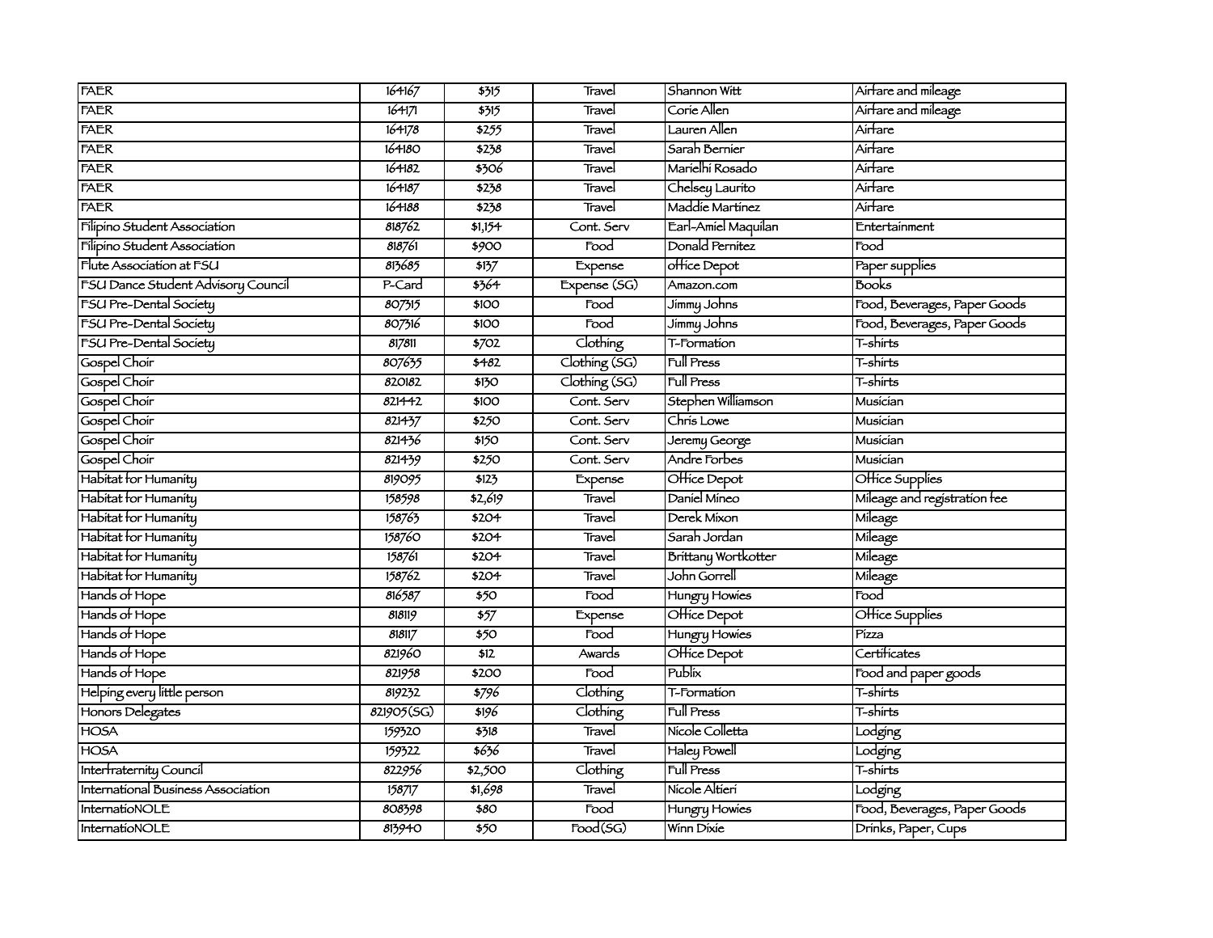| | | | | | |
|---|---|---|---|---|---|
| FAER | 164167 | $315 | Travel | Shannon Witt | Airfare and mileage |
| FAER | 164171 | $315 | Travel | Corie Allen | Airfare and mileage |
| FAER | 164178 | $255 | Travel | Lauren Allen | Airfare |
| FAER | 164180 | $238 | Travel | Sarah Bernier | Airfare |
| FAER | 164182 | $306 | Travel | Marielhi Rosado | Airfare |
| FAER | 164187 | $238 | Travel | Chelsey Laurito | Airfare |
| FAER | 164188 | $238 | Travel | Maddie Martinez | Airfare |
| Filipino Student Association | 818762 | $1,154 | Cont. Serv | Earl-Amiel Maquilan | Entertainment |
| Filipino Student Association | 818761 | $900 | Food | Donald Pernitez | Food |
| Flute Association at FSU | 813685 | $137 | Expense | office Depot | Paper supplies |
| FSU Dance Student Advisory Council | P-Card | $364 | Expense (SG) | Amazon.com | Books |
| FSU Pre-Dental Society | 807315 | $100 | Food | Jimmy Johns | Food, Beverages, Paper Goods |
| FSU Pre-Dental Society | 807316 | $100 | Food | Jimmy Johns | Food, Beverages, Paper Goods |
| FSU Pre-Dental Society | 817811 | $702 | Clothing | T-Formation | T-shirts |
| Gospel Choir | 807635 | $482 | Clothing (SG) | Full Press | T-shirts |
| Gospel Choir | 820182 | $130 | Clothing (SG) | Full Press | T-shirts |
| Gospel Choir | 821442 | $100 | Cont. Serv | Stephen Williamson | Musician |
| Gospel Choir | 821437 | $250 | Cont. Serv | Chris Lowe | Musician |
| Gospel Choir | 821436 | $150 | Cont. Serv | Jeremy George | Musician |
| Gospel Choir | 821439 | $250 | Cont. Serv | Andre Forbes | Musician |
| Habitat for Humanity | 819095 | $123 | Expense | Office Depot | Office Supplies |
| Habitat for Humanity | 158598 | $2,619 | Travel | Daniel Mineo | Mileage and registration fee |
| Habitat for Humanity | 158763 | $204 | Travel | Derek Mixon | Mileage |
| Habitat for Humanity | 158760 | $204 | Travel | Sarah Jordan | Mileage |
| Habitat for Humanity | 158761 | $204 | Travel | Brittany Wortkotter | Mileage |
| Habitat for Humanity | 158762 | $204 | Travel | John Gorrell | Mileage |
| Hands of Hope | 816587 | $50 | Food | Hungry Howies | Food |
| Hands of Hope | 818119 | $57 | Expense | Office Depot | Office Supplies |
| Hands of Hope | 818117 | $50 | Food | Hungry Howies | Pizza |
| Hands of Hope | 821960 | $12 | Awards | Office Depot | Certificates |
| Hands of Hope | 821958 | $200 | Food | Publix | Food and paper goods |
| Helping every little person | 819232 | $796 | Clothing | T-Formation | T-shirts |
| Honors Delegates | 821905(SG) | $196 | Clothing | Full Press | T-shirts |
| HOSA | 159320 | $318 | Travel | Nicole Colletta | Lodging |
| HOSA | 159322 | $636 | Travel | Haley Powell | Lodging |
| Interfraternity Council | 822956 | $2,500 | Clothing | Full Press | T-shirts |
| International Business Association | 158717 | $1,698 | Travel | Nicole Altieri | Lodging |
| InternatioNOLE | 808398 | $80 | Food | Hungry Howies | Food, Beverages, Paper Goods |
| InternatioNOLE | 813940 | $50 | Food (SG) | Winn Dixie | Drinks, Paper, Cups |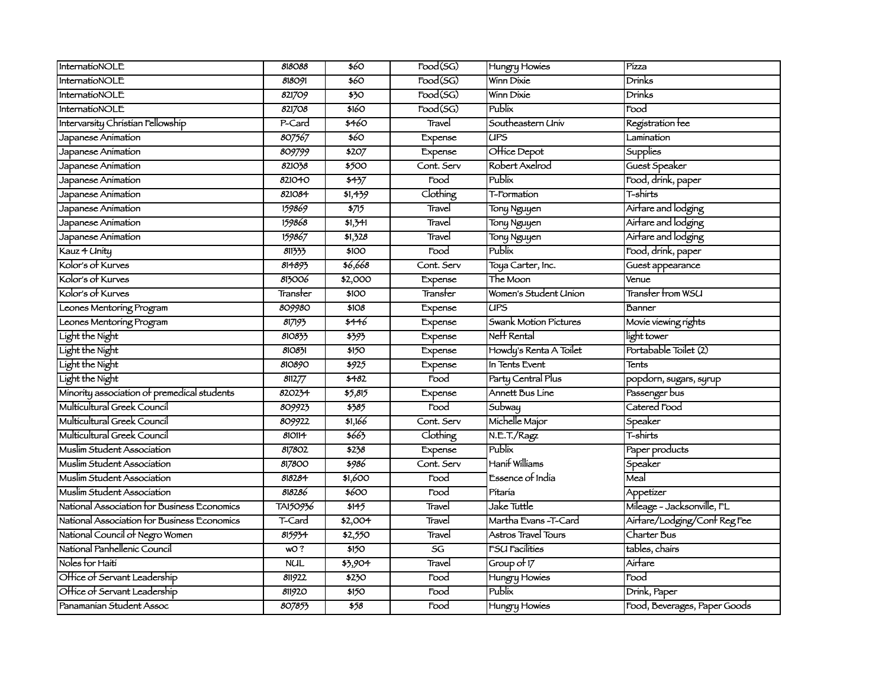| InternatioNOLE | 818088 | $60 | Food(SG) | Hungry Howies | Pizza |
|---|---|---|---|---|---|
| InternatioNOLE | 818091 | $60 | Food(SG) | Winn Dixie | Drinks |
| InternatioNOLE | 821709 | $30 | Food(SG) | Winn Dixie | Drinks |
| InternatioNOLE | 821708 | $160 | Food(SG) | Publix | Food |
| Intervarsity Christian Fellowship | P-Card | $460 | Travel | Southeastern Univ | Registration fee |
| Japanese Animation | 807567 | $60 | Expense | UPS | Lamination |
| Japanese Animation | 809799 | $207 | Expense | Office Depot | Supplies |
| Japanese Animation | 821038 | $500 | Cont. Serv | Robert Axelrod | Guest Speaker |
| Japanese Animation | 821040 | $437 | Food | Publix | Food, drink, paper |
| Japanese Animation | 821084 | $1,439 | Clothing | T-Formation | T-shirts |
| Japanese Animation | 159869 | $715 | Travel | Tony Nguyen | Airfare and lodging |
| Japanese Animation | 159868 | $1,341 | Travel | Tony Nguyen | Airfare and lodging |
| Japanese Animation | 159867 | $1,328 | Travel | Tony Nguyen | Airfare and lodging |
| Kauz 4 Unity | 811333 | $100 | Food | Publix | Food, drink, paper |
| Kolor's of Kurves | 814893 | $6,668 | Cont. Serv | Toya Carter, Inc. | Guest appearance |
| Kolor's of Kurves | 813006 | $2,000 | Expense | The Moon | Venue |
| Kolor's of Kurves | Transfer | $100 | Transfer | Women's Student Union | Transfer from WSU |
| Leones Mentoring Program | 809980 | $108 | Expense | UPS | Banner |
| Leones Mentoring Program | 817193 | $446 | Expense | Swank Motion Pictures | Movie viewing rights |
| Light the Night | 810833 | $393 | Expense | Neff Rental | light tower |
| Light the Night | 810831 | $150 | Expense | Howdy's Renta A Toilet | Portabable Toilet (2) |
| Light the Night | 810890 | $925 | Expense | In Tents Event | Tents |
| Light the Night | 811277 | $482 | Food | Party Central Plus | popdorn, sugars, syrup |
| Minority association of premedical students | 820234 | $5,815 | Expense | Annett Bus Line | Passenger bus |
| Multicultural Greek Council | 809923 | $385 | Food | Subway | Catered Food |
| Multicultural Greek Council | 809922 | $1,166 | Cont. Serv | Michelle Major | Speaker |
| Multicultural Greek Council | 810114 | $663 | Clothing | N.E.T./Ragz | T-shirts |
| Muslim Student Association | 817802 | $238 | Expense | Publix | Paper products |
| Muslim Student Association | 817800 | $986 | Cont. Serv | Hanif Williams | Speaker |
| Muslim Student Association | 818284 | $1,600 | Food | Essence of India | Meal |
| Muslim Student Association | 818286 | $600 | Food | Pitaria | Appetizer |
| National Association for Business Economics | TA150936 | $145 | Travel | Jake Tuttle | Mileage - Jacksonville, FL |
| National Association for Business Economics | T-Card | $2,004 | Travel | Martha Evans -T-Card | Airfare/Lodging/Conf Reg Fee |
| National Council of Negro Women | 815934 | $2,550 | Travel | Astros Travel Tours | Charter Bus |
| National Panhellenic Council | wO ? | $150 | SG | FSU Facilities | tables, chairs |
| Noles for Haiti | NUL | $3,904 | Travel | Group of 17 | Airfare |
| Office of Servant Leadership | 811922 | $230 | Food | Hungry Howies | Food |
| Office of Servant Leadership | 811920 | $150 | Food | Publix | Drink, Paper |
| Panamanian Student Assoc | 807853 | $58 | Food | Hungry Howies | Food, Beverages, Paper Goods |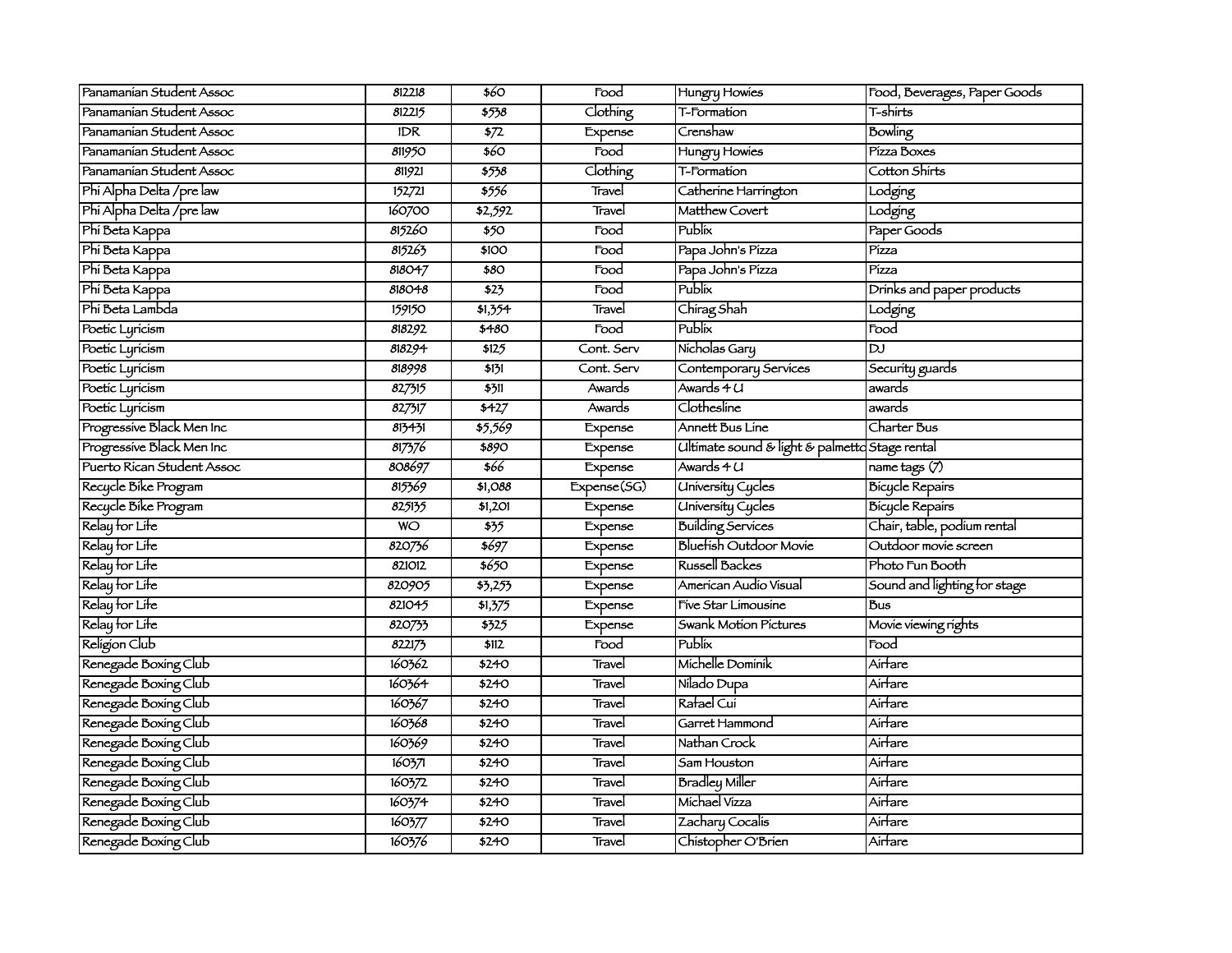| | | | | | |
|---|---|---|---|---|---|
| Panamanian Student Assoc | 812218 | $60 | Food | Hungry Howies | Food, Beverages, Paper Goods |
| Panamanian Student Assoc | 812215 | $538 | Clothing | T-Formation | T-shirts |
| Panamanian Student Assoc | IDR | $72 | Expense | Crenshaw | Bowling |
| Panamanian Student Assoc | 811950 | $60 | Food | Hungry Howies | Pizza Boxes |
| Panamanian Student Assoc | 811921 | $538 | Clothing | T-Formation | Cotton Shirts |
| Phi Alpha Delta /pre law | 152721 | $556 | Travel | Catherine Harrington | Lodging |
| Phi Alpha Delta /pre law | 160700 | $2,592 | Travel | Matthew Covert | Lodging |
| Phi Beta Kappa | 815260 | $50 | Food | Publix | Paper Goods |
| Phi Beta Kappa | 815263 | $100 | Food | Papa John's Pizza | Pizza |
| Phi Beta Kappa | 818047 | $80 | Food | Papa John's Pizza | Pizza |
| Phi Beta Kappa | 818048 | $23 | Food | Publix | Drinks and paper products |
| Phi Beta Lambda | 159150 | $1,354 | Travel | Chirag Shah | Lodging |
| Poetic Lyricism | 818292 | $480 | Food | Publix | Food |
| Poetic Lyricism | 818294 | $125 | Cont. Serv | Nicholas Gary | DJ |
| Poetic Lyricism | 818998 | $131 | Cont. Serv | Contemporary Services | Security guards |
| Poetic Lyricism | 827315 | $311 | Awards | Awards 4 U | awards |
| Poetic Lyricism | 827317 | $427 | Awards | Clothesline | awards |
| Progressive Black Men Inc | 813431 | $5,569 | Expense | Annett Bus Line | Charter Bus |
| Progressive Black Men Inc | 817376 | $890 | Expense | Ultimate sound & light & palmetto | Stage rental |
| Puerto Rican Student Assoc | 808697 | $66 | Expense | Awards 4 U | name tags (7) |
| Recycle Bike Program | 815369 | $1,088 | Expense(SG) | University Cycles | Bicycle Repairs |
| Recycle Bike Program | 825135 | $1,201 | Expense | University Cycles | Bicycle Repairs |
| Relay for Life | WO | $35 | Expense | Building Services | Chair, table, podium rental |
| Relay for Life | 820736 | $697 | Expense | Bluefish Outdoor Movie | Outdoor movie screen |
| Relay for Life | 821012 | $650 | Expense | Russell Backes | Photo Fun Booth |
| Relay for Life | 820905 | $3,253 | Expense | American Audio Visual | Sound and lighting for stage |
| Relay for Life | 821045 | $1,375 | Expense | Five Star Limousine | Bus |
| Relay for Life | 820733 | $325 | Expense | Swank Motion Pictures | Movie viewing rights |
| Religion Club | 822173 | $112 | Food | Publix | Food |
| Renegade Boxing Club | 160362 | $240 | Travel | Michelle Dominik | Airfare |
| Renegade Boxing Club | 160364 | $240 | Travel | Nilado Dupa | Airfare |
| Renegade Boxing Club | 160367 | $240 | Travel | Rafael Cui | Airfare |
| Renegade Boxing Club | 160368 | $240 | Travel | Garret Hammond | Airfare |
| Renegade Boxing Club | 160369 | $240 | Travel | Nathan Crock | Airfare |
| Renegade Boxing Club | 160371 | $240 | Travel | Sam Houston | Airfare |
| Renegade Boxing Club | 160372 | $240 | Travel | Bradley Miller | Airfare |
| Renegade Boxing Club | 160374 | $240 | Travel | Michael Vizza | Airfare |
| Renegade Boxing Club | 160377 | $240 | Travel | Zachary Cocalis | Airfare |
| Renegade Boxing Club | 160376 | $240 | Travel | Chistopher O'Brien | Airfare |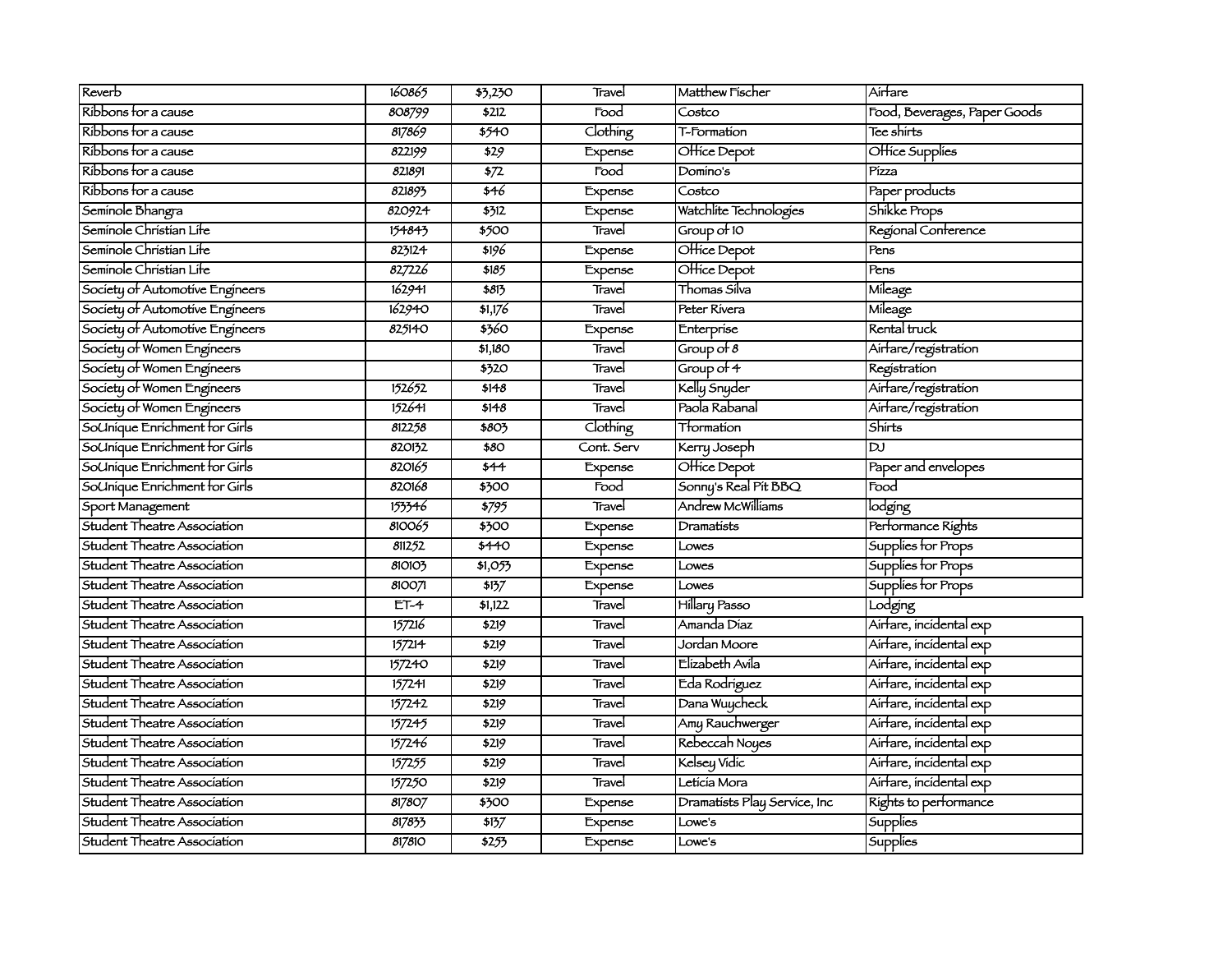| | | | | | |
|---|---|---|---|---|---|
| Reverb | 160865 | $3,230 | Travel | Matthew Fischer | Airfare |
| Ribbons for a cause | 808799 | $212 | Food | Costco | Food, Beverages, Paper Goods |
| Ribbons for a cause | 817869 | $540 | Clothing | T-Formation | Tee shirts |
| Ribbons for a cause | 822199 | $29 | Expense | Office Depot | Office Supplies |
| Ribbons for a cause | 821891 | $72 | Food | Domino's | Pizza |
| Ribbons for a cause | 821893 | $46 | Expense | Costco | Paper products |
| Seminole Bhangra | 820924 | $312 | Expense | Watchlite Technologies | Shikke Props |
| Seminole Christian Life | 154843 | $500 | Travel | Group of 10 | Regional Conference |
| Seminole Christian Life | 823124 | $196 | Expense | Office Depot | Pens |
| Seminole Christian Life | 827226 | $185 | Expense | Office Depot | Pens |
| Society of Automotive Engineers | 162941 | $813 | Travel | Thomas Silva | Mileage |
| Society of Automotive Engineers | 162940 | $1,176 | Travel | Peter Rivera | Mileage |
| Society of Automotive Engineers | 825140 | $360 | Expense | Enterprise | Rental truck |
| Society of Women Engineers | | $1,180 | Travel | Group of 8 | Airfare/registration |
| Society of Women Engineers | | $320 | Travel | Group of 4 | Registration |
| Society of Women Engineers | 152652 | $148 | Travel | Kelly Snyder | Airfare/registration |
| Society of Women Engineers | 152641 | $148 | Travel | Paola Rabanal | Airfare/registration |
| SoUnique Enrichment for Girls | 812258 | $803 | Clothing | Tformation | Shirts |
| SoUnique Enrichment for Girls | 820132 | $80 | Cont. Serv | Kerry Joseph | DJ |
| SoUnique Enrichment for Girls | 820165 | $44 | Expense | Office Depot | Paper and envelopes |
| SoUnique Enrichment for Girls | 820168 | $300 | Food | Sonny's Real Pit BBQ | Food |
| Sport Management | 153346 | $795 | Travel | Andrew McWilliams | lodging |
| Student Theatre Association | 810065 | $300 | Expense | Dramatists | Performance Rights |
| Student Theatre Association | 811252 | $440 | Expense | Lowes | Supplies for Props |
| Student Theatre Association | 810103 | $1,053 | Expense | Lowes | Supplies for Props |
| Student Theatre Association | 810071 | $137 | Expense | Lowes | Supplies for Props |
| Student Theatre Association | ET-4 | $1,122 | Travel | Hillary Passo | Lodging |
| Student Theatre Association | 157216 | $219 | Travel | Amanda Diaz | Airfare, incidental exp |
| Student Theatre Association | 157214 | $219 | Travel | Jordan Moore | Airfare, incidental exp |
| Student Theatre Association | 157240 | $219 | Travel | Elizabeth Avila | Airfare, incidental exp |
| Student Theatre Association | 157241 | $219 | Travel | Eda Rodriguez | Airfare, incidental exp |
| Student Theatre Association | 157242 | $219 | Travel | Dana Wuycheck | Airfare, incidental exp |
| Student Theatre Association | 157245 | $219 | Travel | Amy Rauchwerger | Airfare, incidental exp |
| Student Theatre Association | 157246 | $219 | Travel | Rebeccah Noyes | Airfare, incidental exp |
| Student Theatre Association | 157255 | $219 | Travel | Kelsey Vidic | Airfare, incidental exp |
| Student Theatre Association | 157250 | $219 | Travel | Leticia Mora | Airfare, incidental exp |
| Student Theatre Association | 817807 | $300 | Expense | Dramatists Play Service, Inc | Rights to performance |
| Student Theatre Association | 817833 | $137 | Expense | Lowe's | Supplies |
| Student Theatre Association | 817810 | $253 | Expense | Lowe's | Supplies |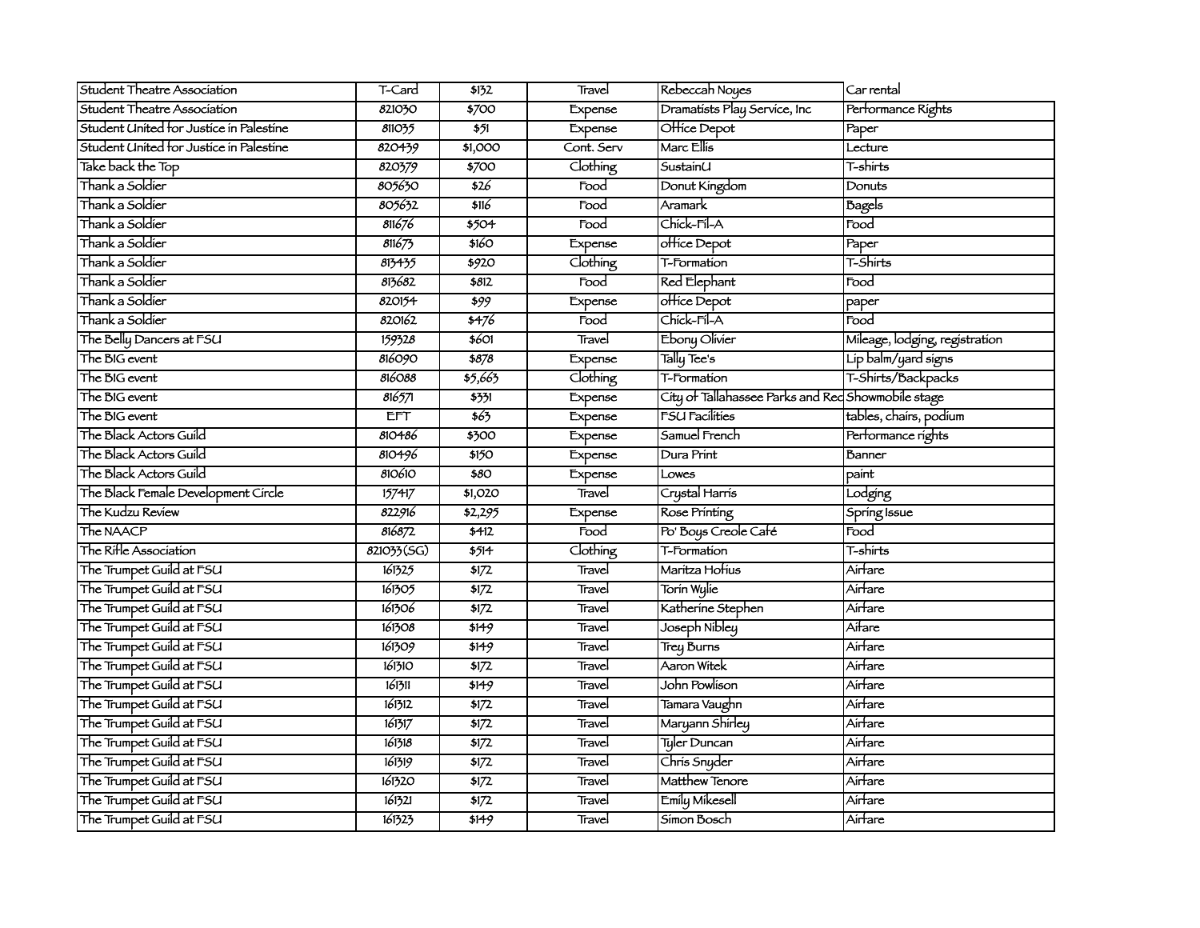| Student Theatre Association | T-Card | $132 | Travel | Rebeccah Noyes | Car rental |
|---|---|---|---|---|---|
| Student Theatre Association | 821030 | $700 | Expense | Dramatists Play Service, Inc | Performance Rights |
| Student United for Justice in Palestine | 811035 | $51 | Expense | Office Depot | Paper |
| Student United for Justice in Palestine | 820439 | $1,000 | Cont. Serv | Marc Ellis | Lecture |
| Take back the Top | 820379 | $700 | Clothing | SustainU | T-shirts |
| Thank a Soldier | 805630 | $26 | Food | Donut Kingdom | Donuts |
| Thank a Soldier | 805632 | $116 | Food | Aramark | Bagels |
| Thank a Soldier | 811676 | $504 | Food | Chick-Fil-A | Food |
| Thank a Soldier | 811673 | $160 | Expense | office Depot | Paper |
| Thank a Soldier | 813435 | $920 | Clothing | T-Formation | T-Shirts |
| Thank a Soldier | 813682 | $812 | Food | Red Elephant | Food |
| Thank a Soldier | 820154 | $99 | Expense | office Depot | paper |
| Thank a Soldier | 820162 | $476 | Food | Chick-Fil-A | Food |
| The Belly Dancers at FSU | 159328 | $601 | Travel | Ebony Olivier | Mileage, lodging, registration |
| The BIG event | 816090 | $878 | Expense | Tally Tee's | Lip balm/yard signs |
| The BIG event | 816088 | $5,663 | Clothing | T-Formation | T-Shirts/Backpacks |
| The BIG event | 816571 | $331 | Expense | City of Tallahassee Parks and Rec | Showmobile stage |
| The BIG event | EFT | $63 | Expense | FSU Facilities | tables, chairs, podium |
| The Black Actors Guild | 810486 | $300 | Expense | Samuel French | Performance rights |
| The Black Actors Guild | 810496 | $150 | Expense | Dura Print | Banner |
| The Black Actors Guild | 810610 | $80 | Expense | Lowes | paint |
| The Black Female Development Circle | 157417 | $1,020 | Travel | Crystal Harris | Lodging |
| The Kudzu Review | 822916 | $2,295 | Expense | Rose Printing | Spring Issue |
| The NAACP | 816872 | $412 | Food | Po' Boys Creole Café | Food |
| The Rifle Association | 821033(SG) | $514 | Clothing | T-Formation | T-shirts |
| The Trumpet Guild at FSU | 161325 | $172 | Travel | Maritza Hofius | Airfare |
| The Trumpet Guild at FSU | 161305 | $172 | Travel | Torin Wylie | Airfare |
| The Trumpet Guild at FSU | 161306 | $172 | Travel | Katherine Stephen | Airfare |
| The Trumpet Guild at FSU | 161308 | $149 | Travel | Joseph Nibley | Aifare |
| The Trumpet Guild at FSU | 161309 | $149 | Travel | Trey Burns | Airfare |
| The Trumpet Guild at FSU | 161310 | $172 | Travel | Aaron Witek | Airfare |
| The Trumpet Guild at FSU | 161311 | $149 | Travel | John Powlison | Airfare |
| The Trumpet Guild at FSU | 161312 | $172 | Travel | Tamara Vaughn | Airfare |
| The Trumpet Guild at FSU | 161317 | $172 | Travel | Maryann Shirley | Airfare |
| The Trumpet Guild at FSU | 161318 | $172 | Travel | Tyler Duncan | Airfare |
| The Trumpet Guild at FSU | 161319 | $172 | Travel | Chris Snyder | Airfare |
| The Trumpet Guild at FSU | 161320 | $172 | Travel | Matthew Tenore | Airfare |
| The Trumpet Guild at FSU | 161321 | $172 | Travel | Emily Mikesell | Airfare |
| The Trumpet Guild at FSU | 161323 | $149 | Travel | Simon Bosch | Airfare |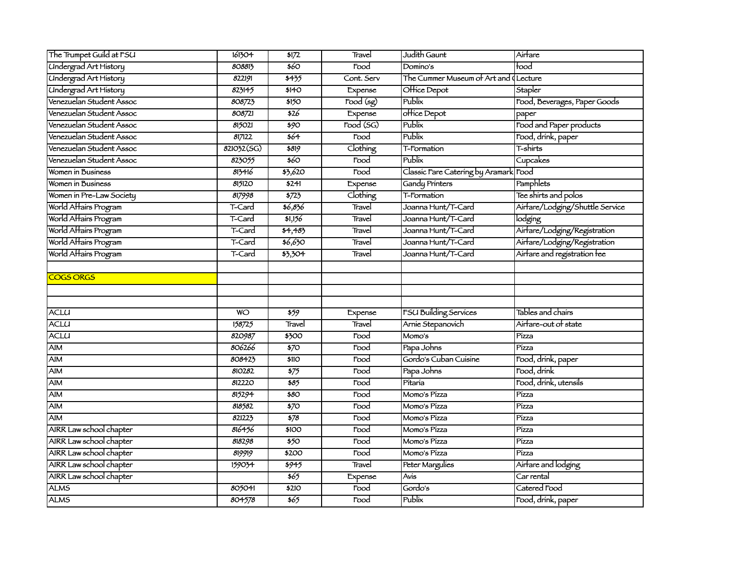| | | | | | |
|---|---|---|---|---|---|
| The Trumpet Guild at FSU | 161304 | $172 | Travel | Judith Gaunt | Airfare |
| Undergrad Art History | 808813 | $60 | Food | Domino's | food |
| Undergrad Art History | 822191 | $435 | Cont. Serv | The Cummer Museum of Art and ( | Lecture |
| Undergrad Art History | 823145 | $140 | Expense | Office Depot | Stapler |
| Venezuelan Student Assoc | 808723 | $150 | Food (sg) | Publix | Food, Beverages, Paper Goods |
| Venezuelan Student Assoc | 808721 | $26 | Expense | office Depot | paper |
| Venezuelan Student Assoc | 815021 | $90 | Food (SG) | Publix | Food and Paper products |
| Venezuelan Student Assoc | 817122 | $64 | Food | Publix | Food, drink, paper |
| Venezuelan Student Assoc | 821032(SG) | $819 | Clothing | T-Formation | T-shirts |
| Venezuelan Student Assoc | 823055 | $60 | Food | Publix | Cupcakes |
| Women in Business | 813416 | $3,620 | Food | Classic Fare Catering by Aramark | Food |
| Women in Business | 815120 | $241 | Expense | Gandy Printers | Pamphlets |
| Women in Pre-Law Society | 817998 | $723 | Clothing | T-Formation | Tee shirts and polos |
| World Affairs Program | T-Card | $6,836 | Travel | Joanna Hunt/T-Card | Airfare/Lodging/Shuttle Service |
| World Affairs Program | T-Card | $1,156 | Travel | Joanna Hunt/T-Card | lodging |
| World Affairs Program | T-Card | $4,483 | Travel | Joanna Hunt/T-Card | Airfare/Lodging/Registration |
| World Affairs Program | T-Card | $6,630 | Travel | Joanna Hunt/T-Card | Airfare/Lodging/Registration |
| World Affairs Program | T-Card | $3,304 | Travel | Joanna Hunt/T-Card | Airfare and registration fee |
| | | | | | |
| COGS ORGS | | | | | |
| | | | | | |
| | | | | | |
| ACLU | WO | $59 | Expense | FSU Building Services | Tables and chairs |
| ACLU | 158725 | Travel | Travel | Arnie Stepanovich | Airfare-out of state |
| ACLU | 820987 | $300 | Food | Momo's | Pizza |
| AIM | 806266 | $70 | Food | Papa Johns | Pizza |
| AIM | 808423 | $110 | Food | Gordo's Cuban Cuisine | Food, drink, paper |
| AIM | 810282 | $75 | Food | Papa Johns | Food, drink |
| AIM | 812220 | $85 | Food | Pitaria | Food, drink, utensils |
| AIM | 815294 | $80 | Food | Momo's Pizza | Pizza |
| AIM | 818582 | $70 | Food | Momo's Pizza | Pizza |
| AIM | 821223 | $78 | Food | Momo's Pizza | Pizza |
| AIRR Law school chapter | 816456 | $100 | Food | Momo's Pizza | Pizza |
| AIRR Law school chapter | 818298 | $50 | Food | Momo's Pizza | Pizza |
| AIRR Law school chapter | 819919 | $200 | Food | Momo's Pizza | Pizza |
| AIRR Law school chapter | 159034 | $945 | Travel | Peter Margulies | Airfare and lodging |
| AIRR Law school chapter | | $65 | Expense | Avis | Car rental |
| ALMS | 805041 | $210 | Food | Gordo's | Catered Food |
| ALMS | 804578 | $65 | Food | Publix | Food, drink, paper |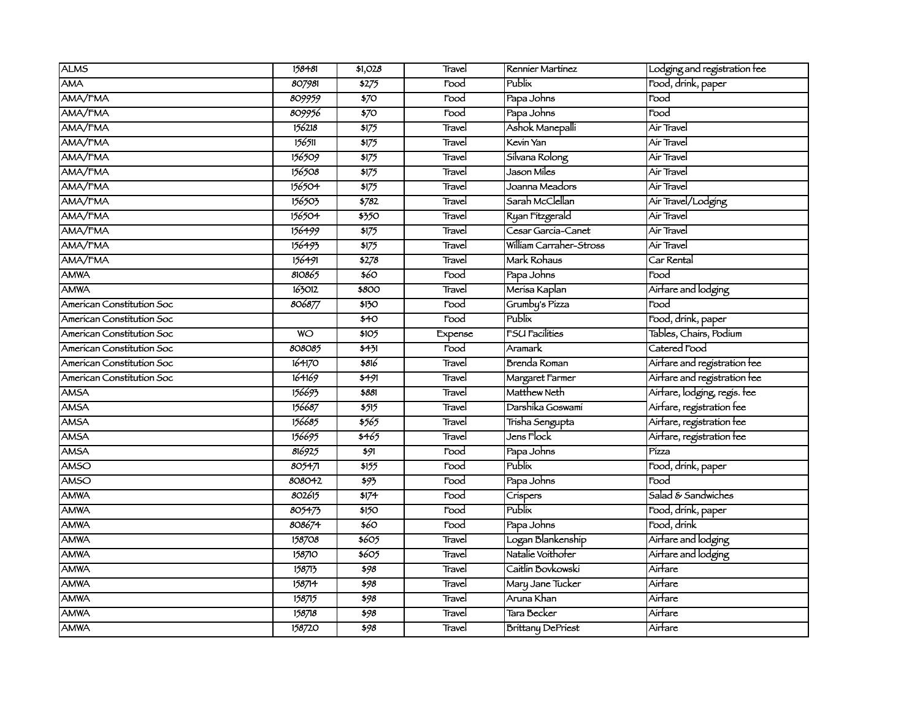| ALMS | 158481 | $1,028 | Travel | Rennier Martinez | Lodging and registration fee |
|---|---|---|---|---|---|
| AMA | 807981 | $275 | Food | Publix | Food, drink, paper |
| AMA/FMA | 809959 | $70 | Food | Papa Johns | Food |
| AMA/FMA | 809956 | $70 | Food | Papa Johns | Food |
| AMA/FMA | 156218 | $175 | Travel | Ashok Manepalli | Air Travel |
| AMA/FMA | 156511 | $175 | Travel | Kevin Yan | Air Travel |
| AMA/FMA | 156509 | $175 | Travel | Silvana Rolong | Air Travel |
| AMA/FMA | 156508 | $175 | Travel | Jason Miles | Air Travel |
| AMA/FMA | 156504 | $175 | Travel | Joanna Meadors | Air Travel |
| AMA/FMA | 156503 | $782 | Travel | Sarah McClellan | Air Travel/Lodging |
| AMA/FMA | 156504 | $350 | Travel | Ryan Fitzgerald | Air Travel |
| AMA/FMA | 156499 | $175 | Travel | Cesar Garcia-Canet | Air Travel |
| AMA/FMA | 156493 | $175 | Travel | William Carraher-Stross | Air Travel |
| AMA/FMA | 156491 | $278 | Travel | Mark Rohaus | Car Rental |
| AMWA | 810865 | $60 | Food | Papa Johns | Food |
| AMWA | 163012 | $800 | Travel | Merisa Kaplan | Airfare and lodging |
| American Constitution Soc | 806877 | $130 | Food | Grumby's Pizza | Food |
| American Constitution Soc | | $40 | Food | Publix | Food, drink, paper |
| American Constitution Soc | WO | $105 | Expense | FSU Facilities | Tables, Chairs, Podium |
| American Constitution Soc | 808085 | $431 | Food | Aramark | Catered Food |
| American Constitution Soc | 164170 | $816 | Travel | Brenda Roman | Airfare and registration fee |
| American Constitution Soc | 164169 | $491 | Travel | Margaret Farmer | Airfare and registration fee |
| AMSA | 156693 | $881 | Travel | Matthew Neth | Airfare, lodging, regis. fee |
| AMSA | 156687 | $515 | Travel | Darshika Goswami | Airfare, registration fee |
| AMSA | 156685 | $565 | Travel | Trisha Sengupta | Airfare, registration fee |
| AMSA | 156695 | $465 | Travel | Jens Flock | Airfare, registration fee |
| AMSA | 816925 | $91 | Food | Papa Johns | Pizza |
| AMSO | 805471 | $155 | Food | Publix | Food, drink, paper |
| AMSO | 808042 | $93 | Food | Papa Johns | Food |
| AMWA | 802615 | $174 | Food | Crispers | Salad & Sandwiches |
| AMWA | 805473 | $150 | Food | Publix | Food, drink, paper |
| AMWA | 808674 | $60 | Food | Papa Johns | Food, drink |
| AMWA | 158708 | $605 | Travel | Logan Blankenship | Airfare and lodging |
| AMWA | 158710 | $605 | Travel | Natalie Voithofer | Airfare and lodging |
| AMWA | 158713 | $98 | Travel | Caitlin Bovkowski | Airfare |
| AMWA | 158714 | $98 | Travel | Mary Jane Tucker | Airfare |
| AMWA | 158715 | $98 | Travel | Aruna Khan | Airfare |
| AMWA | 158718 | $98 | Travel | Tara Becker | Airfare |
| AMWA | 158720 | $98 | Travel | Brittany DePriest | Airfare |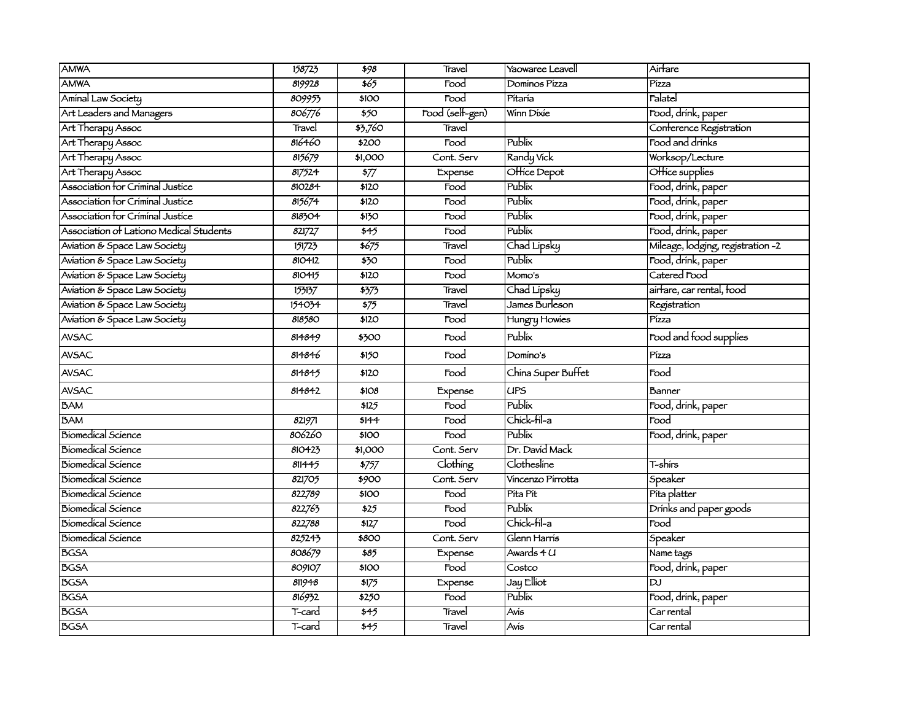| AMWA | 158723 | $98 | Travel | Yaowaree Leavell | Airfare |
|---|---|---|---|---|---|
| AMWA | 819928 | $65 | Food | Dominos Pizza | Pizza |
| Aminal Law Society | 809953 | $100 | Food | Pitaria | Falatel |
| Art Leaders and Managers | 806776 | $50 | Food (self-gen) | Winn Dixie | Food, drink, paper |
| Art Therapy Assoc | Travel | $3,760 | Travel | | Conference Registration |
| Art Therapy Assoc | 816460 | $200 | Food | Publix | Food and drinks |
| Art Therapy Assoc | 815679 | $1,000 | Cont. Serv | Randy Vick | Worksop/Lecture |
| Art Therapy Assoc | 817524 | $77 | Expense | Office Depot | Office supplies |
| Association for Criminal Justice | 810284 | $120 | Food | Publix | Food, drink, paper |
| Association for Criminal Justice | 815674 | $120 | Food | Publix | Food, drink, paper |
| Association for Criminal Justice | 818304 | $130 | Food | Publix | Food, drink, paper |
| Association of Lationo Medical Students | 821727 | $45 | Food | Publix | Food, drink, paper |
| Aviation & Space Law Society | 151723 | $675 | Travel | Chad Lipsky | Mileage, lodging, registration -2 |
| Aviation & Space Law Society | 810412 | $30 | Food | Publix | Food, drink, paper |
| Aviation & Space Law Society | 810415 | $120 | Food | Momo's | Catered Food |
| Aviation & Space Law Society | 153137 | $373 | Travel | Chad Lipsky | airfare, car rental, food |
| Aviation & Space Law Society | 154034 | $75 | Travel | James Burleson | Registration |
| Aviation & Space Law Society | 818580 | $120 | Food | Hungry Howies | Pizza |
| AVSAC | 814849 | $300 | Food | Publix | Food and food supplies |
| AVSAC | 814846 | $150 | Food | Domino's | Pizza |
| AVSAC | 814845 | $120 | Food | China Super Buffet | Food |
| AVSAC | 814842 | $108 | Expense | UPS | Banner |
| BAM | | $125 | Food | Publix | Food, drink, paper |
| BAM | 821971 | $144 | Food | Chick-fil-a | Food |
| Biomedical Science | 806260 | $100 | Food | Publix | Food, drink, paper |
| Biomedical Science | 810423 | $1,000 | Cont. Serv | Dr. David Mack | |
| Biomedical Science | 811445 | $757 | Clothing | Clothesline | T-shirs |
| Biomedical Science | 821705 | $900 | Cont. Serv | Vincenzo Pirrotta | Speaker |
| Biomedical Science | 822789 | $100 | Food | Pita Pit | Pita platter |
| Biomedical Science | 822763 | $25 | Food | Publix | Drinks and paper goods |
| Biomedical Science | 822788 | $127 | Food | Chick-fil-a | Food |
| Biomedical Science | 825243 | $800 | Cont. Serv | Glenn Harris | Speaker |
| BGSA | 808679 | $85 | Expense | Awards 4 U | Name tags |
| BGSA | 809107 | $100 | Food | Costco | Food, drink, paper |
| BGSA | 811948 | $175 | Expense | Jay Elliot | DJ |
| BGSA | 816932 | $250 | Food | Publix | Food, drink, paper |
| BGSA | T-card | $45 | Travel | Avis | Car rental |
| BGSA | T-card | $45 | Travel | Avis | Car rental |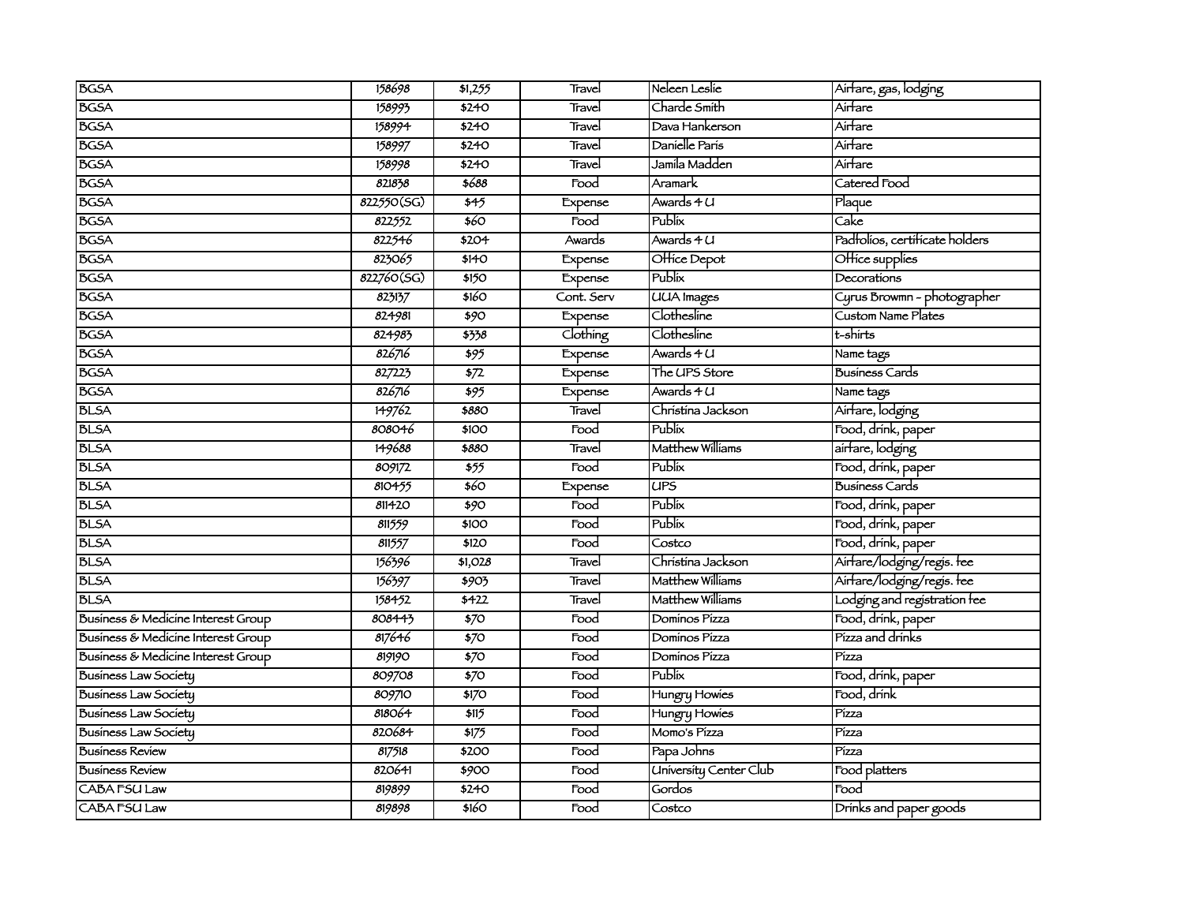| | | | | | |
|---|---|---|---|---|---|
| BGSA | 158698 | $1,255 | Travel | Neleen Leslie | Airfare, gas, lodging |
| BGSA | 158993 | $240 | Travel | Charde Smith | Airfare |
| BGSA | 158994 | $240 | Travel | Dava Hankerson | Airfare |
| BGSA | 158997 | $240 | Travel | Danielle Paris | Airfare |
| BGSA | 158998 | $240 | Travel | Jamila Madden | Airfare |
| BGSA | 821838 | $688 | Food | Aramark | Catered Food |
| BGSA | 822550(SG) | $45 | Expense | Awards 4 U | Plaque |
| BGSA | 822552 | $60 | Food | Publix | Cake |
| BGSA | 822546 | $204 | Awards | Awards 4 U | Padfolios, certificate holders |
| BGSA | 823065 | $140 | Expense | Office Depot | Office supplies |
| BGSA | 822760(SG) | $150 | Expense | Publix | Decorations |
| BGSA | 823137 | $160 | Cont. Serv | UUA Images | Cyrus Browmn - photographer |
| BGSA | 824981 | $90 | Expense | Clothesline | Custom Name Plates |
| BGSA | 824983 | $338 | Clothing | Clothesline | t-shirts |
| BGSA | 826716 | $95 | Expense | Awards 4 U | Name tags |
| BGSA | 827223 | $72 | Expense | The UPS Store | Business Cards |
| BGSA | 826716 | $95 | Expense | Awards 4 U | Name tags |
| BLSA | 149762 | $880 | Travel | Christina Jackson | Airfare, lodging |
| BLSA | 808046 | $100 | Food | Publix | Food, drink, paper |
| BLSA | 149688 | $880 | Travel | Matthew Williams | airfare, lodging |
| BLSA | 809172 | $55 | Food | Publix | Food, drink, paper |
| BLSA | 810455 | $60 | Expense | UPS | Business Cards |
| BLSA | 811420 | $90 | Food | Publix | Food, drink, paper |
| BLSA | 811559 | $100 | Food | Publix | Food, drink, paper |
| BLSA | 811557 | $120 | Food | Costco | Food, drink, paper |
| BLSA | 156396 | $1,028 | Travel | Christina Jackson | Airfare/lodging/regis. fee |
| BLSA | 156397 | $903 | Travel | Matthew Williams | Airfare/lodging/regis. fee |
| BLSA | 158452 | $422 | Travel | Matthew Williams | Lodging and registration fee |
| Business & Medicine Interest Group | 808443 | $70 | Food | Dominos Pizza | Food, drink, paper |
| Business & Medicine Interest Group | 817646 | $70 | Food | Dominos Pizza | Pizza and drinks |
| Business & Medicine Interest Group | 819190 | $70 | Food | Dominos Pizza | Pizza |
| Business Law Society | 809708 | $70 | Food | Publix | Food, drink, paper |
| Business Law Society | 809710 | $170 | Food | Hungry Howies | Food, drink |
| Business Law Society | 818064 | $115 | Food | Hungry Howies | Pizza |
| Business Law Society | 820684 | $175 | Food | Momo's Pizza | Pizza |
| Business Review | 817518 | $200 | Food | Papa Johns | Pizza |
| Business Review | 820641 | $900 | Food | University Center Club | Food platters |
| CABA FSU Law | 819899 | $240 | Food | Gordos | Food |
| CABA FSU Law | 819898 | $160 | Food | Costco | Drinks and paper goods |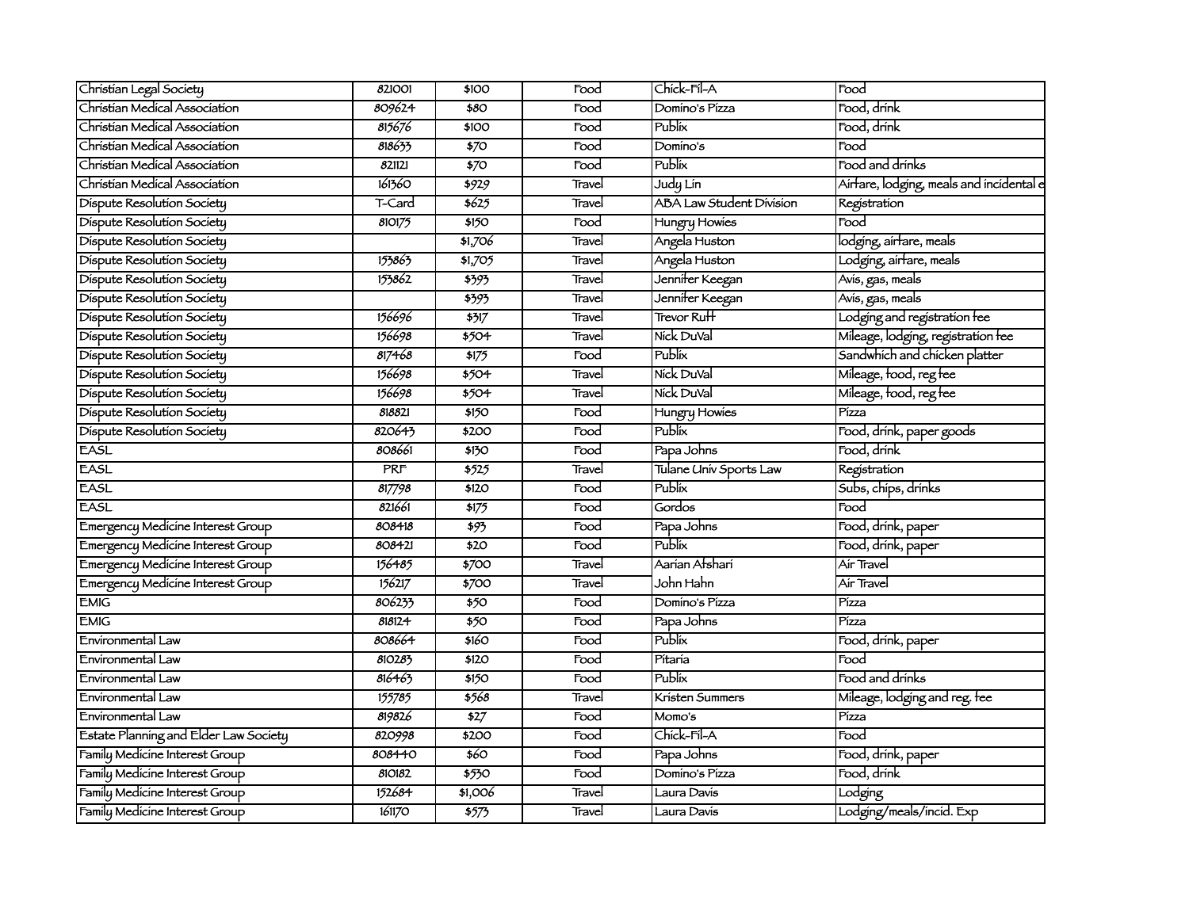| | | | | | |
|---|---|---|---|---|---|
| Christian Legal Society | 821001 | $100 | Food | Chick-Fil-A | Food |
| Christian Medical Association | 809624 | $80 | Food | Domino's Pizza | Food, drink |
| Christian Medical Association | 815676 | $100 | Food | Publix | Food, drink |
| Christian Medical Association | 818633 | $70 | Food | Domino's | Food |
| Christian Medical Association | 821121 | $70 | Food | Publix | Food and drinks |
| Christian Medical Association | 161360 | $929 | Travel | Judy Lin | Airfare, lodging, meals and incidental e |
| Dispute Resolution Society | T-Card | $625 | Travel | ABA Law Student Division | Registration |
| Dispute Resolution Society | 810175 | $150 | Food | Hungry Howies | Food |
| Dispute Resolution Society | | $1,706 | Travel | Angela Huston | lodging, airfare, meals |
| Dispute Resolution Society | 153863 | $1,705 | Travel | Angela Huston | Lodging, airfare, meals |
| Dispute Resolution Society | 153862 | $393 | Travel | Jennifer Keegan | Avis, gas, meals |
| Dispute Resolution Society | | $393 | Travel | Jennifer Keegan | Avis, gas, meals |
| Dispute Resolution Society | 156696 | $317 | Travel | Trevor Ruff | Lodging and registration fee |
| Dispute Resolution Society | 156698 | $504 | Travel | Nick DuVal | Mileage, lodging, registration fee |
| Dispute Resolution Society | 817468 | $175 | Food | Publix | Sandwhich and chicken platter |
| Dispute Resolution Society | 156698 | $504 | Travel | Nick DuVal | Mileage, food, reg fee |
| Dispute Resolution Society | 156698 | $504 | Travel | Nick DuVal | Mileage, food, reg fee |
| Dispute Resolution Society | 818821 | $150 | Food | Hungry Howies | Pizza |
| Dispute Resolution Society | 820643 | $200 | Food | Publix | Food, drink, paper goods |
| EASL | 808661 | $130 | Food | Papa Johns | Food, drink |
| EASL | PRF | $525 | Travel | Tulane Univ Sports Law | Registration |
| EASL | 817798 | $120 | Food | Publix | Subs, chips, drinks |
| EASL | 821661 | $175 | Food | Gordos | Food |
| Emergency Medicine Interest Group | 808418 | $93 | Food | Papa Johns | Food, drink, paper |
| Emergency Medicine Interest Group | 808421 | $20 | Food | Publix | Food, drink, paper |
| Emergency Medicine Interest Group | 156485 | $700 | Travel | Aarian Afshari | Air Travel |
| Emergency Medicine Interest Group | 156217 | $700 | Travel | John Hahn | Air Travel |
| EMIG | 806233 | $50 | Food | Domino's Pizza | Pizza |
| EMIG | 818124 | $50 | Food | Papa Johns | Pizza |
| Environmental Law | 808664 | $160 | Food | Publix | Food, drink, paper |
| Environmental Law | 810283 | $120 | Food | Pitaria | Food |
| Environmental Law | 816463 | $150 | Food | Publix | Food and drinks |
| Environmental Law | 155785 | $568 | Travel | Kristen Summers | Mileage, lodging and reg. fee |
| Environmental Law | 819826 | $27 | Food | Momo's | Pizza |
| Estate Planning and Elder Law Society | 820998 | $200 | Food | Chick-Fil-A | Food |
| Family Medicine Interest Group | 808440 | $60 | Food | Papa Johns | Food, drink, paper |
| Family Medicine Interest Group | 810182 | $530 | Food | Domino's Pizza | Food, drink |
| Family Medicine Interest Group | 152684 | $1,006 | Travel | Laura Davis | Lodging |
| Family Medicine Interest Group | 161170 | $573 | Travel | Laura Davis | Lodging/meals/incid. Exp |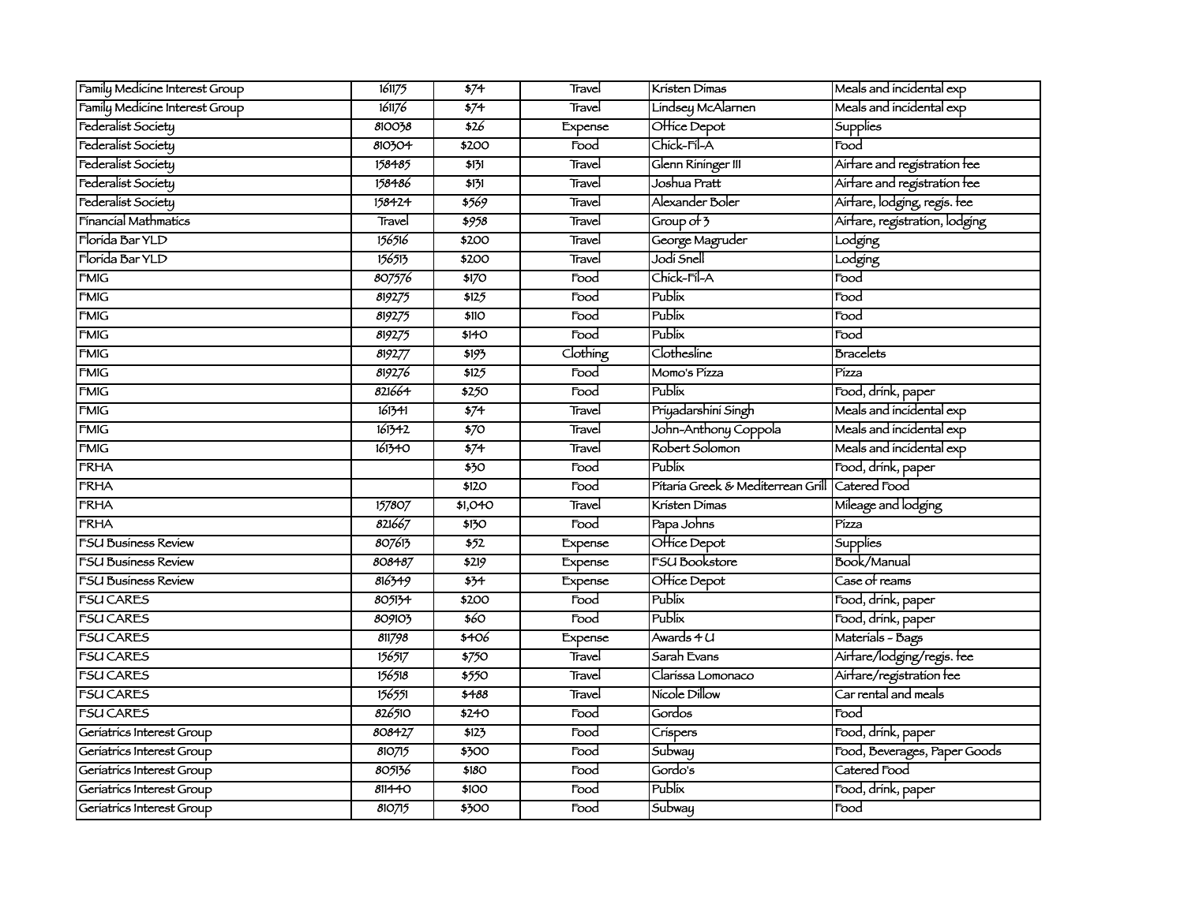| Family Medicine Interest Group | 161175 | $74 | Travel | Kristen Dimas | Meals and incidental exp |
|---|---|---|---|---|---|
| Family Medicine Interest Group | 161176 | $74 | Travel | Lindsey McAlarnen | Meals and incidental exp |
| Federalist Society | 810038 | $26 | Expense | Office Depot | Supplies |
| Federalist Society | 810304 | $200 | Food | Chick-Fil-A | Food |
| Federalist Society | 158485 | $131 | Travel | Glenn Rininger III | Airfare and registration fee |
| Federalist Society | 158486 | $131 | Travel | Joshua Pratt | Airfare and registration fee |
| Federalist Society | 158424 | $569 | Travel | Alexander Boler | Airfare, lodging, regis. fee |
| Financial Mathmatics | Travel | $958 | Travel | Group of 3 | Airfare, registration, lodging |
| Florida Bar YLD | 156516 | $200 | Travel | George Magruder | Lodging |
| Florida Bar YLD | 156513 | $200 | Travel | Jodi Snell | Lodging |
| FMIG | 807576 | $170 | Food | Chick-Fil-A | Food |
| FMIG | 819275 | $125 | Food | Publix | Food |
| FMIG | 819275 | $110 | Food | Publix | Food |
| FMIG | 819275 | $140 | Food | Publix | Food |
| FMIG | 819277 | $193 | Clothing | Clothesline | Bracelets |
| FMIG | 819276 | $125 | Food | Momo's Pizza | Pizza |
| FMIG | 821664 | $250 | Food | Publix | Food, drink, paper |
| FMIG | 161341 | $74 | Travel | Priyadarshini Singh | Meals and incidental exp |
| FMIG | 161342 | $70 | Travel | John-Anthony Coppola | Meals and incidental exp |
| FMIG | 161340 | $74 | Travel | Robert Solomon | Meals and incidental exp |
| FRHA | | $30 | Food | Publix | Food, drink, paper |
| FRHA | | $120 | Food | Pitaria Greek & Mediterrean Grill | Catered Food |
| FRHA | 157807 | $1,040 | Travel | Kristen Dimas | Mileage and lodging |
| FRHA | 821667 | $130 | Food | Papa Johns | Pizza |
| FSU Business Review | 807613 | $52 | Expense | Office Depot | Supplies |
| FSU Business Review | 808487 | $219 | Expense | FSU Bookstore | Book/Manual |
| FSU Business Review | 816349 | $34 | Expense | Office Depot | Case of reams |
| FSU CARES | 805134 | $200 | Food | Publix | Food, drink, paper |
| FSU CARES | 809103 | $60 | Food | Publix | Food, drink, paper |
| FSU CARES | 811798 | $406 | Expense | Awards 4 U | Materials - Bags |
| FSU CARES | 156517 | $750 | Travel | Sarah Evans | Airfare/lodging/regis. fee |
| FSU CARES | 156518 | $550 | Travel | Clarissa Lomonaco | Airfare/registration fee |
| FSU CARES | 156551 | $488 | Travel | Nicole Dillow | Car rental and meals |
| FSU CARES | 826510 | $240 | Food | Gordos | Food |
| Geriatrics Interest Group | 808427 | $123 | Food | Crispers | Food, drink, paper |
| Geriatrics Interest Group | 810715 | $300 | Food | Subway | Food, Beverages, Paper Goods |
| Geriatrics Interest Group | 805136 | $180 | Food | Gordo's | Catered Food |
| Geriatrics Interest Group | 811440 | $100 | Food | Publix | Food, drink, paper |
| Geriatrics Interest Group | 810715 | $300 | Food | Subway | Food |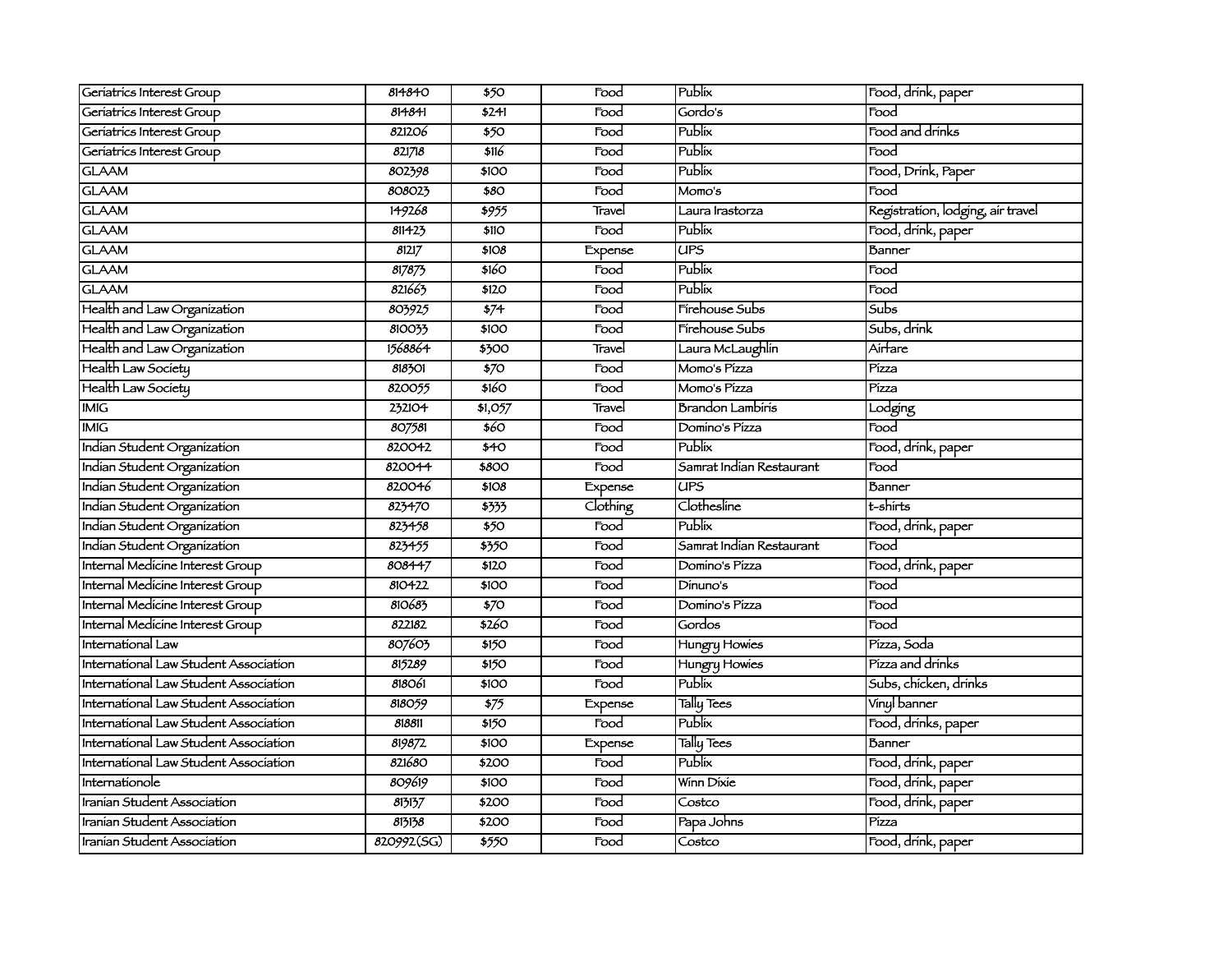| | | | | | |
|---|---|---|---|---|---|
| Geriatrics Interest Group | 814840 | $50 | Food | Publix | Food, drink, paper |
| Geriatrics Interest Group | 814841 | $241 | Food | Gordo's | Food |
| Geriatrics Interest Group | 821206 | $50 | Food | Publix | Food and drinks |
| Geriatrics Interest Group | 821718 | $116 | Food | Publix | Food |
| GLAAM | 802398 | $100 | Food | Publix | Food, Drink, Paper |
| GLAAM | 808023 | $80 | Food | Momo's | Food |
| GLAAM | 149268 | $955 | Travel | Laura Irastorza | Registration, lodging, air travel |
| GLAAM | 811423 | $110 | Food | Publix | Food, drink, paper |
| GLAAM | 81217 | $108 | Expense | UPS | Banner |
| GLAAM | 817873 | $160 | Food | Publix | Food |
| GLAAM | 821663 | $120 | Food | Publix | Food |
| Health and Law Organization | 803925 | $74 | Food | Firehouse Subs | Subs |
| Health and Law Organization | 810033 | $100 | Food | Firehouse Subs | Subs, drink |
| Health and Law Organization | 1568864 | $300 | Travel | Laura McLaughlin | Airfare |
| Health Law Society | 818301 | $70 | Food | Momo's Pizza | Pizza |
| Health Law Society | 820055 | $160 | Food | Momo's Pizza | Pizza |
| IMIG | 232104 | $1,057 | Travel | Brandon Lambiris | Lodging |
| IMIG | 807581 | $60 | Food | Domino's Pizza | Food |
| Indian Student Organization | 820042 | $40 | Food | Publix | Food, drink, paper |
| Indian Student Organization | 820044 | $800 | Food | Samrat Indian Restaurant | Food |
| Indian Student Organization | 820046 | $108 | Expense | UPS | Banner |
| Indian Student Organization | 823470 | $333 | Clothing | Clothesline | t-shirts |
| Indian Student Organization | 823458 | $50 | Food | Publix | Food, drink, paper |
| Indian Student Organization | 823455 | $350 | Food | Samrat Indian Restaurant | Food |
| Internal Medicine Interest Group | 808447 | $120 | Food | Domino's Pizza | Food, drink, paper |
| Internal Medicine Interest Group | 810422 | $100 | Food | Dinuno's | Food |
| Internal Medicine Interest Group | 810683 | $70 | Food | Domino's Pizza | Food |
| Internal Medicine Interest Group | 822182 | $260 | Food | Gordos | Food |
| International Law | 807603 | $150 | Food | Hungry Howies | Pizza, Soda |
| International Law Student Association | 815289 | $150 | Food | Hungry Howies | Pizza and drinks |
| International Law Student Association | 818061 | $100 | Food | Publix | Subs, chicken, drinks |
| International Law Student Association | 818059 | $75 | Expense | Tally Tees | Vinyl banner |
| International Law Student Association | 818811 | $150 | Food | Publix | Food, drinks, paper |
| International Law Student Association | 819872 | $100 | Expense | Tally Tees | Banner |
| International Law Student Association | 821680 | $200 | Food | Publix | Food, drink, paper |
| Internationole | 809619 | $100 | Food | Winn Dixie | Food, drink, paper |
| Iranian Student Association | 813137 | $200 | Food | Costco | Food, drink, paper |
| Iranian Student Association | 813138 | $200 | Food | Papa Johns | Pizza |
| Iranian Student Association | 820992(SG) | $550 | Food | Costco | Food, drink, paper |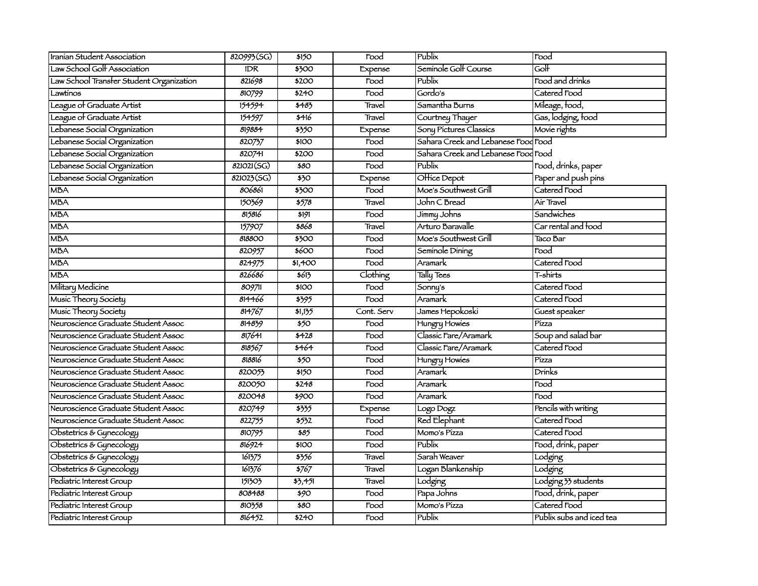| | | | | | |
|---|---|---|---|---|---|
| Iranian Student Association | 820993(SG) | $150 | Food | Publix | Food |
| Law School Golf Association | IDR | $300 | Expense | Seminole Golf Course | Golf |
| Law School Transfer Student Organization | 821698 | $200 | Food | Publix | Food and drinks |
| Lawtinos | 810799 | $240 | Food | Gordo's | Catered Food |
| League of Graduate Artist | 154594 | $483 | Travel | Samantha Burns | Mileage, food, |
| League of Graduate Artist | 154597 | $416 | Travel | Courtney Thayer | Gas, lodging, food |
| Lebanese Social Organization | 819884 | $350 | Expense | Sony Pictures Classics | Movie rights |
| Lebanese Social Organization | 820737 | $100 | Food | Sahara Creek and Lebanese Food | Food |
| Lebanese Social Organization | 820741 | $200 | Food | Sahara Creek and Lebanese Food | Food |
| Lebanese Social Organization | 821021(SG) | $80 | Food | Publix | Food, drinks, paper |
| Lebanese Social Organization | 821023(SG) | $30 | Expense | Office Depot | Paper and push pins |
| MBA | 806861 | $300 | Food | Moe's Southwest Grill | Catered Food |
| MBA | 150369 | $578 | Travel | John C Bread | Air Travel |
| MBA | 815816 | $191 | Food | Jimmy Johns | Sandwiches |
| MBA | 157907 | $868 | Travel | Arturo Baravalle | Car rental and food |
| MBA | 818800 | $300 | Food | Moe's Southwest Grill | Taco Bar |
| MBA | 820957 | $600 | Food | Seminole Dining | Food |
| MBA | 824975 | $1,400 | Food | Aramark | Catered Food |
| MBA | 826686 | $613 | Clothing | Tally Tees | T-shirts |
| Military Medicine | 809711 | $100 | Food | Sonny's | Catered Food |
| Music Theory Society | 814466 | $395 | Food | Aramark | Catered Food |
| Music Theory Society | 814767 | $1,135 | Cont. Serv | James Hepokoski | Guest speaker |
| Neuroscience Graduate Student Assoc | 814839 | $50 | Food | Hungry Howies | Pizza |
| Neuroscience Graduate Student Assoc | 817641 | $428 | Food | Classic Fare/Aramark | Soup and salad bar |
| Neuroscience Graduate Student Assoc | 818567 | $464 | Food | Classic Fare/Aramark | Catered Food |
| Neuroscience Graduate Student Assoc | 818816 | $50 | Food | Hungry Howies | Pizza |
| Neuroscience Graduate Student Assoc | 820053 | $150 | Food | Aramark | Drinks |
| Neuroscience Graduate Student Assoc | 820050 | $248 | Food | Aramark | Food |
| Neuroscience Graduate Student Assoc | 820048 | $900 | Food | Aramark | Food |
| Neuroscience Graduate Student Assoc | 820749 | $335 | Expense | Logo Dogz | Pencils with writing |
| Neuroscience Graduate Student Assoc | 822755 | $532 | Food | Red Elephant | Catered Food |
| Obstetrics & Gynecology | 810795 | $85 | Food | Momo's Pizza | Catered Food |
| Obstetrics & Gynecology | 816924 | $100 | Food | Publix | Food, drink, paper |
| Obstetrics & Gynecology | 161375 | $356 | Travel | Sarah Weaver | Lodging |
| Obstetrics & Gynecology | 161376 | $767 | Travel | Logan Blankenship | Lodging |
| Pediatric Interest Group | 151303 | $3,451 | Travel | Lodging | Lodging 33 students |
| Pediatric Interest Group | 808488 | $90 | Food | Papa Johns | Food, drink, paper |
| Pediatric Interest Group | 810358 | $80 | Food | Momo's Pizza | Catered Food |
| Pediatric Interest Group | 816452 | $240 | Food | Publix | Publix subs and iced tea |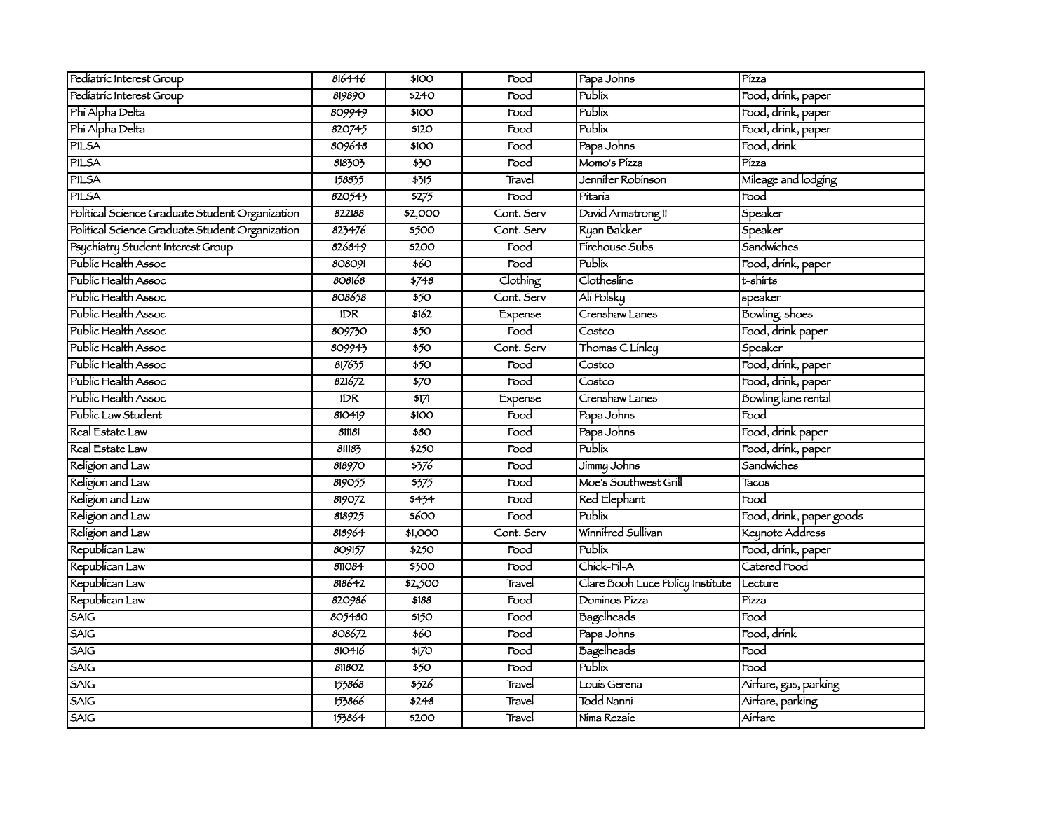| Pediatric Interest Group | 816446 | $100 | Food | Papa Johns | Pizza |
|---|---|---|---|---|---|
| Pediatric Interest Group | 819890 | $240 | Food | Publix | Food, drink, paper |
| Phi Alpha Delta | 809949 | $100 | Food | Publix | Food, drink, paper |
| Phi Alpha Delta | 820745 | $120 | Food | Publix | Food, drink, paper |
| PILSA | 809648 | $100 | Food | Papa Johns | Food, drink |
| PILSA | 818303 | $30 | Food | Momo's Pizza | Pizza |
| PILSA | 158835 | $315 | Travel | Jennifer Robinson | Mileage and lodging |
| PILSA | 820543 | $275 | Food | Pitaria | Food |
| Political Science Graduate Student Organization | 822188 | $2,000 | Cont. Serv | David Armstrong II | Speaker |
| Political Science Graduate Student Organization | 823476 | $500 | Cont. Serv | Ryan Bakker | Speaker |
| Psychiatry Student Interest Group | 826849 | $200 | Food | Firehouse Subs | Sandwiches |
| Public Health Assoc | 808091 | $60 | Food | Publix | Food, drink, paper |
| Public Health Assoc | 808168 | $748 | Clothing | Clothesline | t-shirts |
| Public Health Assoc | 808658 | $50 | Cont. Serv | Ali Polsky | speaker |
| Public Health Assoc | IDR | $162 | Expense | Crenshaw Lanes | Bowling, shoes |
| Public Health Assoc | 809730 | $50 | Food | Costco | Food, drink paper |
| Public Health Assoc | 809943 | $50 | Cont. Serv | Thomas C Linley | Speaker |
| Public Health Assoc | 817635 | $50 | Food | Costco | Food, drink, paper |
| Public Health Assoc | 821672 | $70 | Food | Costco | Food, drink, paper |
| Public Health Assoc | IDR | $171 | Expense | Crenshaw Lanes | Bowling lane rental |
| Public Law Student | 810419 | $100 | Food | Papa Johns | Food |
| Real Estate Law | 811181 | $80 | Food | Papa Johns | Food, drink paper |
| Real Estate Law | 811183 | $250 | Food | Publix | Food, drink, paper |
| Religion and Law | 818970 | $376 | Food | Jimmy Johns | Sandwiches |
| Religion and Law | 819055 | $375 | Food | Moe's Southwest Grill | Tacos |
| Religion and Law | 819072 | $434 | Food | Red Elephant | Food |
| Religion and Law | 818925 | $600 | Food | Publix | Food, drink, paper goods |
| Religion and Law | 818964 | $1,000 | Cont. Serv | Winnifred Sullivan | Keynote Address |
| Republican Law | 809157 | $250 | Food | Publix | Food, drink, paper |
| Republican Law | 811084 | $300 | Food | Chick-Fil-A | Catered Food |
| Republican Law | 818642 | $2,500 | Travel | Clare Booh Luce Policy Institute | Lecture |
| Republican Law | 820986 | $188 | Food | Dominos Pizza | Pizza |
| SAIG | 805480 | $150 | Food | Bagelheads | Food |
| SAIG | 808672 | $60 | Food | Papa Johns | Food, drink |
| SAIG | 810416 | $170 | Food | Bagelheads | Food |
| SAIG | 811802 | $50 | Food | Publix | Food |
| SAIG | 153868 | $326 | Travel | Louis Gerena | Airfare, gas, parking |
| SAIG | 153866 | $248 | Travel | Todd Nanni | Airfare, parking |
| SAIG | 153864 | $200 | Travel | Nima Rezaie | Airfare |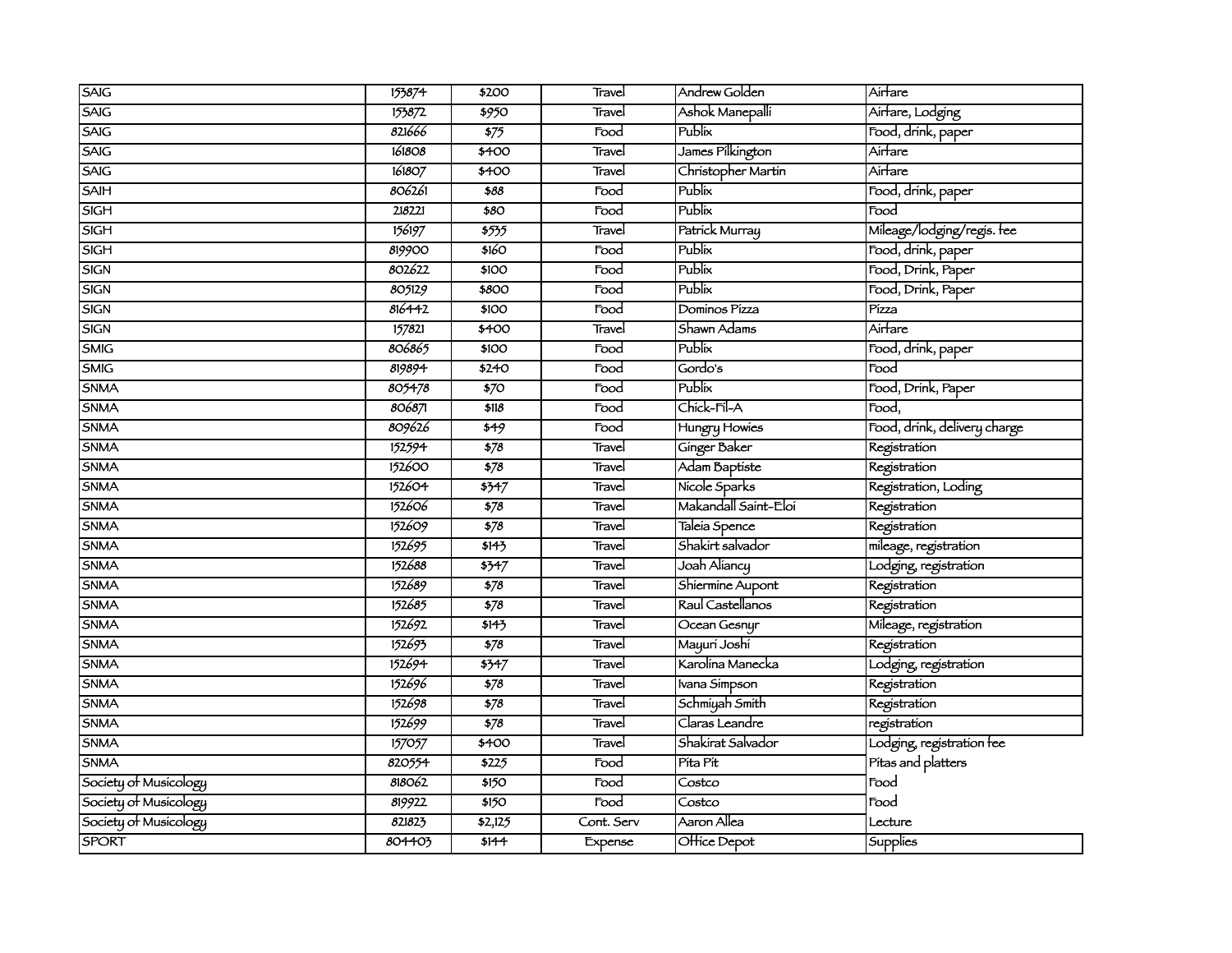| | | | | | |
|---|---|---|---|---|---|
| SAIG | 153874 | $200 | Travel | Andrew Golden | Airfare |
| SAIG | 153872 | $950 | Travel | Ashok Manepalli | Airfare, Lodging |
| SAIG | 821666 | $75 | Food | Publix | Food, drink, paper |
| SAIG | 161808 | $400 | Travel | James Pilkington | Airfare |
| SAIG | 161807 | $400 | Travel | Christopher Martin | Airfare |
| SAIH | 806261 | $88 | Food | Publix | Food, drink, paper |
| SIGH | 218221 | $80 | Food | Publix | Food |
| SIGH | 156197 | $535 | Travel | Patrick Murray | Mileage/lodging/regis. fee |
| SIGH | 819900 | $160 | Food | Publix | Food, drink, paper |
| SIGN | 802622 | $100 | Food | Publix | Food, Drink, Paper |
| SIGN | 805129 | $800 | Food | Publix | Food, Drink, Paper |
| SIGN | 816442 | $100 | Food | Dominos Pizza | Pizza |
| SIGN | 157821 | $400 | Travel | Shawn Adams | Airfare |
| SMIG | 806865 | $100 | Food | Publix | Food, drink, paper |
| SMIG | 819894 | $240 | Food | Gordo's | Food |
| SNMA | 805478 | $70 | Food | Publix | Food, Drink, Paper |
| SNMA | 806871 | $118 | Food | Chick-Fil-A | Food, |
| SNMA | 809626 | $49 | Food | Hungry Howies | Food, drink, delivery charge |
| SNMA | 152594 | $78 | Travel | Ginger Baker | Registration |
| SNMA | 152600 | $78 | Travel | Adam Baptiste | Registration |
| SNMA | 152604 | $347 | Travel | Nicole Sparks | Registration, Loding |
| SNMA | 152606 | $78 | Travel | Makandall Saint-Eloi | Registration |
| SNMA | 152609 | $78 | Travel | Taleia Spence | Registration |
| SNMA | 152695 | $143 | Travel | Shakirt salvador | mileage, registration |
| SNMA | 152688 | $347 | Travel | Joah Aliancy | Lodging, registration |
| SNMA | 152689 | $78 | Travel | Shiermine Aupont | Registration |
| SNMA | 152685 | $78 | Travel | Raul Castellanos | Registration |
| SNMA | 152692 | $143 | Travel | Ocean Gesnyr | Mileage, registration |
| SNMA | 152693 | $78 | Travel | Mayuri Joshi | Registration |
| SNMA | 152694 | $347 | Travel | Karolina Manecka | Lodging, registration |
| SNMA | 152696 | $78 | Travel | Ivana Simpson | Registration |
| SNMA | 152698 | $78 | Travel | Schmiyah Smith | Registration |
| SNMA | 152699 | $78 | Travel | Claras Leandre | registration |
| SNMA | 157057 | $400 | Travel | Shakirat Salvador | Lodging, registration fee |
| SNMA | 820554 | $225 | Food | Pita Pit | Pitas and platters |
| Society of Musicology | 818062 | $150 | Food | Costco | Food |
| Society of Musicology | 819922 | $150 | Food | Costco | Food |
| Society of Musicology | 821823 | $2,125 | Cont. Serv | Aaron Allea | Lecture |
| SPORT | 804403 | $144 | Expense | Office Depot | Supplies |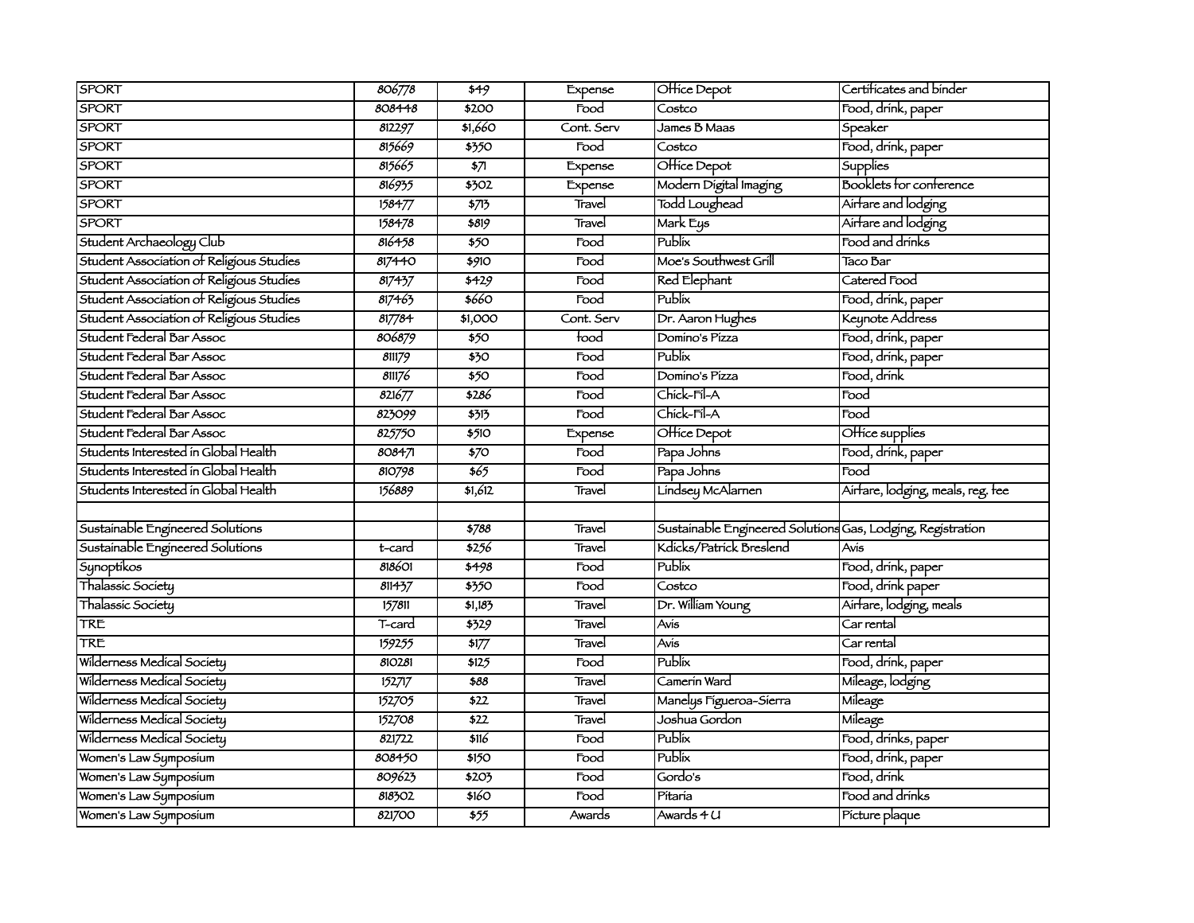| | | | | | |
|---|---|---|---|---|---|
| SPORT | 806778 | $49 | Expense | Office Depot | Certificates and binder |
| SPORT | 808448 | $200 | Food | Costco | Food, drink, paper |
| SPORT | 812297 | $1,660 | Cont. Serv | James B Maas | Speaker |
| SPORT | 815669 | $350 | Food | Costco | Food, drink, paper |
| SPORT | 815665 | $71 | Expense | Office Depot | Supplies |
| SPORT | 816935 | $302 | Expense | Modern Digital Imaging | Booklets for conference |
| SPORT | 158477 | $713 | Travel | Todd Loughead | Airfare and lodging |
| SPORT | 158478 | $819 | Travel | Mark Eys | Airfare and lodging |
| Student Archaeology Club | 816458 | $50 | Food | Publix | Food and drinks |
| Student Association of Religious Studies | 817440 | $910 | Food | Moe's Southwest Grill | Taco Bar |
| Student Association of Religious Studies | 817437 | $429 | Food | Red Elephant | Catered Food |
| Student Association of Religious Studies | 817463 | $660 | Food | Publix | Food, drink, paper |
| Student Association of Religious Studies | 817784 | $1,000 | Cont. Serv | Dr. Aaron Hughes | Keynote Address |
| Student Federal Bar Assoc | 806879 | $50 | food | Domino's Pizza | Food, drink, paper |
| Student Federal Bar Assoc | 811179 | $30 | Food | Publix | Food, drink, paper |
| Student Federal Bar Assoc | 811176 | $50 | Food | Domino's Pizza | Food, drink |
| Student Federal Bar Assoc | 821677 | $286 | Food | Chick-Fil-A | Food |
| Student Federal Bar Assoc | 823099 | $313 | Food | Chick-Fil-A | Food |
| Student Federal Bar Assoc | 825750 | $510 | Expense | Office Depot | Office supplies |
| Students Interested in Global Health | 808471 | $70 | Food | Papa Johns | Food, drink, paper |
| Students Interested in Global Health | 810798 | $65 | Food | Papa Johns | Food |
| Students Interested in Global Health | 156889 | $1,612 | Travel | Lindsey McAlarnen | Airfare, lodging, meals, reg. fee |
| | | | | | |
| Sustainable Engineered Solutions | | $788 | Travel | Sustainable Engineered Solutions | Gas, Lodging, Registration |
| Sustainable Engineered Solutions | t-card | $256 | Travel | Kdicks/Patrick Breslend | Avis |
| Synoptikos | 818601 | $498 | Food | Publix | Food, drink, paper |
| Thalassic Society | 811437 | $350 | Food | Costco | Food, drink paper |
| Thalassic Society | 157811 | $1,183 | Travel | Dr. William Young | Airfare, lodging, meals |
| TRE | T-card | $329 | Travel | Avis | Car rental |
| TRE | 159255 | $177 | Travel | Avis | Car rental |
| Wilderness Medical Society | 810281 | $125 | Food | Publix | Food, drink, paper |
| Wilderness Medical Society | 152717 | $88 | Travel | Camerin Ward | Mileage, lodging |
| Wilderness Medical Society | 152705 | $22 | Travel | Manelys Figueroa-Sierra | Mileage |
| Wilderness Medical Society | 152708 | $22 | Travel | Joshua Gordon | Mileage |
| Wilderness Medical Society | 821722 | $116 | Food | Publix | Food, drinks, paper |
| Women's Law Symposium | 808450 | $150 | Food | Publix | Food, drink, paper |
| Women's Law Symposium | 809623 | $203 | Food | Gordo's | Food, drink |
| Women's Law Symposium | 818302 | $160 | Food | Pitaria | Food and drinks |
| Women's Law Symposium | 821700 | $55 | Awards | Awards 4 U | Picture plaque |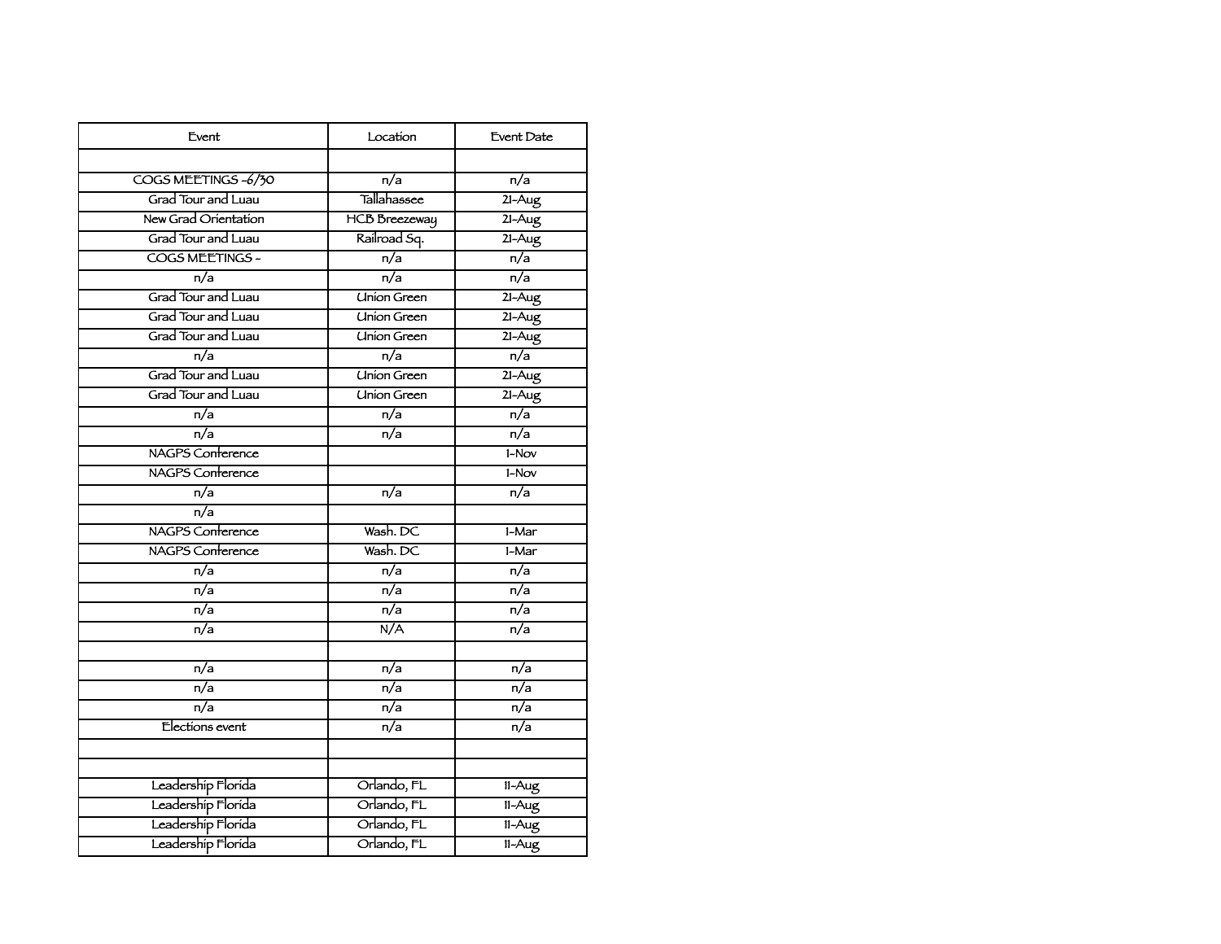| Event | Location | Event Date |
|---|---|---|
| | | |
| COGS MEETINGS -6/30 | n/a | n/a |
| Grad Tour and Luau | Tallahassee | 21-Aug |
| New Grad Orientation | HCB Breezeway | 21-Aug |
| Grad Tour and Luau | Railroad Sq. | 21-Aug |
| COGS MEETINGS - | n/a | n/a |
| n/a | n/a | n/a |
| Grad Tour and Luau | Union Green | 21-Aug |
| Grad Tour and Luau | Union Green | 21-Aug |
| Grad Tour and Luau | Union Green | 21-Aug |
| n/a | n/a | n/a |
| Grad Tour and Luau | Union Green | 21-Aug |
| Grad Tour and Luau | Union Green | 21-Aug |
| n/a | n/a | n/a |
| n/a | n/a | n/a |
| NAGPS Conference | | 1-Nov |
| NAGPS Conference | | 1-Nov |
| n/a | n/a | n/a |
| n/a | | |
| NAGPS Conference | Wash. DC | 1-Mar |
| NAGPS Conference | Wash. DC | 1-Mar |
| n/a | n/a | n/a |
| n/a | n/a | n/a |
| n/a | n/a | n/a |
| n/a | N/A | n/a |
| | | |
| n/a | n/a | n/a |
| n/a | n/a | n/a |
| n/a | n/a | n/a |
| Elections event | n/a | n/a |
| | | |
| | | |
| Leadership Florida | Orlando, FL | 11-Aug |
| Leadership Florida | Orlando, FL | 11-Aug |
| Leadership Florida | Orlando, FL | 11-Aug |
| Leadership Florida | Orlando, FL | 11-Aug |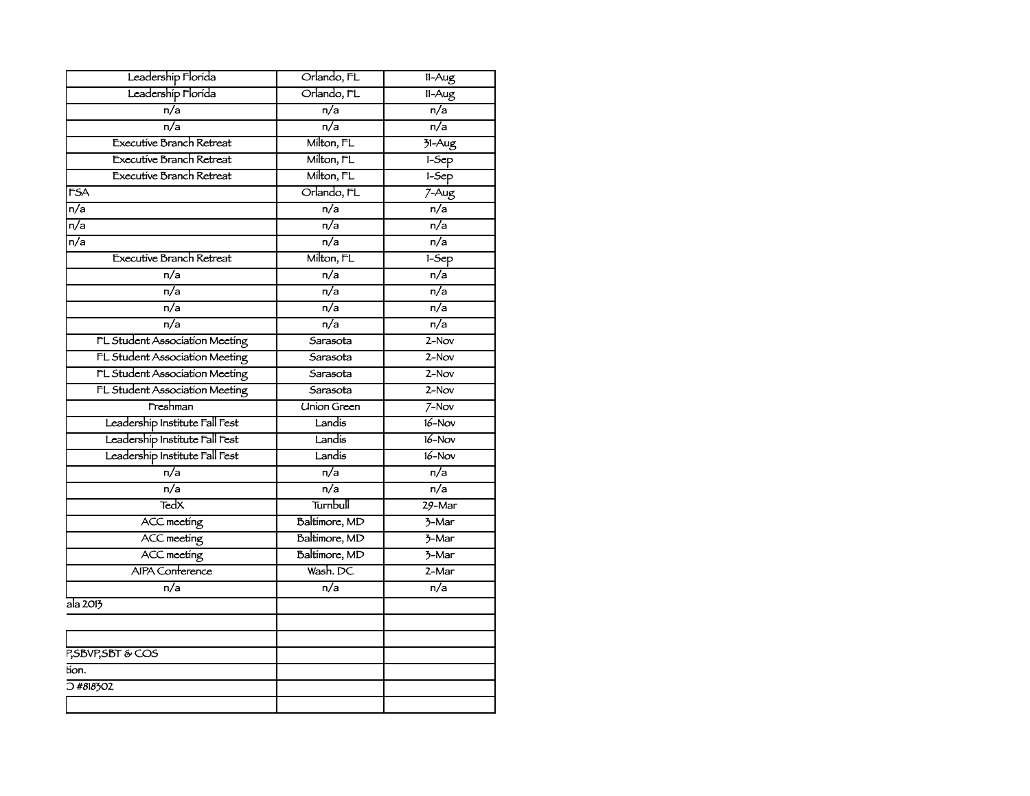| | | |
|---|---|---|
| Leadership Florida | Orlando, FL | 11-Aug |
| Leadership Florida | Orlando, FL | 11-Aug |
| n/a | n/a | n/a |
| n/a | n/a | n/a |
| Executive Branch Retreat | Milton, FL | 31-Aug |
| Executive Branch Retreat | Milton, FL | 1-Sep |
| Executive Branch Retreat | Milton, FL | 1-Sep |
| FSA | Orlando, FL | 7-Aug |
| n/a | n/a | n/a |
| n/a | n/a | n/a |
| n/a | n/a | n/a |
| Executive Branch Retreat | Milton, FL | 1-Sep |
| n/a | n/a | n/a |
| n/a | n/a | n/a |
| n/a | n/a | n/a |
| n/a | n/a | n/a |
| FL Student Association Meeting | Sarasota | 2-Nov |
| FL Student Association Meeting | Sarasota | 2-Nov |
| FL Student Association Meeting | Sarasota | 2-Nov |
| FL Student Association Meeting | Sarasota | 2-Nov |
| Freshman | Union Green | 7-Nov |
| Leadership Institute Fall Fest | Landis | 16-Nov |
| Leadership Institute Fall Fest | Landis | 16-Nov |
| Leadership Institute Fall Fest | Landis | 16-Nov |
| n/a | n/a | n/a |
| n/a | n/a | n/a |
| TedX | Turnbull | 29-Mar |
| ACC meeting | Baltimore, MD | 3-Mar |
| ACC meeting | Baltimore, MD | 3-Mar |
| ACC meeting | Baltimore, MD | 3-Mar |
| AIPA Conference | Wash. DC | 2-Mar |
| n/a | n/a | n/a |
| ala 2013 | | |
| | | |
| | | |
| P,SBVP,SBT & COS | | |
| tion. | | |
| O #818302 | | |
| | | |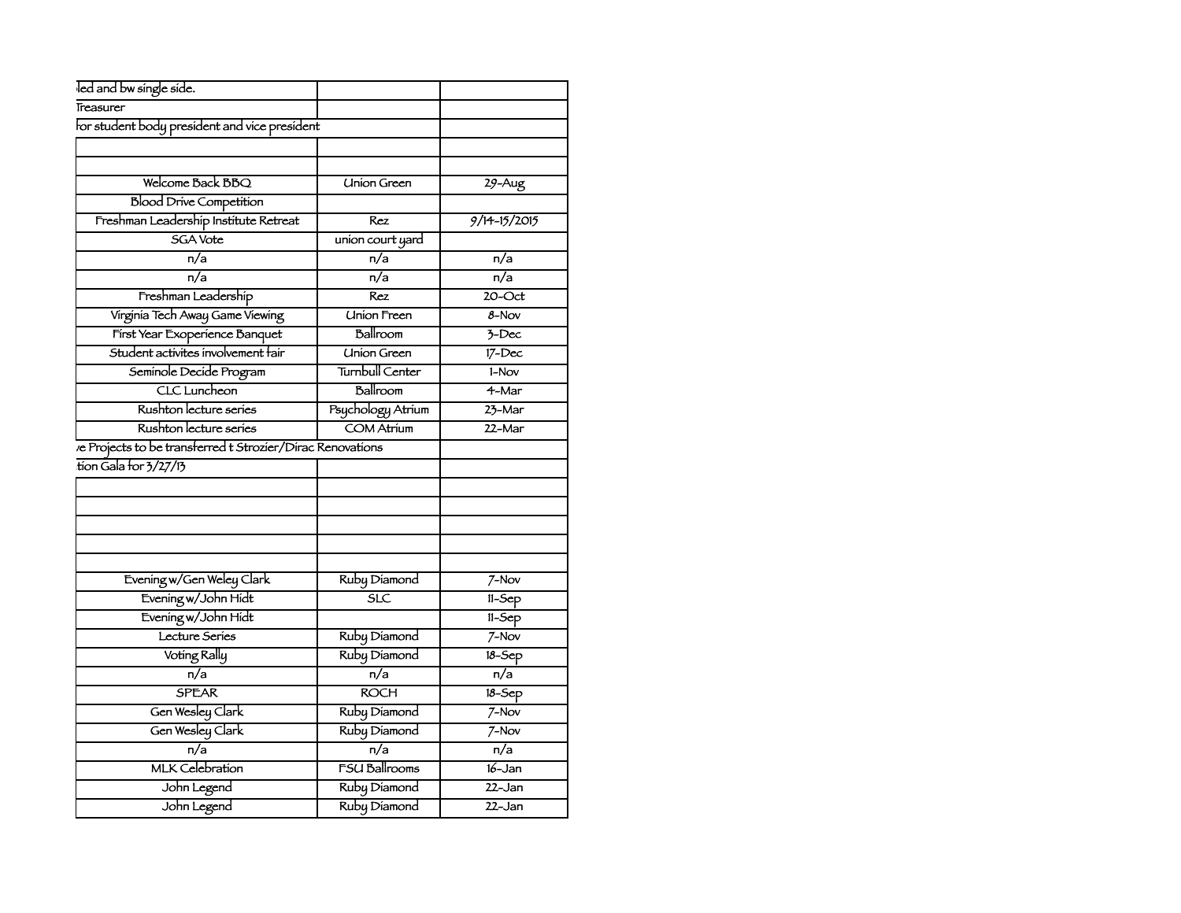| | | |
|---|---|---|
| led and bw single side. | | |
| Treasurer | | |
| for student body president and vice president | | |
| | | |
| | | |
| Welcome Back BBQ | Union Green | 29-Aug |
| Blood Drive Competition | | |
| Freshman Leadership Institute Retreat | Rez | 9/14-15/2015 |
| SGA Vote | union court yard | |
| n/a | n/a | n/a |
| n/a | n/a | n/a |
| Freshman Leadership | Rez | 20-Oct |
| Virginia Tech Away Game Viewing | Union Freen | 8-Nov |
| First Year Exoperience Banquet | Ballroom | 3-Dec |
| Student activites involvement fair | Union Green | 17-Dec |
| Seminole Decide Program | Turnbull Center | 1-Nov |
| CLC Luncheon | Ballroom | 4-Mar |
| Rushton lecture series | Psychology Atrium | 23-Mar |
| Rushton lecture series | COM Atrium | 22-Mar |
| ve Projects to be transferred t Strozier/Dirac Renovations | | |
| tion Gala for 3/27/13 | | |
| | | |
| | | |
| | | |
| | | |
| | | |
| Evening w/Gen Weley Clark | Ruby Diamond | 7-Nov |
| Evening w/John Hidt | SLC | 11-Sep |
| Evening w/John Hidt | | 11-Sep |
| Lecture Series | Ruby Diamond | 7-Nov |
| Voting Rally | Ruby Diamond | 18-Sep |
| n/a | n/a | n/a |
| SPEAR | ROCH | 18-Sep |
| Gen Wesley Clark | Ruby Diamond | 7-Nov |
| Gen Wesley Clark | Ruby Diamond | 7-Nov |
| n/a | n/a | n/a |
| MLK Celebration | FSU Ballrooms | 16-Jan |
| John Legend | Ruby Diamond | 22-Jan |
| John Legend | Ruby Diamond | 22-Jan |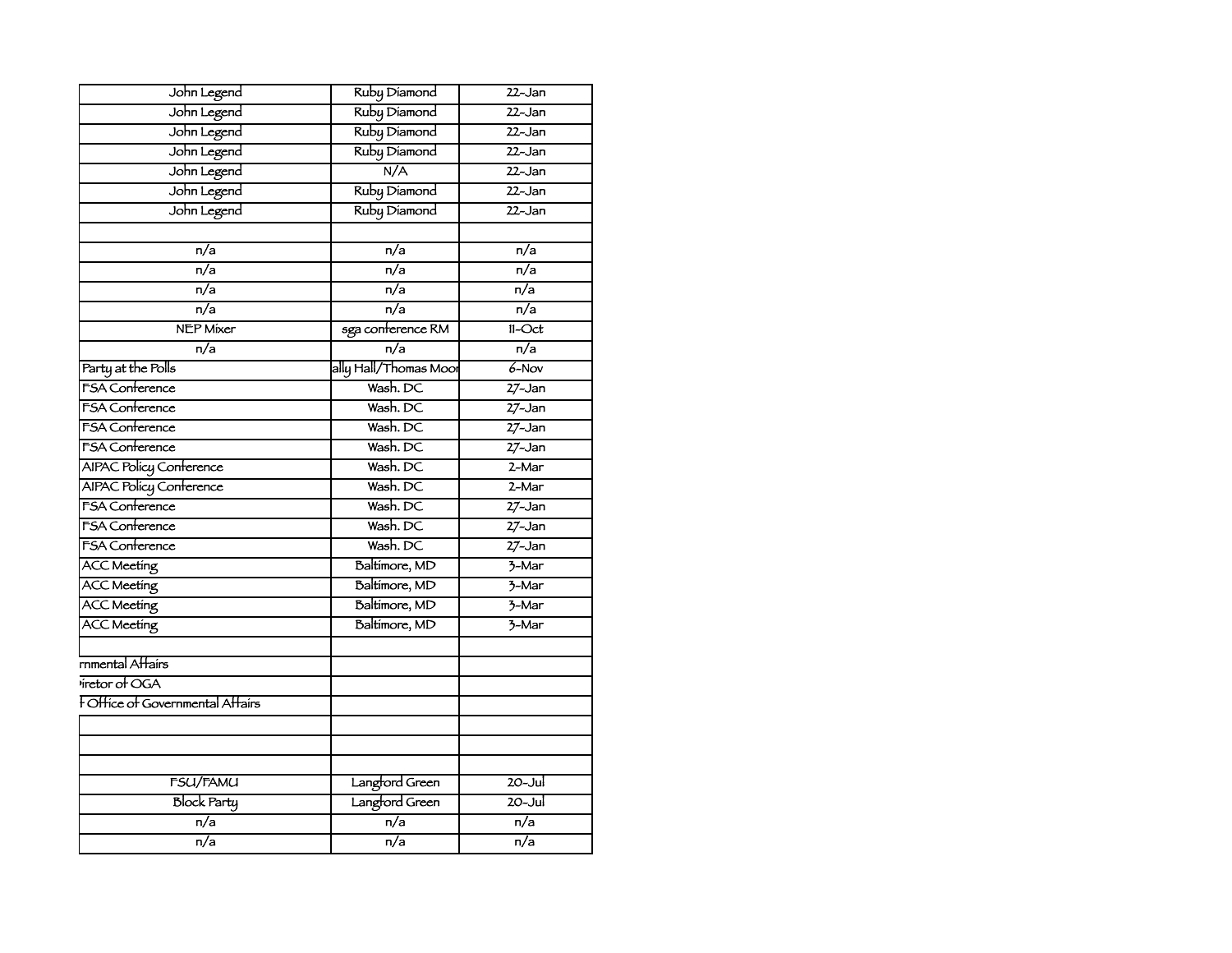| | | |
|---|---|---|
| John Legend | Ruby Diamond | 22-Jan |
| John Legend | Ruby Diamond | 22-Jan |
| John Legend | Ruby Diamond | 22-Jan |
| John Legend | Ruby Diamond | 22-Jan |
| John Legend | N/A | 22-Jan |
| John Legend | Ruby Diamond | 22-Jan |
| John Legend | Ruby Diamond | 22-Jan |
| | | |
| n/a | n/a | n/a |
| n/a | n/a | n/a |
| n/a | n/a | n/a |
| n/a | n/a | n/a |
| NEP Mixer | sga conference RM | 11-Oct |
| n/a | n/a | n/a |
| Party at the Polls | ally Hall/Thomas Moor | 6-Nov |
| FSA Conference | Wash. DC | 27-Jan |
| FSA Conference | Wash. DC | 27-Jan |
| FSA Conference | Wash. DC | 27-Jan |
| FSA Conference | Wash. DC | 27-Jan |
| AIPAC Policy Conference | Wash. DC | 2-Mar |
| AIPAC Policy Conference | Wash. DC | 2-Mar |
| FSA Conference | Wash. DC | 27-Jan |
| FSA Conference | Wash. DC | 27-Jan |
| FSA Conference | Wash. DC | 27-Jan |
| ACC Meeting | Baltimore, MD | 3-Mar |
| ACC Meeting | Baltimore, MD | 3-Mar |
| ACC Meeting | Baltimore, MD | 3-Mar |
| ACC Meeting | Baltimore, MD | 3-Mar |
| | | |
| rnmental Affairs | | |
| irector of OGA | | |
| f Office of Governmental Affairs | | |
| | | |
| | | |
| | | |
| FSU/FAMU | Langford Green | 20-Jul |
| Block Party | Langford Green | 20-Jul |
| n/a | n/a | n/a |
| n/a | n/a | n/a |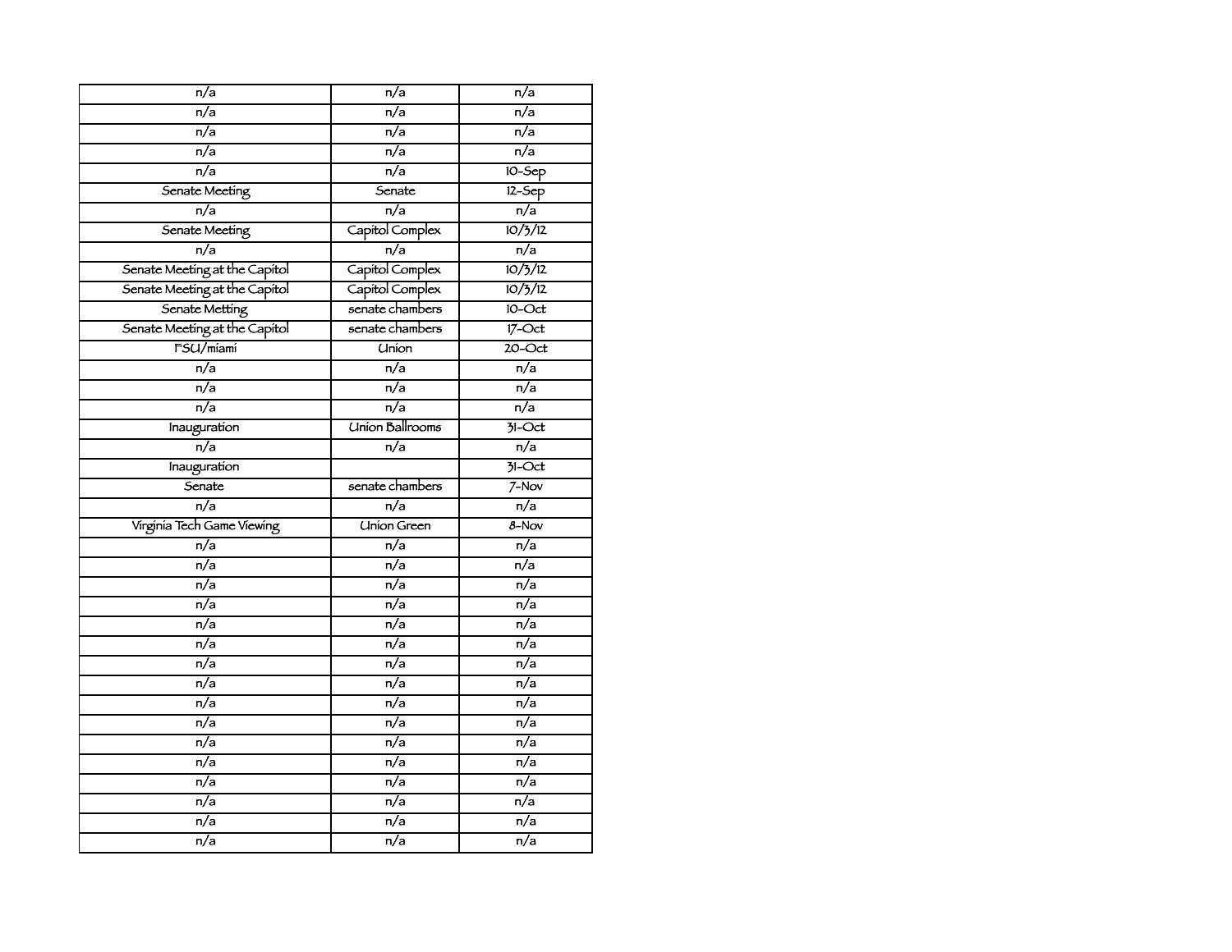| n/a | n/a | n/a |
|---|---|---|
| n/a | n/a | n/a |
| n/a | n/a | n/a |
| n/a | n/a | n/a |
| n/a | n/a | 10-Sep |
| Senate Meeting | Senate | 12-Sep |
| n/a | n/a | n/a |
| Senate Meeting | Capitol Complex | 10/3/12 |
| n/a | n/a | n/a |
| Senate Meeting at the Capitol | Capitol Complex | 10/3/12 |
| Senate Meeting at the Capitol | Capitol Complex | 10/3/12 |
| Senate Metting | senate chambers | 10-Oct |
| Senate Meeting at the Capitol | senate chambers | 17-Oct |
| FSU/miami | Union | 20-Oct |
| n/a | n/a | n/a |
| n/a | n/a | n/a |
| n/a | n/a | n/a |
| Inauguration | Union Ballrooms | 31-Oct |
| n/a | n/a | n/a |
| Inauguration | | 31-Oct |
| Senate | senate chambers | 7-Nov |
| n/a | n/a | n/a |
| Virginia Tech Game Viewing | Union Green | 8-Nov |
| n/a | n/a | n/a |
| n/a | n/a | n/a |
| n/a | n/a | n/a |
| n/a | n/a | n/a |
| n/a | n/a | n/a |
| n/a | n/a | n/a |
| n/a | n/a | n/a |
| n/a | n/a | n/a |
| n/a | n/a | n/a |
| n/a | n/a | n/a |
| n/a | n/a | n/a |
| n/a | n/a | n/a |
| n/a | n/a | n/a |
| n/a | n/a | n/a |
| n/a | n/a | n/a |
| n/a | n/a | n/a |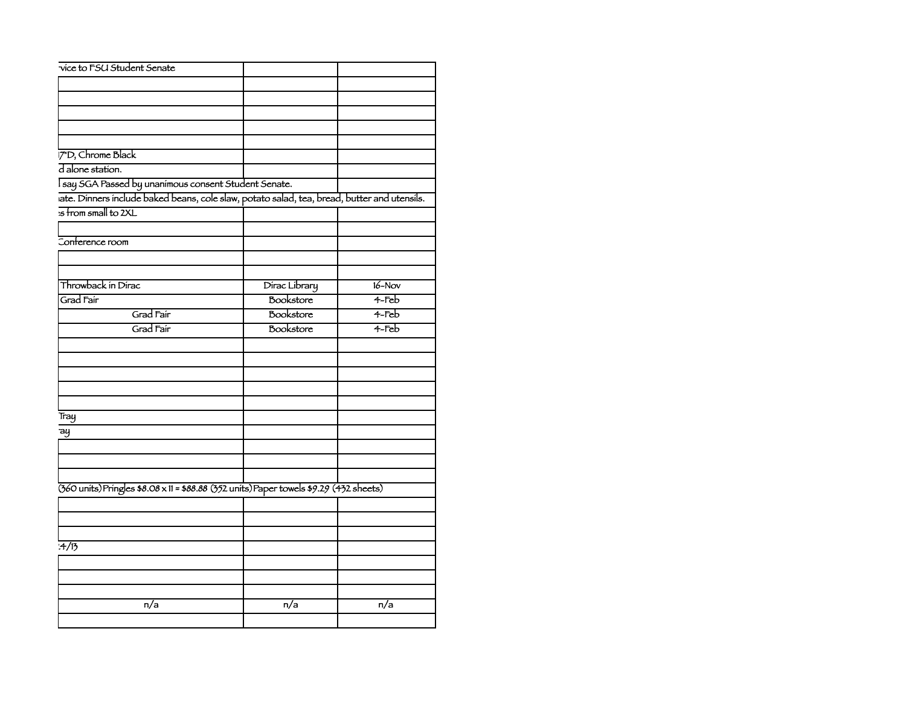| | | |
|---|---|---|
| rvice to FSU Student Senate | | |
| | | |
| | | |
| | | |
| | | |
| | | |
| 17"D, Chrome Black | | |
| d alone station. | | |
| l say SGA Passed by unanimous consent Student Senate. | | |
| nate. Dinners include baked beans, cole slaw, potato salad, tea, bread, butter and utensils. | | |
| s from small to 2XL | | |
| | | |
| Conference room | | |
| | | |
| | | |
| Throwback in Dirac | Dirac Library | 16-Nov |
| Grad Fair | Bookstore | 4-Feb |
| Grad Fair | Bookstore | 4-Feb |
| Grad Fair | Bookstore | 4-Feb |
| | | |
| | | |
| | | |
| | | |
| | | |
| Tray | | |
| ray | | |
| | | |
| | | |
| | | |
| (360 units) Pringles $8.08 x 11 = $88.88 (352 units) Paper towels $9.29 (432 sheets) | | |
| | | |
| | | |
| | | |
| 24/13 | | |
| | | |
| | | |
| | | |
| n/a | n/a | n/a |
| | | |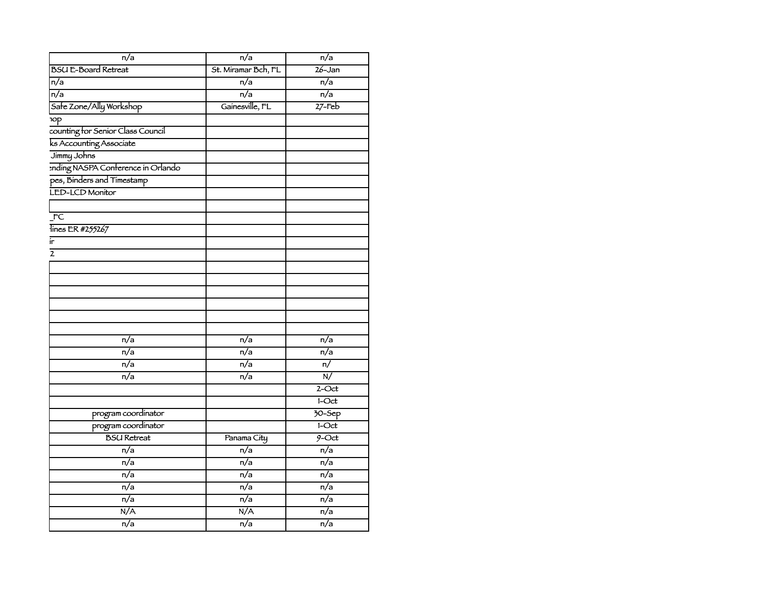| | | |
|---|---|---|
| n/a | n/a | n/a |
| BSU E-Board Retreat | St. Miramar Bch, FL | 26-Jan |
| n/a | n/a | n/a |
| n/a | n/a | n/a |
| Safe Zone/Ally Workshop | Gainesville, FL | 27-Feb |
| hop | | |
| counting for Senior Class Council | | |
| ks Accounting Associate | | |
| Jimmy Johns | | |
| ending NASPA Conference in Orlando | | |
| pes, Binders and Timestamp | | |
| LED-LCD Monitor | | |
| | | |
| _FC | | |
| dlines ER #255267 | | |
| ir | | |
| 2 | | |
| | | |
| | | |
| | | |
| | | |
| | | |
| | | |
| n/a | n/a | n/a |
| n/a | n/a | n/a |
| n/a | n/a | n/ |
| n/a | n/a | N/ |
| | | 2-Oct |
| | | 1-Oct |
| program coordinator | | 30-Sep |
| program coordinator | | 1-Oct |
| BSU Retreat | Panama City | 9-Oct |
| n/a | n/a | n/a |
| n/a | n/a | n/a |
| n/a | n/a | n/a |
| n/a | n/a | n/a |
| n/a | n/a | n/a |
| N/A | N/A | n/a |
| n/a | n/a | n/a |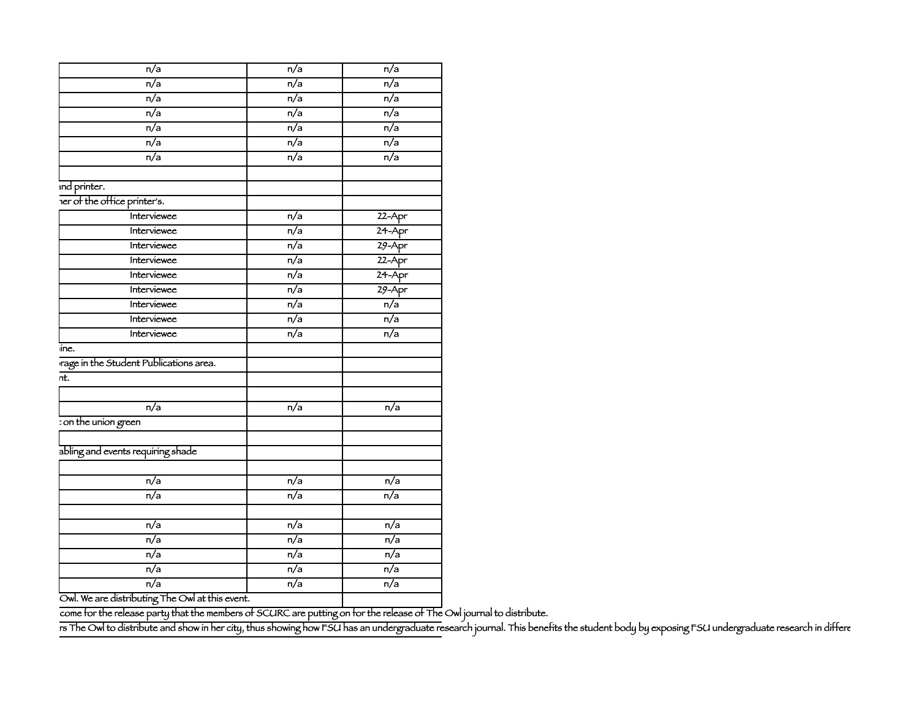| | | |
|---|---|---|
| n/a | n/a | n/a |
| n/a | n/a | n/a |
| n/a | n/a | n/a |
| n/a | n/a | n/a |
| n/a | n/a | n/a |
| n/a | n/a | n/a |
| n/a | n/a | n/a |
| | | |
| nd printer. | | |
| ner of the office printer's. | | |
| Interviewee | n/a | 22-Apr |
| Interviewee | n/a | 24-Apr |
| Interviewee | n/a | 29-Apr |
| Interviewee | n/a | 22-Apr |
| Interviewee | n/a | 24-Apr |
| Interviewee | n/a | 29-Apr |
| Interviewee | n/a | n/a |
| Interviewee | n/a | n/a |
| Interviewee | n/a | n/a |
| ine. | | |
| rage in the Student Publications area. | | |
| nt. | | |
| | | |
| n/a | n/a | n/a |
| on the union green | | |
| | | |
| abling and events requiring shade | | |
| | | |
| n/a | n/a | n/a |
| n/a | n/a | n/a |
| | | |
| n/a | n/a | n/a |
| n/a | n/a | n/a |
| n/a | n/a | n/a |
| n/a | n/a | n/a |
| n/a | n/a | n/a |
| Owl. We are distributing The Owl at this event. | | |

come for the release party that the members of SCURC are putting on for the release of The Owl journal to distribute.

rs The Owl to distribute and show in her city, thus showing how FSU has an undergraduate research journal. This benefits the student body by exposing FSU undergraduate research in differe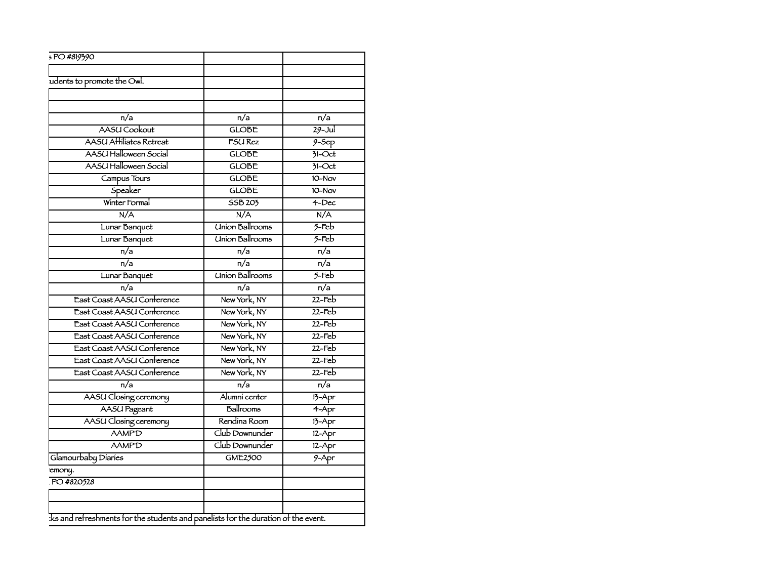| | | |
|---|---|---|
| s PO #819390 | | |
| | | |
| :udents to promote the Owl. | | |
| | | |
| | | |
| n/a | n/a | n/a |
| AASU Cookout | GLOBE | 29-Jul |
| AASU Affiliates Retreat | FSU Rez | 9-Sep |
| AASU Halloween Social | GLOBE | 31-Oct |
| AASU Halloween Social | GLOBE | 31-Oct |
| Campus Tours | GLOBE | 10-Nov |
| Speaker | GLOBE | 10-Nov |
| Winter Formal | SSB 203 | 4-Dec |
| N/A | N/A | N/A |
| Lunar Banquet | Union Ballrooms | 5-Feb |
| Lunar Banquet | Union Ballrooms | 5-Feb |
| n/a | n/a | n/a |
| n/a | n/a | n/a |
| Lunar Banquet | Union Ballrooms | 5-Feb |
| n/a | n/a | n/a |
| East Coast AASU Conference | New York, NY | 22-Feb |
| East Coast AASU Conference | New York, NY | 22-Feb |
| East Coast AASU Conference | New York, NY | 22-Feb |
| East Coast AASU Conference | New York, NY | 22-Feb |
| East Coast AASU Conference | New York, NY | 22-Feb |
| East Coast AASU Conference | New York, NY | 22-Feb |
| East Coast AASU Conference | New York, NY | 22-Feb |
| n/a | n/a | n/a |
| AASU Closing ceremony | Alumni center | 13-Apr |
| AASU Pageant | Ballrooms | 4-Apr |
| AASU Closing ceremony | Rendina Room | 13-Apr |
| AAMP'D | Club Downunder | 12-Apr |
| AAMP'D | Club Downunder | 12-Apr |
| Glamourbaby Diaries | GME2500 | 9-Apr |
| :emony. | | |
| . PO #820528 | | |
| | | |
| | | |
| :ks and refreshments for the students and panelists for the duration of the event. | | |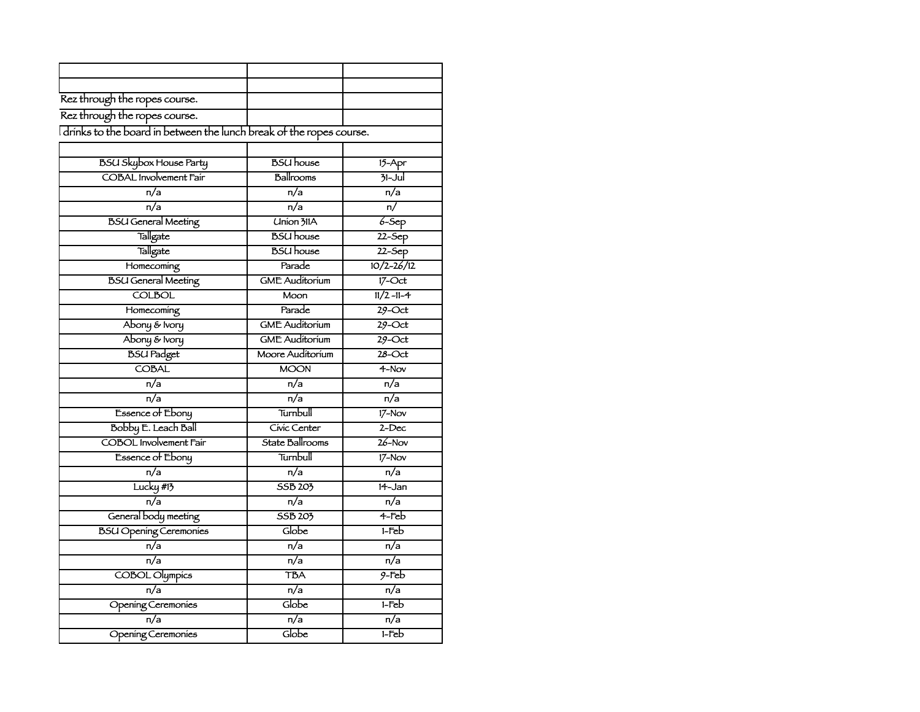| | | |
|---|---|---|
| | | |
| Rez through the ropes course. | | |
| Rez through the ropes course. | | |
| drinks to the board in between the lunch break of the ropes course. | | |
| | | |
| BSU Skybox House Party | BSU house | 15-Apr |
| COBAL Involvement Fair | Ballrooms | 31-Jul |
| n/a | n/a | n/a |
| n/a | n/a | n/ |
| BSU General Meeting | Union 311A | 6-Sep |
| Tallgate | BSU house | 22-Sep |
| Tallgate | BSU house | 22-Sep |
| Homecoming | Parade | 10/2-26/12 |
| BSU General Meeting | GME Auditorium | 17-Oct |
| COLBOL | Moon | 11/2 -11-4 |
| Homecoming | Parade | 29-Oct |
| Abony & Ivory | GME Auditorium | 29-Oct |
| Abony & Ivory | GME Auditorium | 29-Oct |
| BSU Padget | Moore Auditorium | 28-Oct |
| COBAL | MOON | 4-Nov |
| n/a | n/a | n/a |
| n/a | n/a | n/a |
| Essence of Ebony | Turnbull | 17-Nov |
| Bobby E. Leach Ball | Civic Center | 2-Dec |
| COBOL Involvement Fair | State Ballrooms | 26-Nov |
| Essence of Ebony | Turnbull | 17-Nov |
| n/a | n/a | n/a |
| Lucky #13 | SSB 203 | 14-Jan |
| n/a | n/a | n/a |
| General body meeting | SSB 203 | 4-Feb |
| BSU Opening Ceremonies | Globe | 1-Feb |
| n/a | n/a | n/a |
| n/a | n/a | n/a |
| COBOL Olympics | TBA | 9-Feb |
| n/a | n/a | n/a |
| Opening Ceremonies | Globe | 1-Feb |
| n/a | n/a | n/a |
| Opening Ceremonies | Globe | 1-Feb |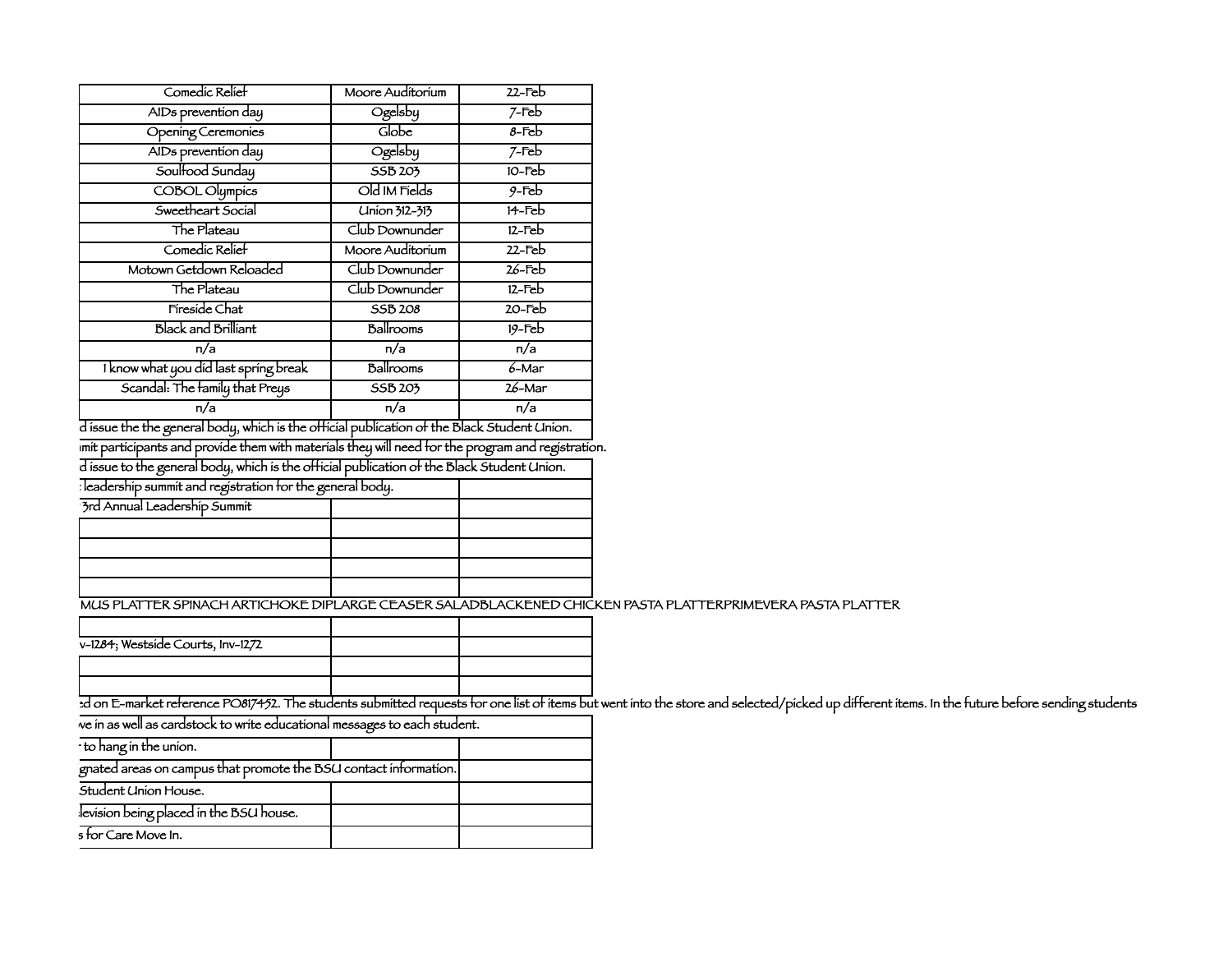| Comedic Relief | Moore Auditorium | 22-Feb |
|---|---|---|
| AIDs prevention day | Ogelsby | 7-Feb |
| Opening Ceremonies | Globe | 8-Feb |
| AIDs prevention day | Ogelsby | 7-Feb |
| Soulfood Sunday | SSB 203 | 10-Feb |
| COBOL Olympics | Old IM Fields | 9-Feb |
| Sweetheart Social | Union 312-313 | 14-Feb |
| The Plateau | Club Downunder | 12-Feb |
| Comedic Relief | Moore Auditorium | 22-Feb |
| Motown Getdown Reloaded | Club Downunder | 26-Feb |
| The Plateau | Club Downunder | 12-Feb |
| Fireside Chat | SSB 208 | 20-Feb |
| Black and Brilliant | Ballrooms | 19-Feb |
| n/a | n/a | n/a |
| I know what you did last spring break | Ballrooms | 6-Mar |
| Scandal: The family that Preys | SSB 203 | 26-Mar |
| n/a | n/a | n/a |

d issue the the general body, which is the official publication of the Black Student Union.

mit participants and provide them with materials they will need for the program and registration.

d issue to the general body, which is the official publication of the Black Student Union.

| leadership summit and registration for the general body. | | |
|---|---|---|
| 3rd Annual Leadership Summit | | |
| | | |
| | | |
| | | |
| | | |

MUS PLATTER SPINACH ARTICHOKE DIPLARGE CEASER SALADBLACKENED CHICKEN PASTA PLATTERPRIMEVERA PASTA PLATTER

| | | |
|---|---|---|
| v-1284; Westside Courts, Inv-1272 | | |
| | | |
| | | |

ed on E-market reference PO817452. The students submitted requests for one list of items but went into the store and selected/picked up different items. In the future before sending students

ve in as well as cardstock to write educational messages to each student.

| to hang in the union. | | |
|---|---|---|
| gnated areas on campus that promote the BSU contact information. | | |
| Student Union House. | | |
| levision being placed in the BSU house. | | |
| s for Care Move In. | | |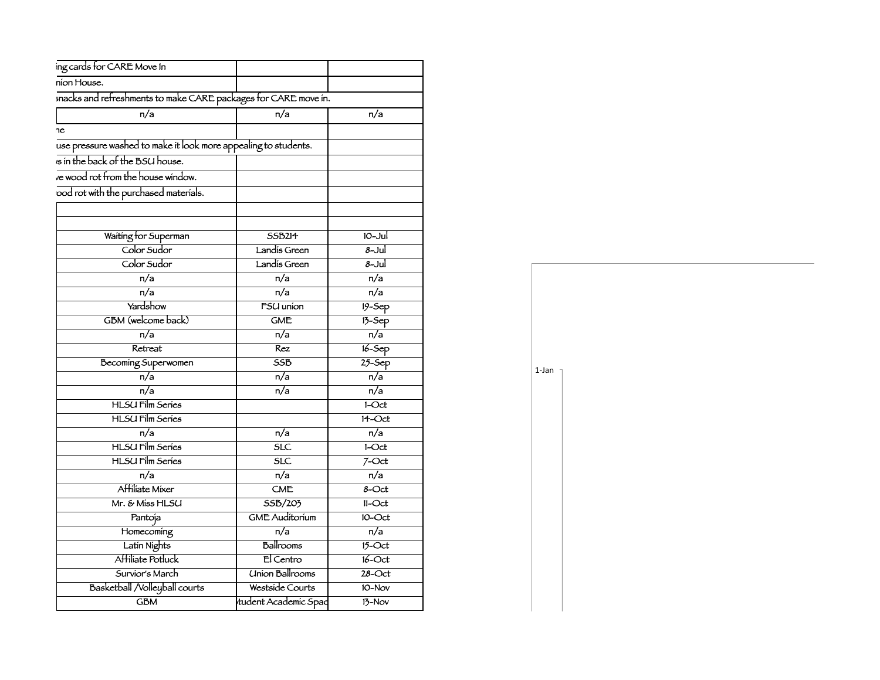| | | |
|---|---|---|
| ing cards for CARE Move In | | |
| nion House. | | |
| snacks and refreshments to make CARE packages for CARE move in. | | |
| n/a | n/a | n/a |
| ne | | |
| use pressure washed to make it look more appealing to students. | | |
| s in the back of the BSU house. | | |
| e wood rot from the house window. | | |
| ood rot with the purchased materials. | | |
| | | |
| | | |
| Waiting for Superman | SSB214 | 10-Jul |
| Color Sudor | Landis Green | 8-Jul |
| Color Sudor | Landis Green | 8-Jul |
| n/a | n/a | n/a |
| n/a | n/a | n/a |
| Yardshow | FSU union | 19-Sep |
| GBM (welcome back) | GME | 13-Sep |
| n/a | n/a | n/a |
| Retreat | Rez | 16-Sep |
| Becoming Superwomen | SSB | 25-Sep |
| n/a | n/a | n/a |
| n/a | n/a | n/a |
| HLSU Film Series | | 1-Oct |
| HLSU Film Series | | 14-Oct |
| n/a | n/a | n/a |
| HLSU Film Series | SLC | 1-Oct |
| HLSU Film Series | SLC | 7-Oct |
| n/a | n/a | n/a |
| Affiliate Mixer | CME | 8-Oct |
| Mr. & Miss HLSU | SSB/203 | 11-Oct |
| Pantoja | GME Auditorium | 10-Oct |
| Homecoming | n/a | n/a |
| Latin Nights | Ballrooms | 15-Oct |
| Affiliate Potluck | El Centro | 16-Oct |
| Survior's March | Union Ballrooms | 28-Oct |
| Basketball /Volleyball courts | Westside Courts | 10-Nov |
| GBM | tudent Academic Spac | 13-Nov |

1-Jan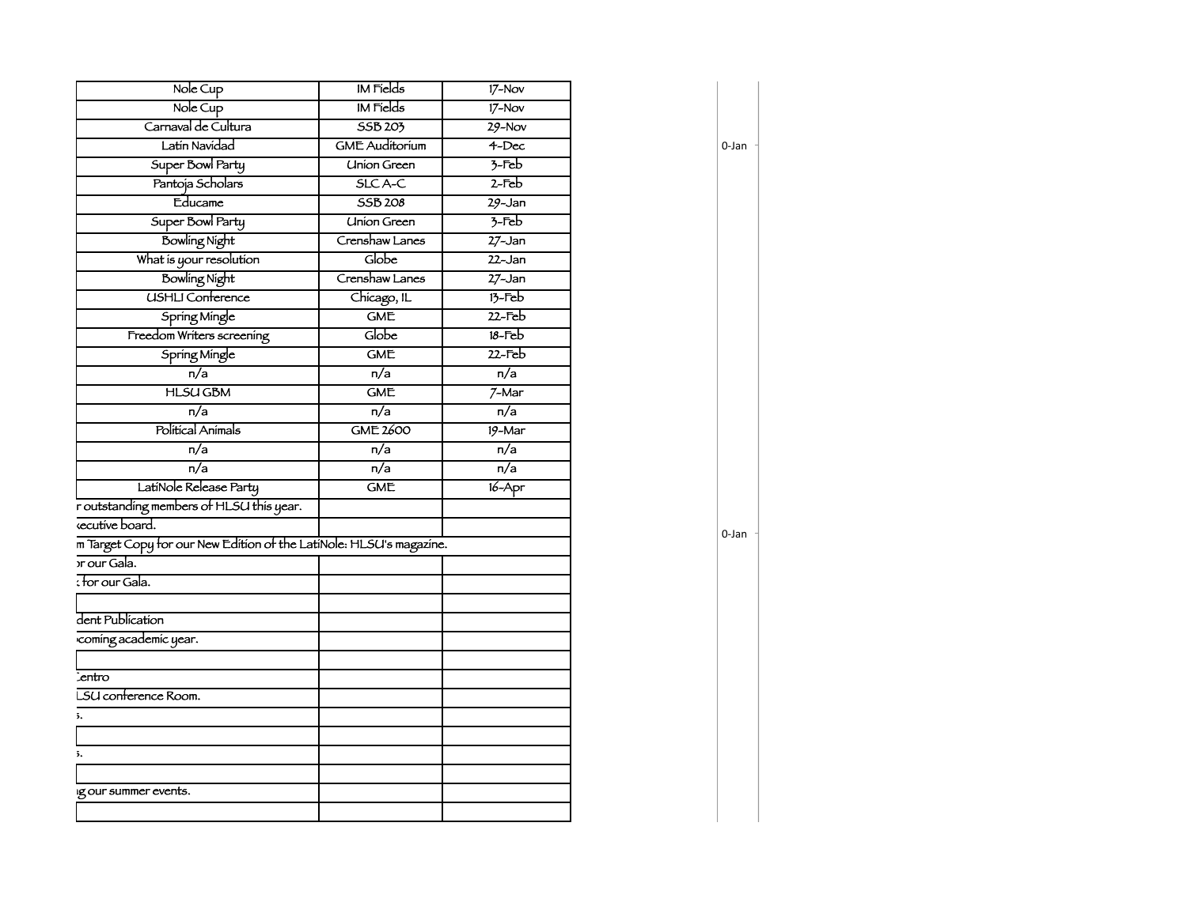| | | |
|---|---|---|
| Nole Cup | IM Fields | 17-Nov |
| Nole Cup | IM Fields | 17-Nov |
| Carnaval de Cultura | SSB 203 | 29-Nov |
| Latin Navidad | GME Auditorium | 4-Dec |
| Super Bowl Party | Union Green | 3-Feb |
| Pantoja Scholars | SLC A-C | 2-Feb |
| Educame | SSB 208 | 29-Jan |
| Super Bowl Party | Union Green | 3-Feb |
| Bowling Night | Crenshaw Lanes | 27-Jan |
| What is your resolution | Globe | 22-Jan |
| Bowling Night | Crenshaw Lanes | 27-Jan |
| USHLI Conference | Chicago, IL | 13-Feb |
| Spring Mingle | GME | 22-Feb |
| Freedom Writers screening | Globe | 18-Feb |
| Spring Mingle | GME | 22-Feb |
| n/a | n/a | n/a |
| HLSU GBM | GME | 7-Mar |
| n/a | n/a | n/a |
| Political Animals | GME 2600 | 19-Mar |
| n/a | n/a | n/a |
| n/a | n/a | n/a |
| LatiNole Release Party | GME | 16-Apr |
| r outstanding members of HLSU this year. | | |
| xecutive board. | | |
| m Target Copy for our New Edition of the LatiNole: HLSU's magazine. | | |
| or our Gala. | | |
| : for our Gala. | | |
| | | |
| dent Publication | | |
| coming academic year. | | |
| | | |
| Centro | | |
| LSU conference Room. | | |
| 5. | | |
| | | |
| 5. | | |
| | | |
| ng our summer events. | | |
| | | |

0-Jan

0-Jan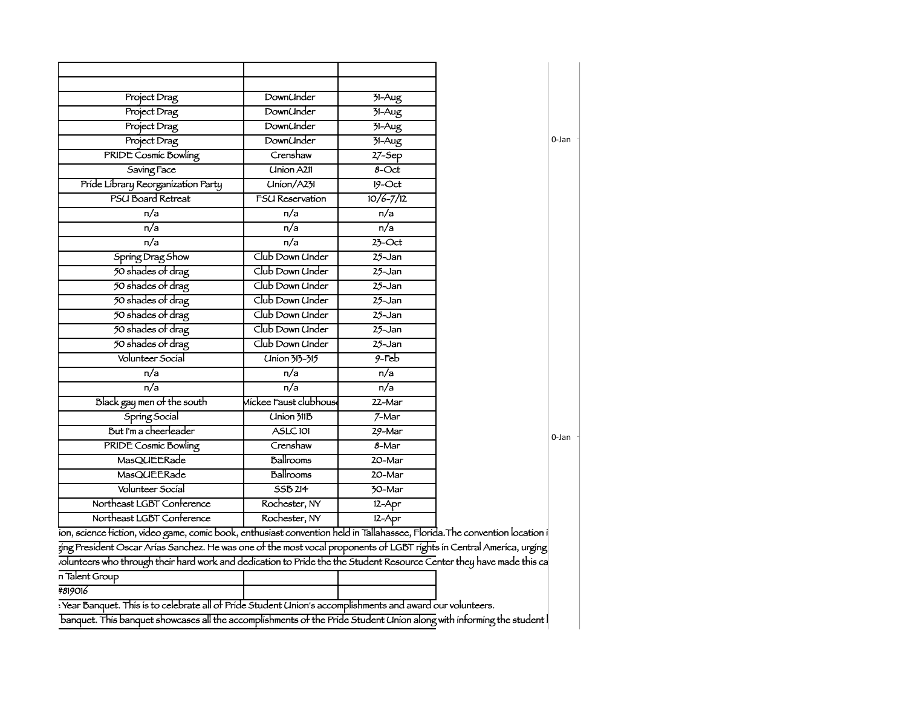| | | |
|---|---|---|
| | | |
| Project Drag | DownUnder | 31-Aug |
| Project Drag | DownUnder | 31-Aug |
| Project Drag | DownUnder | 31-Aug |
| Project Drag | DownUnder | 31-Aug |
| PRIDE Cosmic Bowling | Crenshaw | 27-Sep |
| Saving Face | Union A211 | 8-Oct |
| Pride Library Reorganization Party | Union/A231 | 19-Oct |
| PSU Board Retreat | FSU Reservation | 10/6-7/12 |
| n/a | n/a | n/a |
| n/a | n/a | n/a |
| n/a | n/a | 23-Oct |
| Spring Drag Show | Club Down Under | 25-Jan |
| 50 shades of drag | Club Down Under | 25-Jan |
| 50 shades of drag | Club Down Under | 25-Jan |
| 50 shades of drag | Club Down Under | 25-Jan |
| 50 shades of drag | Club Down Under | 25-Jan |
| 50 shades of drag | Club Down Under | 25-Jan |
| 50 shades of drag | Club Down Under | 25-Jan |
| Volunteer Social | Union 313-315 | 9-Feb |
| n/a | n/a | n/a |
| n/a | n/a | n/a |
| Black gay men of the south | Mickee Faust clubhouse | 22-Mar |
| Spring Social | Union 311B | 7-Mar |
| But I'm a cheerleader | ASLC 101 | 29-Mar |
| PRIDE Cosmic Bowling | Crenshaw | 8-Mar |
| MasQUEERade | Ballrooms | 20-Mar |
| MasQUEERade | Ballrooms | 20-Mar |
| Volunteer Social | SSB 214 | 30-Mar |
| Northeast LGBT Conference | Rochester, NY | 12-Apr |
| Northeast LGBT Conference | Rochester, NY | 12-Apr |

ion, science fiction, video game, comic book, enthusiast convention held in Tallahassee, Florida.The convention location i

ging President Oscar Arias Sanchez. He was one of the most vocal proponents of LGBT rights in Central America, urging

volunteers who through their hard work and dedication to Pride the the Student Resource Center they have made this ca

| | | |
|---|---|---|
| n Talent Group | | |
| #819016 | | |

Year Banquet. This is to celebrate all of Pride Student Union's accomplishments and award our volunteers.

banquet. This banquet showcases all the accomplishments of the Pride Student Union along with informing the student l

0-Jan

0-Jan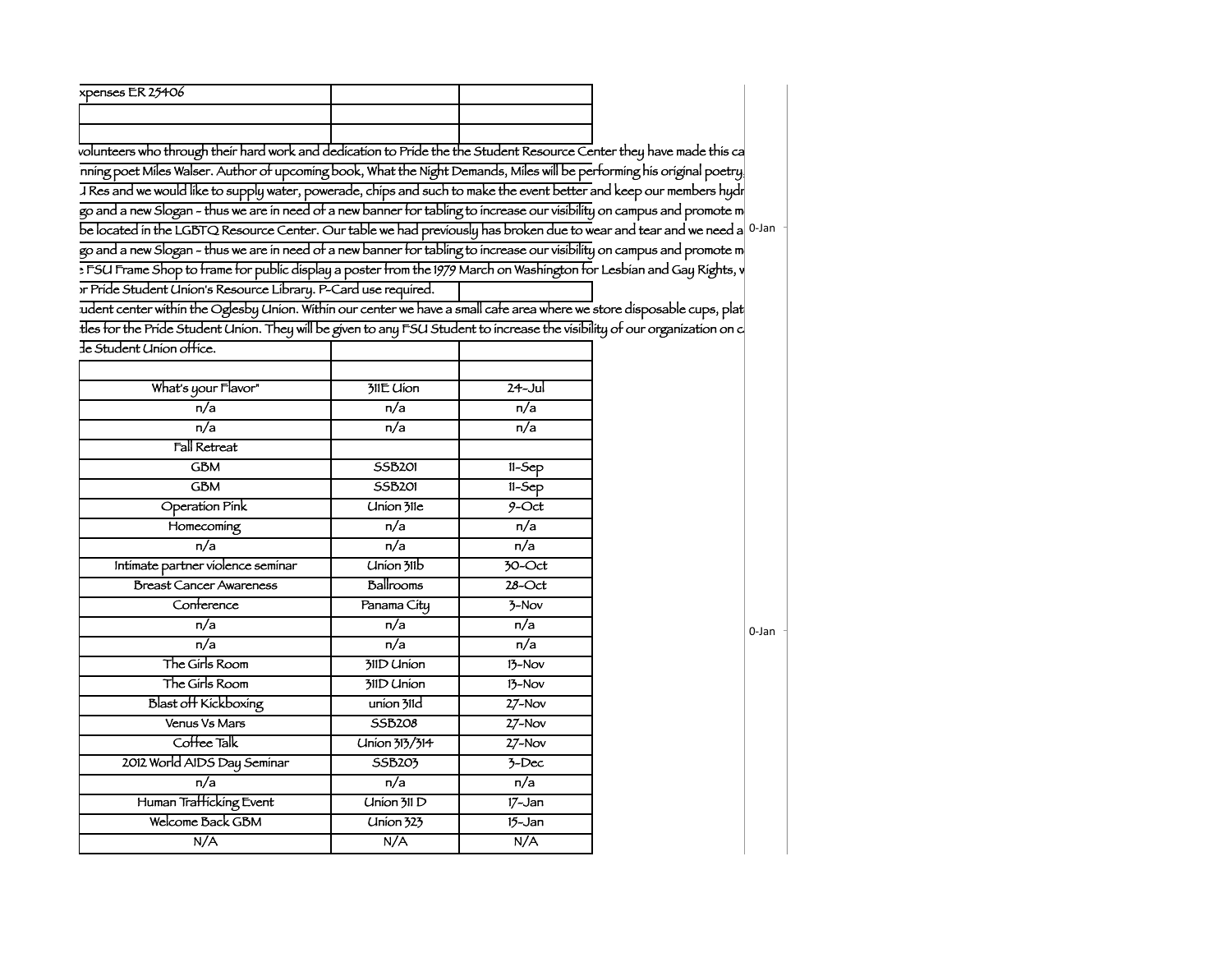| | | |
|---|---|---|
| xpenses ER 25406 | | |
| | | |
| | | |
| volunteers who through their hard work and dedication to Pride the the Student Resource Center they have made this ca | | |
| nning poet Miles Walser. Author of upcoming book, What the Night Demands, Miles will be performing his original poetry. | | |
| J Res and we would like to supply water, powerade, chips and such to make the event better and keep our members hydr | | |
| go and a new Slogan - thus we are in need of a new banner for tabling to increase our visibility on campus and promote m | | |
| be located in the LGBTQ Resource Center. Our table we had previously has broken due to wear and tear and we need a | | |
| go and a new Slogan - thus we are in need of a new banner for tabling to increase our visibility on campus and promote m | | |
| FSU Frame Shop to frame for public display a poster from the 1979 March on Washington for Lesbian and Gay Rights, v | | |
| or Pride Student Union's Resource Library. P-Card use required. | | |
| udent center within the Oglesby Union. Within our center we have a small cafe area where we store disposable cups, plat | | |
| tles for the Pride Student Union. They will be given to any FSU Student to increase the visibility of our organization on c | | |
| de Student Union office. | | |
| | | |
| What's your Flavor" | 311E Uion | 24-Jul |
| n/a | n/a | n/a |
| n/a | n/a | n/a |
| Fall Retreat | | |
| GBM | SSB201 | 11-Sep |
| GBM | SSB201 | 11-Sep |
| Operation Pink | Union 311e | 9-Oct |
| Homecoming | n/a | n/a |
| n/a | n/a | n/a |
| Intimate partner violence seminar | Union 311b | 30-Oct |
| Breast Cancer Awareness | Ballrooms | 28-Oct |
| Conference | Panama City | 3-Nov |
| n/a | n/a | n/a |
| n/a | n/a | n/a |
| The Girls Room | 311D Union | 13-Nov |
| The Girls Room | 311D Union | 13-Nov |
| Blast off Kickboxing | union 311d | 27-Nov |
| Venus Vs Mars | SSB208 | 27-Nov |
| Coffee Talk | Union 313/314 | 27-Nov |
| 2012 World AIDS Day Seminar | SSB203 | 3-Dec |
| n/a | n/a | n/a |
| Human Trafficking Event | Union 311 D | 17-Jan |
| Welcome Back GBM | Union 323 | 15-Jan |
| N/A | N/A | N/A |

0-Jan

0-Jan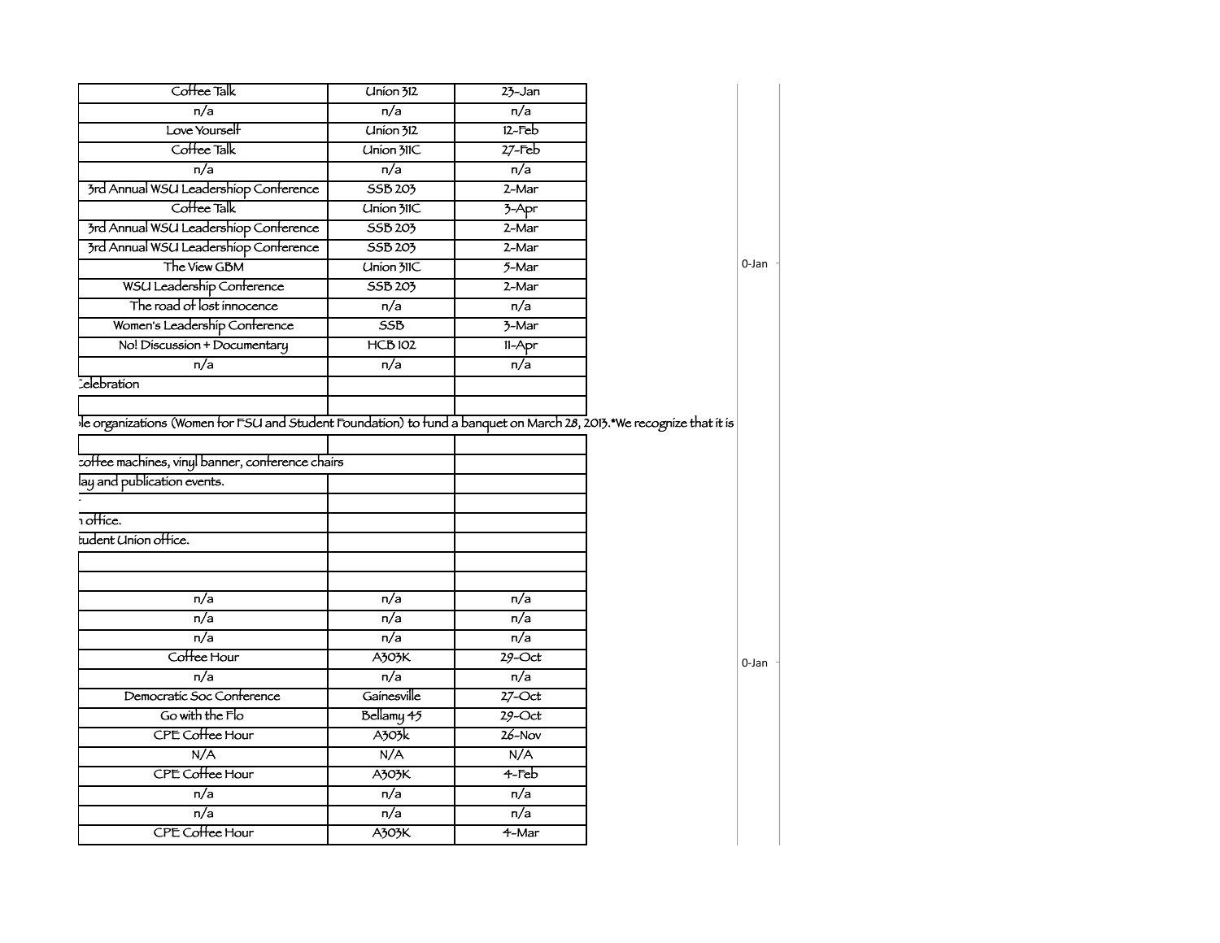| | | |
|---|---|---|
| Coffee Talk | Union 312 | 23-Jan |
| n/a | n/a | n/a |
| Love Yourself | Union 312 | 12-Feb |
| Coffee Talk | Union 311C | 27-Feb |
| n/a | n/a | n/a |
| 3rd Annual WSU Leadershiop Conference | SSB 203 | 2-Mar |
| Coffee Talk | Union 311C | 3-Apr |
| 3rd Annual WSU Leadershiop Conference | SSB 203 | 2-Mar |
| 3rd Annual WSU Leadershiop Conference | SSB 203 | 2-Mar |
| The View GBM | Union 311C | 5-Mar |
| WSU Leadership Conference | SSB 203 | 2-Mar |
| The road of lost innocence | n/a | n/a |
| Women's Leadership Conference | SSB | 3-Mar |
| No! Discussion + Documentary | HCB 102 | 11-Apr |
| n/a | n/a | n/a |
| Celebration | | |
| | | |

ble organizations (Women for FSU and Student Foundation) to fund a banquet on March 28, 2013.*We recognize that it is

| | | |
|---|---|---|
| | | |
| coffee machines, vinyl banner, conference chairs | | |
| lay and publication events. | | |
| . | | |
| n office. | | |
| tudent Union office. | | |
| | | |
| | | |
| n/a | n/a | n/a |
| n/a | n/a | n/a |
| n/a | n/a | n/a |
| Coffee Hour | A303K | 29-Oct |
| n/a | n/a | n/a |
| Democratic Soc Conference | Gainesville | 27-Oct |
| Go with the Flo | Bellamy 43 | 29-Oct |
| CPE Coffee Hour | A303k | 26-Nov |
| N/A | N/A | N/A |
| CPE Coffee Hour | A303K | 4-Feb |
| n/a | n/a | n/a |
| n/a | n/a | n/a |
| CPE Coffee Hour | A303K | 4-Mar |

0-Jan

0-Jan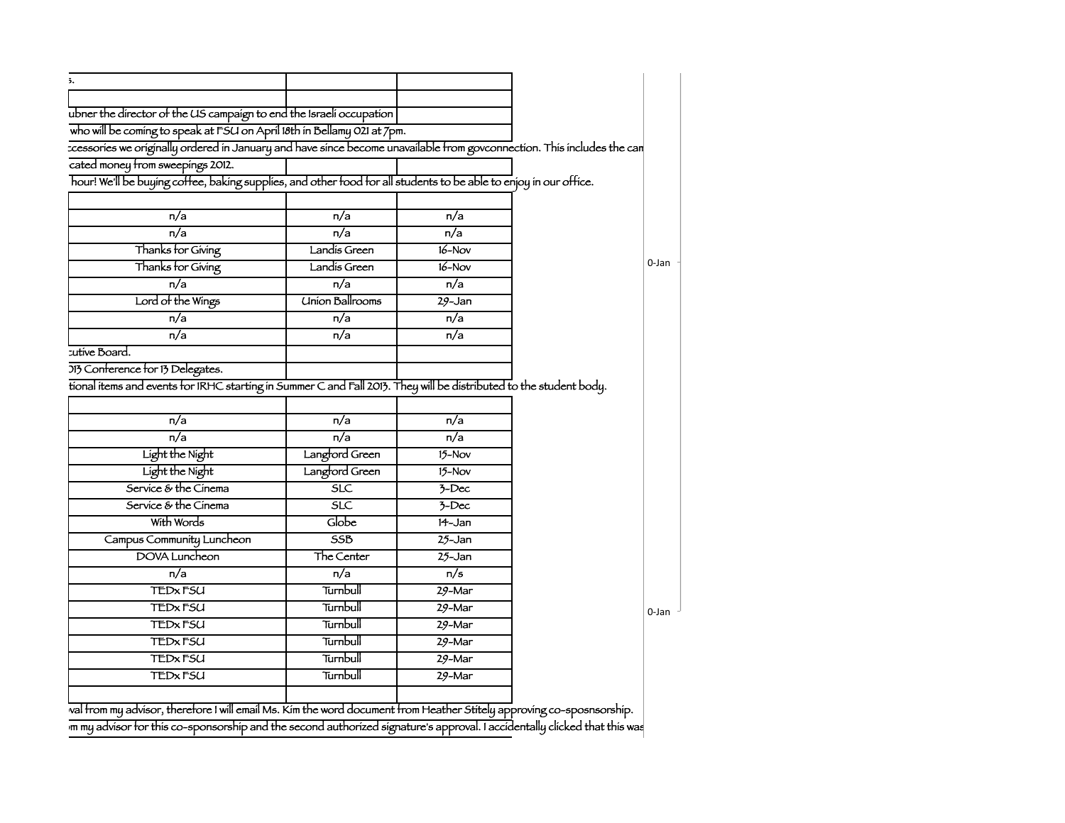| | | |
|---|---|---|
| s. | | |
| | | |
| ubner the director of the US campaign to end the Israeli occupation | | |
| who will be coming to speak at FSU on April 18th in Bellamy 021 at 7pm. | | |
| ccessories we originally ordered in January and have since become unavailable from govconnection. This includes the cam | | |
| cated money from sweepings 2012. | | |
| hour! We'll be buying coffee, baking supplies, and other food for all students to be able to enjoy in our office. | | |
| | | |
| n/a | n/a | n/a |
| n/a | n/a | n/a |
| Thanks for Giving | Landis Green | 16-Nov |
| Thanks for Giving | Landis Green | 16-Nov |
| n/a | n/a | n/a |
| Lord of the Wings | Union Ballrooms | 29-Jan |
| n/a | n/a | n/a |
| n/a | n/a | n/a |
| cutive Board. | | |
| 013 Conference for 13 Delegates. | | |
| tional items and events for IRHC starting in Summer C and Fall 2013. They will be distributed to the student body. | | |
| | | |
| n/a | n/a | n/a |
| n/a | n/a | n/a |
| Light the Night | Langford Green | 15-Nov |
| Light the Night | Langford Green | 15-Nov |
| Service & the Cinema | SLC | 3-Dec |
| Service & the Cinema | SLC | 3-Dec |
| With Words | Globe | 14-Jan |
| Campus Community Luncheon | SSB | 25-Jan |
| DOVA Luncheon | The Center | 25-Jan |
| n/a | n/a | n/s |
| TEDx FSU | Turnbull | 29-Mar |
| TEDx FSU | Turnbull | 29-Mar |
| TEDx FSU | Turnbull | 29-Mar |
| TEDx FSU | Turnbull | 29-Mar |
| TEDx FSU | Turnbull | 29-Mar |
| TEDx FSU | Turnbull | 29-Mar |
| | | |
| val from my advisor, therefore I will email Ms. Kim the word document from Heather Stitely approving co-sposnsorship. | | |
| m my advisor for this co-sponsorship and the second authorized signature's approval. I accidentally clicked that this was | | |

0-Jan

0-Jan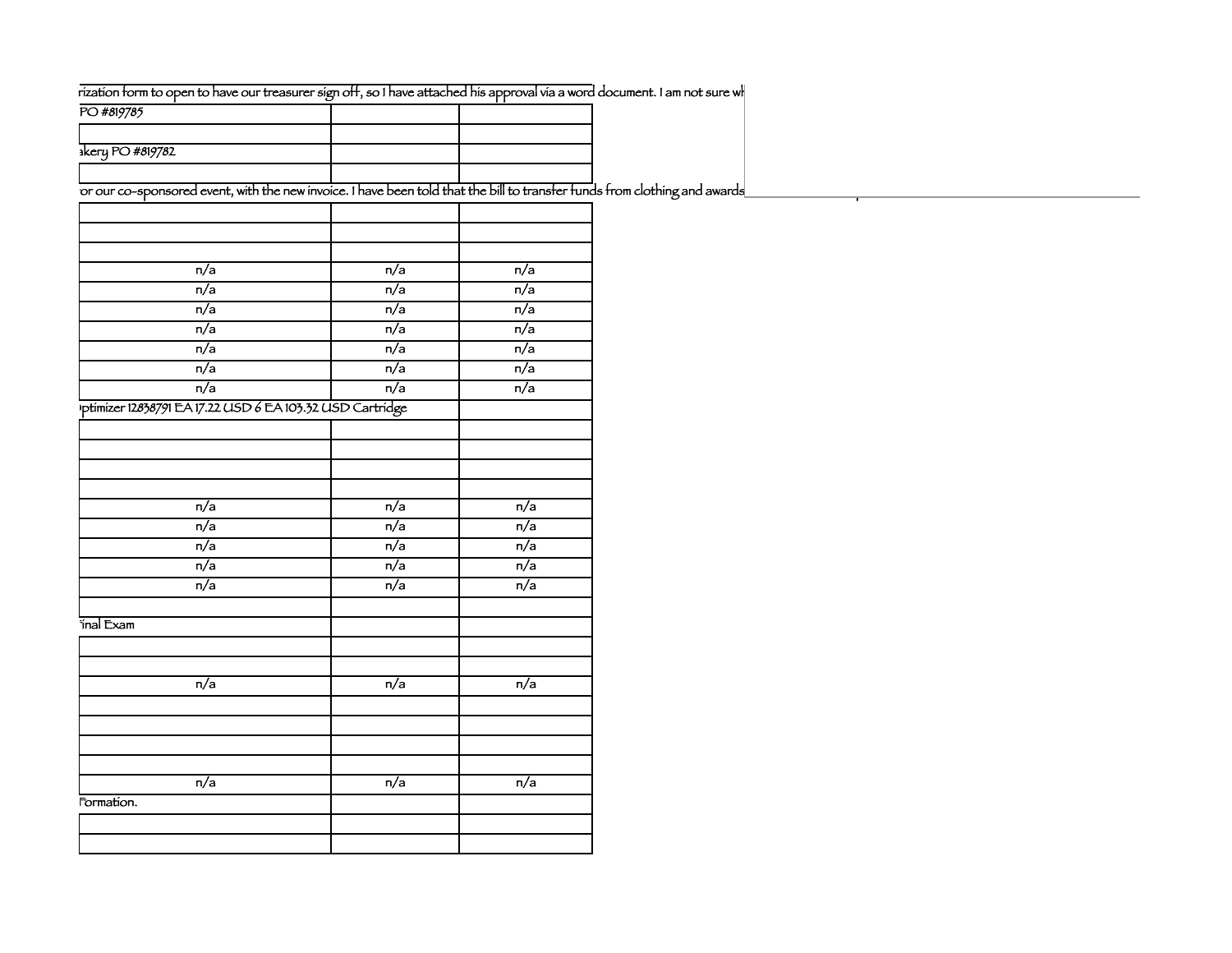| | | |
|---|---|---|
| rization form to open to have our treasurer sign off, so I have attached his approval via a word document. I am not sure wh | | |
| PO #819785 | | |
| | | |
| akery PO #819782 | | |
| | | |
| or our co-sponsored event, with the new invoice. I have been told that the bill to transfer funds from clothing and awards | | |
| | | |
| | | |
| | | |
| n/a | n/a | n/a |
| n/a | n/a | n/a |
| n/a | n/a | n/a |
| n/a | n/a | n/a |
| n/a | n/a | n/a |
| n/a | n/a | n/a |
| n/a | n/a | n/a |
| ptimizer 12838791 EA 17.22 USD 6 EA 103.32 USD Cartridge | | |
| | | |
| | | |
| | | |
| | | |
| n/a | n/a | n/a |
| n/a | n/a | n/a |
| n/a | n/a | n/a |
| n/a | n/a | n/a |
| n/a | n/a | n/a |
| | | |
| inal Exam | | |
| | | |
| | | |
| n/a | n/a | n/a |
| | | |
| | | |
| | | |
| | | |
| n/a | n/a | n/a |
| ormation. | | |
| | | |
| | | |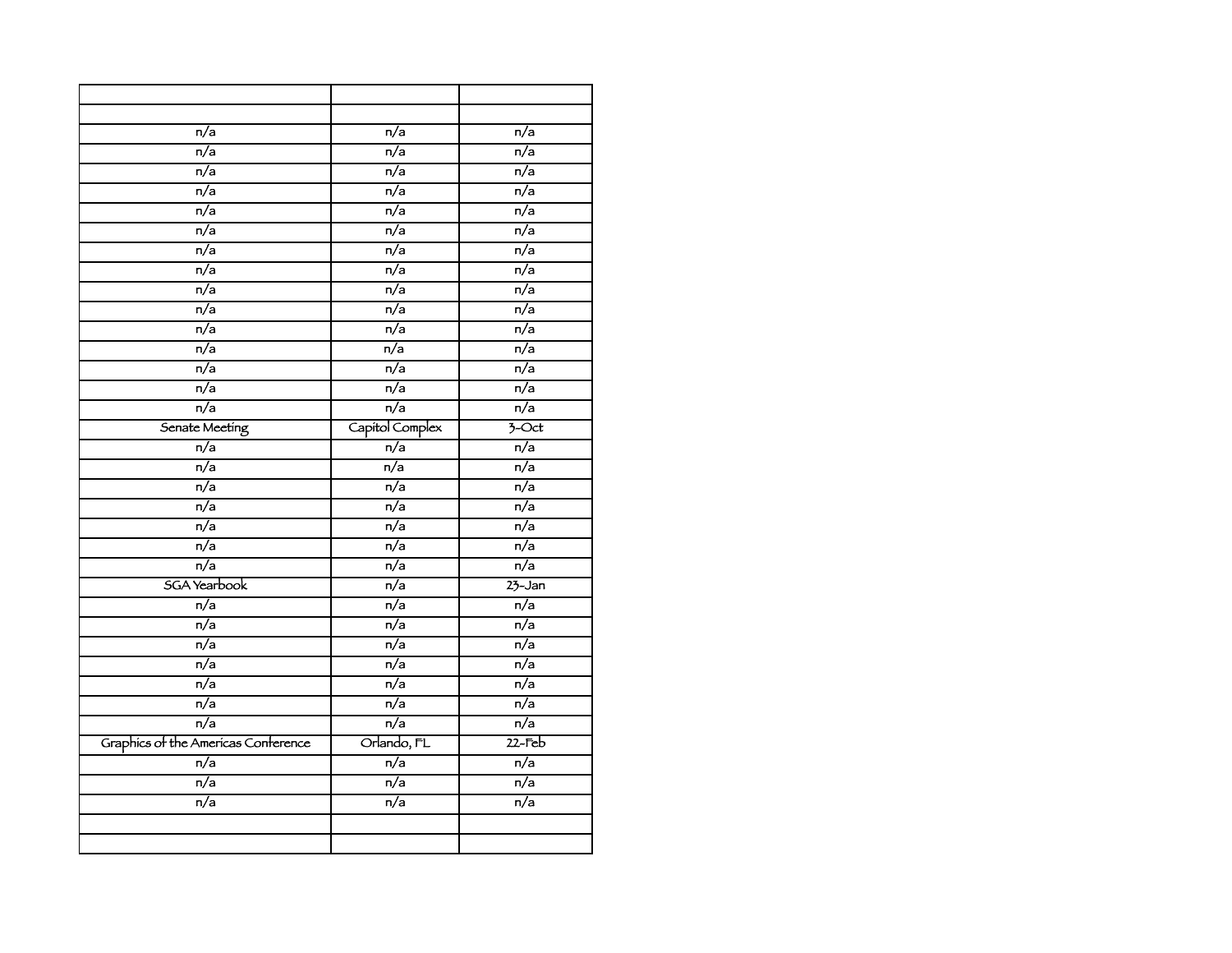| | | |
|---|---|---|
| | | |
| n/a | n/a | n/a |
| n/a | n/a | n/a |
| n/a | n/a | n/a |
| n/a | n/a | n/a |
| n/a | n/a | n/a |
| n/a | n/a | n/a |
| n/a | n/a | n/a |
| n/a | n/a | n/a |
| n/a | n/a | n/a |
| n/a | n/a | n/a |
| n/a | n/a | n/a |
| n/a | n/a | n/a |
| n/a | n/a | n/a |
| n/a | n/a | n/a |
| n/a | n/a | n/a |
| Senate Meeting | Capitol Complex | 3-Oct |
| n/a | n/a | n/a |
| n/a | n/a | n/a |
| n/a | n/a | n/a |
| n/a | n/a | n/a |
| n/a | n/a | n/a |
| n/a | n/a | n/a |
| n/a | n/a | n/a |
| SGA Yearbook | n/a | 23-Jan |
| n/a | n/a | n/a |
| n/a | n/a | n/a |
| n/a | n/a | n/a |
| n/a | n/a | n/a |
| n/a | n/a | n/a |
| n/a | n/a | n/a |
| n/a | n/a | n/a |
| Graphics of the Americas Conference | Orlando, FL | 22-Feb |
| n/a | n/a | n/a |
| n/a | n/a | n/a |
| n/a | n/a | n/a |
| | | |
| | | |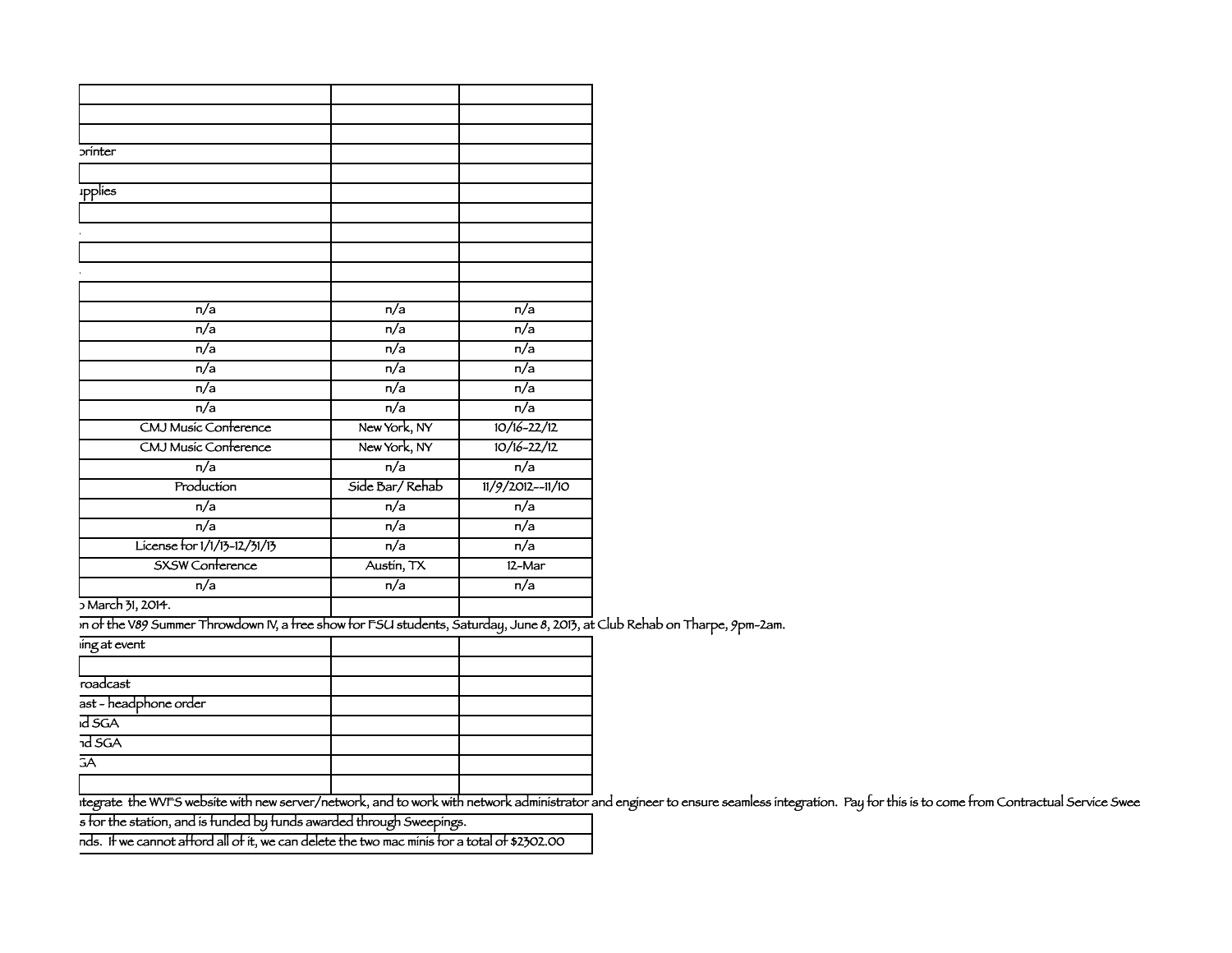| | | |
|---|---|---|
| | | |
| | | |
| | | |
| printer | | |
| | | |
| upplies | | |
| | | |
| | | |
| | | |
| | | |
| | | |
| n/a | n/a | n/a |
| n/a | n/a | n/a |
| n/a | n/a | n/a |
| n/a | n/a | n/a |
| n/a | n/a | n/a |
| n/a | n/a | n/a |
| CMJ Music Conference | New York, NY | 10/16-22/12 |
| CMJ Music Conference | New York, NY | 10/16-22/12 |
| n/a | n/a | n/a |
| Production | Side Bar/ Rehab | 11/9/2012--11/10 |
| n/a | n/a | n/a |
| n/a | n/a | n/a |
| License for 1/1/13-12/31/13 | n/a | n/a |
| SXSW Conference | Austin, TX | 12-Mar |
| n/a | n/a | n/a |

o March 31, 2014.

on of the V89 Summer Throwdown IV, a free show for FSU students, Saturday, June 8, 2013, at Club Rehab on Tharpe, 9pm-2am.

| | | |
|---|---|---|
| ing at event | | |
| | | |
| roadcast | | |
| ast - headphone order | | |
| nd SGA | | |
| nd SGA | | |
| GA | | |
| | | |

ntegrate the WVFS website with new server/network, and to work with network administrator and engineer to ensure seamless integration. Pay for this is to come from Contractual Service Swee

s for the station, and is funded by funds awarded through Sweepings.

nds. If we cannot afford all of it, we can delete the two mac minis for a total of $2302.00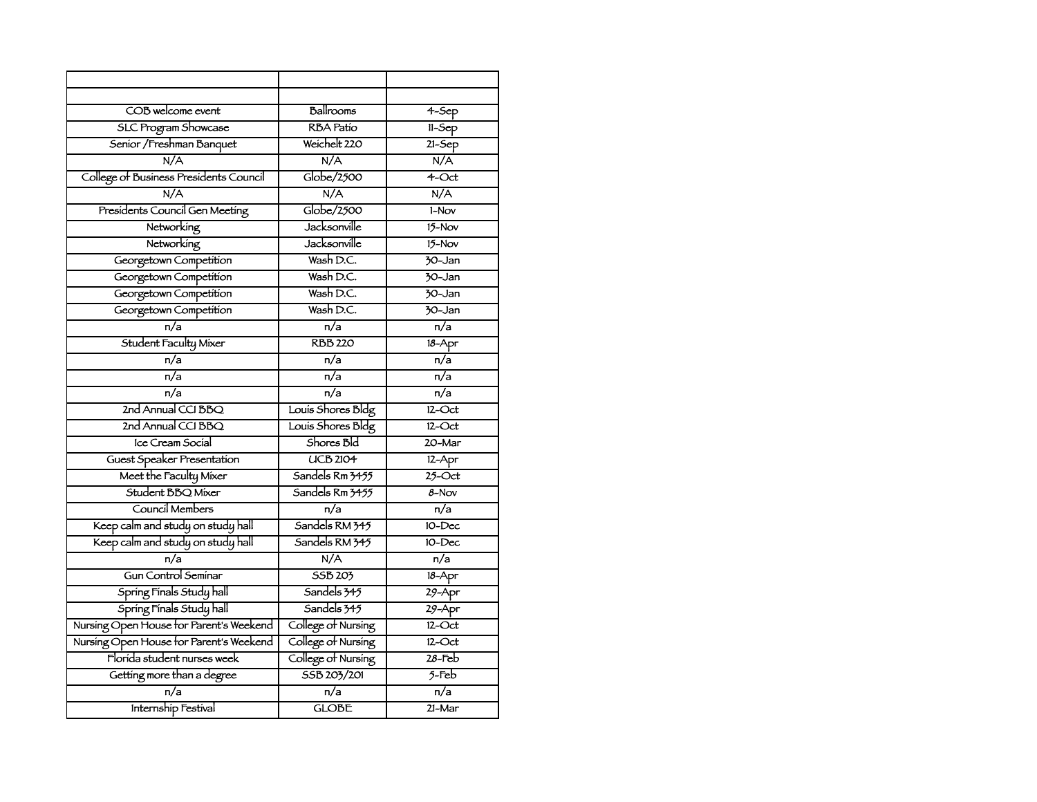| | | |
|---|---|---|
| | | |
| COB welcome event | Ballrooms | 4-Sep |
| SLC Program Showcase | RBA Patio | 11-Sep |
| Senior /Freshman Banquet | Weichelt 220 | 21-Sep |
| N/A | N/A | N/A |
| College of Business Presidents Council | Globe/2500 | 4-Oct |
| N/A | N/A | N/A |
| Presidents Council Gen Meeting | Globe/2500 | 1-Nov |
| Networking | Jacksonville | 15-Nov |
| Networking | Jacksonville | 15-Nov |
| Georgetown Competition | Wash D.C. | 30-Jan |
| Georgetown Competition | Wash D.C. | 30-Jan |
| Georgetown Competition | Wash D.C. | 30-Jan |
| Georgetown Competition | Wash D.C. | 30-Jan |
| n/a | n/a | n/a |
| Student Faculty Mixer | RBB 220 | 18-Apr |
| n/a | n/a | n/a |
| n/a | n/a | n/a |
| n/a | n/a | n/a |
| 2nd Annual CCI BBQ | Louis Shores Bldg | 12-Oct |
| 2nd Annual CCI BBQ | Louis Shores Bldg | 12-Oct |
| Ice Cream Social | Shores Bld | 20-Mar |
| Guest Speaker Presentation | UCB 2104 | 12-Apr |
| Meet the Faculty Mixer | Sandels Rm 3455 | 25-Oct |
| Student BBQ Mixer | Sandels Rm 3455 | 8-Nov |
| Council Members | n/a | n/a |
| Keep calm and study on study hall | Sandels RM 345 | 10-Dec |
| Keep calm and study on study hall | Sandels RM 345 | 10-Dec |
| n/a | N/A | n/a |
| Gun Control Seminar | SSB 203 | 18-Apr |
| Spring Finals Study hall | Sandels 345 | 29-Apr |
| Spring Finals Study hall | Sandels 345 | 29-Apr |
| Nursing Open House for Parent's Weekend | College of Nursing | 12-Oct |
| Nursing Open House for Parent's Weekend | College of Nursing | 12-Oct |
| Florida student nurses week | College of Nursing | 28-Feb |
| Getting more than a degree | SSB 203/201 | 5-Feb |
| n/a | n/a | n/a |
| Internship Festival | GLOBE | 21-Mar |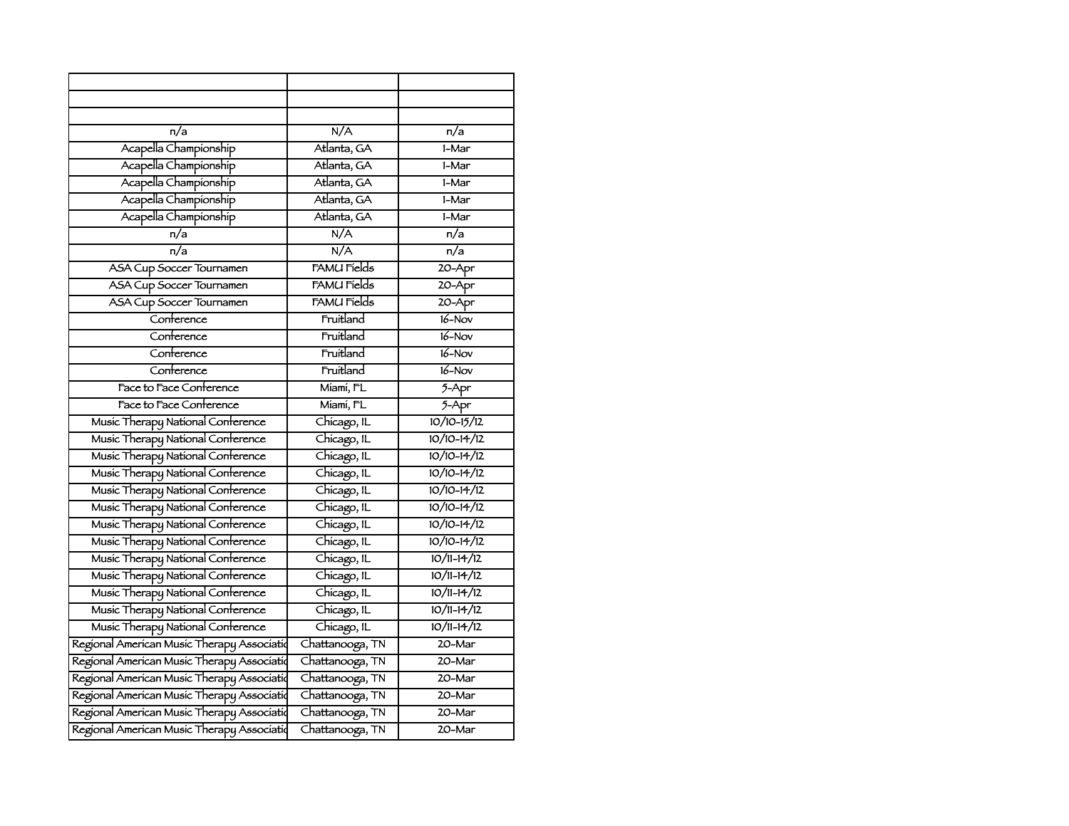| | | |
|---|---|---|
| | | |
| | | |
| n/a | N/A | n/a |
| Acapella Championship | Atlanta, GA | 1-Mar |
| Acapella Championship | Atlanta, GA | 1-Mar |
| Acapella Championship | Atlanta, GA | 1-Mar |
| Acapella Championship | Atlanta, GA | 1-Mar |
| Acapella Championship | Atlanta, GA | 1-Mar |
| n/a | N/A | n/a |
| n/a | N/A | n/a |
| ASA Cup Soccer Tournamen | FAMU Fields | 20-Apr |
| ASA Cup Soccer Tournamen | FAMU Fields | 20-Apr |
| ASA Cup Soccer Tournamen | FAMU Fields | 20-Apr |
| Conference | Fruitland | 16-Nov |
| Conference | Fruitland | 16-Nov |
| Conference | Fruitland | 16-Nov |
| Conference | Fruitland | 16-Nov |
| Face to Face Conference | Miami, FL | 5-Apr |
| Face to Face Conference | Miami, FL | 5-Apr |
| Music Therapy National Conference | Chicago, IL | 10/10-15/12 |
| Music Therapy National Conference | Chicago, IL | 10/10-14/12 |
| Music Therapy National Conference | Chicago, IL | 10/10-14/12 |
| Music Therapy National Conference | Chicago, IL | 10/10-14/12 |
| Music Therapy National Conference | Chicago, IL | 10/10-14/12 |
| Music Therapy National Conference | Chicago, IL | 10/10-14/12 |
| Music Therapy National Conference | Chicago, IL | 10/10-14/12 |
| Music Therapy National Conference | Chicago, IL | 10/10-14/12 |
| Music Therapy National Conference | Chicago, IL | 10/11-14/12 |
| Music Therapy National Conference | Chicago, IL | 10/11-14/12 |
| Music Therapy National Conference | Chicago, IL | 10/11-14/12 |
| Music Therapy National Conference | Chicago, IL | 10/11-14/12 |
| Music Therapy National Conference | Chicago, IL | 10/11-14/12 |
| Regional American Music Therapy Associatio | Chattanooga, TN | 20-Mar |
| Regional American Music Therapy Associatio | Chattanooga, TN | 20-Mar |
| Regional American Music Therapy Associatio | Chattanooga, TN | 20-Mar |
| Regional American Music Therapy Associatio | Chattanooga, TN | 20-Mar |
| Regional American Music Therapy Associatio | Chattanooga, TN | 20-Mar |
| Regional American Music Therapy Associatio | Chattanooga, TN | 20-Mar |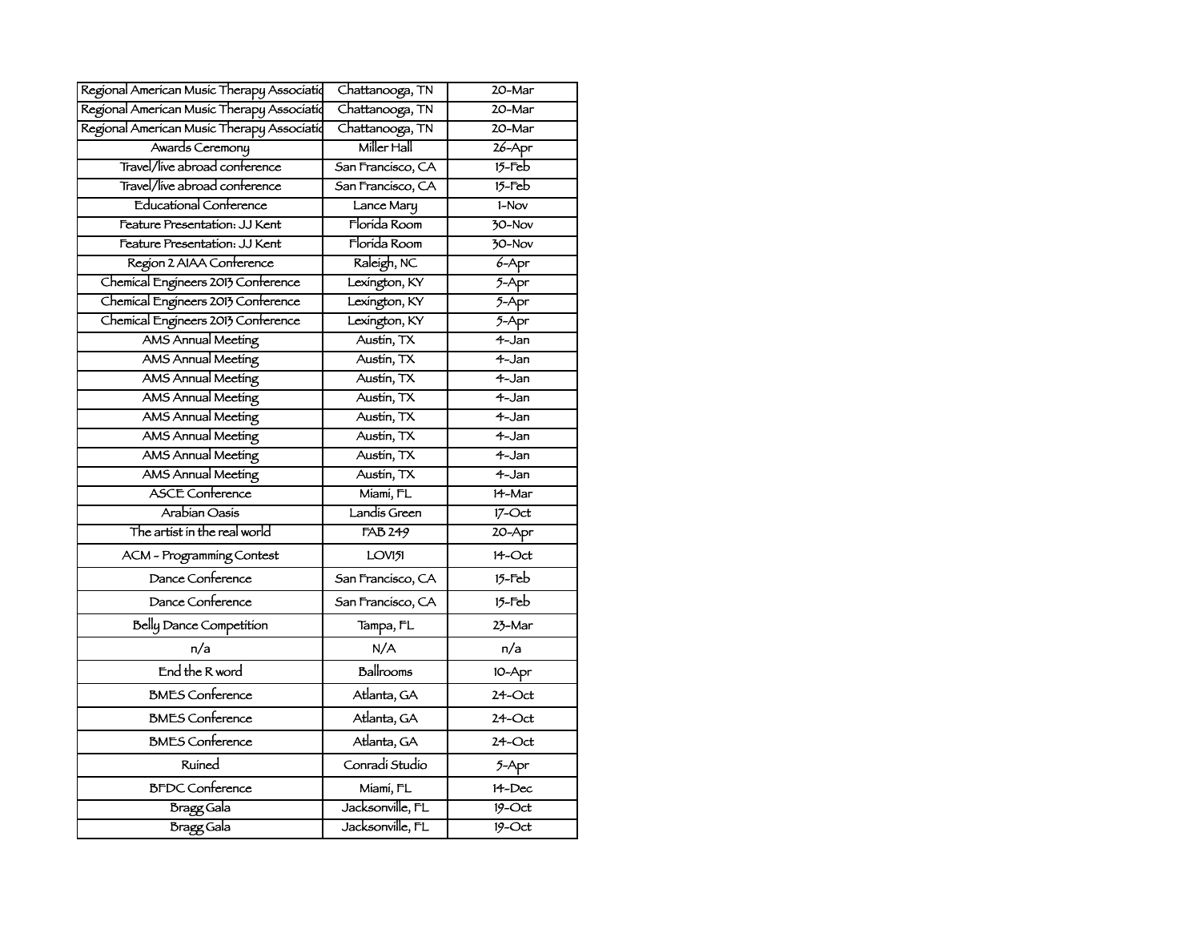| Regional American Music Therapy Associatio | Chattanooga, TN | 20-Mar |
|---|---|---|
| Regional American Music Therapy Associatio | Chattanooga, TN | 20-Mar |
| Regional American Music Therapy Associatio | Chattanooga, TN | 20-Mar |
| Awards Ceremony | Miller Hall | 26-Apr |
| Travel/live abroad conference | San Francisco, CA | 15-Feb |
| Travel/live abroad conference | San Francisco, CA | 15-Feb |
| Educational Conference | Lance Mary | 1-Nov |
| Feature Presentation: JJ Kent | Florida Room | 30-Nov |
| Feature Presentation: JJ Kent | Florida Room | 30-Nov |
| Region 2 AIAA Conference | Raleigh, NC | 6-Apr |
| Chemical Engineers 2013 Conference | Lexington, KY | 5-Apr |
| Chemical Engineers 2013 Conference | Lexington, KY | 5-Apr |
| Chemical Engineers 2013 Conference | Lexington, KY | 5-Apr |
| AMS Annual Meeting | Austin, TX | 4-Jan |
| AMS Annual Meeting | Austin, TX | 4-Jan |
| AMS Annual Meeting | Austin, TX | 4-Jan |
| AMS Annual Meeting | Austin, TX | 4-Jan |
| AMS Annual Meeting | Austin, TX | 4-Jan |
| AMS Annual Meeting | Austin, TX | 4-Jan |
| AMS Annual Meeting | Austin, TX | 4-Jan |
| AMS Annual Meeting | Austin, TX | 4-Jan |
| ASCE Conference | Miami, FL | 14-Mar |
| Arabian Oasis | Landis Green | 17-Oct |
| The artist in the real world | FAB 249 | 20-Apr |
| ACM - Programming Contest | LOV151 | 14-Oct |
| Dance Conference | San Francisco, CA | 15-Feb |
| Dance Conference | San Francisco, CA | 15-Feb |
| Belly Dance Competition | Tampa, FL | 23-Mar |
| n/a | N/A | n/a |
| End the R word | Ballrooms | 10-Apr |
| BMES Conference | Atlanta, GA | 24-Oct |
| BMES Conference | Atlanta, GA | 24-Oct |
| BMES Conference | Atlanta, GA | 24-Oct |
| Ruined | Conradi Studio | 5-Apr |
| BFDC Conference | Miami, FL | 14-Dec |
| Bragg Gala | Jacksonville, FL | 19-Oct |
| Bragg Gala | Jacksonville, FL | 19-Oct |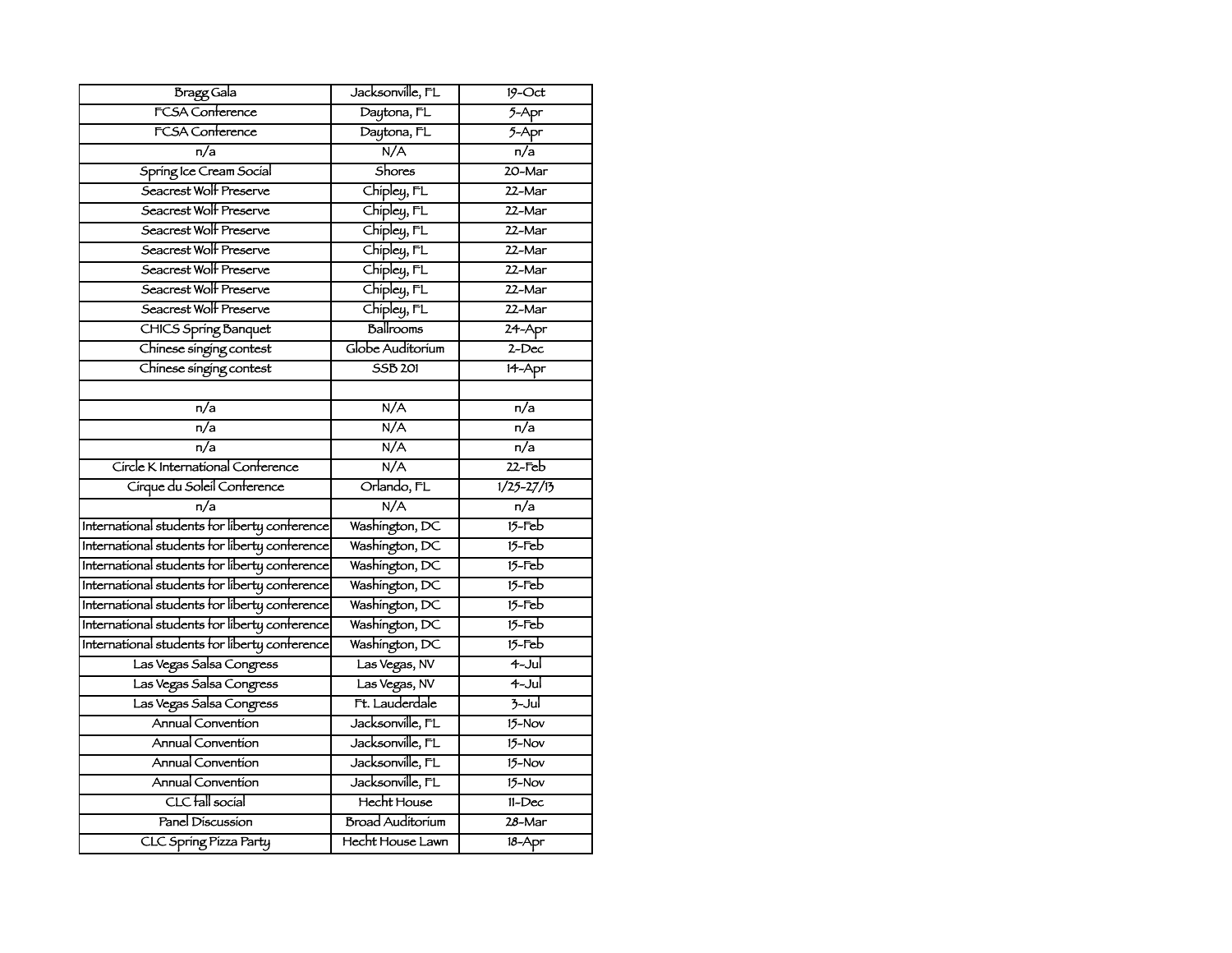| Bragg Gala | Jacksonville, FL | 19-Oct |
|---|---|---|
| FCSA Conference | Daytona, FL | 5-Apr |
| FCSA Conference | Daytona, FL | 5-Apr |
| n/a | N/A | n/a |
| Spring Ice Cream Social | Shores | 20-Mar |
| Seacrest Wolf Preserve | Chipley, FL | 22-Mar |
| Seacrest Wolf Preserve | Chipley, FL | 22-Mar |
| Seacrest Wolf Preserve | Chipley, FL | 22-Mar |
| Seacrest Wolf Preserve | Chipley, FL | 22-Mar |
| Seacrest Wolf Preserve | Chipley, FL | 22-Mar |
| Seacrest Wolf Preserve | Chipley, FL | 22-Mar |
| Seacrest Wolf Preserve | Chipley, FL | 22-Mar |
| CHICS Spring Banquet | Ballrooms | 24-Apr |
| Chinese singing contest | Globe Auditorium | 2-Dec |
| Chinese singing contest | SSB 201 | 14-Apr |
| | | |
| n/a | N/A | n/a |
| n/a | N/A | n/a |
| n/a | N/A | n/a |
| Circle K International Conference | N/A | 22-Feb |
| Cirque du Soleil Conference | Orlando, FL | 1/25-27/13 |
| n/a | N/A | n/a |
| International students for liberty conference | Washington, DC | 15-Feb |
| International students for liberty conference | Washington, DC | 15-Feb |
| International students for liberty conference | Washington, DC | 15-Feb |
| International students for liberty conference | Washington, DC | 15-Feb |
| International students for liberty conference | Washington, DC | 15-Feb |
| International students for liberty conference | Washington, DC | 15-Feb |
| International students for liberty conference | Washington, DC | 15-Feb |
| Las Vegas Salsa Congress | Las Vegas, NV | 4-Jul |
| Las Vegas Salsa Congress | Las Vegas, NV | 4-Jul |
| Las Vegas Salsa Congress | Ft. Lauderdale | 3-Jul |
| Annual Convention | Jacksonville, FL | 15-Nov |
| Annual Convention | Jacksonville, FL | 15-Nov |
| Annual Convention | Jacksonville, FL | 15-Nov |
| Annual Convention | Jacksonville, FL | 15-Nov |
| CLC fall social | Hecht House | 11-Dec |
| Panel Discussion | Broad Auditorium | 28-Mar |
| CLC Spring Pizza Party | Hecht House Lawn | 18-Apr |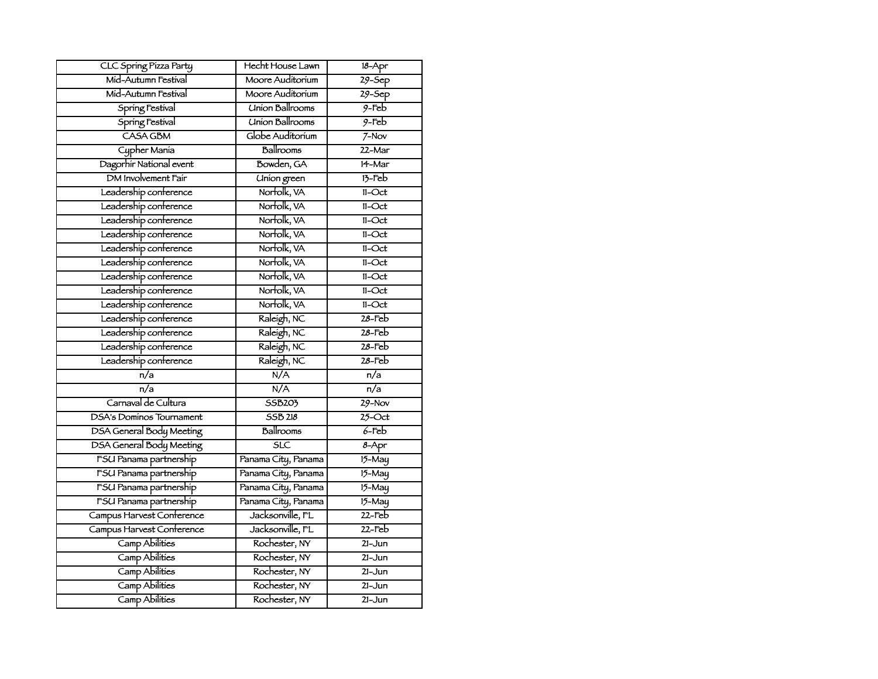| | | |
|---|---|---|
| CLC Spring Pizza Party | Hecht House Lawn | 18-Apr |
| Mid-Autumn Festival | Moore Auditorium | 29-Sep |
| Mid-Autumn Festival | Moore Auditorium | 29-Sep |
| Spring Festival | Union Ballrooms | 9-Feb |
| Spring Festival | Union Ballrooms | 9-Feb |
| CASA GBM | Globe Auditorium | 7-Nov |
| Cypher Mania | Ballrooms | 22-Mar |
| Dagorhir National event | Bowden, GA | 14-Mar |
| DM Involvement Fair | Union green | 13-Feb |
| Leadership conference | Norfolk, VA | 11-Oct |
| Leadership conference | Norfolk, VA | 11-Oct |
| Leadership conference | Norfolk, VA | 11-Oct |
| Leadership conference | Norfolk, VA | 11-Oct |
| Leadership conference | Norfolk, VA | 11-Oct |
| Leadership conference | Norfolk, VA | 11-Oct |
| Leadership conference | Norfolk, VA | 11-Oct |
| Leadership conference | Norfolk, VA | 11-Oct |
| Leadership conference | Norfolk, VA | 11-Oct |
| Leadership conference | Raleigh, NC | 28-Feb |
| Leadership conference | Raleigh, NC | 28-Feb |
| Leadership conference | Raleigh, NC | 28-Feb |
| Leadership conference | Raleigh, NC | 28-Feb |
| n/a | N/A | n/a |
| n/a | N/A | n/a |
| Carnaval de Cultura | SSB203 | 29-Nov |
| DSA's Dominos Tournament | SSB 218 | 25-Oct |
| DSA General Body Meeting | Ballrooms | 6-Feb |
| DSA General Body Meeting | SLC | 8-Apr |
| FSU Panama partnership | Panama City, Panama | 15-May |
| FSU Panama partnership | Panama City, Panama | 15-May |
| FSU Panama partnership | Panama City, Panama | 15-May |
| FSU Panama partnership | Panama City, Panama | 15-May |
| Campus Harvest Conference | Jacksonville, FL | 22-Feb |
| Campus Harvest Conference | Jacksonville, FL | 22-Feb |
| Camp Abilities | Rochester, NY | 21-Jun |
| Camp Abilities | Rochester, NY | 21-Jun |
| Camp Abilities | Rochester, NY | 21-Jun |
| Camp Abilities | Rochester, NY | 21-Jun |
| Camp Abilities | Rochester, NY | 21-Jun |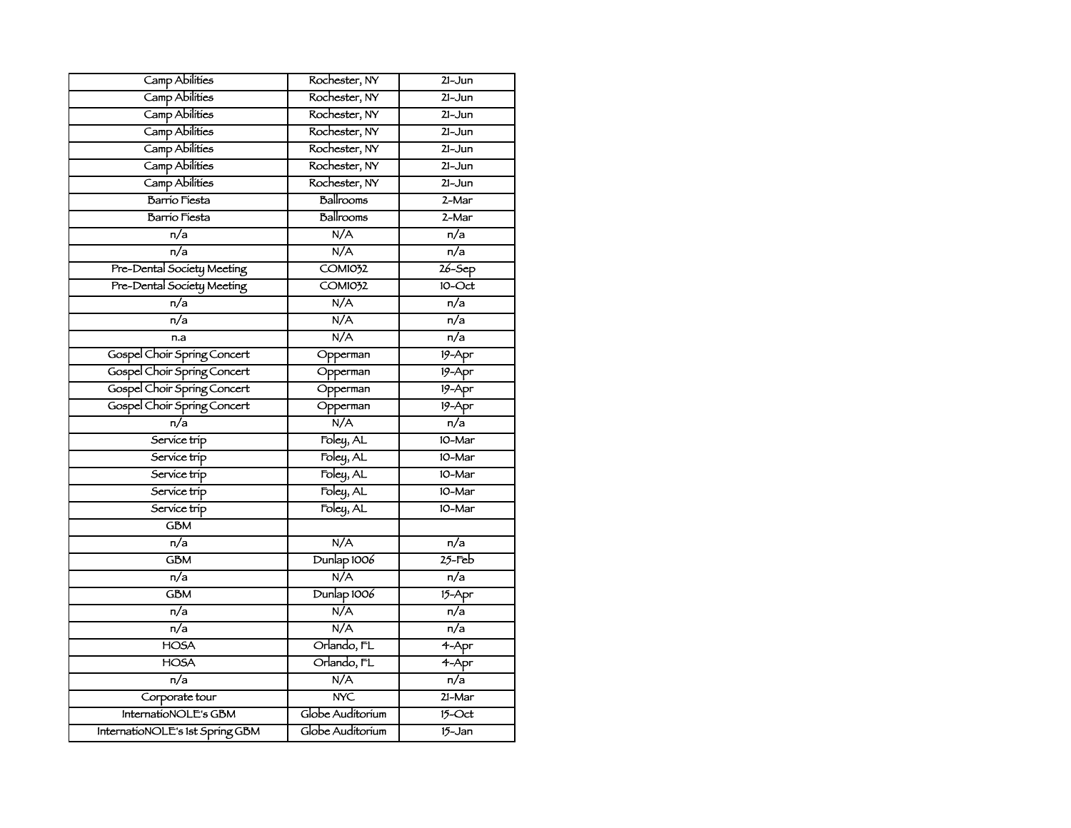| | | |
|---|---|---|
| Camp Abilities | Rochester, NY | 21-Jun |
| Camp Abilities | Rochester, NY | 21-Jun |
| Camp Abilities | Rochester, NY | 21-Jun |
| Camp Abilities | Rochester, NY | 21-Jun |
| Camp Abilities | Rochester, NY | 21-Jun |
| Camp Abilities | Rochester, NY | 21-Jun |
| Camp Abilities | Rochester, NY | 21-Jun |
| Barrio Fiesta | Ballrooms | 2-Mar |
| Barrio Fiesta | Ballrooms | 2-Mar |
| n/a | N/A | n/a |
| n/a | N/A | n/a |
| Pre-Dental Society Meeting | COM1032 | 26-Sep |
| Pre-Dental Society Meeting | COM1032 | 10-Oct |
| n/a | N/A | n/a |
| n/a | N/A | n/a |
| n.a | N/A | n/a |
| Gospel Choir Spring Concert | Opperman | 19-Apr |
| Gospel Choir Spring Concert | Opperman | 19-Apr |
| Gospel Choir Spring Concert | Opperman | 19-Apr |
| Gospel Choir Spring Concert | Opperman | 19-Apr |
| n/a | N/A | n/a |
| Service trip | Foley, AL | 10-Mar |
| Service trip | Foley, AL | 10-Mar |
| Service trip | Foley, AL | 10-Mar |
| Service trip | Foley, AL | 10-Mar |
| Service trip | Foley, AL | 10-Mar |
| GBM | | |
| n/a | N/A | n/a |
| GBM | Dunlap 1006 | 25-Feb |
| n/a | N/A | n/a |
| GBM | Dunlap 1006 | 15-Apr |
| n/a | N/A | n/a |
| n/a | N/A | n/a |
| HOSA | Orlando, FL | 4-Apr |
| HOSA | Orlando, FL | 4-Apr |
| n/a | N/A | n/a |
| Corporate tour | NYC | 21-Mar |
| InternatioNOLE's GBM | Globe Auditorium | 15-Oct |
| InternatioNOLE's 1st Spring GBM | Globe Auditorium | 15-Jan |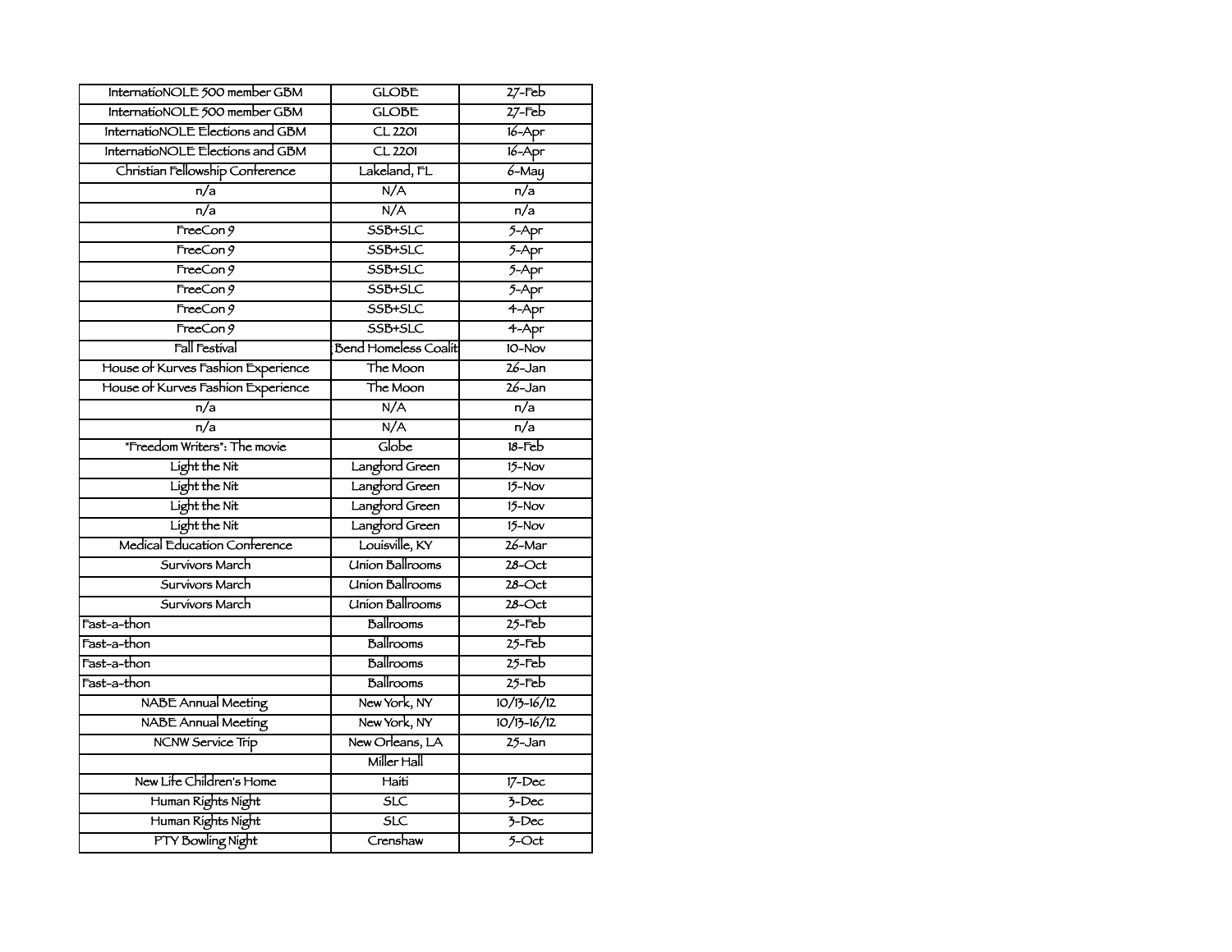| InternatioNOLE 500 member GBM | GLOBE | 27-Feb |
|---|---|---|
| InternatioNOLE 500 member GBM | GLOBE | 27-Feb |
| InternatioNOLE Elections and GBM | CL 2201 | 16-Apr |
| InternatioNOLE Elections and GBM | CL 2201 | 16-Apr |
| Christian Fellowship Conference | Lakeland, FL | 6-May |
| n/a | N/A | n/a |
| n/a | N/A | n/a |
| FreeCon 9 | SSB+SLC | 5-Apr |
| FreeCon 9 | SSB+SLC | 5-Apr |
| FreeCon 9 | SSB+SLC | 5-Apr |
| FreeCon 9 | SSB+SLC | 5-Apr |
| FreeCon 9 | SSB+SLC | 4-Apr |
| FreeCon 9 | SSB+SLC | 4-Apr |
| Fall Festival | Bend Homeless Coalit | 10-Nov |
| House of Kurves Fashion Experience | The Moon | 26-Jan |
| House of Kurves Fashion Experience | The Moon | 26-Jan |
| n/a | N/A | n/a |
| n/a | N/A | n/a |
| "Freedom Writers": The movie | Globe | 18-Feb |
| Light the Nit | Langford Green | 15-Nov |
| Light the Nit | Langford Green | 15-Nov |
| Light the Nit | Langford Green | 15-Nov |
| Light the Nit | Langford Green | 15-Nov |
| Medical Education Conference | Louisville, KY | 26-Mar |
| Survivors March | Union Ballrooms | 28-Oct |
| Survivors March | Union Ballrooms | 28-Oct |
| Survivors March | Union Ballrooms | 28-Oct |
| Fast-a-thon | Ballrooms | 25-Feb |
| Fast-a-thon | Ballrooms | 25-Feb |
| Fast-a-thon | Ballrooms | 25-Feb |
| Fast-a-thon | Ballrooms | 25-Feb |
| NABE Annual Meeting | New York, NY | 10/13-16/12 |
| NABE Annual Meeting | New York, NY | 10/13-16/12 |
| NCNW Service Trip | New Orleans, LA | 25-Jan |
| | Miller Hall | |
| New Life Children's Home | Haiti | 17-Dec |
| Human Rights Night | SLC | 3-Dec |
| Human Rights Night | SLC | 3-Dec |
| PTY Bowling Night | Crenshaw | 5-Oct |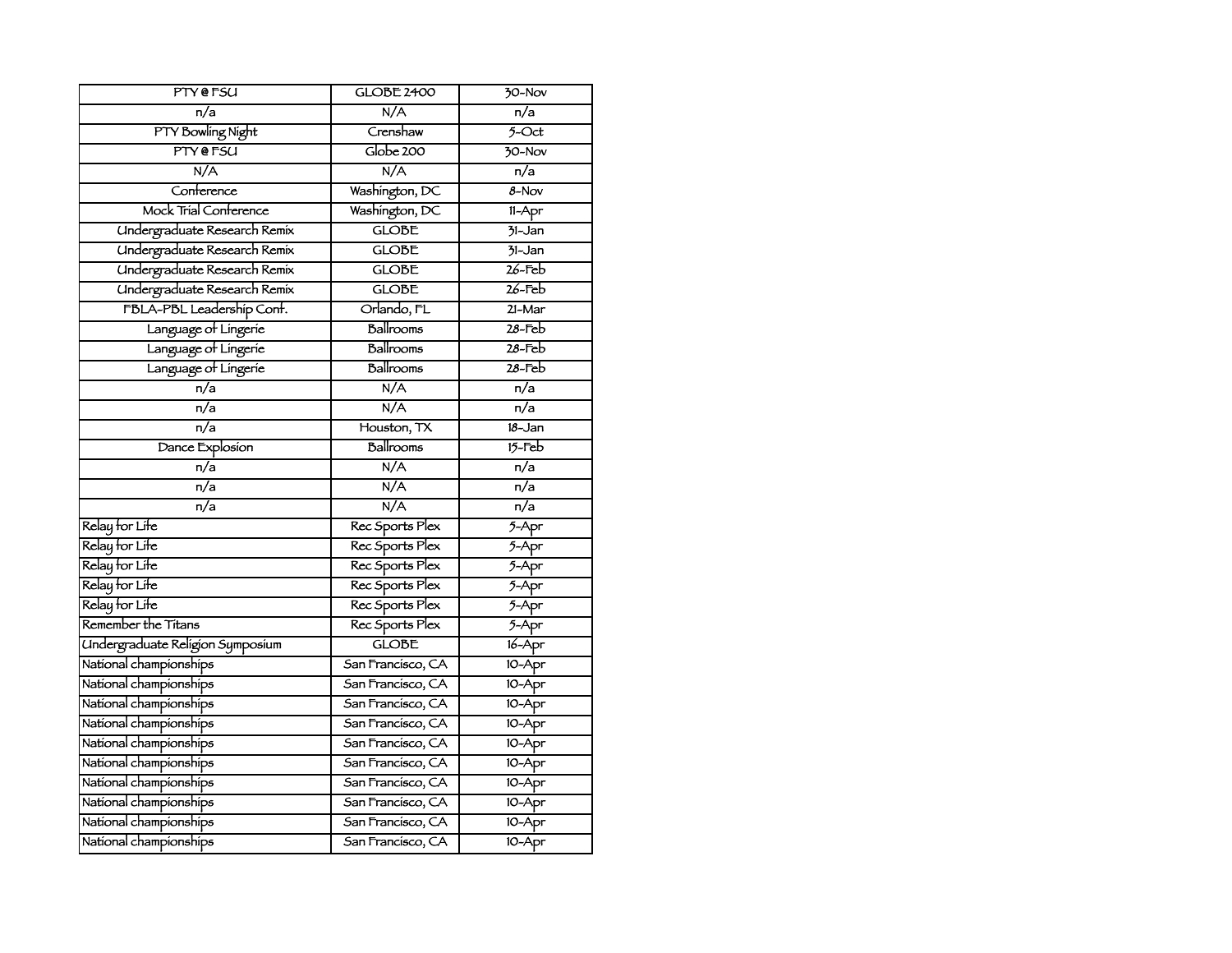| PTY @ FSU | GLOBE 2400 | 30-Nov |
|---|---|---|
| n/a | N/A | n/a |
| PTY Bowling Night | Crenshaw | 5-Oct |
| PTY @ FSU | Globe 200 | 30-Nov |
| N/A | N/A | n/a |
| Conference | Washington, DC | 8-Nov |
| Mock Trial Conference | Washington, DC | 11-Apr |
| Undergraduate Research Remix | GLOBE | 31-Jan |
| Undergraduate Research Remix | GLOBE | 31-Jan |
| Undergraduate Research Remix | GLOBE | 26-Feb |
| Undergraduate Research Remix | GLOBE | 26-Feb |
| FBLA-PBL Leadership Conf. | Orlando, FL | 21-Mar |
| Language of Lingerie | Ballrooms | 28-Feb |
| Language of Lingerie | Ballrooms | 28-Feb |
| Language of Lingerie | Ballrooms | 28-Feb |
| n/a | N/A | n/a |
| n/a | N/A | n/a |
| n/a | Houston, TX | 18-Jan |
| Dance Explosion | Ballrooms | 15-Feb |
| n/a | N/A | n/a |
| n/a | N/A | n/a |
| n/a | N/A | n/a |
| Relay for Life | Rec Sports Plex | 5-Apr |
| Relay for Life | Rec Sports Plex | 5-Apr |
| Relay for Life | Rec Sports Plex | 5-Apr |
| Relay for Life | Rec Sports Plex | 5-Apr |
| Relay for Life | Rec Sports Plex | 5-Apr |
| Remember the Titans | Rec Sports Plex | 5-Apr |
| Undergraduate Religion Symposium | GLOBE | 16-Apr |
| National championships | San Francisco, CA | 10-Apr |
| National championships | San Francisco, CA | 10-Apr |
| National championships | San Francisco, CA | 10-Apr |
| National championships | San Francisco, CA | 10-Apr |
| National championships | San Francisco, CA | 10-Apr |
| National championships | San Francisco, CA | 10-Apr |
| National championships | San Francisco, CA | 10-Apr |
| National championships | San Francisco, CA | 10-Apr |
| National championships | San Francisco, CA | 10-Apr |
| National championships | San Francisco, CA | 10-Apr |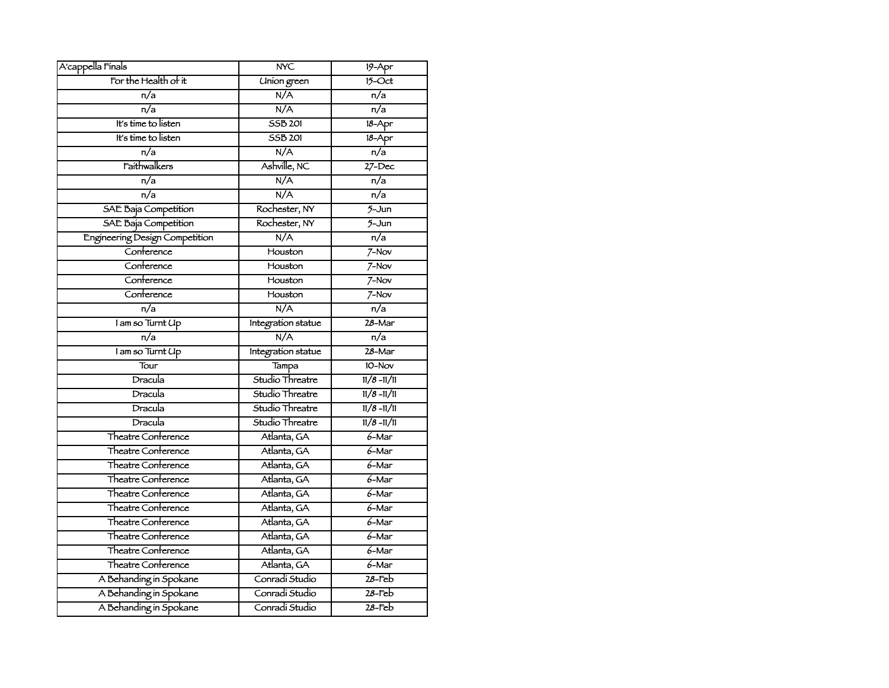| A'cappella Finals | NYC | 19-Apr |
|---|---|---|
| For the Health of it | Union green | 15-Oct |
| n/a | N/A | n/a |
| n/a | N/A | n/a |
| It's time to listen | SSB 201 | 18-Apr |
| It's time to listen | SSB 201 | 18-Apr |
| n/a | N/A | n/a |
| Faithwalkers | Ashville, NC | 27-Dec |
| n/a | N/A | n/a |
| n/a | N/A | n/a |
| SAE Baja Competition | Rochester, NY | 5-Jun |
| SAE Baja Competition | Rochester, NY | 5-Jun |
| Engineering Design Competition | N/A | n/a |
| Conference | Houston | 7-Nov |
| Conference | Houston | 7-Nov |
| Conference | Houston | 7-Nov |
| Conference | Houston | 7-Nov |
| n/a | N/A | n/a |
| I am so Turnt Up | Integration statue | 28-Mar |
| n/a | N/A | n/a |
| I am so Turnt Up | Integration statue | 28-Mar |
| Tour | Tampa | 10-Nov |
| Dracula | Studio Threatre | 11/8 -11/11 |
| Dracula | Studio Threatre | 11/8 -11/11 |
| Dracula | Studio Threatre | 11/8 -11/11 |
| Dracula | Studio Threatre | 11/8 -11/11 |
| Theatre Conference | Atlanta, GA | 6-Mar |
| Theatre Conference | Atlanta, GA | 6-Mar |
| Theatre Conference | Atlanta, GA | 6-Mar |
| Theatre Conference | Atlanta, GA | 6-Mar |
| Theatre Conference | Atlanta, GA | 6-Mar |
| Theatre Conference | Atlanta, GA | 6-Mar |
| Theatre Conference | Atlanta, GA | 6-Mar |
| Theatre Conference | Atlanta, GA | 6-Mar |
| Theatre Conference | Atlanta, GA | 6-Mar |
| Theatre Conference | Atlanta, GA | 6-Mar |
| A Behanding in Spokane | Conradi Studio | 28-Feb |
| A Behanding in Spokane | Conradi Studio | 28-Feb |
| A Behanding in Spokane | Conradi Studio | 28-Feb |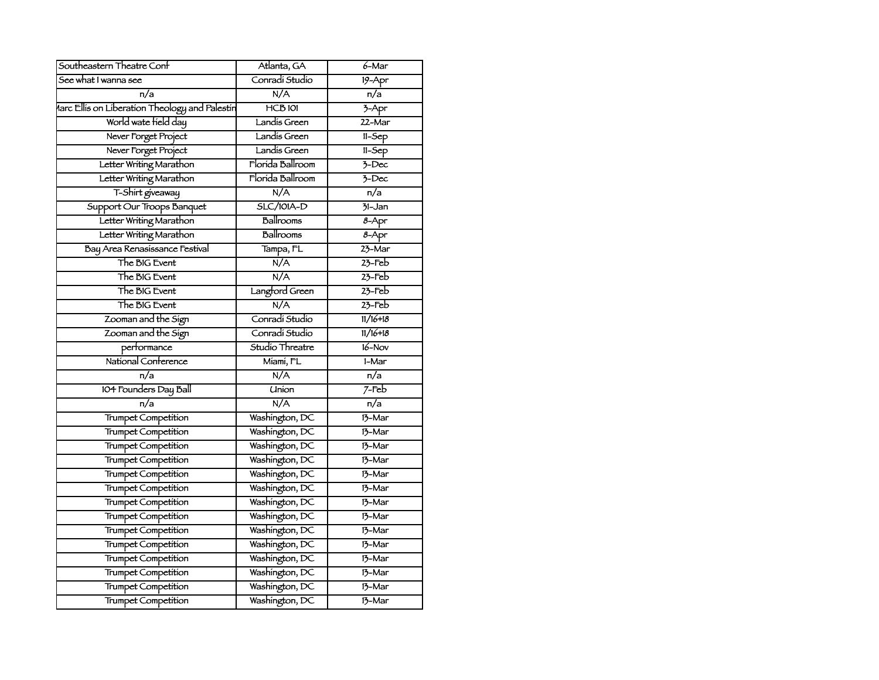| Southeastern Theatre Conf | Atlanta, GA | 6-Mar |
|---|---|---|
| See what I wanna see | Conradi Studio | 19-Apr |
| n/a | N/A | n/a |
| larc Ellis on Liberation Theology and Palestin | HCB 101 | 3-Apr |
| World wate field day | Landis Green | 22-Mar |
| Never Forget Project | Landis Green | 11-Sep |
| Never Forget Project | Landis Green | 11-Sep |
| Letter Writing Marathon | Florida Ballroom | 3-Dec |
| Letter Writing Marathon | Florida Ballroom | 3-Dec |
| T-Shirt giveaway | N/A | n/a |
| Support Our Troops Banquet | SLC/101A-D | 31-Jan |
| Letter Writing Marathon | Ballrooms | 8-Apr |
| Letter Writing Marathon | Ballrooms | 8-Apr |
| Bay Area Renasissance Festival | Tampa, FL | 23-Mar |
| The BIG Event | N/A | 23-Feb |
| The BIG Event | N/A | 23-Feb |
| The BIG Event | Langford Green | 23-Feb |
| The BIG Event | N/A | 23-Feb |
| Zooman and the Sign | Conradi Studio | 11/16+18 |
| Zooman and the Sign | Conradi Studio | 11/16+18 |
| performance | Studio Threatre | 16-Nov |
| National Conference | Miami, FL | 1-Mar |
| n/a | N/A | n/a |
| 104 Founders Day Ball | Union | 7-Feb |
| n/a | N/A | n/a |
| Trumpet Competition | Washington, DC | 13-Mar |
| Trumpet Competition | Washington, DC | 13-Mar |
| Trumpet Competition | Washington, DC | 13-Mar |
| Trumpet Competition | Washington, DC | 13-Mar |
| Trumpet Competition | Washington, DC | 13-Mar |
| Trumpet Competition | Washington, DC | 13-Mar |
| Trumpet Competition | Washington, DC | 13-Mar |
| Trumpet Competition | Washington, DC | 13-Mar |
| Trumpet Competition | Washington, DC | 13-Mar |
| Trumpet Competition | Washington, DC | 13-Mar |
| Trumpet Competition | Washington, DC | 13-Mar |
| Trumpet Competition | Washington, DC | 13-Mar |
| Trumpet Competition | Washington, DC | 13-Mar |
| Trumpet Competition | Washington, DC | 13-Mar |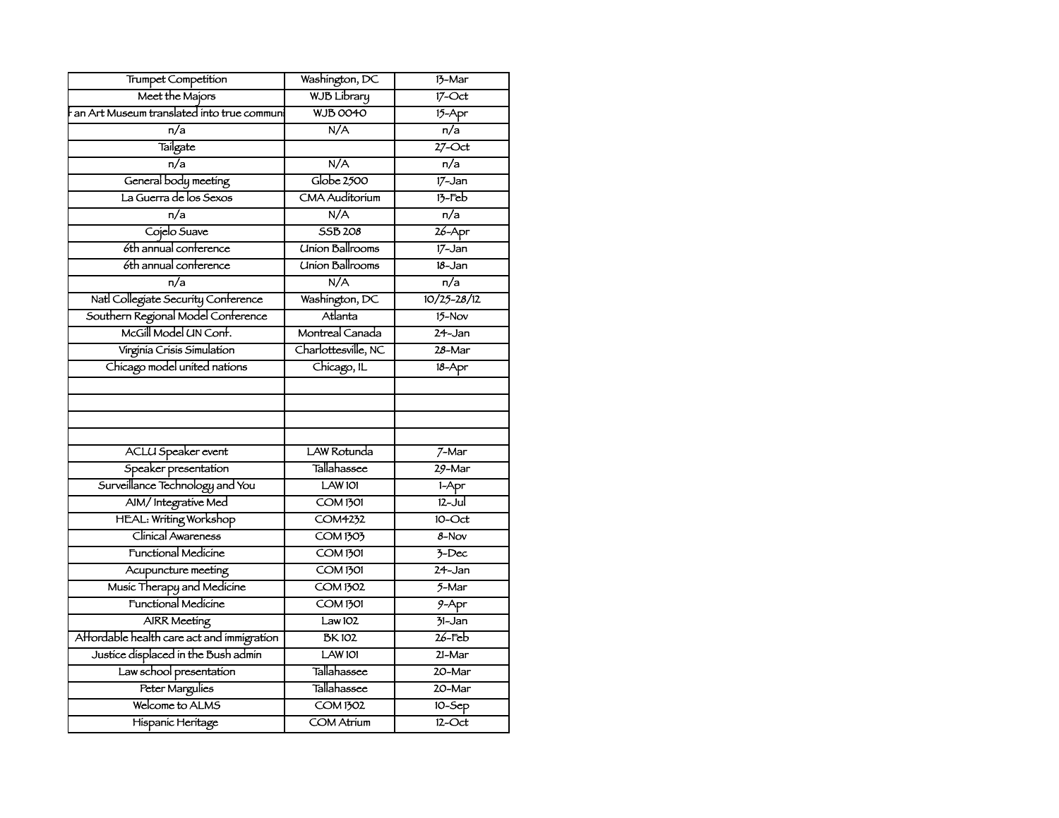| Trumpet Competition | Washington, DC | 13-Mar |
|---|---|---|
| Meet the Majors | WJB Library | 17-Oct |
| f an Art Museum translated into true communi | WJB 0040 | 15-Apr |
| n/a | N/A | n/a |
| Tailgate | | 27-Oct |
| n/a | N/A | n/a |
| General body meeting | Globe 2500 | 17-Jan |
| La Guerra de los Sexos | CMA Auditorium | 13-Feb |
| n/a | N/A | n/a |
| Cojelo Suave | SSB 208 | 26-Apr |
| 6th annual conference | Union Ballrooms | 17-Jan |
| 6th annual conference | Union Ballrooms | 18-Jan |
| n/a | N/A | n/a |
| Natl Collegiate Security Conference | Washington, DC | 10/25-28/12 |
| Southern Regional Model Conference | Atlanta | 15-Nov |
| McGill Model UN Conf. | Montreal Canada | 24-Jan |
| Virginia Crisis Simulation | Charlottesville, NC | 28-Mar |
| Chicago model united nations | Chicago, IL | 18-Apr |
| | | |
| | | |
| | | |
| | | |
| ACLU Speaker event | LAW Rotunda | 7-Mar |
| Speaker presentation | Tallahassee | 29-Mar |
| Surveillance Technology and You | LAW 101 | 1-Apr |
| AIM/ Integrative Med | COM 1301 | 12-Jul |
| HEAL: Writing Workshop | COM4232 | 10-Oct |
| Clinical Awareness | COM 1303 | 8-Nov |
| Functional Medicine | COM 1301 | 3-Dec |
| Acupuncture meeting | COM 1301 | 24-Jan |
| Music Therapy and Medicine | COM 1302 | 5-Mar |
| Functional Medicine | COM 1301 | 9-Apr |
| AIRR Meeting | Law 102 | 31-Jan |
| Affordable health care act and immigration | BK 102 | 26-Feb |
| Justice displaced in the Bush admin | LAW 101 | 21-Mar |
| Law school presentation | Tallahassee | 20-Mar |
| Peter Margulies | Tallahassee | 20-Mar |
| Welcome to ALMS | COM 1302 | 10-Sep |
| Hispanic Heritage | COM Atrium | 12-Oct |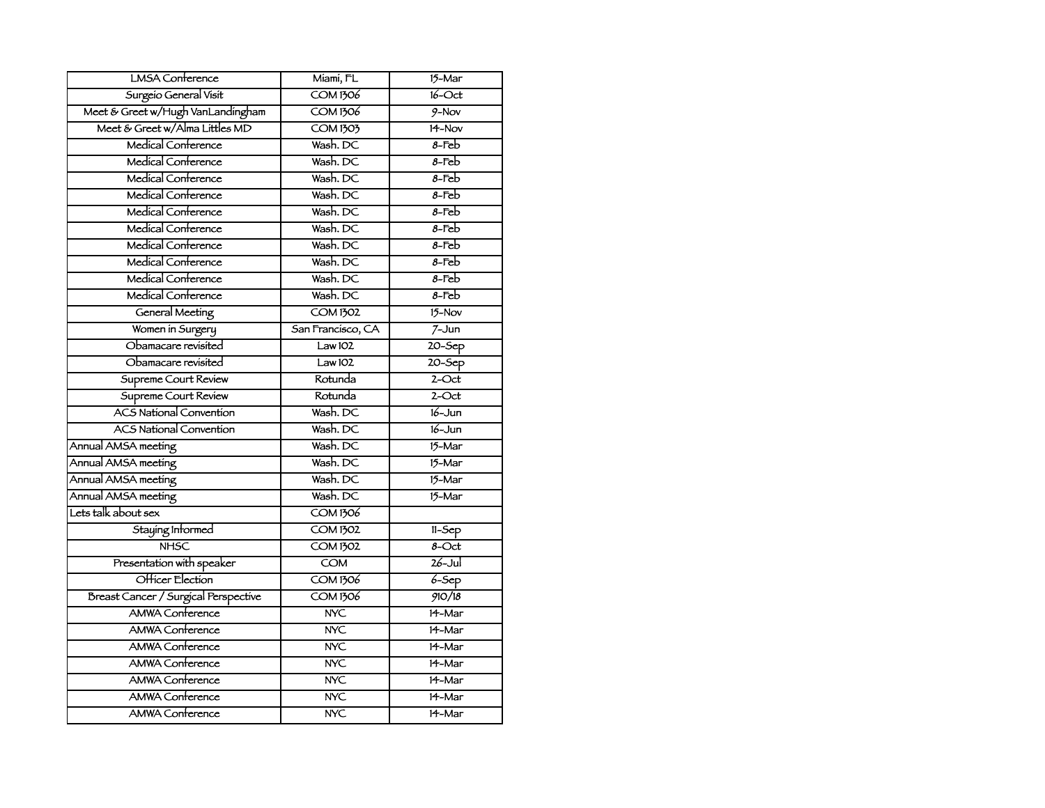| LMSA Conference | Miami, FL | 15-Mar |
|---|---|---|
| Surgeio General Visit | COM 1306 | 16-Oct |
| Meet & Greet w/Hugh VanLandingham | COM 1306 | 9-Nov |
| Meet & Greet w/Alma Littles MD | COM 1303 | 14-Nov |
| Medical Conference | Wash. DC | 8-Feb |
| Medical Conference | Wash. DC | 8-Feb |
| Medical Conference | Wash. DC | 8-Feb |
| Medical Conference | Wash. DC | 8-Feb |
| Medical Conference | Wash. DC | 8-Feb |
| Medical Conference | Wash. DC | 8-Feb |
| Medical Conference | Wash. DC | 8-Feb |
| Medical Conference | Wash. DC | 8-Feb |
| Medical Conference | Wash. DC | 8-Feb |
| Medical Conference | Wash. DC | 8-Feb |
| General Meeting | COM 1302 | 15-Nov |
| Women in Surgery | San Francisco, CA | 7-Jun |
| Obamacare revisited | Law 102 | 20-Sep |
| Obamacare revisited | Law 102 | 20-Sep |
| Supreme Court Review | Rotunda | 2-Oct |
| Supreme Court Review | Rotunda | 2-Oct |
| ACS National Convention | Wash. DC | 16-Jun |
| ACS National Convention | Wash. DC | 16-Jun |
| Annual AMSA meeting | Wash. DC | 15-Mar |
| Annual AMSA meeting | Wash. DC | 15-Mar |
| Annual AMSA meeting | Wash. DC | 15-Mar |
| Annual AMSA meeting | Wash. DC | 15-Mar |
| Lets talk about sex | COM 1306 | |
| Staying Informed | COM 1302 | 11-Sep |
| NHSC | COM 1302 | 8-Oct |
| Presentation with speaker | COM | 26-Jul |
| Officer Election | COM 1306 | 6-Sep |
| Breast Cancer / Surgical Perspective | COM 1306 | 910/18 |
| AMWA Conference | NYC | 14-Mar |
| AMWA Conference | NYC | 14-Mar |
| AMWA Conference | NYC | 14-Mar |
| AMWA Conference | NYC | 14-Mar |
| AMWA Conference | NYC | 14-Mar |
| AMWA Conference | NYC | 14-Mar |
| AMWA Conference | NYC | 14-Mar |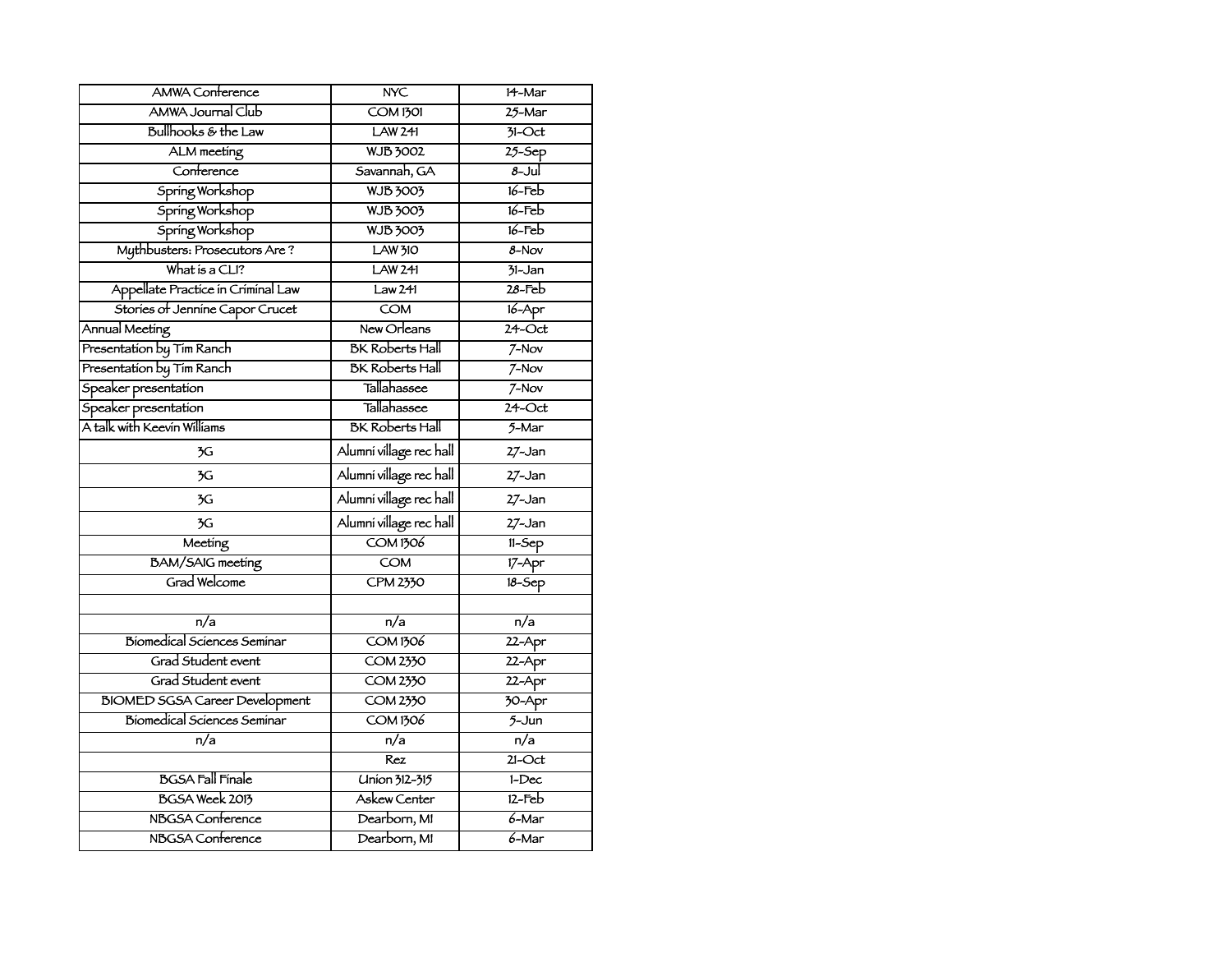| AMWA Conference | NYC | 14-Mar |
| --- | --- | --- |
| AMWA Journal Club | COM 1301 | 25-Mar |
| Bullhooks & the Law | LAW 241 | 31-Oct |
| ALM meeting | WJB 3002 | 25-Sep |
| Conference | Savannah, GA | 8-Jul |
| Spring Workshop | WJB 3003 | 16-Feb |
| Spring Workshop | WJB 3003 | 16-Feb |
| Spring Workshop | WJB 3003 | 16-Feb |
| Mythbusters: Prosecutors Are ? | LAW 310 | 8-Nov |
| What is a CLI? | LAW 241 | 31-Jan |
| Appellate Practice in Criminal Law | Law 241 | 28-Feb |
| Stories of Jennine Capor Crucet | COM | 16-Apr |
| Annual Meeting | New Orleans | 24-Oct |
| Presentation by Tim Ranch | BK Roberts Hall | 7-Nov |
| Presentation by Tim Ranch | BK Roberts Hall | 7-Nov |
| Speaker presentation | Tallahassee | 7-Nov |
| Speaker presentation | Tallahassee | 24-Oct |
| A talk with Keevin Williams | BK Roberts Hall | 5-Mar |
| 3G | Alumni village rec hall | 27-Jan |
| 3G | Alumni village rec hall | 27-Jan |
| 3G | Alumni village rec hall | 27-Jan |
| 3G | Alumni village rec hall | 27-Jan |
| Meeting | COM 1306 | 11-Sep |
| BAM/SAIG meeting | COM | 17-Apr |
| Grad Welcome | CPM 2330 | 18-Sep |
| | | |
| n/a | n/a | n/a |
| Biomedical Sciences Seminar | COM 1306 | 22-Apr |
| Grad Student event | COM 2330 | 22-Apr |
| Grad Student event | COM 2330 | 22-Apr |
| BIOMED SGSA Career Development | COM 2330 | 30-Apr |
| Biomedical Sciences Seminar | COM 1306 | 5-Jun |
| n/a | n/a | n/a |
| | Rez | 21-Oct |
| BGSA Fall Finale | Union 312-315 | 1-Dec |
| BGSA Week 2013 | Askew Center | 12-Feb |
| NBGSA Conference | Dearborn, MI | 6-Mar |
| NBGSA Conference | Dearborn, MI | 6-Mar |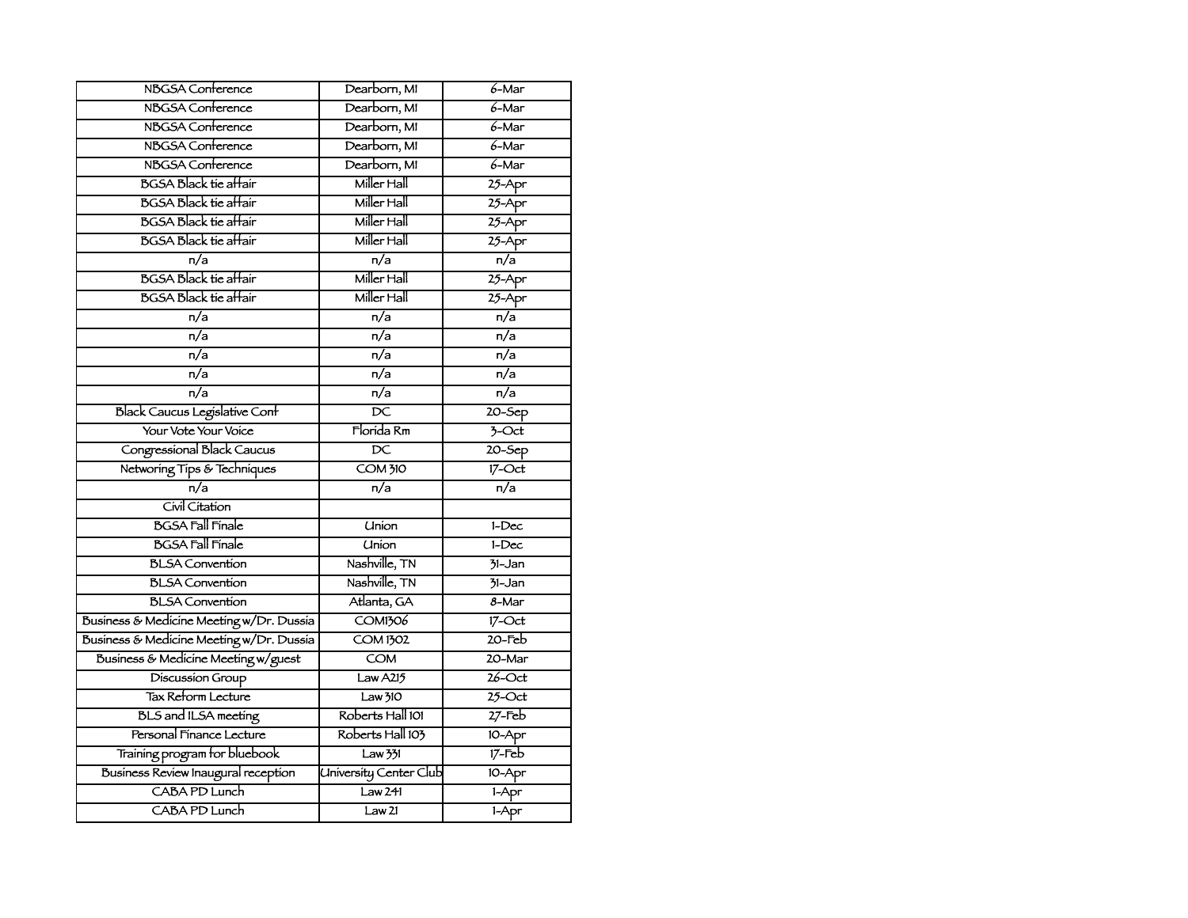| NBGSA Conference | Dearborn, MI | 6-Mar |
|---|---|---|
| NBGSA Conference | Dearborn, MI | 6-Mar |
| NBGSA Conference | Dearborn, MI | 6-Mar |
| NBGSA Conference | Dearborn, MI | 6-Mar |
| NBGSA Conference | Dearborn, MI | 6-Mar |
| BGSA Black tie affair | Miller Hall | 25-Apr |
| BGSA Black tie affair | Miller Hall | 25-Apr |
| BGSA Black tie affair | Miller Hall | 25-Apr |
| BGSA Black tie affair | Miller Hall | 25-Apr |
| n/a | n/a | n/a |
| BGSA Black tie affair | Miller Hall | 25-Apr |
| BGSA Black tie affair | Miller Hall | 25-Apr |
| n/a | n/a | n/a |
| n/a | n/a | n/a |
| n/a | n/a | n/a |
| n/a | n/a | n/a |
| n/a | n/a | n/a |
| Black Caucus Legislative Conf | DC | 20-Sep |
| Your Vote Your Voice | Florida Rm | 3-Oct |
| Congressional Black Caucus | DC | 20-Sep |
| Networking Tips & Techniques | COM 310 | 17-Oct |
| n/a | n/a | n/a |
| Civil Citation | | |
| BGSA Fall Finale | Union | 1-Dec |
| BGSA Fall Finale | Union | 1-Dec |
| BLSA Convention | Nashville, TN | 31-Jan |
| BLSA Convention | Nashville, TN | 31-Jan |
| BLSA Convention | Atlanta, GA | 8-Mar |
| Business & Medicine Meeting w/Dr. Dussia | COM1306 | 17-Oct |
| Business & Medicine Meeting w/Dr. Dussia | COM 1302 | 20-Feb |
| Business & Medicine Meeting w/guest | COM | 20-Mar |
| Discussion Group | Law A215 | 26-Oct |
| Tax Reform Lecture | Law 310 | 25-Oct |
| BLS and ILSA meeting | Roberts Hall 101 | 27-Feb |
| Personal Finance Lecture | Roberts Hall 103 | 10-Apr |
| Training program for bluebook | Law 331 | 17-Feb |
| Business Review Inaugural reception | University Center Club | 10-Apr |
| CABA PD Lunch | Law 241 | 1-Apr |
| CABA PD Lunch | Law 21 | 1-Apr |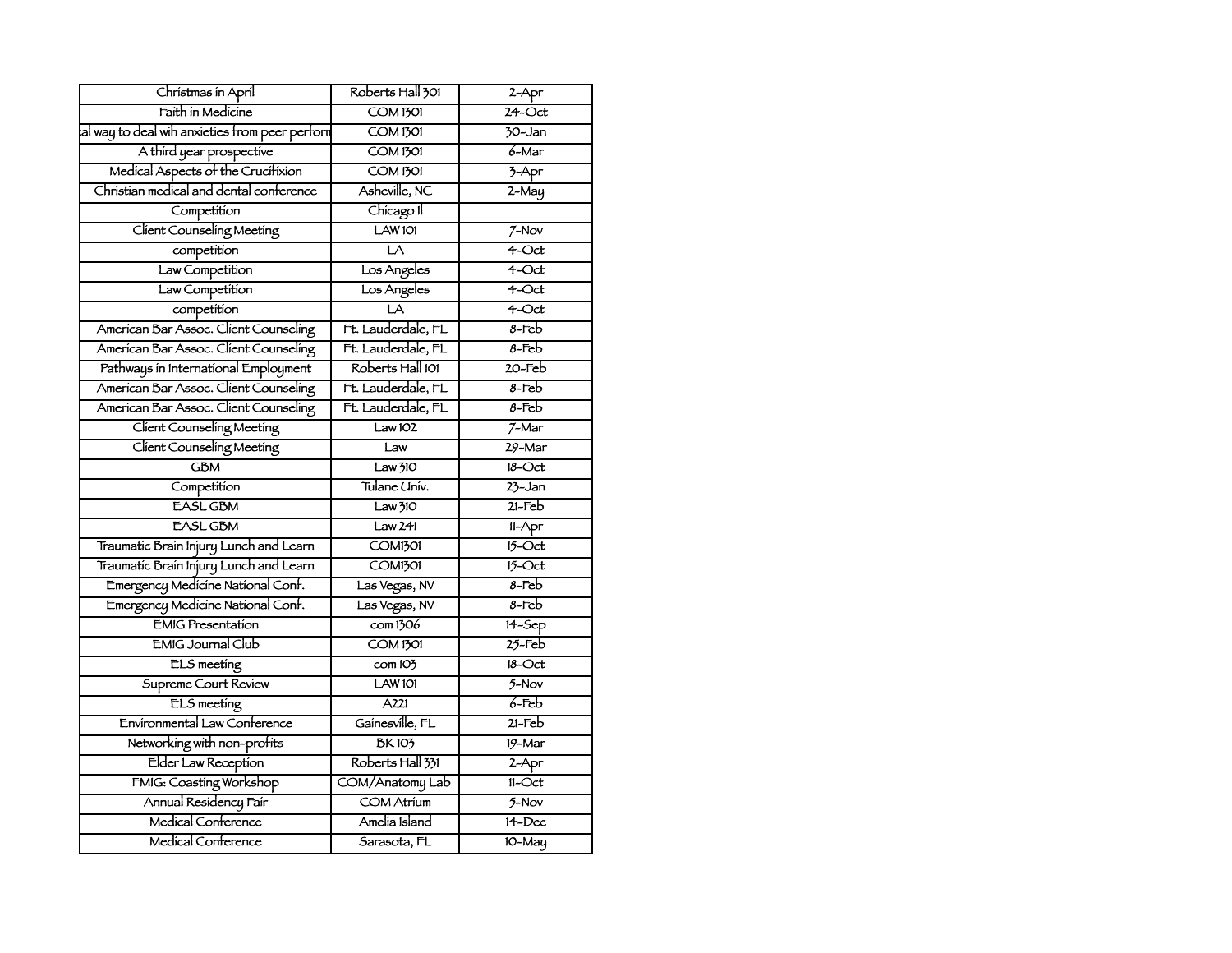| | | |
|---|---|---|
| Christmas in April | Roberts Hall 301 | 2-Apr |
| Faith in Medicine | COM 1301 | 24-Oct |
| al way to deal wih anxieties from peer perform | COM 1301 | 30-Jan |
| A third year prospective | COM 1301 | 6-Mar |
| Medical Aspects of the Crucifixion | COM 1301 | 3-Apr |
| Christian medical and dental conference | Asheville, NC | 2-May |
| Competition | Chicago Il | |
| Client Counseling Meeting | LAW 101 | 7-Nov |
| competition | LA | 4-Oct |
| Law Competition | Los Angeles | 4-Oct |
| Law Competition | Los Angeles | 4-Oct |
| competition | LA | 4-Oct |
| American Bar Assoc. Client Counseling | Ft. Lauderdale, FL | 8-Feb |
| American Bar Assoc. Client Counseling | Ft. Lauderdale, FL | 8-Feb |
| Pathways in International Employment | Roberts Hall 101 | 20-Feb |
| American Bar Assoc. Client Counseling | Ft. Lauderdale, FL | 8-Feb |
| American Bar Assoc. Client Counseling | Ft. Lauderdale, FL | 8-Feb |
| Client Counseling Meeting | Law 102 | 7-Mar |
| Client Counseling Meeting | Law | 29-Mar |
| GBM | Law 310 | 18-Oct |
| Competition | Tulane Univ. | 23-Jan |
| EASL GBM | Law 310 | 21-Feb |
| EASL GBM | Law 241 | 11-Apr |
| Traumatic Brain Injury Lunch and Learn | COM1301 | 15-Oct |
| Traumatic Brain Injury Lunch and Learn | COM1301 | 15-Oct |
| Emergency Medicine National Conf. | Las Vegas, NV | 8-Feb |
| Emergency Medicine National Conf. | Las Vegas, NV | 8-Feb |
| EMIG Presentation | com 1306 | 14-Sep |
| EMIG Journal Club | COM 1301 | 25-Feb |
| ELS meeting | com 103 | 18-Oct |
| Supreme Court Review | LAW 101 | 5-Nov |
| ELS meeting | A221 | 6-Feb |
| Environmental Law Conference | Gainesville, FL | 21-Feb |
| Networking with non-profits | BK 103 | 19-Mar |
| Elder Law Reception | Roberts Hall 331 | 2-Apr |
| FMIG: Coasting Workshop | COM/Anatomy Lab | 11-Oct |
| Annual Residency Fair | COM Atrium | 5-Nov |
| Medical Conference | Amelia Island | 14-Dec |
| Medical Conference | Sarasota, FL | 10-May |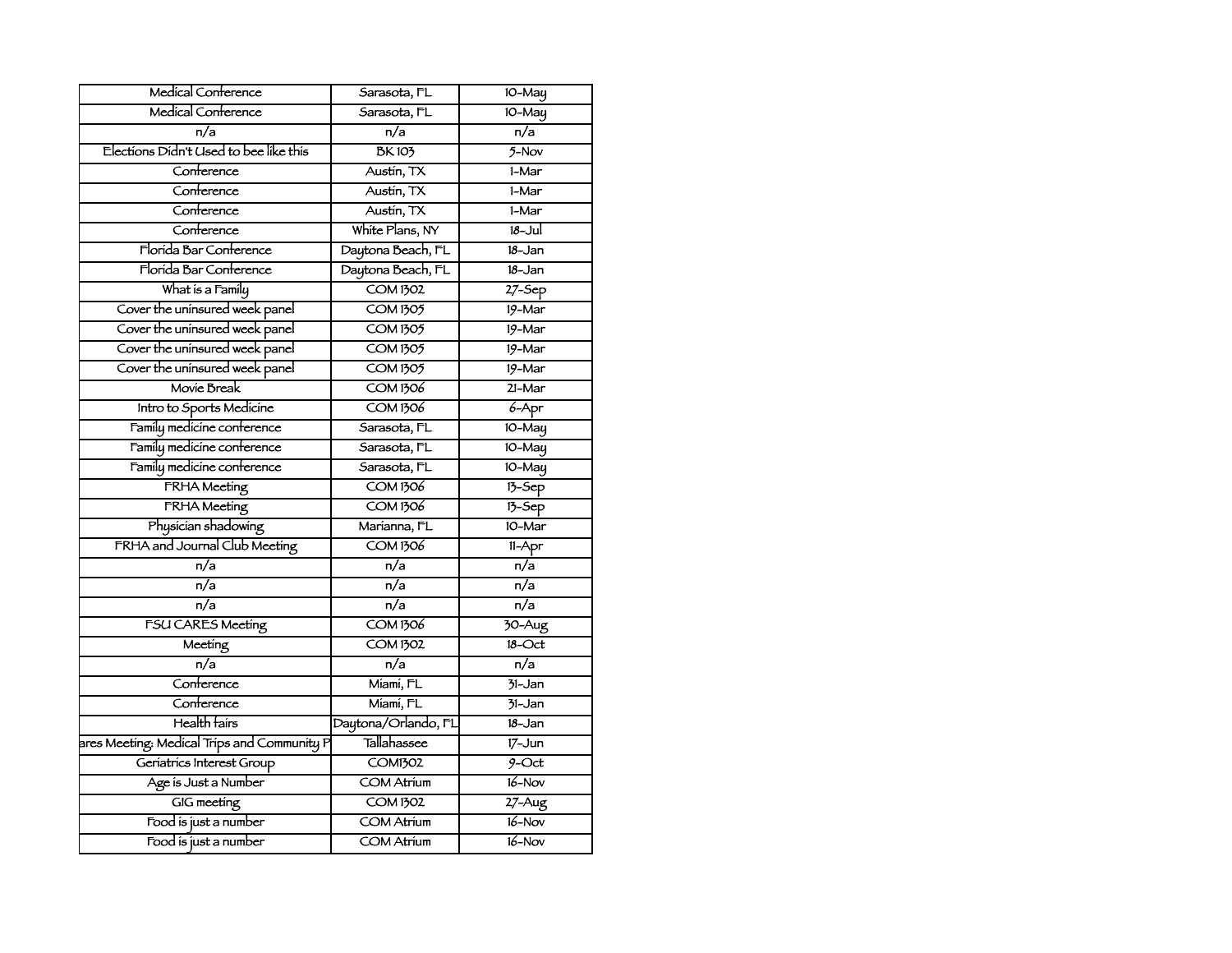| Medical Conference | Sarasota, FL | 10-May |
|---|---|---|
| Medical Conference | Sarasota, FL | 10-May |
| n/a | n/a | n/a |
| Elections Didn't Used to bee like this | BK 103 | 5-Nov |
| Conference | Austin, TX | 1-Mar |
| Conference | Austin, TX | 1-Mar |
| Conference | Austin, TX | 1-Mar |
| Conference | White Plans, NY | 18-Jul |
| Florida Bar Conference | Daytona Beach, FL | 18-Jan |
| Florida Bar Conference | Daytona Beach, FL | 18-Jan |
| What is a Family | COM 1302 | 27-Sep |
| Cover the uninsured week panel | COM 1305 | 19-Mar |
| Cover the uninsured week panel | COM 1305 | 19-Mar |
| Cover the uninsured week panel | COM 1305 | 19-Mar |
| Cover the uninsured week panel | COM 1305 | 19-Mar |
| Movie Break | COM 1306 | 21-Mar |
| Intro to Sports Medicine | COM 1306 | 6-Apr |
| Family medicine conference | Sarasota, FL | 10-May |
| Family medicine conference | Sarasota, FL | 10-May |
| Family medicine conference | Sarasota, FL | 10-May |
| FRHA Meeting | COM 1306 | 13-Sep |
| FRHA Meeting | COM 1306 | 13-Sep |
| Physician shadowing | Marianna, FL | 10-Mar |
| FRHA and Journal Club Meeting | COM 1306 | 11-Apr |
| n/a | n/a | n/a |
| n/a | n/a | n/a |
| n/a | n/a | n/a |
| FSU CARES Meeting | COM 1306 | 30-Aug |
| Meeting | COM 1302 | 18-Oct |
| n/a | n/a | n/a |
| Conference | Miami, FL | 31-Jan |
| Conference | Miami, FL | 31-Jan |
| Health fairs | Daytona/Orlando, FL | 18-Jan |
| ares Meeting: Medical Trips and Community P | Tallahassee | 17-Jun |
| Geriatrics Interest Group | COM1302 | 9-Oct |
| Age is Just a Number | COM Atrium | 16-Nov |
| GIG meeting | COM 1302 | 27-Aug |
| Food is just a number | COM Atrium | 16-Nov |
| Food is just a number | COM Atrium | 16-Nov |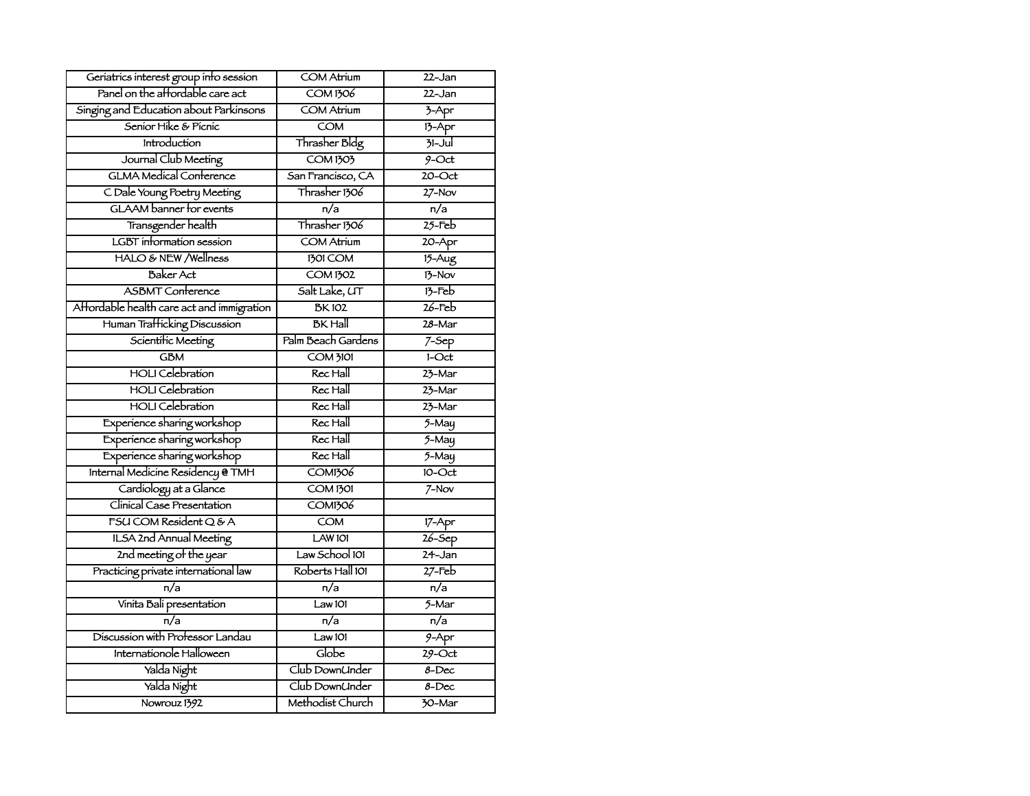| Geriatrics interest group info session | COM Atrium | 22-Jan |
|---|---|---|
| Panel on the affordable care act | COM 1306 | 22-Jan |
| Singing and Education about Parkinsons | COM Atrium | 3-Apr |
| Senior Hike & Picnic | COM | 13-Apr |
| Introduction | Thrasher Bldg | 31-Jul |
| Journal Club Meeting | COM 1303 | 9-Oct |
| GLMA Medical Conference | San Francisco, CA | 20-Oct |
| C Dale Young Poetry Meeting | Thrasher 1306 | 27-Nov |
| GLAAM banner for events | n/a | n/a |
| Transgender health | Thrasher 1306 | 25-Feb |
| LGBT information session | COM Atrium | 20-Apr |
| HALO & NEW /Wellness | 1301 COM | 15-Aug |
| Baker Act | COM 1302 | 13-Nov |
| ASBMT Conference | Salt Lake, UT | 13-Feb |
| Affordable health care act and immigration | BK 102 | 26-Feb |
| Human Trafficking Discussion | BK Hall | 28-Mar |
| Scientific Meeting | Palm Beach Gardens | 7-Sep |
| GBM | COM 3101 | 1-Oct |
| HOLI Celebration | Rec Hall | 23-Mar |
| HOLI Celebration | Rec Hall | 23-Mar |
| HOLI Celebration | Rec Hall | 23-Mar |
| Experience sharing workshop | Rec Hall | 5-May |
| Experience sharing workshop | Rec Hall | 5-May |
| Experience sharing workshop | Rec Hall | 5-May |
| Internal Medicine Residency @ TMH | COM1306 | 10-Oct |
| Cardiology at a Glance | COM 1301 | 7-Nov |
| Clinical Case Presentation | COM1306 | |
| FSU COM Resident Q & A | COM | 17-Apr |
| ILSA 2nd Annual Meeting | LAW 101 | 26-Sep |
| 2nd meeting of the year | Law School 101 | 24-Jan |
| Practicing private international law | Roberts Hall 101 | 27-Feb |
| n/a | n/a | n/a |
| Vinita Bali presentation | Law 101 | 5-Mar |
| n/a | n/a | n/a |
| Discussion with Professor Landau | Law 101 | 9-Apr |
| Internationole Halloween | Globe | 29-Oct |
| Yalda Night | Club DownUnder | 8-Dec |
| Yalda Night | Club DownUnder | 8-Dec |
| Nowrouz 1392 | Methodist Church | 30-Mar |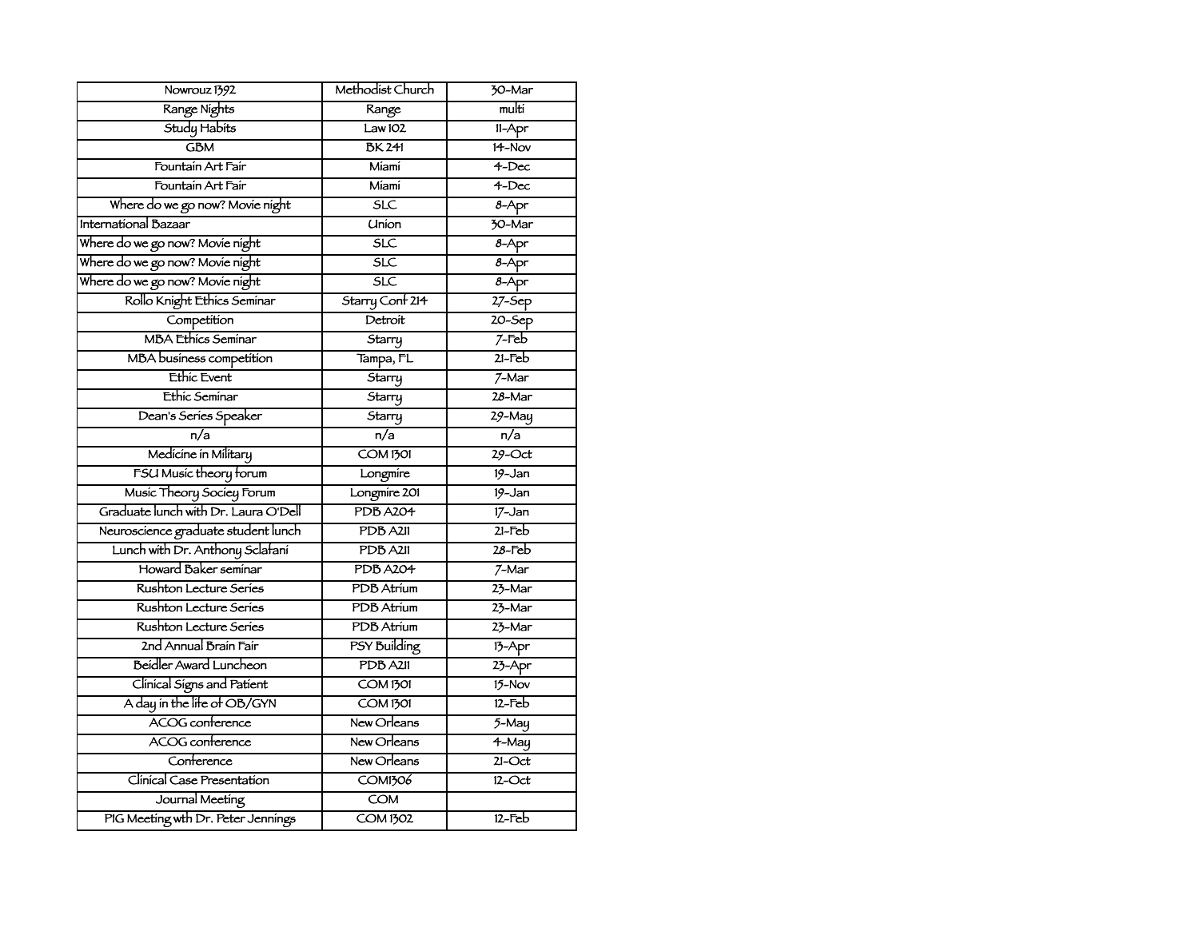| Nowrouz 1392 | Methodist Church | 30-Mar |
|---|---|---|
| Range Nights | Range | multi |
| Study Habits | Law 102 | 11-Apr |
| GBM | BK 241 | 14-Nov |
| Fountain Art Fair | Miami | 4-Dec |
| Fountain Art Fair | Miami | 4-Dec |
| Where do we go now? Movie night | SLC | 8-Apr |
| International Bazaar | Union | 30-Mar |
| Where do we go now? Movie night | SLC | 8-Apr |
| Where do we go now? Movie night | SLC | 8-Apr |
| Where do we go now? Movie night | SLC | 8-Apr |
| Rollo Knight Ethics Seminar | Starry Conf 214 | 27-Sep |
| Competition | Detroit | 20-Sep |
| MBA Ethics Seminar | Starry | 7-Feb |
| MBA business competition | Tampa, FL | 21-Feb |
| Ethic Event | Starry | 7-Mar |
| Ethic Seminar | Starry | 28-Mar |
| Dean's Series Speaker | Starry | 29-May |
| n/a | n/a | n/a |
| Medicine in Military | COM 1301 | 29-Oct |
| FSU Music theory forum | Longmire | 19-Jan |
| Music Theory Sociey Forum | Longmire 201 | 19-Jan |
| Graduate lunch with Dr. Laura O'Dell | PDB A204 | 17-Jan |
| Neuroscience graduate student lunch | PDB A211 | 21-Feb |
| Lunch with Dr. Anthony Sclafani | PDB A211 | 28-Feb |
| Howard Baker seminar | PDB A204 | 7-Mar |
| Rushton Lecture Series | PDB Atrium | 23-Mar |
| Rushton Lecture Series | PDB Atrium | 23-Mar |
| Rushton Lecture Series | PDB Atrium | 23-Mar |
| 2nd Annual Brain Fair | PSY Building | 13-Apr |
| Beidler Award Luncheon | PDB A211 | 23-Apr |
| Clinical Signs and Patient | COM 1301 | 15-Nov |
| A day in the life of OB/GYN | COM 1301 | 12-Feb |
| ACOG conference | New Orleans | 5-May |
| ACOG conference | New Orleans | 4-May |
| Conference | New Orleans | 21-Oct |
| Clinical Case Presentation | COM1306 | 12-Oct |
| Journal Meeting | COM | |
| PIG Meeting wth Dr. Peter Jennings | COM 1302 | 12-Feb |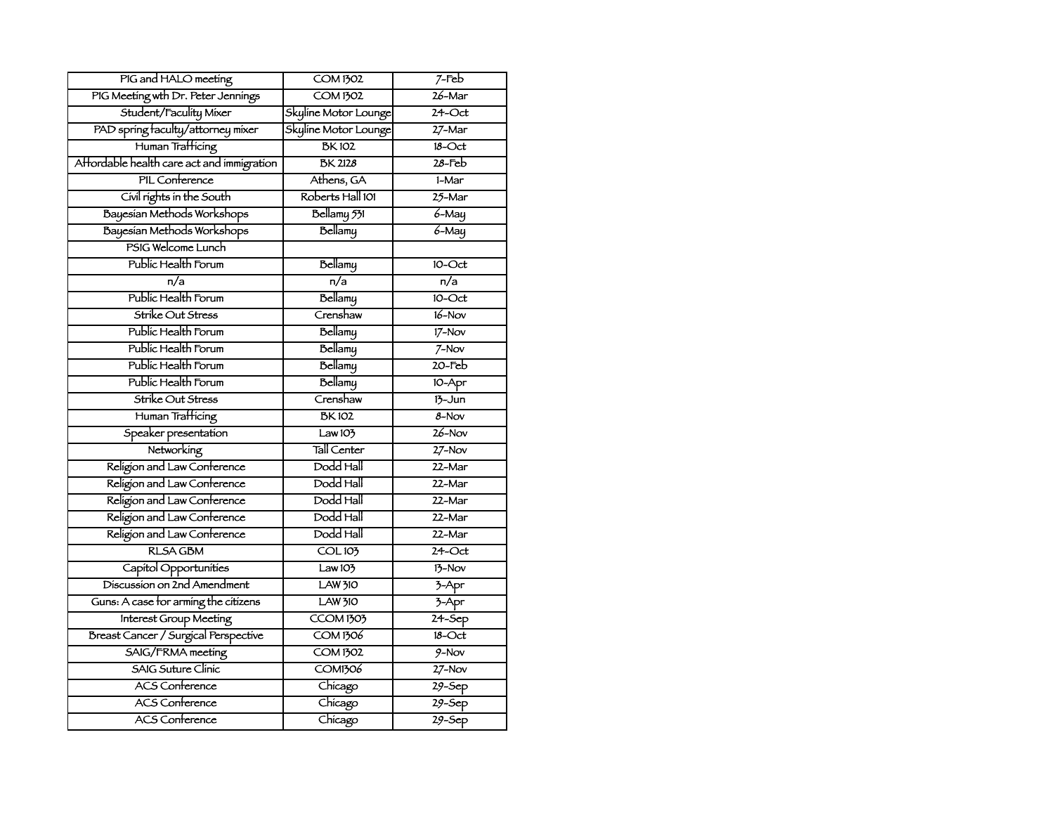| PIG and HALO meeting | COM 1302 | 7-Feb |
|---|---|---|
| PIG Meeting with Dr. Peter Jennings | COM 1302 | 26-Mar |
| Student/Faculty Mixer | Skyline Motor Lounge | 24-Oct |
| PAD spring faculty/attorney mixer | Skyline Motor Lounge | 27-Mar |
| Human Trafficing | BK 102 | 18-Oct |
| Affordable health care act and immigration | BK 2128 | 28-Feb |
| PIL Conference | Athens, GA | 1-Mar |
| Civil rights in the South | Roberts Hall 101 | 25-Mar |
| Bayesian Methods Workshops | Bellamy 531 | 6-May |
| Bayesian Methods Workshops | Bellamy | 6-May |
| PSIG Welcome Lunch | | |
| Public Health Forum | Bellamy | 10-Oct |
| n/a | n/a | n/a |
| Public Health Forum | Bellamy | 10-Oct |
| Strike Out Stress | Crenshaw | 16-Nov |
| Public Health Forum | Bellamy | 17-Nov |
| Public Health Forum | Bellamy | 7-Nov |
| Public Health Forum | Bellamy | 20-Feb |
| Public Health Forum | Bellamy | 10-Apr |
| Strike Out Stress | Crenshaw | 13-Jun |
| Human Trafficing | BK 102 | 8-Nov |
| Speaker presentation | Law 103 | 26-Nov |
| Networking | Tall Center | 27-Nov |
| Religion and Law Conference | Dodd Hall | 22-Mar |
| Religion and Law Conference | Dodd Hall | 22-Mar |
| Religion and Law Conference | Dodd Hall | 22-Mar |
| Religion and Law Conference | Dodd Hall | 22-Mar |
| Religion and Law Conference | Dodd Hall | 22-Mar |
| RLSA GBM | COL 103 | 24-Oct |
| Capitol Opportunities | Law 103 | 13-Nov |
| Discussion on 2nd Amendment | LAW 310 | 3-Apr |
| Guns: A case for arming the citizens | LAW 310 | 3-Apr |
| Interest Group Meeting | CCOM 1303 | 24-Sep |
| Breast Cancer / Surgical Perspective | COM 1306 | 18-Oct |
| SAIG/FRMA meeting | COM 1302 | 9-Nov |
| SAIG Suture Clinic | COM1306 | 27-Nov |
| ACS Conference | Chicago | 29-Sep |
| ACS Conference | Chicago | 29-Sep |
| ACS Conference | Chicago | 29-Sep |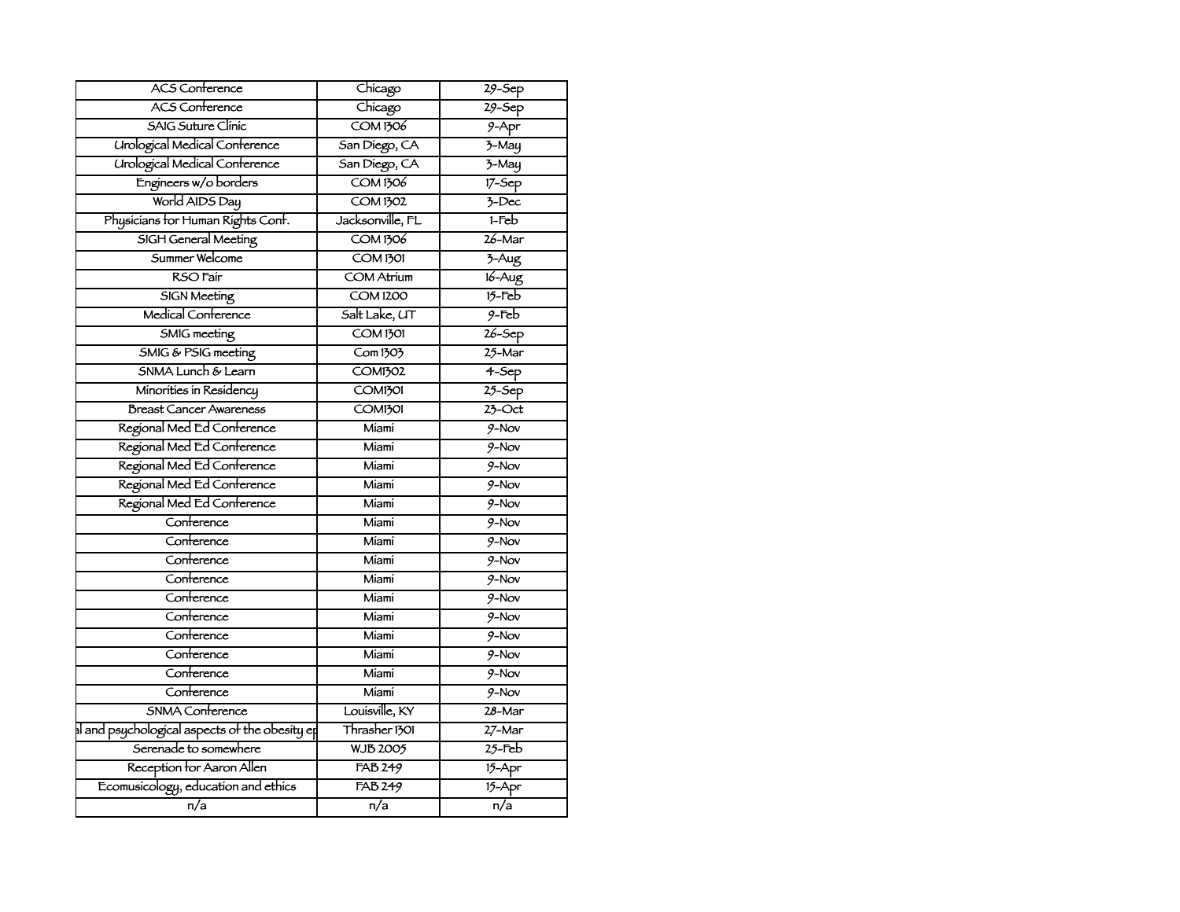| ACS Conference | Chicago | 29-Sep |
|---|---|---|
| ACS Conference | Chicago | 29-Sep |
| SAIG Suture Clinic | COM 1306 | 9-Apr |
| Urological Medical Conference | San Diego, CA | 3-May |
| Urological Medical Conference | San Diego, CA | 3-May |
| Engineers w/o borders | COM 1306 | 17-Sep |
| World AIDS Day | COM 1302 | 3-Dec |
| Physicians for Human Rights Conf. | Jacksonville, FL | 1-Feb |
| SIGH General Meeting | COM 1306 | 26-Mar |
| Summer Welcome | COM 1301 | 3-Aug |
| RSO Fair | COM Atrium | 16-Aug |
| SIGN Meeting | COM 1200 | 15-Feb |
| Medical Conference | Salt Lake, UT | 9-Feb |
| SMIG meeting | COM 1301 | 26-Sep |
| SMIG & PSIG meeting | Com 1303 | 25-Mar |
| SNMA Lunch & Learn | COM1302 | 4-Sep |
| Minorities in Residency | COM1301 | 25-Sep |
| Breast Cancer Awareness | COM1301 | 23-Oct |
| Regional Med Ed Conference | Miami | 9-Nov |
| Regional Med Ed Conference | Miami | 9-Nov |
| Regional Med Ed Conference | Miami | 9-Nov |
| Regional Med Ed Conference | Miami | 9-Nov |
| Regional Med Ed Conference | Miami | 9-Nov |
| Conference | Miami | 9-Nov |
| Conference | Miami | 9-Nov |
| Conference | Miami | 9-Nov |
| Conference | Miami | 9-Nov |
| Conference | Miami | 9-Nov |
| Conference | Miami | 9-Nov |
| Conference | Miami | 9-Nov |
| Conference | Miami | 9-Nov |
| Conference | Miami | 9-Nov |
| Conference | Miami | 9-Nov |
| SNMA Conference | Louisville, KY | 28-Mar |
| l and psychological aspects of the obesity ep | Thrasher 1301 | 27-Mar |
| Serenade to somewhere | WJB 2005 | 25-Feb |
| Reception for Aaron Allen | FAB 249 | 15-Apr |
| Ecomusicology, education and ethics | FAB 249 | 15-Apr |
| n/a | n/a | n/a |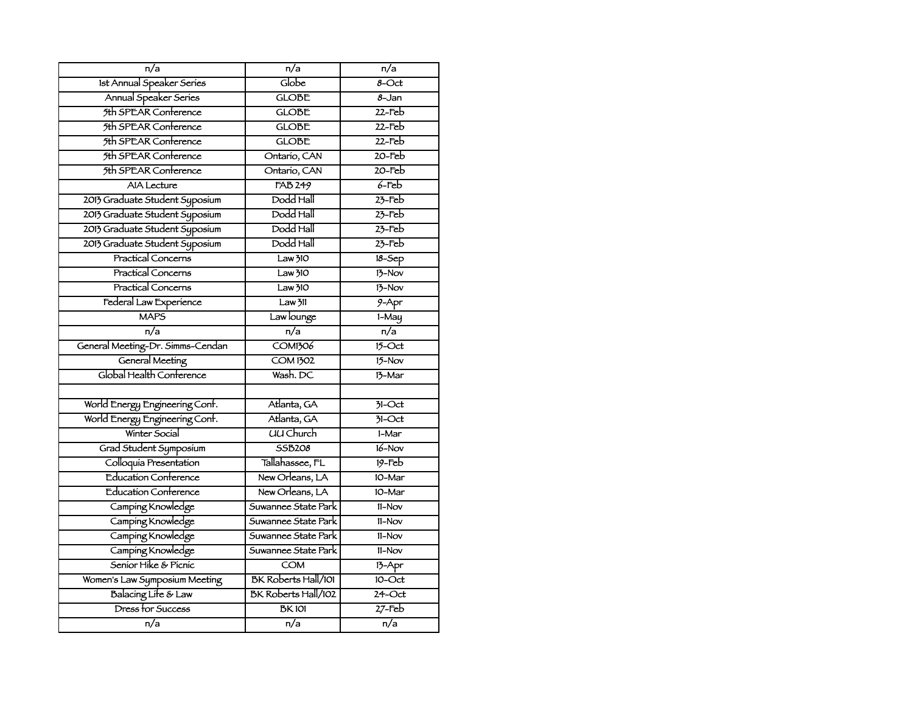| n/a | n/a | n/a |
| --- | --- | --- |
| 1st Annual Speaker Series | Globe | 8-Oct |
| Annual Speaker Series | GLOBE | 8-Jan |
| 5th SPEAR Conference | GLOBE | 22-Feb |
| 5th SPEAR Conference | GLOBE | 22-Feb |
| 5th SPEAR Conference | GLOBE | 22-Feb |
| 5th SPEAR Conference | Ontario, CAN | 20-Feb |
| 5th SPEAR Conference | Ontario, CAN | 20-Feb |
| AIA Lecture | FAB 249 | 6-Feb |
| 2013 Graduate Student Syposium | Dodd Hall | 23-Feb |
| 2013 Graduate Student Syposium | Dodd Hall | 23-Feb |
| 2013 Graduate Student Syposium | Dodd Hall | 23-Feb |
| 2013 Graduate Student Syposium | Dodd Hall | 23-Feb |
| Practical Concerns | Law 310 | 18-Sep |
| Practical Concerns | Law 310 | 13-Nov |
| Practical Concerns | Law 310 | 13-Nov |
| Federal Law Experience | Law 311 | 9-Apr |
| MAPS | Law lounge | 1-May |
| n/a | n/a | n/a |
| General Meeting-Dr. Simms-Cendan | COM1306 | 15-Oct |
| General Meeting | COM 1302 | 15-Nov |
| Global Health Conference | Wash. DC | 13-Mar |
| | | |
| World Energy Engineering Conf. | Atlanta, GA | 31-Oct |
| World Energy Engineering Conf. | Atlanta, GA | 31-Oct |
| Winter Social | UU Church | 1-Mar |
| Grad Student Symposium | SSB208 | 16-Nov |
| Colloquia Presentation | Tallahassee, FL | 19-Feb |
| Education Conference | New Orleans, LA | 10-Mar |
| Education Conference | New Orleans, LA | 10-Mar |
| Camping Knowledge | Suwannee State Park | 11-Nov |
| Camping Knowledge | Suwannee State Park | 11-Nov |
| Camping Knowledge | Suwannee State Park | 11-Nov |
| Camping Knowledge | Suwannee State Park | 11-Nov |
| Senior Hike & Picnic | COM | 13-Apr |
| Women's Law Symposium Meeting | BK Roberts Hall/101 | 10-Oct |
| Balacing Life & Law | BK Roberts Hall/102 | 24-Oct |
| Dress for Success | BK 101 | 27-Feb |
| n/a | n/a | n/a |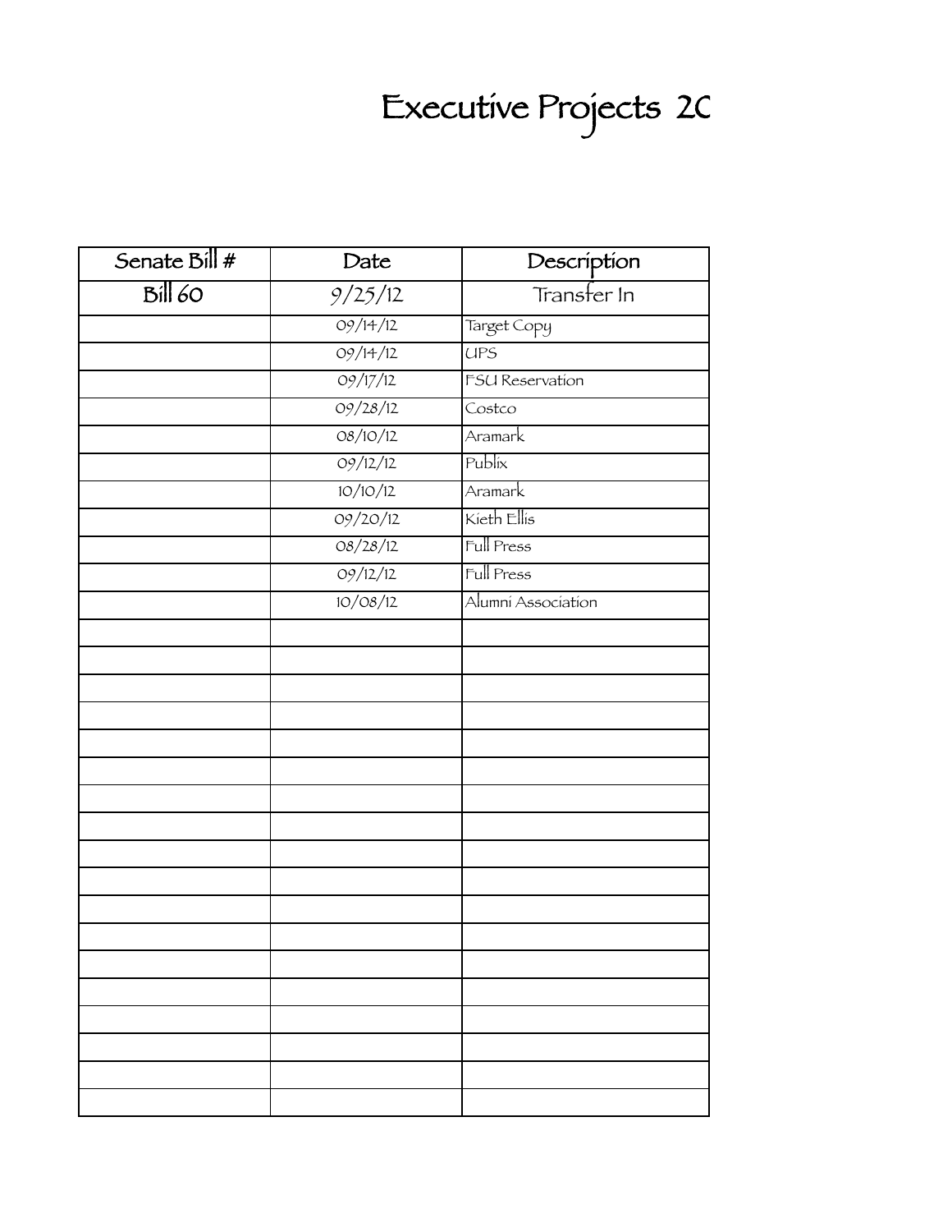# Executive Projects 20

| Senate Bill # | Date | Description |
| --- | --- | --- |
| Bill 60 | 9/25/12 | Transfer In |
| | 09/14/12 | Target Copy |
| | 09/14/12 | UPS |
| | 09/17/12 | FSU Reservation |
| | 09/28/12 | Costco |
| | 08/10/12 | Aramark |
| | 09/12/12 | Publix |
| | 10/10/12 | Aramark |
| | 09/20/12 | Kieth Ellis |
| | 08/28/12 | Full Press |
| | 09/12/12 | Full Press |
| | 10/08/12 | Alumni Association |
| | | |
| | | |
| | | |
| | | |
| | | |
| | | |
| | | |
| | | |
| | | |
| | | |
| | | |
| | | |
| | | |
| | | |
| | | |
| | | |
| | | |
| | | |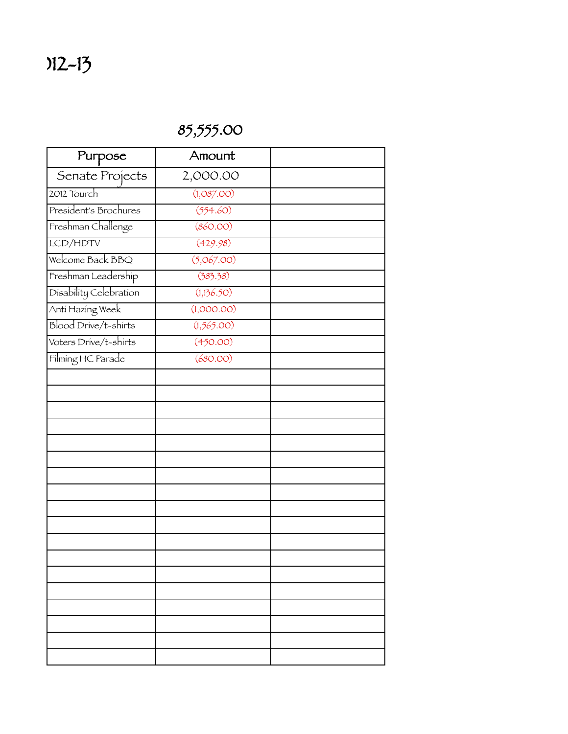# )12-13

85,555.00

| Purpose | Amount | |
|---|---|---|
| Senate Projects | 2,000.00 | |
| 2012 Tourch | (1,087.00) | |
| President's Brochures | (554.60) | |
| Freshman Challenge | (860.00) | |
| LCD/HDTV | (429.98) | |
| Welcome Back BBQ | (5,067.00) | |
| Freshman Leadership | (383.38) | |
| Disability Celebration | (1,136.50) | |
| Anti Hazing Week | (1,000.00) | |
| Blood Drive/t-shirts | (1,565.00) | |
| Voters Drive/t-shirts | (450.00) | |
| Filming HC Parade | (680.00) | |
| | | |
| | | |
| | | |
| | | |
| | | |
| | | |
| | | |
| | | |
| | | |
| | | |
| | | |
| | | |
| | | |
| | | |
| | | |
| | | |
| | | |
| | | |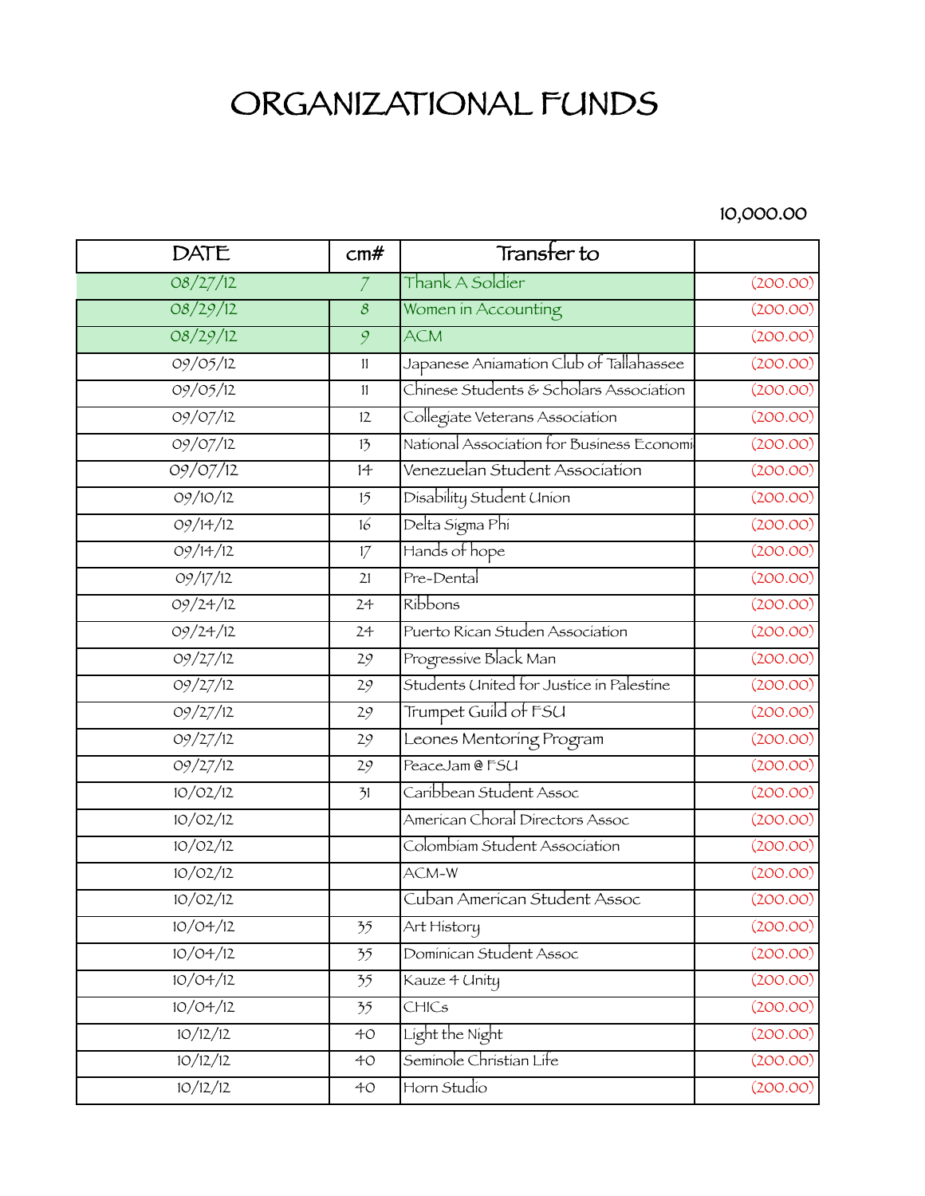# ORGANIZATIONAL FUNDS

10,000.00

| DATE | cm# | Transfer to | |
|---|---|---|---|
| 08/27/12 | 7 | Thank A Soldier | (200.00) |
| 08/29/12 | 8 | Women in Accounting | (200.00) |
| 08/29/12 | 9 | ACM | (200.00) |
| 09/05/12 | 11 | Japanese Aniamation Club of Tallahassee | (200.00) |
| 09/05/12 | 11 | Chinese Students & Scholars Association | (200.00) |
| 09/07/12 | 12 | Collegiate Veterans Association | (200.00) |
| 09/07/12 | 13 | National Association for Business Economi | (200.00) |
| 09/07/12 | 14 | Venezuelan Student Association | (200.00) |
| 09/10/12 | 15 | Disability Student Union | (200.00) |
| 09/14/12 | 16 | Delta Sigma Phi | (200.00) |
| 09/14/12 | 17 | Hands of hope | (200.00) |
| 09/17/12 | 21 | Pre-Dental | (200.00) |
| 09/24/12 | 24 | Ribbons | (200.00) |
| 09/24/12 | 24 | Puerto Rican Studen Association | (200.00) |
| 09/27/12 | 29 | Progressive Black Man | (200.00) |
| 09/27/12 | 29 | Students United for Justice in Palestine | (200.00) |
| 09/27/12 | 29 | Trumpet Guild of FSU | (200.00) |
| 09/27/12 | 29 | Leones Mentoring Program | (200.00) |
| 09/27/12 | 29 | PeaceJam @ FSU | (200.00) |
| 10/02/12 | 31 | Caribbean Student Assoc | (200.00) |
| 10/02/12 | | American Choral Directors Assoc | (200.00) |
| 10/02/12 | | Colombiam Student Association | (200.00) |
| 10/02/12 | | ACM-W | (200.00) |
| 10/02/12 | | Cuban American Student Assoc | (200.00) |
| 10/04/12 | 35 | Art History | (200.00) |
| 10/04/12 | 35 | Dominican Student Assoc | (200.00) |
| 10/04/12 | 35 | Kauze 4 Unity | (200.00) |
| 10/04/12 | 35 | CHICs | (200.00) |
| 10/12/12 | 40 | Light the Night | (200.00) |
| 10/12/12 | 40 | Seminole Christian Life | (200.00) |
| 10/12/12 | 40 | Horn Studio | (200.00) |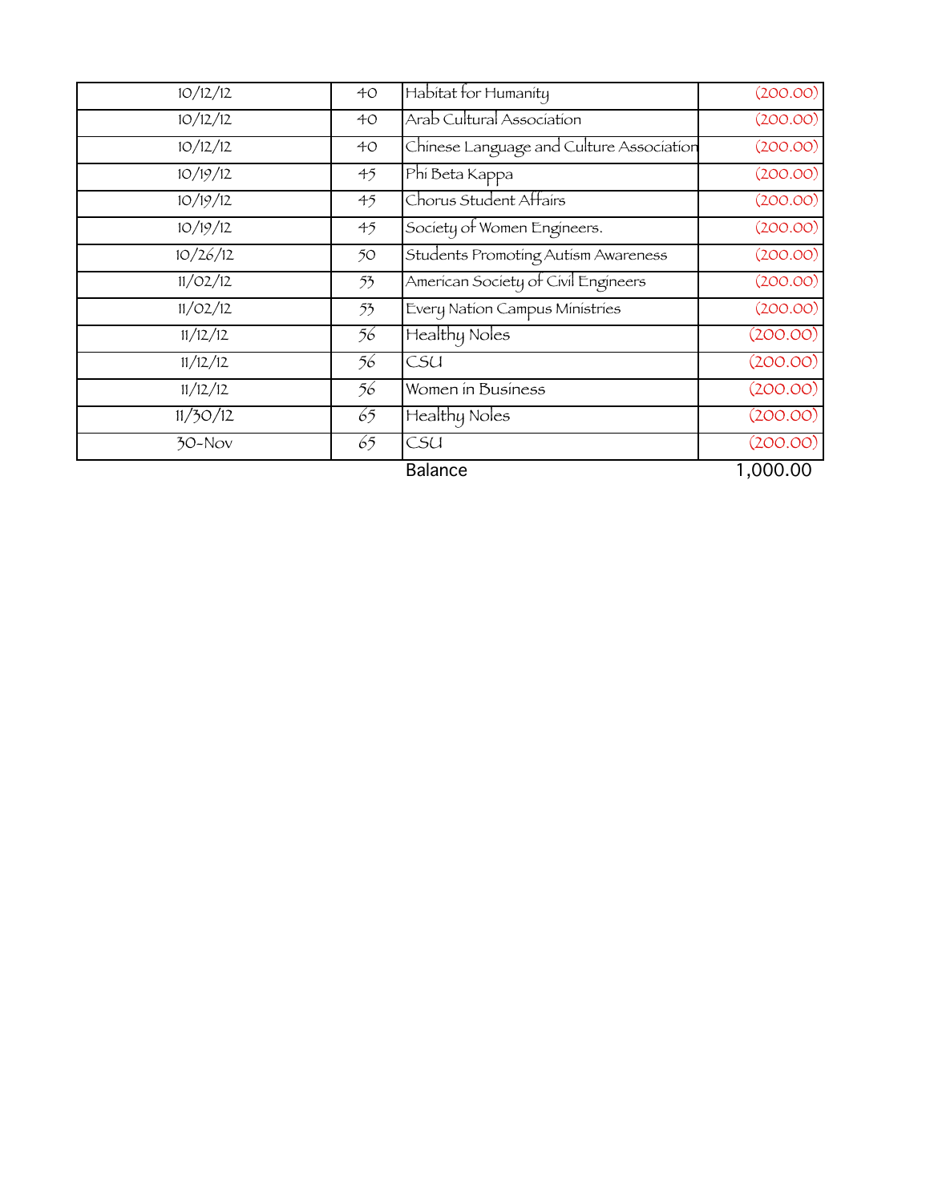| | | | |
|---|---|---|---|
| 10/12/12 | 40 | Habitat for Humanity | (200.00) |
| 10/12/12 | 40 | Arab Cultural Association | (200.00) |
| 10/12/12 | 40 | Chinese Language and Culture Association | (200.00) |
| 10/19/12 | 45 | Phi Beta Kappa | (200.00) |
| 10/19/12 | 45 | Chorus Student Affairs | (200.00) |
| 10/19/12 | 45 | Society of Women Engineers. | (200.00) |
| 10/26/12 | 50 | Students Promoting Autism Awareness | (200.00) |
| 11/02/12 | 53 | American Society of Civil Engineers | (200.00) |
| 11/02/12 | 53 | Every Nation Campus Ministries | (200.00) |
| 11/12/12 | 56 | Healthy Noles | (200.00) |
| 11/12/12 | 56 | CSU | (200.00) |
| 11/12/12 | 56 | Women in Business | (200.00) |
| 11/30/12 | 65 | Healthy Noles | (200.00) |
| 30-Nov | 65 | CSU | (200.00) |
| | | Balance | 1,000.00 |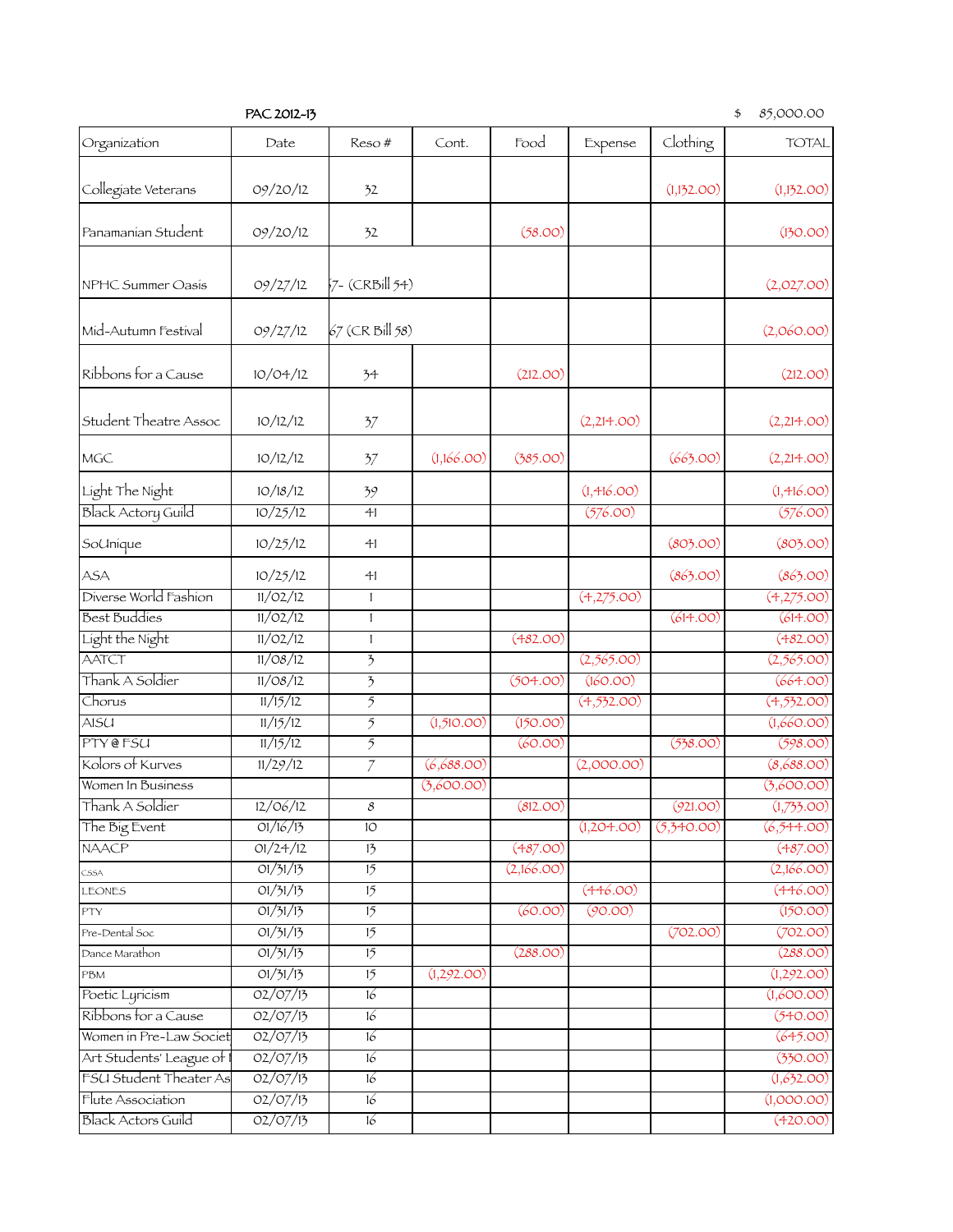PAC 2012-13 $ 85,000.00

| Organization | Date | Reso # | Cont. | Food | Expense | Clothing | TOTAL |
|---|---|---|---|---|---|---|---|
| Collegiate Veterans | 09/20/12 | 32 | | | | (1,132.00) | (1,132.00) |
| Panamanian Student | 09/20/12 | 32 | | (58.00) | | | (130.00) |
| NPHC Summer Oasis | 09/27/12 | 57- (CRBill 54) | | | | | (2,027.00) |
| Mid-Autumn Festival | 09/27/12 | 67 (CR Bill 58) | | | | | (2,060.00) |
| Ribbons for a Cause | 10/04/12 | 34 | | (212.00) | | | (212.00) |
| Student Theatre Assoc | 10/12/12 | 37 | | | (2,214.00) | | (2,214.00) |
| MGC | 10/12/12 | 37 | (1,166.00) | (385.00) | | (663.00) | (2,214.00) |
| Light The Night | 10/18/12 | 39 | | | (1,416.00) | | (1,416.00) |
| Black Actory Guild | 10/25/12 | 41 | | | (576.00) | | (576.00) |
| SoUnique | 10/25/12 | 41 | | | | (803.00) | (803.00) |
| ASA | 10/25/12 | 41 | | | | (863.00) | (863.00) |
| Diverse World Fashion | 11/02/12 | 1 | | | (4,275.00) | | (4,275.00) |
| Best Buddies | 11/02/12 | 1 | | | | (614.00) | (614.00) |
| Light the Night | 11/02/12 | 1 | | (482.00) | | | (482.00) |
| AATCT | 11/08/12 | 3 | | | (2,565.00) | | (2,565.00) |
| Thank A Soldier | 11/08/12 | 3 | | (504.00) | (160.00) | | (664.00) |
| Chorus | 11/15/12 | 5 | | | (4,532.00) | | (4,532.00) |
| AISU | 11/15/12 | 5 | (1,510.00) | (150.00) | | | (1,660.00) |
| PTY @ FSU | 11/15/12 | 5 | | (60.00) | | (538.00) | (598.00) |
| Kolors of Kurves | 11/29/12 | 7 | (6,688.00) | | (2,000.00) | | (8,688.00) |
| Women In Business | | | (3,600.00) | | | | (3,600.00) |
| Thank A Soldier | 12/06/12 | 8 | | (812.00) | | (921.00) | (1,733.00) |
| The Big Event | 01/16/13 | 10 | | | (1,204.00) | (5,340.00) | (6,544.00) |
| NAACP | 01/24/12 | 13 | | (487.00) | | | (487.00) |
| CSSA | 01/31/13 | 15 | | (2,166.00) | | | (2,166.00) |
| LEONES | 01/31/13 | 15 | | | (446.00) | | (446.00) |
| PTY | 01/31/13 | 15 | | (60.00) | (90.00) | | (150.00) |
| Pre-Dental Soc | 01/31/13 | 15 | | | | (702.00) | (702.00) |
| Dance Marathon | 01/31/13 | 15 | | (288.00) | | | (288.00) |
| PBM | 01/31/13 | 15 | (1,292.00) | | | | (1,292.00) |
| Poetic Lyricism | 02/07/13 | 16 | | | | | (1,600.00) |
| Ribbons for a Cause | 02/07/13 | 16 | | | | | (540.00) |
| Women in Pre-Law Societ | 02/07/13 | 16 | | | | | (645.00) |
| Art Students' League of | 02/07/13 | 16 | | | | | (330.00) |
| FSU Student Theater As | 02/07/13 | 16 | | | | | (1,632.00) |
| Flute Association | 02/07/13 | 16 | | | | | (1,000.00) |
| Black Actors Guild | 02/07/13 | 16 | | | | | (420.00) |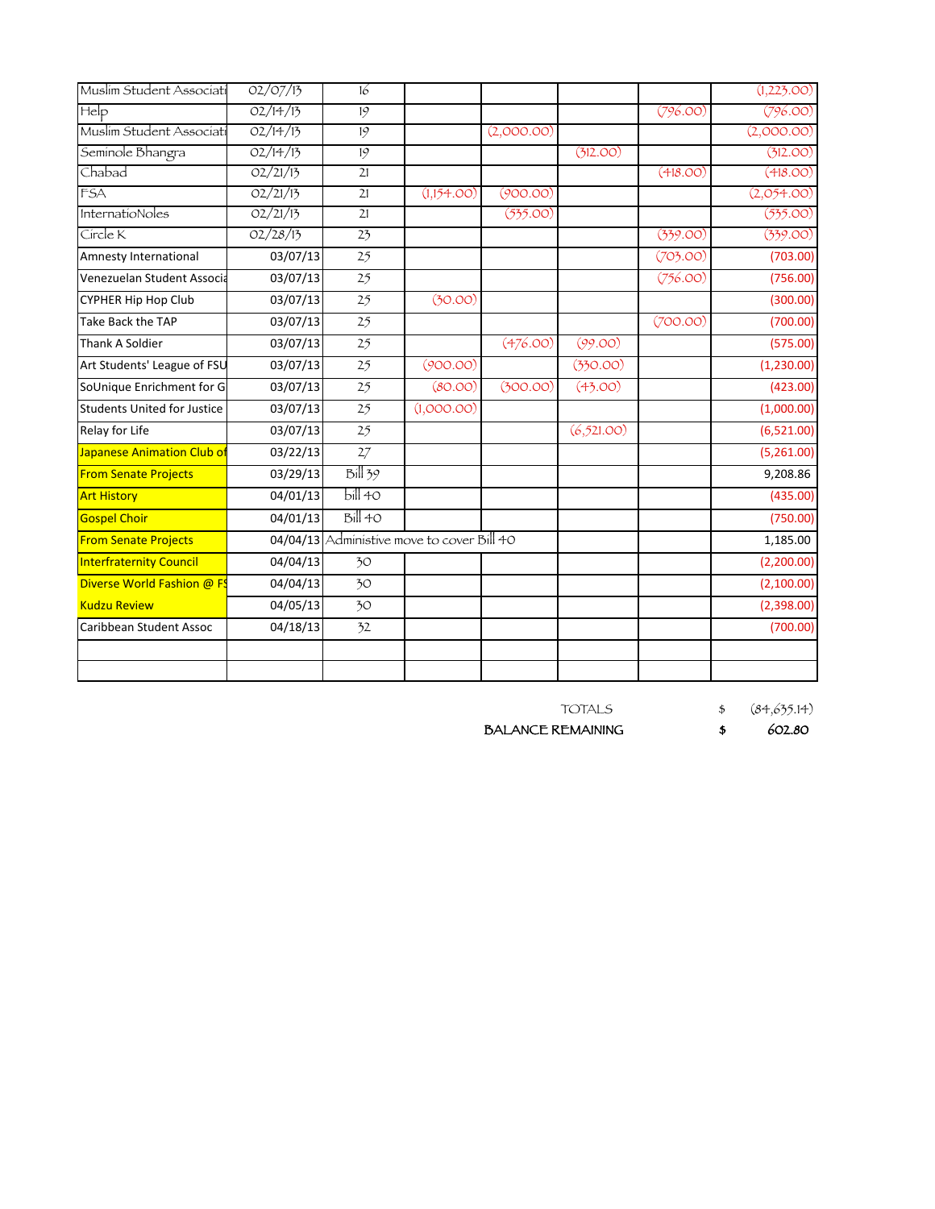| | | | | | | | |
|---|---|---|---|---|---|---|---|
| Muslim Student Associati | 02/07/13 | 16 | | | | | (1,223.00) |
| Help | 02/14/13 | 19 | | | | (796.00) | (796.00) |
| Muslim Student Associati | 02/14/13 | 19 | | (2,000.00) | | | (2,000.00) |
| Seminole Bhangra | 02/14/13 | 19 | | | (312.00) | | (312.00) |
| Chabad | 02/21/13 | 21 | | | | (418.00) | (418.00) |
| FSA | 02/21/13 | 21 | (1,154.00) | (900.00) | | | (2,054.00) |
| InternatioNoles | 02/21/13 | 21 | | (535.00) | | | (535.00) |
| Circle K | 02/28/13 | 23 | | | | (339.00) | (339.00) |
| Amnesty International | 03/07/13 | 25 | | | | (703.00) | (703.00) |
| Venezuelan Student Associa | 03/07/13 | 25 | | | | (756.00) | (756.00) |
| CYPHER Hip Hop Club | 03/07/13 | 25 | (30.00) | | | | (300.00) |
| Take Back the TAP | 03/07/13 | 25 | | | | (700.00) | (700.00) |
| Thank A Soldier | 03/07/13 | 25 | | (476.00) | (99.00) | | (575.00) |
| Art Students' League of FSU | 03/07/13 | 25 | (900.00) | | (330.00) | | (1,230.00) |
| SoUnique Enrichment for G | 03/07/13 | 25 | (80.00) | (300.00) | (43.00) | | (423.00) |
| Students United for Justice | 03/07/13 | 25 | (1,000.00) | | | | (1,000.00) |
| Relay for Life | 03/07/13 | 25 | | | (6,521.00) | | (6,521.00) |
| Japanese Animation Club of | 03/22/13 | 27 | | | | | (5,261.00) |
| From Senate Projects | 03/29/13 | Bill 39 | | | | | 9,208.86 |
| Art History | 04/01/13 | bill 40 | | | | | (435.00) |
| Gospel Choir | 04/01/13 | Bill 40 | | | | | (750.00) |
| From Senate Projects | 04/04/13 | Administive move to cover Bill 40 | | | | | 1,185.00 |
| Interfraternity Council | 04/04/13 | 30 | | | | | (2,200.00) |
| Diverse World Fashion @ FS | 04/04/13 | 30 | | | | | (2,100.00) |
| Kudzu Review | 04/05/13 | 30 | | | | | (2,398.00) |
| Caribbean Student Assoc | 04/18/13 | 32 | | | | | (700.00) |
| | | | | | | | |
| | | | | | | | |

| | | |
|---|---|---|
| TOTALS | $ | (84,635.14) |
| BALANCE REMAINING | $ | 602.80 |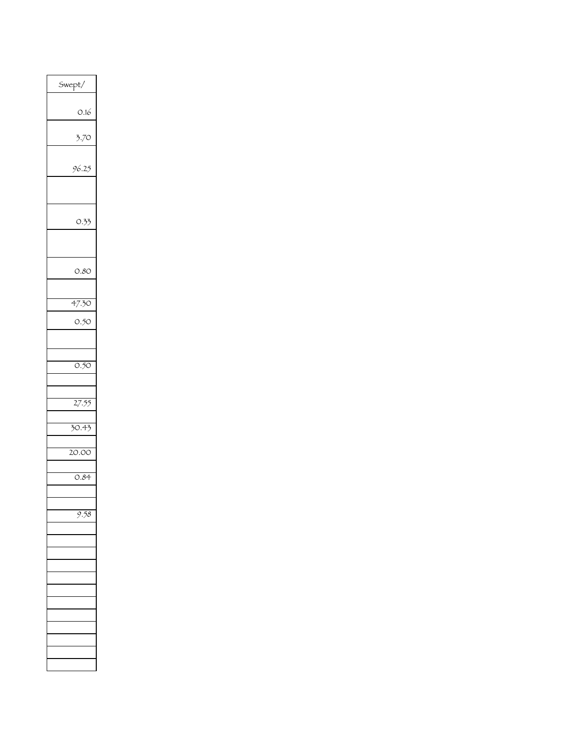| Swept/ |
| ---: |
| 0.16 |
| 3.70 |
| 96.25 |
| |
| 0.33 |
| |
| 0.80 |
| |
| 47.30 |
| 0.50 |
| |
| |
| 0.50 |
| |
| |
| 27.55 |
| |
| 30.43 |
| |
| 20.00 |
| |
| 0.84 |
| |
| |
| 9.58 |
| |
| |
| |
| |
| |
| |
| |
| |
| |
| |
| |
| |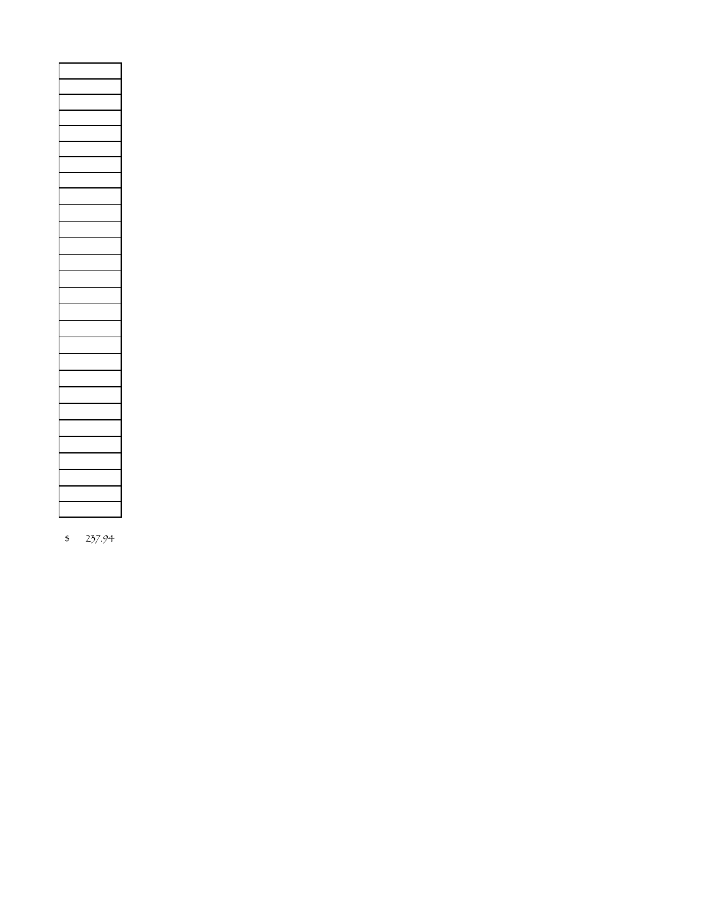| |
|---|
| |
| |
| |
| |
| |
| |
| |
| |
| |
| |
| |
| |
| |
| |
| |
| |
| |
| |
| |
| |
| |
| |
| |
| |
| |
| |
| |

$ 237.94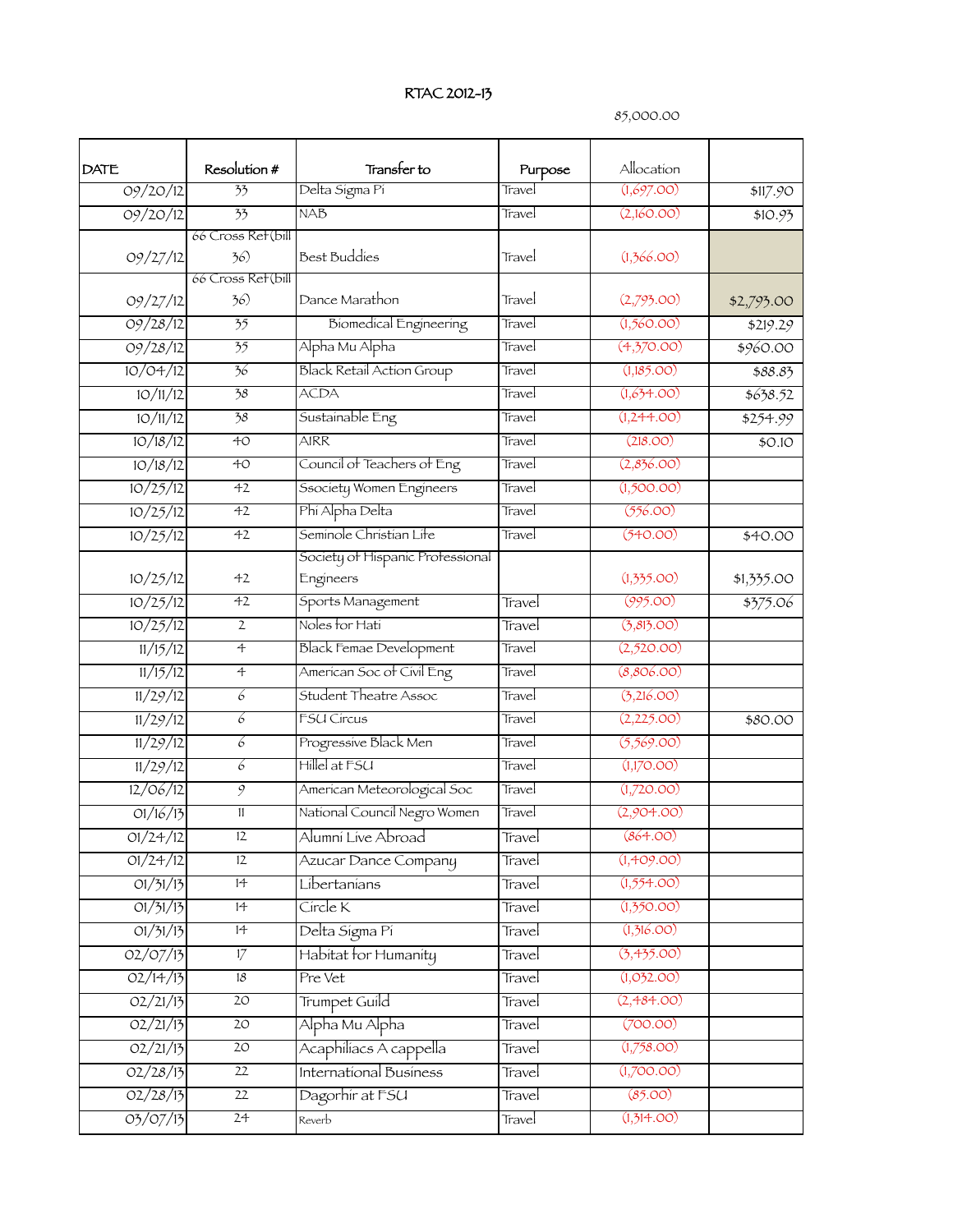RTAC 2012-13

85,000.00

| DATE | Resolution # | Transfer to | Purpose | Allocation | |
|---|---|---|---|---|---|
| 09/20/12 | 33 | Delta Sigma Pi | Travel | (1,697.00) | $117.90 |
| 09/20/12 | 33 | NAB | Travel | (2,160.00) | $10.93 |
| 09/27/12 | 66 Cross Ref(bill 36) | Best Buddies | Travel | (1,366.00) | |
| 09/27/12 | 66 Cross Ref(bill 36) | Dance Marathon | Travel | (2,793.00) | $2,793.00 |
| 09/28/12 | 35 | Biomedical Engineering | Travel | (1,560.00) | $219.29 |
| 09/28/12 | 35 | Alpha Mu Alpha | Travel | (4,370.00) | $960.00 |
| 10/04/12 | 36 | Black Retail Action Group | Travel | (1,185.00) | $88.83 |
| 10/11/12 | 38 | ACDA | Travel | (1,634.00) | $638.52 |
| 10/11/12 | 38 | Sustainable Eng | Travel | (1,244.00) | $254.99 |
| 10/18/12 | 40 | AIRR | Travel | (218.00) | $0.10 |
| 10/18/12 | 40 | Council of Teachers of Eng | Travel | (2,836.00) | |
| 10/25/12 | 42 | Ssociety Women Engineers | Travel | (1,500.00) | |
| 10/25/12 | 42 | Phi Alpha Delta | Travel | (556.00) | |
| 10/25/12 | 42 | Seminole Christian Life | Travel | (540.00) | $40.00 |
| 10/25/12 | 42 | Society of Hispanic Professional Engineers | | (1,335.00) | $1,335.00 |
| 10/25/12 | 42 | Sports Management | Travel | (995.00) | $375.06 |
| 10/25/12 | 2 | Noles for Hati | Travel | (3,813.00) | |
| 11/15/12 | 4 | Black Femae Development | Travel | (2,520.00) | |
| 11/15/12 | 4 | American Soc of Civil Eng | Travel | (8,806.00) | |
| 11/29/12 | 6 | Student Theatre Assoc | Travel | (3,216.00) | |
| 11/29/12 | 6 | FSU Circus | Travel | (2,225.00) | $80.00 |
| 11/29/12 | 6 | Progressive Black Men | Travel | (5,569.00) | |
| 11/29/12 | 6 | Hillel at FSU | Travel | (1,170.00) | |
| 12/06/12 | 9 | American Meteorological Soc | Travel | (1,720.00) | |
| 01/16/13 | 11 | National Council Negro Women | Travel | (2,904.00) | |
| 01/24/12 | 12 | Alumni Live Abroad | Travel | (864.00) | |
| 01/24/12 | 12 | Azucar Dance Company | Travel | (1,409.00) | |
| 01/31/13 | 14 | Libertanians | Travel | (1,554.00) | |
| 01/31/13 | 14 | Circle K | Travel | (1,350.00) | |
| 01/31/13 | 14 | Delta Sigma Pi | Travel | (1,316.00) | |
| 02/07/13 | 17 | Habitat for Humanity | Travel | (3,435.00) | |
| 02/14/13 | 18 | Pre Vet | Travel | (1,032.00) | |
| 02/21/13 | 20 | Trumpet Guild | Travel | (2,484.00) | |
| 02/21/13 | 20 | Alpha Mu Alpha | Travel | (700.00) | |
| 02/21/13 | 20 | Acaphiliacs A cappella | Travel | (1,758.00) | |
| 02/28/13 | 22 | International Business | Travel | (1,700.00) | |
| 02/28/13 | 22 | Dagorhir at FSU | Travel | (85.00) | |
| 03/07/13 | 24 | Reverb | Travel | (1,314.00) | |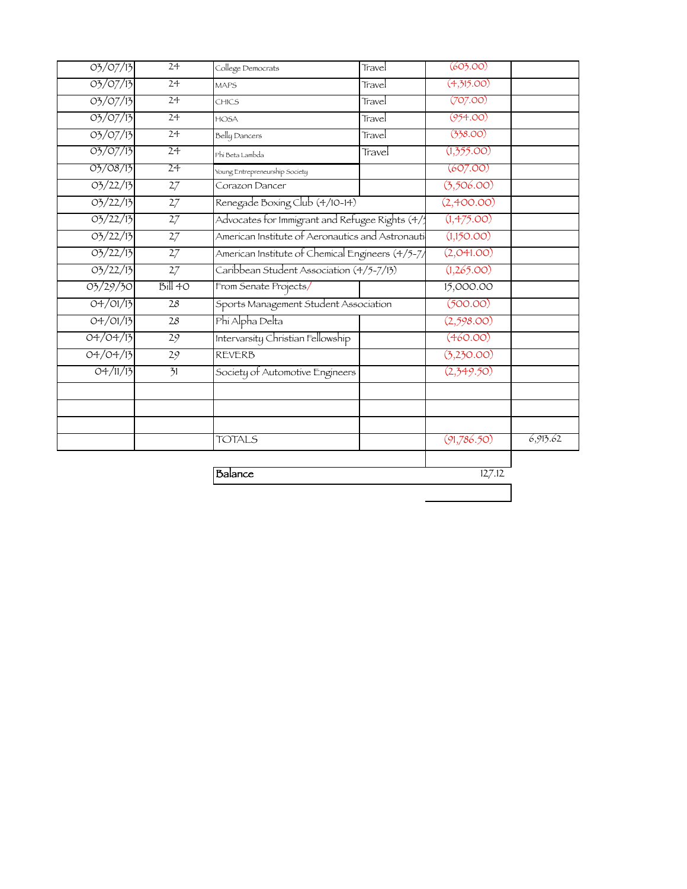| | | | | | |
|---|---|---|---|---|---|
| 03/07/13 | 24 | College Democrats | Travel | (603.00) | |
| 03/07/13 | 24 | MAPS | Travel | (4,315.00) | |
| 03/07/13 | 24 | CHICS | Travel | (707.00) | |
| 03/07/13 | 24 | HOSA | Travel | (954.00) | |
| 03/07/13 | 24 | Belly Dancers | Travel | (338.00) | |
| 03/07/13 | 24 | Phi Beta Lambda | Travel | (1,355.00) | |
| 03/08/13 | 24 | Young Entrepreneurship Society | | (607.00) | |
| 03/22/13 | 27 | Corazon Dancer | | (3,506.00) | |
| 03/22/13 | 27 | Renegade Boxing Club (4/10-14) | | (2,400.00) | |
| 03/22/13 | 27 | Advocates for Immigrant and Refugee Rights (4/ | | (1,475.00) | |
| 03/22/13 | 27 | American Institute of Aeronautics and Astronauti | | (1,150.00) | |
| 03/22/13 | 27 | American Institute of Chemical Engineers (4/5-7/ | | (2,041.00) | |
| 03/22/13 | 27 | Caribbean Student Association (4/5-7/13) | | (1,265.00) | |
| 03/29/30 | Bill 40 | From Senate Projects/ | | 15,000.00 | |
| 04/01/13 | 28 | Sports Management Student Association | | (500.00) | |
| 04/01/13 | 28 | Phi Alpha Delta | | (2,598.00) | |
| 04/04/13 | 29 | Intervarsity Christian Fellowship | | (460.00) | |
| 04/04/13 | 29 | REVERB | | (3,230.00) | |
| 04/11/13 | 31 | Society of Automotive Engineers | | (2,349.50) | |
| | | | | | |
| | | | | | |
| | | | | | |
| | | TOTALS | | (91,786.50) | 6,913.62 |

| | |
|---|---|
| Balance | 127.12 |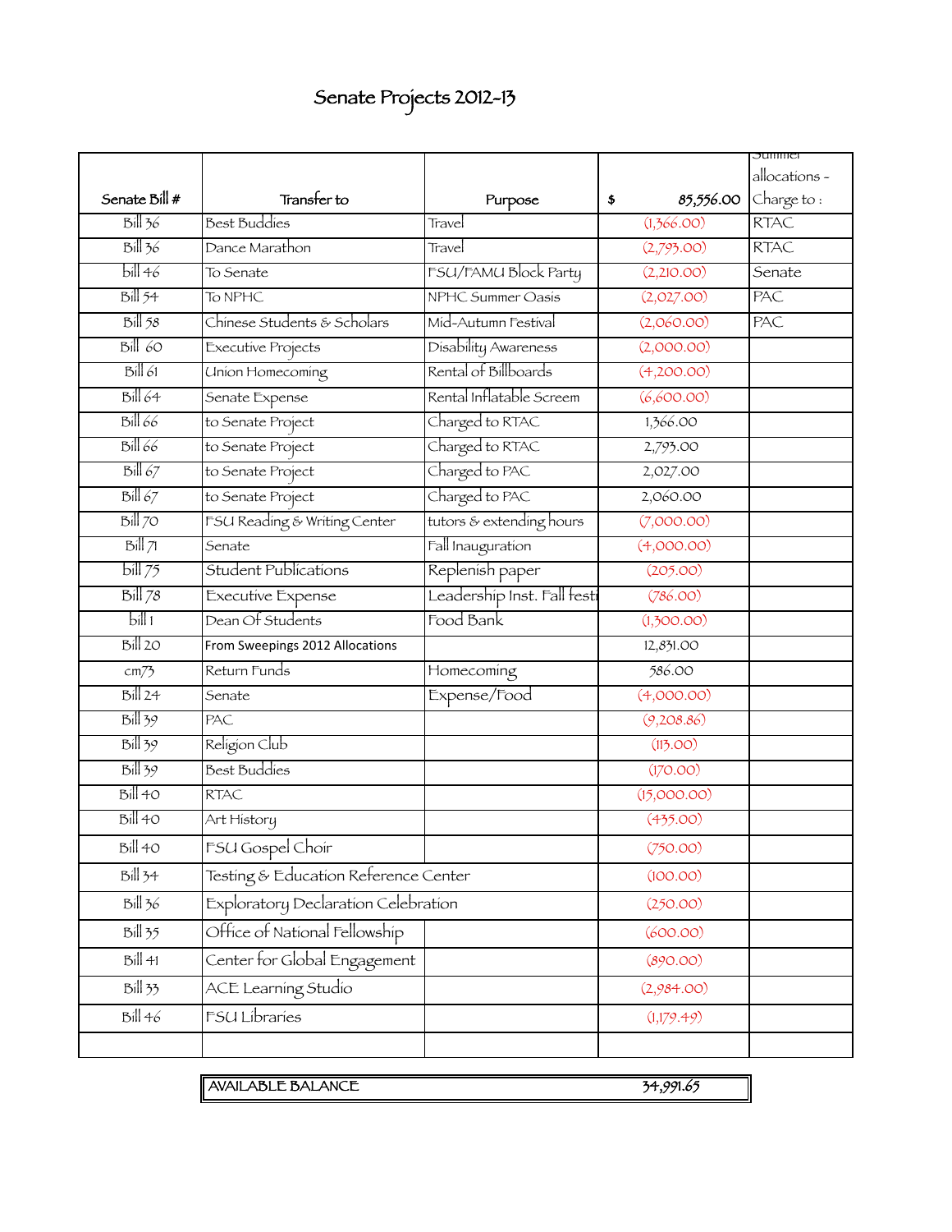# Senate Projects 2012-13

| Senate Bill # | Transfer to | Purpose | $ 85,556.00 | Summer allocations - Charge to : |
|---|---|---|---|---|
| Bill 36 | Best Buddies | Travel | (1,366.00) | RTAC |
| Bill 36 | Dance Marathon | Travel | (2,793.00) | RTAC |
| bill 46 | To Senate | FSU/FAMU Block Party | (2,210.00) | Senate |
| Bill 54 | To NPHC | NPHC Summer Oasis | (2,027.00) | PAC |
| Bill 58 | Chinese Students & Scholars | Mid-Autumn Festival | (2,060.00) | PAC |
| Bill 60 | Executive Projects | Disability Awareness | (2,000.00) | |
| Bill 61 | Union Homecoming | Rental of Billboards | (4,200.00) | |
| Bill 64 | Senate Expense | Rental Inflatable Screem | (6,600.00) | |
| Bill 66 | to Senate Project | Charged to RTAC | 1,366.00 | |
| Bill 66 | to Senate Project | Charged to RTAC | 2,793.00 | |
| Bill 67 | to Senate Project | Charged to PAC | 2,027.00 | |
| Bill 67 | to Senate Project | Charged to PAC | 2,060.00 | |
| Bill 70 | FSU Reading & Writing Center | tutors & extending hours | (7,000.00) | |
| Bill 71 | Senate | Fall Inauguration | (4,000.00) | |
| bill 75 | Student Publications | Replenish paper | (205.00) | |
| Bill 78 | Executive Expense | Leadership Inst. Fall festi | (786.00) | |
| bill 1 | Dean Of Students | Food Bank | (1,300.00) | |
| Bill 20 | From Sweepings 2012 Allocations | | 12,831.00 | |
| cm73 | Return Funds | Homecoming | 586.00 | |
| Bill 24 | Senate | Expense/Food | (4,000.00) | |
| Bill 39 | PAC | | (9,208.86) | |
| Bill 39 | Religion Club | | (113.00) | |
| Bill 39 | Best Buddies | | (170.00) | |
| Bill 40 | RTAC | | (15,000.00) | |
| Bill 40 | Art History | | (435.00) | |
| Bill 40 | FSU Gospel Choir | | (750.00) | |
| Bill 34 | Testing & Education Reference Center | | (100.00) | |
| Bill 36 | Exploratory Declaration Celebration | | (250.00) | |
| Bill 35 | Office of National Fellowship | | (600.00) | |
| Bill 41 | Center for Global Engagement | | (890.00) | |
| Bill 33 | ACE Learning Studio | | (2,984.00) | |
| Bill 46 | FSU Libraries | | (1,179.49) | |
| | | | | |

| AVAILABLE BALANCE | 34,991.65 |
|---|---|